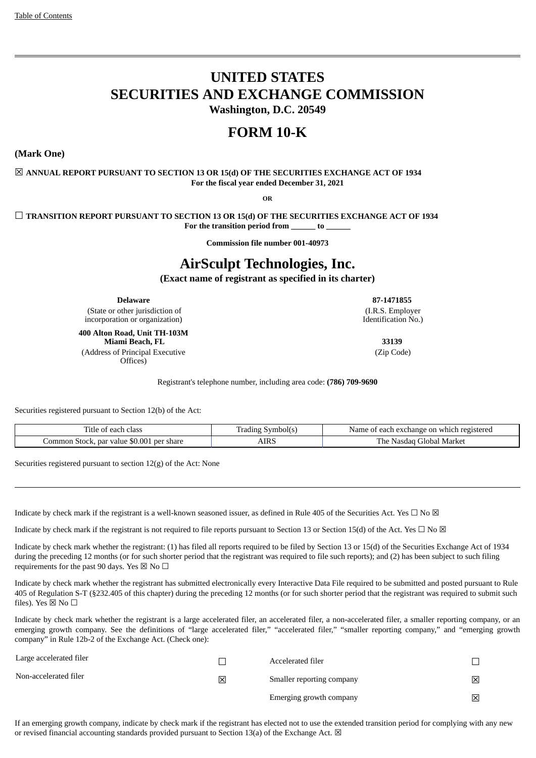# UNITED STATES
# SECURITIES AND EXCHANGE COMMISSION
**Washington, D.C. 20549**

# FORM 10-K

**(Mark One)**

☒ **ANNUAL REPORT PURSUANT TO SECTION 13 OR 15(d) OF THE SECURITIES EXCHANGE ACT OF 1934**
**For the fiscal year ended December 31, 2021**

**OR**

☐ **TRANSITION REPORT PURSUANT TO SECTION 13 OR 15(d) OF THE SECURITIES EXCHANGE ACT OF 1934**
**For the transition period from ______ to ______**

**Commission file number 001-40973**

# AirSculpt Technologies, Inc.
**(Exact name of registrant as specified in its charter)**

| | |
|---|---|
| **Delaware** | **87-1471855** |
| (State or other jurisdiction of incorporation or organization) | (I.R.S. Employer Identification No.) |
| **400 Alton Road, Unit TH-103M Miami Beach, FL** | **33139** |
| (Address of Principal Executive Offices) | (Zip Code) |

Registrant's telephone number, including area code: **(786) 709-9690**

Securities registered pursuant to Section 12(b) of the Act:

| Title of each class | Trading Symbol(s) | Name of each exchange on which registered |
|---|---|---|
| Common Stock, par value $0.001 per share | AIRS | The Nasdaq Global Market |

Securities registered pursuant to section 12(g) of the Act: None

Indicate by check mark if the registrant is a well-known seasoned issuer, as defined in Rule 405 of the Securities Act. Yes ☐ No ☒

Indicate by check mark if the registrant is not required to file reports pursuant to Section 13 or Section 15(d) of the Act. Yes ☐ No ☒

Indicate by check mark whether the registrant: (1) has filed all reports required to be filed by Section 13 or 15(d) of the Securities Exchange Act of 1934 during the preceding 12 months (or for such shorter period that the registrant was required to file such reports); and (2) has been subject to such filing requirements for the past 90 days. Yes ☒ No ☐

Indicate by check mark whether the registrant has submitted electronically every Interactive Data File required to be submitted and posted pursuant to Rule 405 of Regulation S-T (§232.405 of this chapter) during the preceding 12 months (or for such shorter period that the registrant was required to submit such files). Yes ☒ No ☐

Indicate by check mark whether the registrant is a large accelerated filer, an accelerated filer, a non-accelerated filer, a smaller reporting company, or an emerging growth company. See the definitions of "large accelerated filer," "accelerated filer," "smaller reporting company," and "emerging growth company" in Rule 12b-2 of the Exchange Act. (Check one):

| | | | |
|---|---|---|---|
| Large accelerated filer | ☐ | Accelerated filer | ☐ |
| Non-accelerated filer | ☒ | Smaller reporting company | ☒ |
| | | Emerging growth company | ☒ |

If an emerging growth company, indicate by check mark if the registrant has elected not to use the extended transition period for complying with any new or revised financial accounting standards provided pursuant to Section 13(a) of the Exchange Act. ☒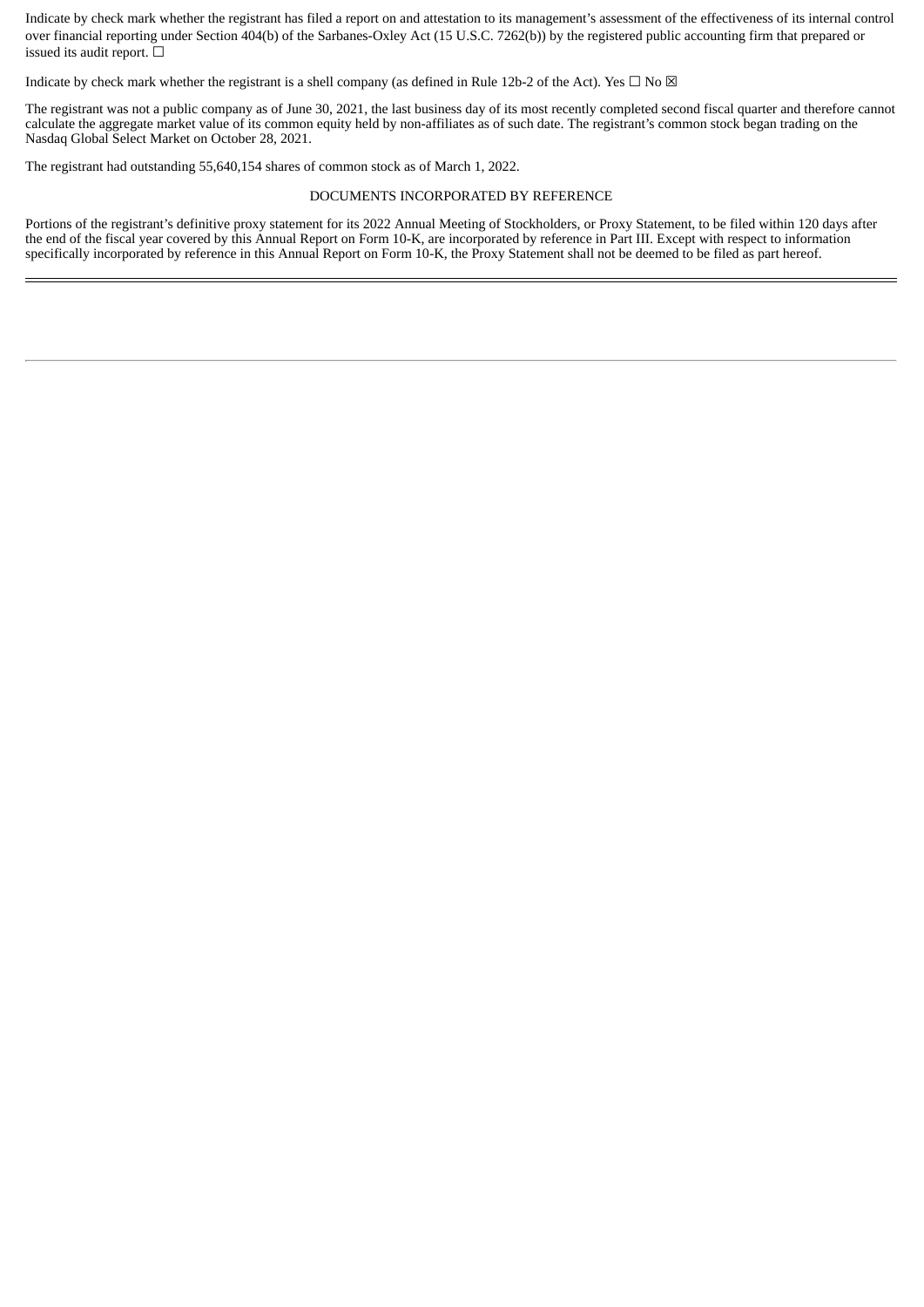Indicate by check mark whether the registrant has filed a report on and attestation to its management's assessment of the effectiveness of its internal control over financial reporting under Section 404(b) of the Sarbanes-Oxley Act (15 U.S.C. 7262(b)) by the registered public accounting firm that prepared or issued its audit report. ☐

Indicate by check mark whether the registrant is a shell company (as defined in Rule 12b-2 of the Act). Yes ☐ No ☒

The registrant was not a public company as of June 30, 2021, the last business day of its most recently completed second fiscal quarter and therefore cannot calculate the aggregate market value of its common equity held by non-affiliates as of such date. The registrant's common stock began trading on the Nasdaq Global Select Market on October 28, 2021.

The registrant had outstanding 55,640,154 shares of common stock as of March 1, 2022.

DOCUMENTS INCORPORATED BY REFERENCE

Portions of the registrant's definitive proxy statement for its 2022 Annual Meeting of Stockholders, or Proxy Statement, to be filed within 120 days after the end of the fiscal year covered by this Annual Report on Form 10-K, are incorporated by reference in Part III. Except with respect to information specifically incorporated by reference in this Annual Report on Form 10-K, the Proxy Statement shall not be deemed to be filed as part hereof.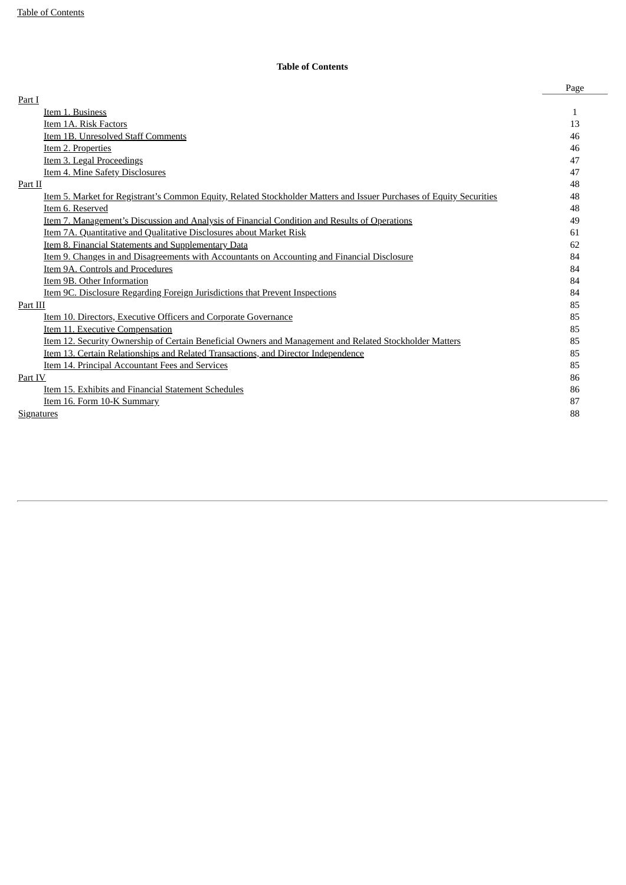# Table of Contents

| | Page |
|---|---|
| Part I | |
| Item 1. Business | 1 |
| Item 1A. Risk Factors | 13 |
| Item 1B. Unresolved Staff Comments | 46 |
| Item 2. Properties | 46 |
| Item 3. Legal Proceedings | 47 |
| Item 4. Mine Safety Disclosures | 47 |
| Part II | 48 |
| Item 5. Market for Registrant's Common Equity, Related Stockholder Matters and Issuer Purchases of Equity Securities | 48 |
| Item 6. Reserved | 48 |
| Item 7. Management's Discussion and Analysis of Financial Condition and Results of Operations | 49 |
| Item 7A. Quantitative and Qualitative Disclosures about Market Risk | 61 |
| Item 8. Financial Statements and Supplementary Data | 62 |
| Item 9. Changes in and Disagreements with Accountants on Accounting and Financial Disclosure | 84 |
| Item 9A. Controls and Procedures | 84 |
| Item 9B. Other Information | 84 |
| Item 9C. Disclosure Regarding Foreign Jurisdictions that Prevent Inspections | 84 |
| Part III | 85 |
| Item 10. Directors, Executive Officers and Corporate Governance | 85 |
| Item 11. Executive Compensation | 85 |
| Item 12. Security Ownership of Certain Beneficial Owners and Management and Related Stockholder Matters | 85 |
| Item 13. Certain Relationships and Related Transactions, and Director Independence | 85 |
| Item 14. Principal Accountant Fees and Services | 85 |
| Part IV | 86 |
| Item 15. Exhibits and Financial Statement Schedules | 86 |
| Item 16. Form 10-K Summary | 87 |
| Signatures | 88 |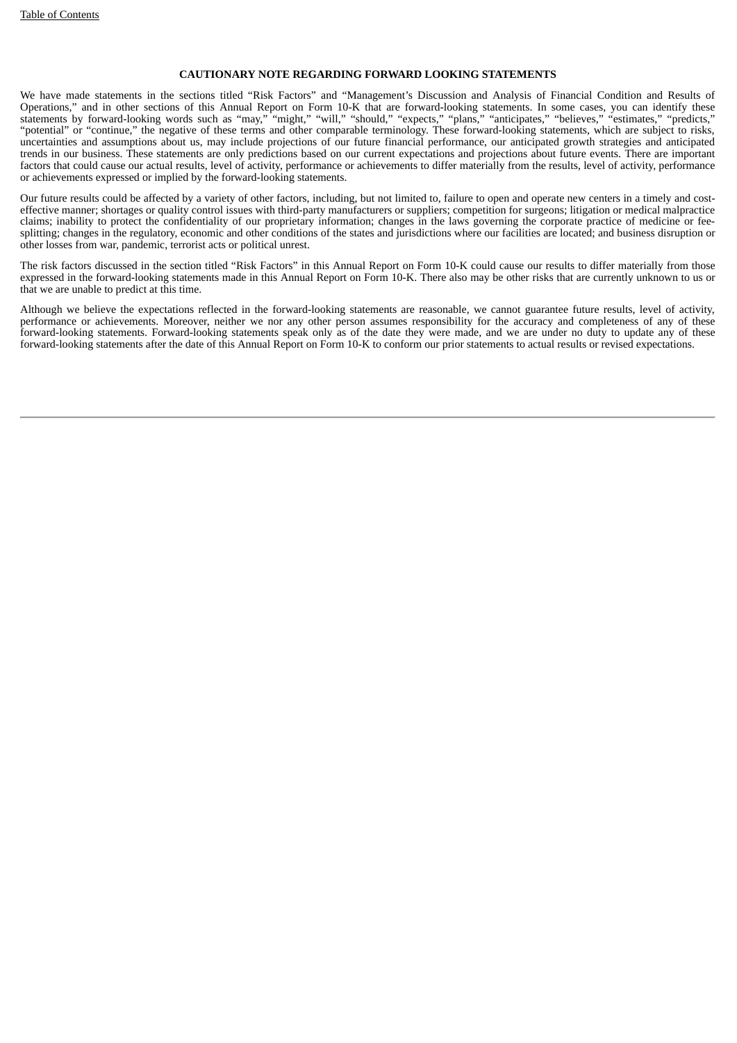## CAUTIONARY NOTE REGARDING FORWARD LOOKING STATEMENTS

We have made statements in the sections titled "Risk Factors" and "Management's Discussion and Analysis of Financial Condition and Results of Operations," and in other sections of this Annual Report on Form 10-K that are forward-looking statements. In some cases, you can identify these statements by forward-looking words such as "may," "might," "will," "should," "expects," "plans," "anticipates," "believes," "estimates," "predicts," "potential" or "continue," the negative of these terms and other comparable terminology. These forward-looking statements, which are subject to risks, uncertainties and assumptions about us, may include projections of our future financial performance, our anticipated growth strategies and anticipated trends in our business. These statements are only predictions based on our current expectations and projections about future events. There are important factors that could cause our actual results, level of activity, performance or achievements to differ materially from the results, level of activity, performance or achievements expressed or implied by the forward-looking statements.

Our future results could be affected by a variety of other factors, including, but not limited to, failure to open and operate new centers in a timely and cost-effective manner; shortages or quality control issues with third-party manufacturers or suppliers; competition for surgeons; litigation or medical malpractice claims; inability to protect the confidentiality of our proprietary information; changes in the laws governing the corporate practice of medicine or fee-splitting; changes in the regulatory, economic and other conditions of the states and jurisdictions where our facilities are located; and business disruption or other losses from war, pandemic, terrorist acts or political unrest.

The risk factors discussed in the section titled "Risk Factors" in this Annual Report on Form 10-K could cause our results to differ materially from those expressed in the forward-looking statements made in this Annual Report on Form 10-K. There also may be other risks that are currently unknown to us or that we are unable to predict at this time.

Although we believe the expectations reflected in the forward-looking statements are reasonable, we cannot guarantee future results, level of activity, performance or achievements. Moreover, neither we nor any other person assumes responsibility for the accuracy and completeness of any of these forward-looking statements. Forward-looking statements speak only as of the date they were made, and we are under no duty to update any of these forward-looking statements after the date of this Annual Report on Form 10-K to conform our prior statements to actual results or revised expectations.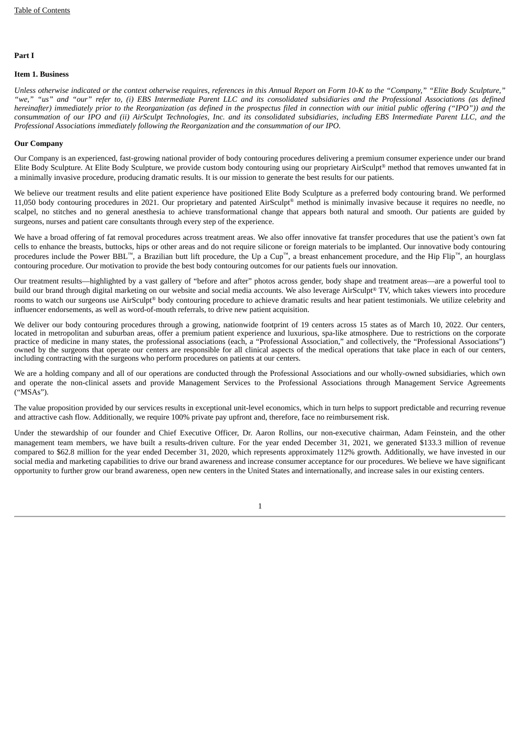# Part I

## Item 1. Business

*Unless otherwise indicated or the context otherwise requires, references in this Annual Report on Form 10-K to the "Company," "Elite Body Sculpture," "we," "us" and "our" refer to, (i) EBS Intermediate Parent LLC and its consolidated subsidiaries and the Professional Associations (as defined hereinafter) immediately prior to the Reorganization (as defined in the prospectus filed in connection with our initial public offering ("IPO")) and the consummation of our IPO and (ii) AirSculpt Technologies, Inc. and its consolidated subsidiaries, including EBS Intermediate Parent LLC, and the Professional Associations immediately following the Reorganization and the consummation of our IPO.*

### Our Company

Our Company is an experienced, fast-growing national provider of body contouring procedures delivering a premium consumer experience under our brand Elite Body Sculpture. At Elite Body Sculpture, we provide custom body contouring using our proprietary AirSculpt® method that removes unwanted fat in a minimally invasive procedure, producing dramatic results. It is our mission to generate the best results for our patients.

We believe our treatment results and elite patient experience have positioned Elite Body Sculpture as a preferred body contouring brand. We performed 11,050 body contouring procedures in 2021. Our proprietary and patented AirSculpt® method is minimally invasive because it requires no needle, no scalpel, no stitches and no general anesthesia to achieve transformational change that appears both natural and smooth. Our patients are guided by surgeons, nurses and patient care consultants through every step of the experience.

We have a broad offering of fat removal procedures across treatment areas. We also offer innovative fat transfer procedures that use the patient's own fat cells to enhance the breasts, buttocks, hips or other areas and do not require silicone or foreign materials to be implanted. Our innovative body contouring procedures include the Power BBL™, a Brazilian butt lift procedure, the Up a Cup™, a breast enhancement procedure, and the Hip Flip™, an hourglass contouring procedure. Our motivation to provide the best body contouring outcomes for our patients fuels our innovation.

Our treatment results—highlighted by a vast gallery of "before and after" photos across gender, body shape and treatment areas—are a powerful tool to build our brand through digital marketing on our website and social media accounts. We also leverage AirSculpt® TV, which takes viewers into procedure rooms to watch our surgeons use AirSculpt® body contouring procedure to achieve dramatic results and hear patient testimonials. We utilize celebrity and influencer endorsements, as well as word-of-mouth referrals, to drive new patient acquisition.

We deliver our body contouring procedures through a growing, nationwide footprint of 19 centers across 15 states as of March 10, 2022. Our centers, located in metropolitan and suburban areas, offer a premium patient experience and luxurious, spa-like atmosphere. Due to restrictions on the corporate practice of medicine in many states, the professional associations (each, a "Professional Association," and collectively, the "Professional Associations") owned by the surgeons that operate our centers are responsible for all clinical aspects of the medical operations that take place in each of our centers, including contracting with the surgeons who perform procedures on patients at our centers.

We are a holding company and all of our operations are conducted through the Professional Associations and our wholly-owned subsidiaries, which own and operate the non-clinical assets and provide Management Services to the Professional Associations through Management Service Agreements ("MSAs").

The value proposition provided by our services results in exceptional unit-level economics, which in turn helps to support predictable and recurring revenue and attractive cash flow. Additionally, we require 100% private pay upfront and, therefore, face no reimbursement risk.

Under the stewardship of our founder and Chief Executive Officer, Dr. Aaron Rollins, our non-executive chairman, Adam Feinstein, and the other management team members, we have built a results-driven culture. For the year ended December 31, 2021, we generated $133.3 million of revenue compared to $62.8 million for the year ended December 31, 2020, which represents approximately 112% growth. Additionally, we have invested in our social media and marketing capabilities to drive our brand awareness and increase consumer acceptance for our procedures. We believe we have significant opportunity to further grow our brand awareness, open new centers in the United States and internationally, and increase sales in our existing centers.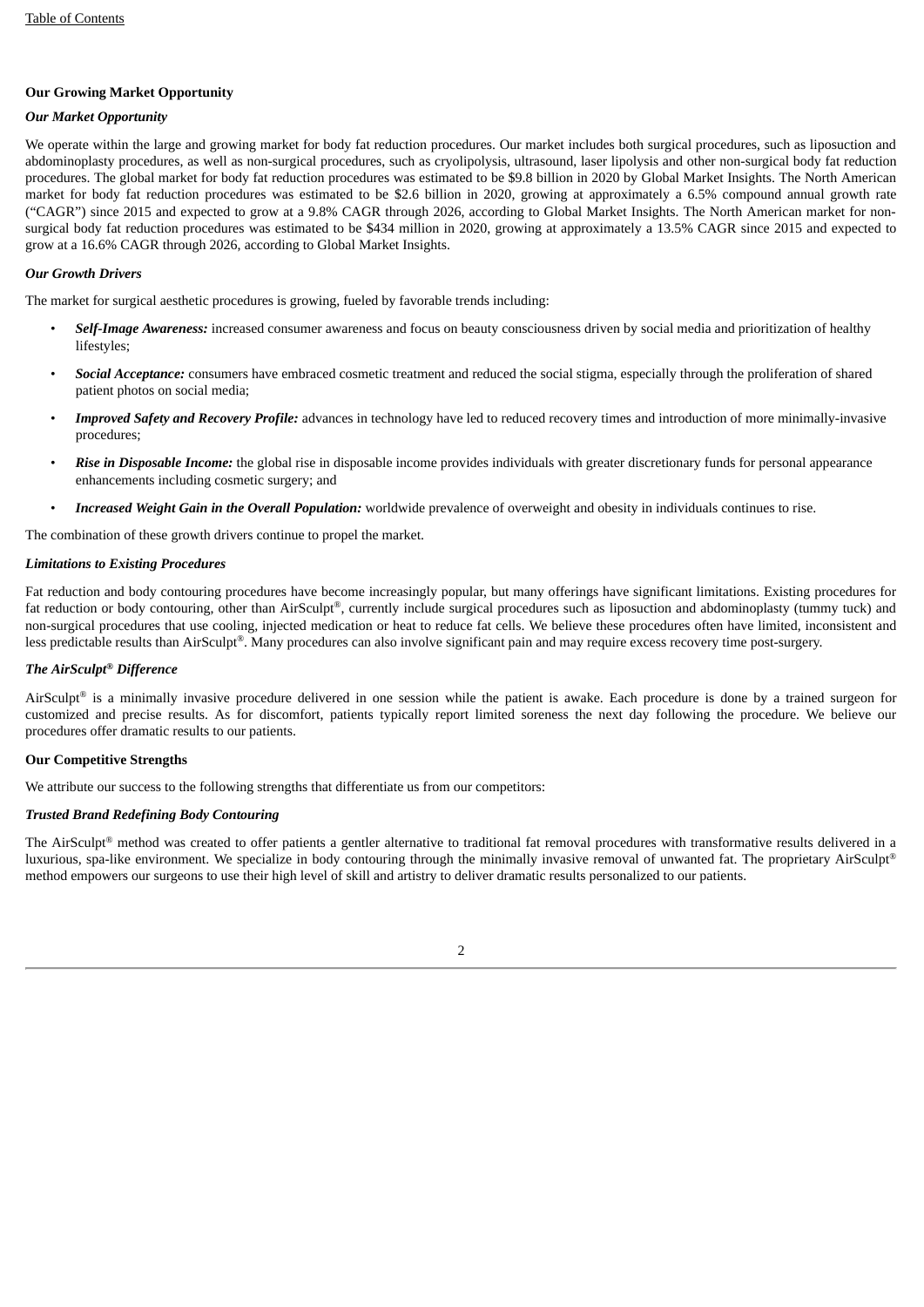### Our Growing Market Opportunity

#### *Our Market Opportunity*

We operate within the large and growing market for body fat reduction procedures. Our market includes both surgical procedures, such as liposuction and abdominoplasty procedures, as well as non-surgical procedures, such as cryolipolysis, ultrasound, laser lipolysis and other non-surgical body fat reduction procedures. The global market for body fat reduction procedures was estimated to be $9.8 billion in 2020 by Global Market Insights. The North American market for body fat reduction procedures was estimated to be $2.6 billion in 2020, growing at approximately a 6.5% compound annual growth rate ("CAGR") since 2015 and expected to grow at a 9.8% CAGR through 2026, according to Global Market Insights. The North American market for non-surgical body fat reduction procedures was estimated to be $434 million in 2020, growing at approximately a 13.5% CAGR since 2015 and expected to grow at a 16.6% CAGR through 2026, according to Global Market Insights.

#### *Our Growth Drivers*

The market for surgical aesthetic procedures is growing, fueled by favorable trends including:

- ***Self-Image Awareness:*** increased consumer awareness and focus on beauty consciousness driven by social media and prioritization of healthy lifestyles;
- ***Social Acceptance:*** consumers have embraced cosmetic treatment and reduced the social stigma, especially through the proliferation of shared patient photos on social media;
- ***Improved Safety and Recovery Profile:*** advances in technology have led to reduced recovery times and introduction of more minimally-invasive procedures;
- ***Rise in Disposable Income:*** the global rise in disposable income provides individuals with greater discretionary funds for personal appearance enhancements including cosmetic surgery; and
- ***Increased Weight Gain in the Overall Population:*** worldwide prevalence of overweight and obesity in individuals continues to rise.

The combination of these growth drivers continue to propel the market.

#### *Limitations to Existing Procedures*

Fat reduction and body contouring procedures have become increasingly popular, but many offerings have significant limitations. Existing procedures for fat reduction or body contouring, other than AirSculpt®, currently include surgical procedures such as liposuction and abdominoplasty (tummy tuck) and non-surgical procedures that use cooling, injected medication or heat to reduce fat cells. We believe these procedures often have limited, inconsistent and less predictable results than AirSculpt®. Many procedures can also involve significant pain and may require excess recovery time post-surgery.

#### *The AirSculpt® Difference*

AirSculpt® is a minimally invasive procedure delivered in one session while the patient is awake. Each procedure is done by a trained surgeon for customized and precise results. As for discomfort, patients typically report limited soreness the next day following the procedure. We believe our procedures offer dramatic results to our patients.

### Our Competitive Strengths

We attribute our success to the following strengths that differentiate us from our competitors:

#### *Trusted Brand Redefining Body Contouring*

The AirSculpt® method was created to offer patients a gentler alternative to traditional fat removal procedures with transformative results delivered in a luxurious, spa-like environment. We specialize in body contouring through the minimally invasive removal of unwanted fat. The proprietary AirSculpt® method empowers our surgeons to use their high level of skill and artistry to deliver dramatic results personalized to our patients.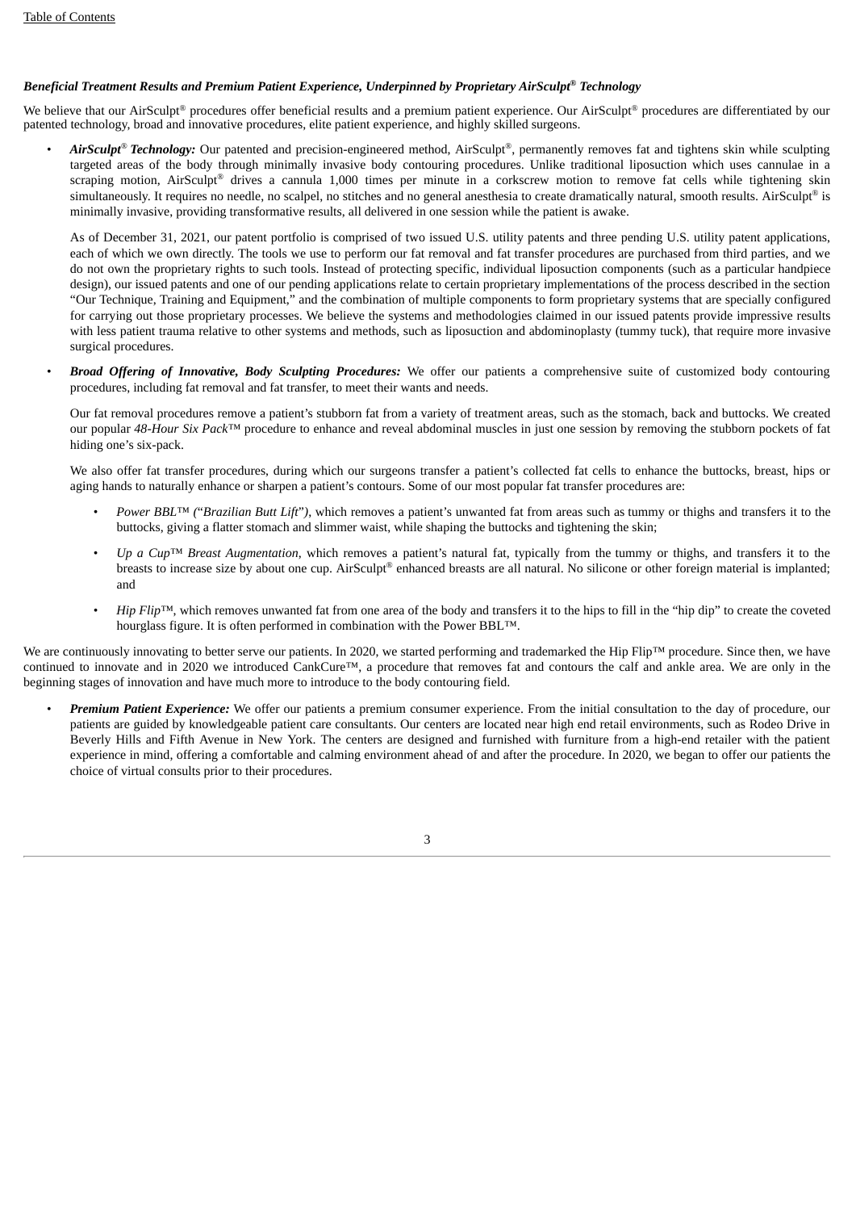***Beneficial Treatment Results and Premium Patient Experience, Underpinned by Proprietary AirSculpt® Technology***

We believe that our AirSculpt® procedures offer beneficial results and a premium patient experience. Our AirSculpt® procedures are differentiated by our patented technology, broad and innovative procedures, elite patient experience, and highly skilled surgeons.

- ***AirSculpt® Technology:*** Our patented and precision-engineered method, AirSculpt®, permanently removes fat and tightens skin while sculpting targeted areas of the body through minimally invasive body contouring procedures. Unlike traditional liposuction which uses cannulae in a scraping motion, AirSculpt® drives a cannula 1,000 times per minute in a corkscrew motion to remove fat cells while tightening skin simultaneously. It requires no needle, no scalpel, no stitches and no general anesthesia to create dramatically natural, smooth results. AirSculpt® is minimally invasive, providing transformative results, all delivered in one session while the patient is awake.

  As of December 31, 2021, our patent portfolio is comprised of two issued U.S. utility patents and three pending U.S. utility patent applications, each of which we own directly. The tools we use to perform our fat removal and fat transfer procedures are purchased from third parties, and we do not own the proprietary rights to such tools. Instead of protecting specific, individual liposuction components (such as a particular handpiece design), our issued patents and one of our pending applications relate to certain proprietary implementations of the process described in the section "Our Technique, Training and Equipment," and the combination of multiple components to form proprietary systems that are specially configured for carrying out those proprietary processes. We believe the systems and methodologies claimed in our issued patents provide impressive results with less patient trauma relative to other systems and methods, such as liposuction and abdominoplasty (tummy tuck), that require more invasive surgical procedures.

- ***Broad Offering of Innovative, Body Sculpting Procedures:*** We offer our patients a comprehensive suite of customized body contouring procedures, including fat removal and fat transfer, to meet their wants and needs.

  Our fat removal procedures remove a patient's stubborn fat from a variety of treatment areas, such as the stomach, back and buttocks. We created our popular *48-Hour Six Pack*™ procedure to enhance and reveal abdominal muscles in just one session by removing the stubborn pockets of fat hiding one's six-pack.

  We also offer fat transfer procedures, during which our surgeons transfer a patient's collected fat cells to enhance the buttocks, breast, hips or aging hands to naturally enhance or sharpen a patient's contours. Some of our most popular fat transfer procedures are:

  - *Power BBL*™ ("*Brazilian Butt Lift*"*)*, which removes a patient's unwanted fat from areas such as tummy or thighs and transfers it to the buttocks, giving a flatter stomach and slimmer waist, while shaping the buttocks and tightening the skin;
  - *Up a Cup*™ *Breast Augmentation*, which removes a patient's natural fat, typically from the tummy or thighs, and transfers it to the breasts to increase size by about one cup. AirSculpt® enhanced breasts are all natural. No silicone or other foreign material is implanted; and
  - *Hip Flip*™, which removes unwanted fat from one area of the body and transfers it to the hips to fill in the "hip dip" to create the coveted hourglass figure. It is often performed in combination with the Power BBL™.

We are continuously innovating to better serve our patients. In 2020, we started performing and trademarked the Hip Flip™ procedure. Since then, we have continued to innovate and in 2020 we introduced CankCure™, a procedure that removes fat and contours the calf and ankle area. We are only in the beginning stages of innovation and have much more to introduce to the body contouring field.

- ***Premium Patient Experience:*** We offer our patients a premium consumer experience. From the initial consultation to the day of procedure, our patients are guided by knowledgeable patient care consultants. Our centers are located near high end retail environments, such as Rodeo Drive in Beverly Hills and Fifth Avenue in New York. The centers are designed and furnished with furniture from a high-end retailer with the patient experience in mind, offering a comfortable and calming environment ahead of and after the procedure. In 2020, we began to offer our patients the choice of virtual consults prior to their procedures.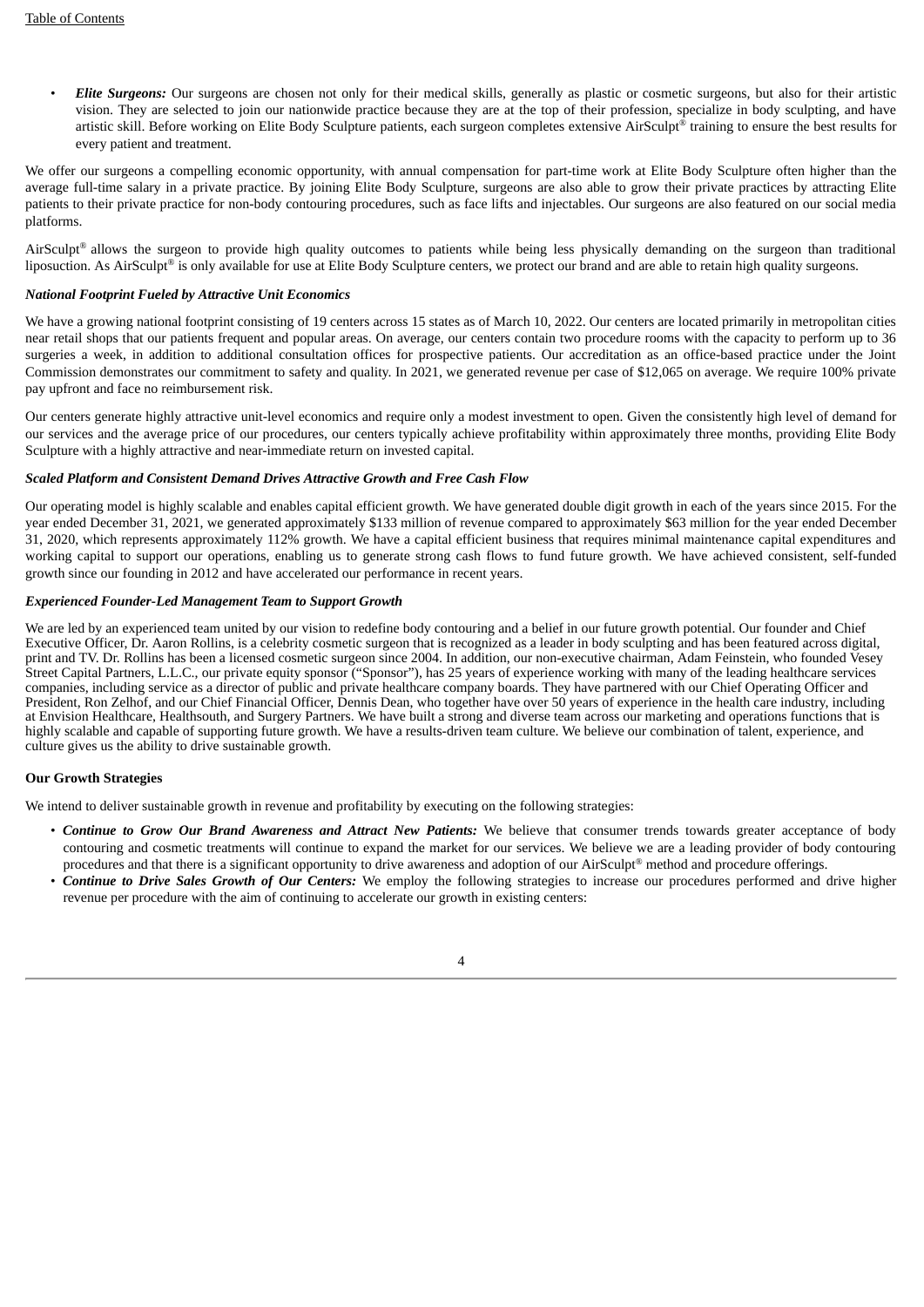- ***Elite Surgeons:*** Our surgeons are chosen not only for their medical skills, generally as plastic or cosmetic surgeons, but also for their artistic vision. They are selected to join our nationwide practice because they are at the top of their profession, specialize in body sculpting, and have artistic skill. Before working on Elite Body Sculpture patients, each surgeon completes extensive AirSculpt® training to ensure the best results for every patient and treatment.

We offer our surgeons a compelling economic opportunity, with annual compensation for part-time work at Elite Body Sculpture often higher than the average full-time salary in a private practice. By joining Elite Body Sculpture, surgeons are also able to grow their private practices by attracting Elite patients to their private practice for non-body contouring procedures, such as face lifts and injectables. Our surgeons are also featured on our social media platforms.

AirSculpt® allows the surgeon to provide high quality outcomes to patients while being less physically demanding on the surgeon than traditional liposuction. As AirSculpt® is only available for use at Elite Body Sculpture centers, we protect our brand and are able to retain high quality surgeons.

***National Footprint Fueled by Attractive Unit Economics***

We have a growing national footprint consisting of 19 centers across 15 states as of March 10, 2022. Our centers are located primarily in metropolitan cities near retail shops that our patients frequent and popular areas. On average, our centers contain two procedure rooms with the capacity to perform up to 36 surgeries a week, in addition to additional consultation offices for prospective patients. Our accreditation as an office-based practice under the Joint Commission demonstrates our commitment to safety and quality. In 2021, we generated revenue per case of $12,065 on average. We require 100% private pay upfront and face no reimbursement risk.

Our centers generate highly attractive unit-level economics and require only a modest investment to open. Given the consistently high level of demand for our services and the average price of our procedures, our centers typically achieve profitability within approximately three months, providing Elite Body Sculpture with a highly attractive and near-immediate return on invested capital.

***Scaled Platform and Consistent Demand Drives Attractive Growth and Free Cash Flow***

Our operating model is highly scalable and enables capital efficient growth. We have generated double digit growth in each of the years since 2015. For the year ended December 31, 2021, we generated approximately $133 million of revenue compared to approximately $63 million for the year ended December 31, 2020, which represents approximately 112% growth. We have a capital efficient business that requires minimal maintenance capital expenditures and working capital to support our operations, enabling us to generate strong cash flows to fund future growth. We have achieved consistent, self-funded growth since our founding in 2012 and have accelerated our performance in recent years.

***Experienced Founder-Led Management Team to Support Growth***

We are led by an experienced team united by our vision to redefine body contouring and a belief in our future growth potential. Our founder and Chief Executive Officer, Dr. Aaron Rollins, is a celebrity cosmetic surgeon that is recognized as a leader in body sculpting and has been featured across digital, print and TV. Dr. Rollins has been a licensed cosmetic surgeon since 2004. In addition, our non-executive chairman, Adam Feinstein, who founded Vesey Street Capital Partners, L.L.C., our private equity sponsor ("Sponsor"), has 25 years of experience working with many of the leading healthcare services companies, including service as a director of public and private healthcare company boards. They have partnered with our Chief Operating Officer and President, Ron Zelhof, and our Chief Financial Officer, Dennis Dean, who together have over 50 years of experience in the health care industry, including at Envision Healthcare, Healthsouth, and Surgery Partners. We have built a strong and diverse team across our marketing and operations functions that is highly scalable and capable of supporting future growth. We have a results-driven team culture. We believe our combination of talent, experience, and culture gives us the ability to drive sustainable growth.

**Our Growth Strategies**

We intend to deliver sustainable growth in revenue and profitability by executing on the following strategies:

- ***Continue to Grow Our Brand Awareness and Attract New Patients:*** We believe that consumer trends towards greater acceptance of body contouring and cosmetic treatments will continue to expand the market for our services. We believe we are a leading provider of body contouring procedures and that there is a significant opportunity to drive awareness and adoption of our AirSculpt® method and procedure offerings.
- ***Continue to Drive Sales Growth of Our Centers:*** We employ the following strategies to increase our procedures performed and drive higher revenue per procedure with the aim of continuing to accelerate our growth in existing centers: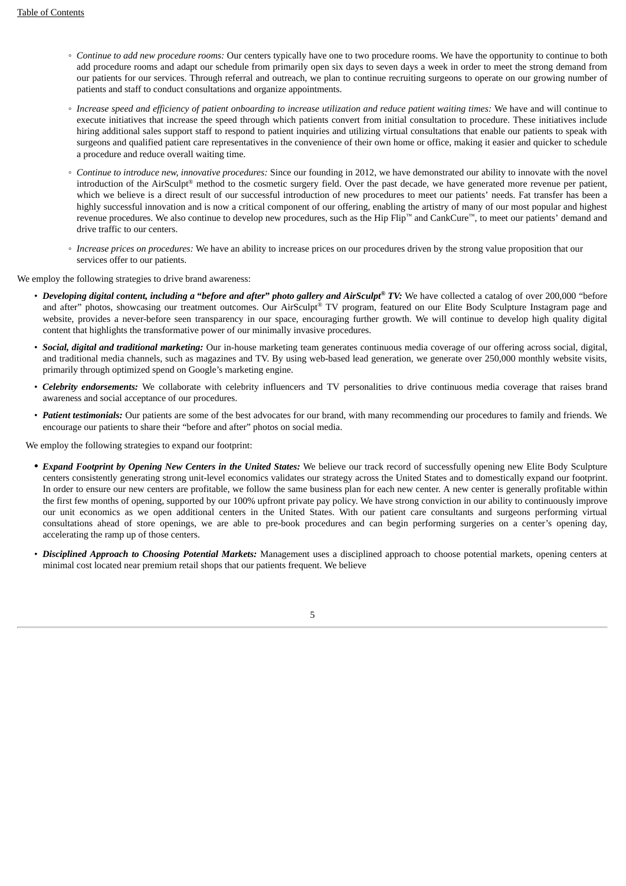- *Continue to add new procedure rooms:* Our centers typically have one to two procedure rooms. We have the opportunity to continue to both add procedure rooms and adapt our schedule from primarily open six days to seven days a week in order to meet the strong demand from our patients for our services. Through referral and outreach, we plan to continue recruiting surgeons to operate on our growing number of patients and staff to conduct consultations and organize appointments.

- *Increase speed and efficiency of patient onboarding to increase utilization and reduce patient waiting times:* We have and will continue to execute initiatives that increase the speed through which patients convert from initial consultation to procedure. These initiatives include hiring additional sales support staff to respond to patient inquiries and utilizing virtual consultations that enable our patients to speak with surgeons and qualified patient care representatives in the convenience of their own home or office, making it easier and quicker to schedule a procedure and reduce overall waiting time.

- *Continue to introduce new, innovative procedures:* Since our founding in 2012, we have demonstrated our ability to innovate with the novel introduction of the AirSculpt® method to the cosmetic surgery field. Over the past decade, we have generated more revenue per patient, which we believe is a direct result of our successful introduction of new procedures to meet our patients' needs. Fat transfer has been a highly successful innovation and is now a critical component of our offering, enabling the artistry of many of our most popular and highest revenue procedures. We also continue to develop new procedures, such as the Hip Flip™ and CankCure™, to meet our patients' demand and drive traffic to our centers.

- *Increase prices on procedures:* We have an ability to increase prices on our procedures driven by the strong value proposition that our services offer to our patients.

We employ the following strategies to drive brand awareness:

- ***Developing digital content, including a "before and after" photo gallery and AirSculpt® TV:*** We have collected a catalog of over 200,000 "before and after" photos, showcasing our treatment outcomes. Our AirSculpt® TV program, featured on our Elite Body Sculpture Instagram page and website, provides a never-before seen transparency in our space, encouraging further growth. We will continue to develop high quality digital content that highlights the transformative power of our minimally invasive procedures.
- ***Social, digital and traditional marketing:*** Our in-house marketing team generates continuous media coverage of our offering across social, digital, and traditional media channels, such as magazines and TV. By using web-based lead generation, we generate over 250,000 monthly website visits, primarily through optimized spend on Google's marketing engine.
- ***Celebrity endorsements:*** We collaborate with celebrity influencers and TV personalities to drive continuous media coverage that raises brand awareness and social acceptance of our procedures.
- ***Patient testimonials:*** Our patients are some of the best advocates for our brand, with many recommending our procedures to family and friends. We encourage our patients to share their "before and after" photos on social media.

We employ the following strategies to expand our footprint:

- ***Expand Footprint by Opening New Centers in the United States:*** We believe our track record of successfully opening new Elite Body Sculpture centers consistently generating strong unit-level economics validates our strategy across the United States and to domestically expand our footprint. In order to ensure our new centers are profitable, we follow the same business plan for each new center. A new center is generally profitable within the first few months of opening, supported by our 100% upfront private pay policy. We have strong conviction in our ability to continuously improve our unit economics as we open additional centers in the United States. With our patient care consultants and surgeons performing virtual consultations ahead of store openings, we are able to pre-book procedures and can begin performing surgeries on a center's opening day, accelerating the ramp up of those centers.
- ***Disciplined Approach to Choosing Potential Markets:*** Management uses a disciplined approach to choose potential markets, opening centers at minimal cost located near premium retail shops that our patients frequent. We believe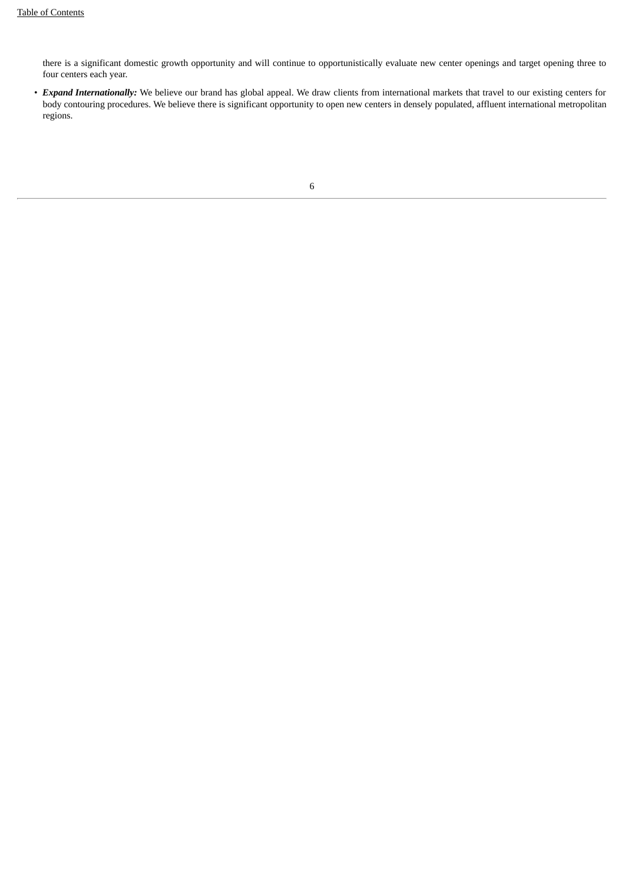there is a significant domestic growth opportunity and will continue to opportunistically evaluate new center openings and target opening three to four centers each year.

- ***Expand Internationally:*** We believe our brand has global appeal. We draw clients from international markets that travel to our existing centers for body contouring procedures. We believe there is significant opportunity to open new centers in densely populated, affluent international metropolitan regions.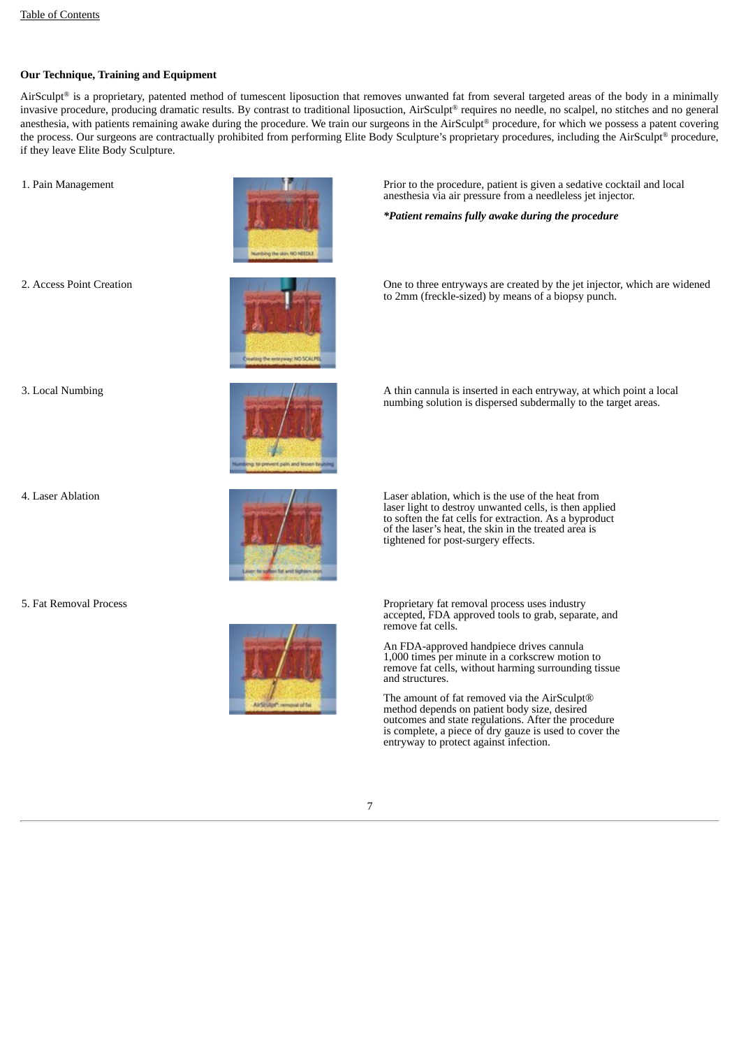### Our Technique, Training and Equipment

AirSculpt® is a proprietary, patented method of tumescent liposuction that removes unwanted fat from several targeted areas of the body in a minimally invasive procedure, producing dramatic results. By contrast to traditional liposuction, AirSculpt® requires no needle, no scalpel, no stitches and no general anesthesia, with patients remaining awake during the procedure. We train our surgeons in the AirSculpt® procedure, for which we possess a patent covering the process. Our surgeons are contractually prohibited from performing Elite Body Sculpture's proprietary procedures, including the AirSculpt® procedure, if they leave Elite Body Sculpture.

1. Pain Management

Prior to the procedure, patient is given a sedative cocktail and local anesthesia via air pressure from a needleless jet injector.

***Patient remains fully awake during the procedure***

2. Access Point Creation

One to three entryways are created by the jet injector, which are widened to 2mm (freckle-sized) by means of a biopsy punch.

3. Local Numbing

A thin cannula is inserted in each entryway, at which point a local numbing solution is dispersed subdermally to the target areas.

4. Laser Ablation

Laser ablation, which is the use of the heat from laser light to destroy unwanted cells, is then applied to soften the fat cells for extraction. As a byproduct of the laser's heat, the skin in the treated area is tightened for post-surgery effects.

5. Fat Removal Process

Proprietary fat removal process uses industry accepted, FDA approved tools to grab, separate, and remove fat cells.

An FDA-approved handpiece drives cannula 1,000 times per minute in a corkscrew motion to remove fat cells, without harming surrounding tissue and structures.

The amount of fat removed via the AirSculpt® method depends on patient body size, desired outcomes and state regulations. After the procedure is complete, a piece of dry gauze is used to cover the entryway to protect against infection.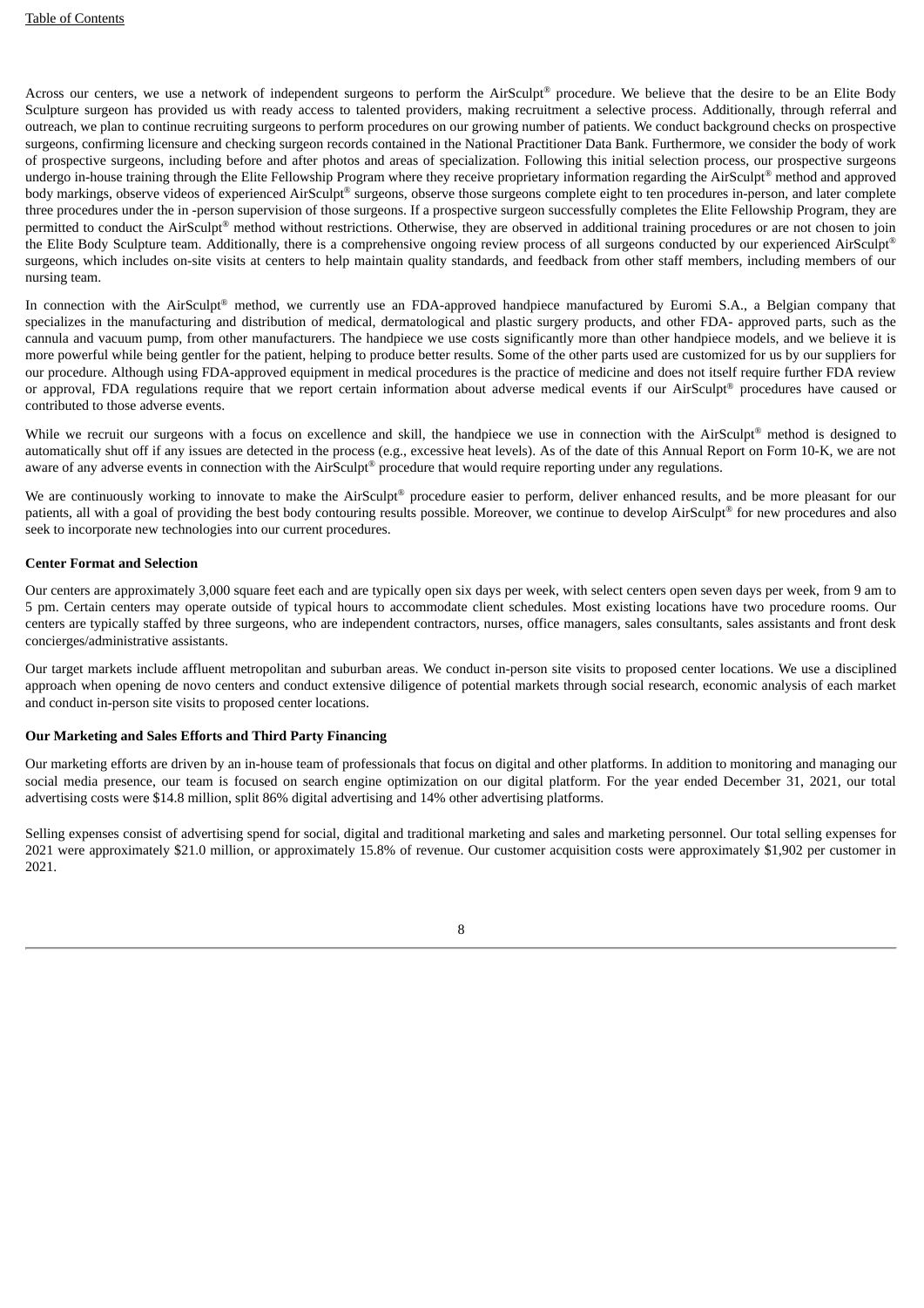Across our centers, we use a network of independent surgeons to perform the AirSculpt® procedure. We believe that the desire to be an Elite Body Sculpture surgeon has provided us with ready access to talented providers, making recruitment a selective process. Additionally, through referral and outreach, we plan to continue recruiting surgeons to perform procedures on our growing number of patients. We conduct background checks on prospective surgeons, confirming licensure and checking surgeon records contained in the National Practitioner Data Bank. Furthermore, we consider the body of work of prospective surgeons, including before and after photos and areas of specialization. Following this initial selection process, our prospective surgeons undergo in-house training through the Elite Fellowship Program where they receive proprietary information regarding the AirSculpt® method and approved body markings, observe videos of experienced AirSculpt® surgeons, observe those surgeons complete eight to ten procedures in-person, and later complete three procedures under the in -person supervision of those surgeons. If a prospective surgeon successfully completes the Elite Fellowship Program, they are permitted to conduct the AirSculpt® method without restrictions. Otherwise, they are observed in additional training procedures or are not chosen to join the Elite Body Sculpture team. Additionally, there is a comprehensive ongoing review process of all surgeons conducted by our experienced AirSculpt® surgeons, which includes on-site visits at centers to help maintain quality standards, and feedback from other staff members, including members of our nursing team.

In connection with the AirSculpt® method, we currently use an FDA-approved handpiece manufactured by Euromi S.A., a Belgian company that specializes in the manufacturing and distribution of medical, dermatological and plastic surgery products, and other FDA- approved parts, such as the cannula and vacuum pump, from other manufacturers. The handpiece we use costs significantly more than other handpiece models, and we believe it is more powerful while being gentler for the patient, helping to produce better results. Some of the other parts used are customized for us by our suppliers for our procedure. Although using FDA-approved equipment in medical procedures is the practice of medicine and does not itself require further FDA review or approval, FDA regulations require that we report certain information about adverse medical events if our AirSculpt® procedures have caused or contributed to those adverse events.

While we recruit our surgeons with a focus on excellence and skill, the handpiece we use in connection with the AirSculpt® method is designed to automatically shut off if any issues are detected in the process (e.g., excessive heat levels). As of the date of this Annual Report on Form 10-K, we are not aware of any adverse events in connection with the AirSculpt® procedure that would require reporting under any regulations.

We are continuously working to innovate to make the AirSculpt® procedure easier to perform, deliver enhanced results, and be more pleasant for our patients, all with a goal of providing the best body contouring results possible. Moreover, we continue to develop AirSculpt® for new procedures and also seek to incorporate new technologies into our current procedures.

**Center Format and Selection**

Our centers are approximately 3,000 square feet each and are typically open six days per week, with select centers open seven days per week, from 9 am to 5 pm. Certain centers may operate outside of typical hours to accommodate client schedules. Most existing locations have two procedure rooms. Our centers are typically staffed by three surgeons, who are independent contractors, nurses, office managers, sales consultants, sales assistants and front desk concierges/administrative assistants.

Our target markets include affluent metropolitan and suburban areas. We conduct in-person site visits to proposed center locations. We use a disciplined approach when opening de novo centers and conduct extensive diligence of potential markets through social research, economic analysis of each market and conduct in-person site visits to proposed center locations.

**Our Marketing and Sales Efforts and Third Party Financing**

Our marketing efforts are driven by an in-house team of professionals that focus on digital and other platforms. In addition to monitoring and managing our social media presence, our team is focused on search engine optimization on our digital platform. For the year ended December 31, 2021, our total advertising costs were $14.8 million, split 86% digital advertising and 14% other advertising platforms.

Selling expenses consist of advertising spend for social, digital and traditional marketing and sales and marketing personnel. Our total selling expenses for 2021 were approximately $21.0 million, or approximately 15.8% of revenue. Our customer acquisition costs were approximately $1,902 per customer in 2021.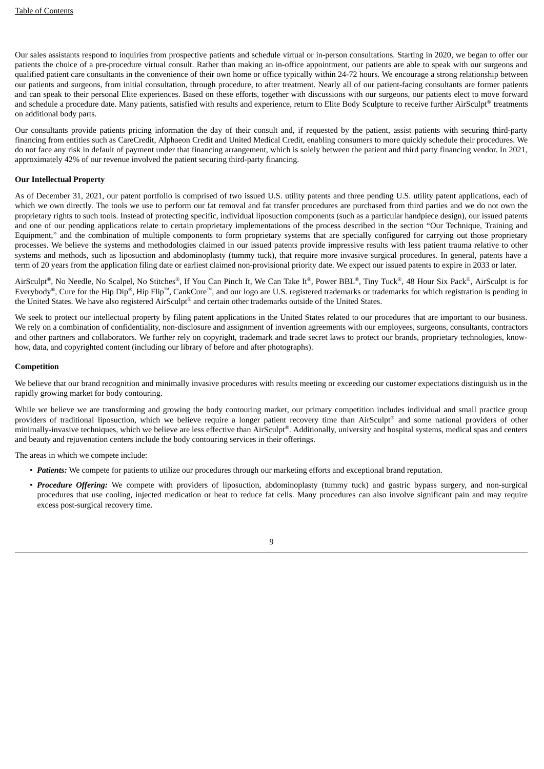Our sales assistants respond to inquiries from prospective patients and schedule virtual or in-person consultations. Starting in 2020, we began to offer our patients the choice of a pre-procedure virtual consult. Rather than making an in-office appointment, our patients are able to speak with our surgeons and qualified patient care consultants in the convenience of their own home or office typically within 24-72 hours. We encourage a strong relationship between our patients and surgeons, from initial consultation, through procedure, to after treatment. Nearly all of our patient-facing consultants are former patients and can speak to their personal Elite experiences. Based on these efforts, together with discussions with our surgeons, our patients elect to move forward and schedule a procedure date. Many patients, satisfied with results and experience, return to Elite Body Sculpture to receive further AirSculpt® treatments on additional body parts.

Our consultants provide patients pricing information the day of their consult and, if requested by the patient, assist patients with securing third-party financing from entities such as CareCredit, Alphaeon Credit and United Medical Credit, enabling consumers to more quickly schedule their procedures. We do not face any risk in default of payment under that financing arrangement, which is solely between the patient and third party financing vendor. In 2021, approximately 42% of our revenue involved the patient securing third-party financing.

**Our Intellectual Property**

As of December 31, 2021, our patent portfolio is comprised of two issued U.S. utility patents and three pending U.S. utility patent applications, each of which we own directly. The tools we use to perform our fat removal and fat transfer procedures are purchased from third parties and we do not own the proprietary rights to such tools. Instead of protecting specific, individual liposuction components (such as a particular handpiece design), our issued patents and one of our pending applications relate to certain proprietary implementations of the process described in the section "Our Technique, Training and Equipment," and the combination of multiple components to form proprietary systems that are specially configured for carrying out those proprietary processes. We believe the systems and methodologies claimed in our issued patents provide impressive results with less patient trauma relative to other systems and methods, such as liposuction and abdominoplasty (tummy tuck), that require more invasive surgical procedures. In general, patents have a term of 20 years from the application filing date or earliest claimed non-provisional priority date. We expect our issued patents to expire in 2033 or later.

AirSculpt®, No Needle, No Scalpel, No Stitches®, If You Can Pinch It, We Can Take It®, Power BBL®, Tiny Tuck®, 48 Hour Six Pack®, AirSculpt is for Everybody®, Cure for the Hip Dip®, Hip Flip™, CankCure™, and our logo are U.S. registered trademarks or trademarks for which registration is pending in the United States. We have also registered AirSculpt® and certain other trademarks outside of the United States.

We seek to protect our intellectual property by filing patent applications in the United States related to our procedures that are important to our business. We rely on a combination of confidentiality, non-disclosure and assignment of invention agreements with our employees, surgeons, consultants, contractors and other partners and collaborators. We further rely on copyright, trademark and trade secret laws to protect our brands, proprietary technologies, know-how, data, and copyrighted content (including our library of before and after photographs).

**Competition**

We believe that our brand recognition and minimally invasive procedures with results meeting or exceeding our customer expectations distinguish us in the rapidly growing market for body contouring.

While we believe we are transforming and growing the body contouring market, our primary competition includes individual and small practice group providers of traditional liposuction, which we believe require a longer patient recovery time than AirSculpt® and some national providers of other minimally-invasive techniques, which we believe are less effective than AirSculpt®. Additionally, university and hospital systems, medical spas and centers and beauty and rejuvenation centers include the body contouring services in their offerings.

The areas in which we compete include:

- ***Patients:*** We compete for patients to utilize our procedures through our marketing efforts and exceptional brand reputation.
- ***Procedure Offering:*** We compete with providers of liposuction, abdominoplasty (tummy tuck) and gastric bypass surgery, and non-surgical procedures that use cooling, injected medication or heat to reduce fat cells. Many procedures can also involve significant pain and may require excess post-surgical recovery time.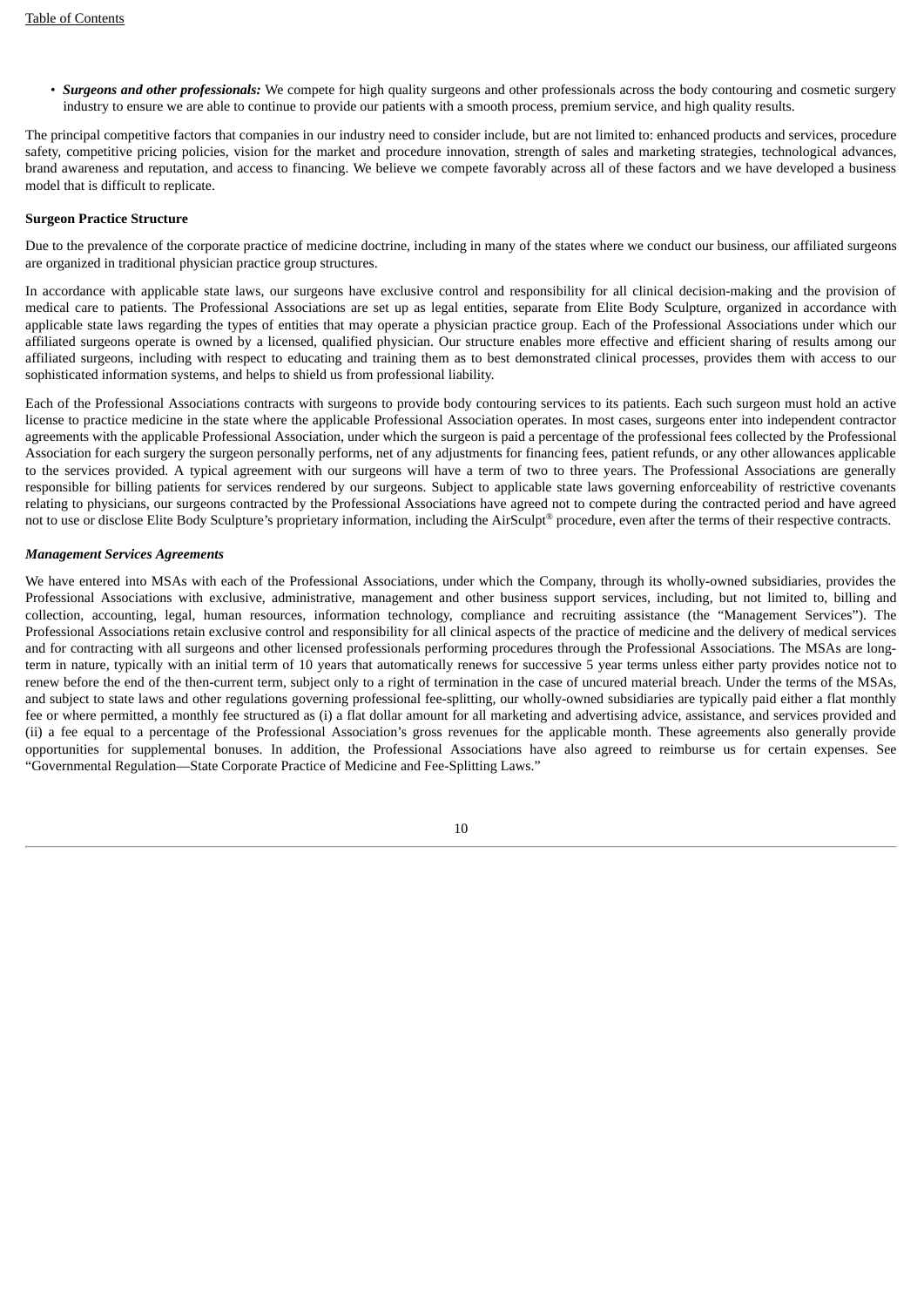- ***Surgeons and other professionals:*** We compete for high quality surgeons and other professionals across the body contouring and cosmetic surgery industry to ensure we are able to continue to provide our patients with a smooth process, premium service, and high quality results.

The principal competitive factors that companies in our industry need to consider include, but are not limited to: enhanced products and services, procedure safety, competitive pricing policies, vision for the market and procedure innovation, strength of sales and marketing strategies, technological advances, brand awareness and reputation, and access to financing. We believe we compete favorably across all of these factors and we have developed a business model that is difficult to replicate.

**Surgeon Practice Structure**

Due to the prevalence of the corporate practice of medicine doctrine, including in many of the states where we conduct our business, our affiliated surgeons are organized in traditional physician practice group structures.

In accordance with applicable state laws, our surgeons have exclusive control and responsibility for all clinical decision-making and the provision of medical care to patients. The Professional Associations are set up as legal entities, separate from Elite Body Sculpture, organized in accordance with applicable state laws regarding the types of entities that may operate a physician practice group. Each of the Professional Associations under which our affiliated surgeons operate is owned by a licensed, qualified physician. Our structure enables more effective and efficient sharing of results among our affiliated surgeons, including with respect to educating and training them as to best demonstrated clinical processes, provides them with access to our sophisticated information systems, and helps to shield us from professional liability.

Each of the Professional Associations contracts with surgeons to provide body contouring services to its patients. Each such surgeon must hold an active license to practice medicine in the state where the applicable Professional Association operates. In most cases, surgeons enter into independent contractor agreements with the applicable Professional Association, under which the surgeon is paid a percentage of the professional fees collected by the Professional Association for each surgery the surgeon personally performs, net of any adjustments for financing fees, patient refunds, or any other allowances applicable to the services provided. A typical agreement with our surgeons will have a term of two to three years. The Professional Associations are generally responsible for billing patients for services rendered by our surgeons. Subject to applicable state laws governing enforceability of restrictive covenants relating to physicians, our surgeons contracted by the Professional Associations have agreed not to compete during the contracted period and have agreed not to use or disclose Elite Body Sculpture's proprietary information, including the AirSculpt® procedure, even after the terms of their respective contracts.

***Management Services Agreements***

We have entered into MSAs with each of the Professional Associations, under which the Company, through its wholly-owned subsidiaries, provides the Professional Associations with exclusive, administrative, management and other business support services, including, but not limited to, billing and collection, accounting, legal, human resources, information technology, compliance and recruiting assistance (the "Management Services"). The Professional Associations retain exclusive control and responsibility for all clinical aspects of the practice of medicine and the delivery of medical services and for contracting with all surgeons and other licensed professionals performing procedures through the Professional Associations. The MSAs are long-term in nature, typically with an initial term of 10 years that automatically renews for successive 5 year terms unless either party provides notice not to renew before the end of the then-current term, subject only to a right of termination in the case of uncured material breach. Under the terms of the MSAs, and subject to state laws and other regulations governing professional fee-splitting, our wholly-owned subsidiaries are typically paid either a flat monthly fee or where permitted, a monthly fee structured as (i) a flat dollar amount for all marketing and advertising advice, assistance, and services provided and (ii) a fee equal to a percentage of the Professional Association's gross revenues for the applicable month. These agreements also generally provide opportunities for supplemental bonuses. In addition, the Professional Associations have also agreed to reimburse us for certain expenses. See "Governmental Regulation—State Corporate Practice of Medicine and Fee-Splitting Laws."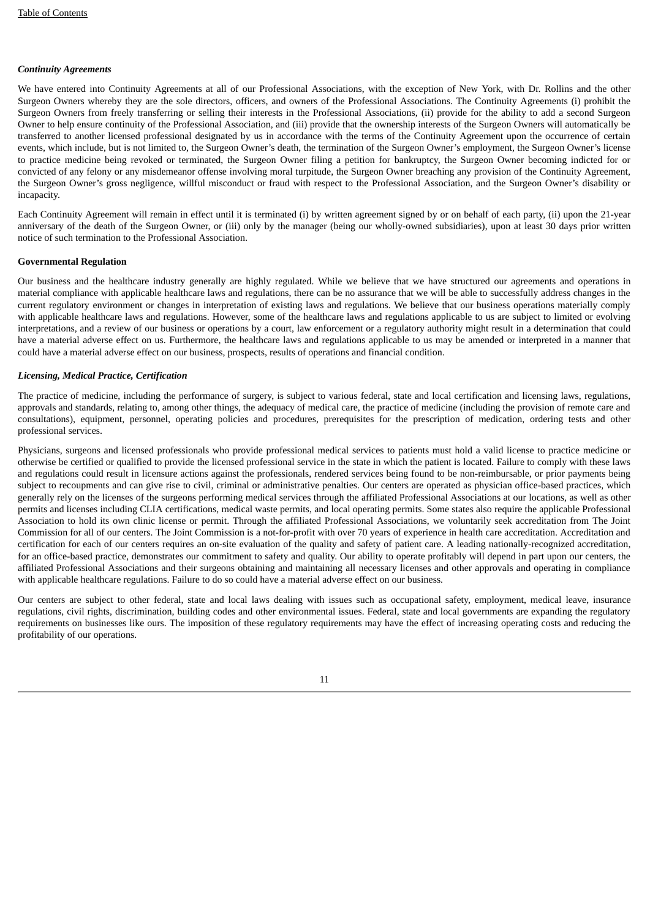### *Continuity Agreements*

We have entered into Continuity Agreements at all of our Professional Associations, with the exception of New York, with Dr. Rollins and the other Surgeon Owners whereby they are the sole directors, officers, and owners of the Professional Associations. The Continuity Agreements (i) prohibit the Surgeon Owners from freely transferring or selling their interests in the Professional Associations, (ii) provide for the ability to add a second Surgeon Owner to help ensure continuity of the Professional Association, and (iii) provide that the ownership interests of the Surgeon Owners will automatically be transferred to another licensed professional designated by us in accordance with the terms of the Continuity Agreement upon the occurrence of certain events, which include, but is not limited to, the Surgeon Owner's death, the termination of the Surgeon Owner's employment, the Surgeon Owner's license to practice medicine being revoked or terminated, the Surgeon Owner filing a petition for bankruptcy, the Surgeon Owner becoming indicted for or convicted of any felony or any misdemeanor offense involving moral turpitude, the Surgeon Owner breaching any provision of the Continuity Agreement, the Surgeon Owner's gross negligence, willful misconduct or fraud with respect to the Professional Association, and the Surgeon Owner's disability or incapacity.

Each Continuity Agreement will remain in effect until it is terminated (i) by written agreement signed by or on behalf of each party, (ii) upon the 21-year anniversary of the death of the Surgeon Owner, or (iii) only by the manager (being our wholly-owned subsidiaries), upon at least 30 days prior written notice of such termination to the Professional Association.

## Governmental Regulation

Our business and the healthcare industry generally are highly regulated. While we believe that we have structured our agreements and operations in material compliance with applicable healthcare laws and regulations, there can be no assurance that we will be able to successfully address changes in the current regulatory environment or changes in interpretation of existing laws and regulations. We believe that our business operations materially comply with applicable healthcare laws and regulations. However, some of the healthcare laws and regulations applicable to us are subject to limited or evolving interpretations, and a review of our business or operations by a court, law enforcement or a regulatory authority might result in a determination that could have a material adverse effect on us. Furthermore, the healthcare laws and regulations applicable to us may be amended or interpreted in a manner that could have a material adverse effect on our business, prospects, results of operations and financial condition.

### *Licensing, Medical Practice, Certification*

The practice of medicine, including the performance of surgery, is subject to various federal, state and local certification and licensing laws, regulations, approvals and standards, relating to, among other things, the adequacy of medical care, the practice of medicine (including the provision of remote care and consultations), equipment, personnel, operating policies and procedures, prerequisites for the prescription of medication, ordering tests and other professional services.

Physicians, surgeons and licensed professionals who provide professional medical services to patients must hold a valid license to practice medicine or otherwise be certified or qualified to provide the licensed professional service in the state in which the patient is located. Failure to comply with these laws and regulations could result in licensure actions against the professionals, rendered services being found to be non-reimbursable, or prior payments being subject to recoupments and can give rise to civil, criminal or administrative penalties. Our centers are operated as physician office-based practices, which generally rely on the licenses of the surgeons performing medical services through the affiliated Professional Associations at our locations, as well as other permits and licenses including CLIA certifications, medical waste permits, and local operating permits. Some states also require the applicable Professional Association to hold its own clinic license or permit. Through the affiliated Professional Associations, we voluntarily seek accreditation from The Joint Commission for all of our centers. The Joint Commission is a not-for-profit with over 70 years of experience in health care accreditation. Accreditation and certification for each of our centers requires an on-site evaluation of the quality and safety of patient care. A leading nationally-recognized accreditation, for an office-based practice, demonstrates our commitment to safety and quality. Our ability to operate profitably will depend in part upon our centers, the affiliated Professional Associations and their surgeons obtaining and maintaining all necessary licenses and other approvals and operating in compliance with applicable healthcare regulations. Failure to do so could have a material adverse effect on our business.

Our centers are subject to other federal, state and local laws dealing with issues such as occupational safety, employment, medical leave, insurance regulations, civil rights, discrimination, building codes and other environmental issues. Federal, state and local governments are expanding the regulatory requirements on businesses like ours. The imposition of these regulatory requirements may have the effect of increasing operating costs and reducing the profitability of our operations.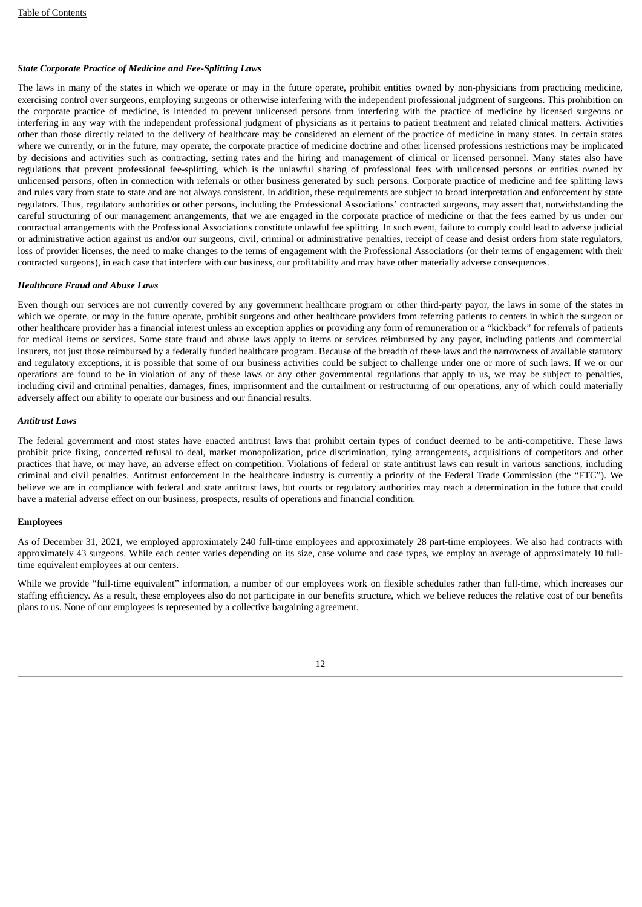### *State Corporate Practice of Medicine and Fee-Splitting Laws*

The laws in many of the states in which we operate or may in the future operate, prohibit entities owned by non-physicians from practicing medicine, exercising control over surgeons, employing surgeons or otherwise interfering with the independent professional judgment of surgeons. This prohibition on the corporate practice of medicine, is intended to prevent unlicensed persons from interfering with the practice of medicine by licensed surgeons or interfering in any way with the independent professional judgment of physicians as it pertains to patient treatment and related clinical matters. Activities other than those directly related to the delivery of healthcare may be considered an element of the practice of medicine in many states. In certain states where we currently, or in the future, may operate, the corporate practice of medicine doctrine and other licensed professions restrictions may be implicated by decisions and activities such as contracting, setting rates and the hiring and management of clinical or licensed personnel. Many states also have regulations that prevent professional fee-splitting, which is the unlawful sharing of professional fees with unlicensed persons or entities owned by unlicensed persons, often in connection with referrals or other business generated by such persons. Corporate practice of medicine and fee splitting laws and rules vary from state to state and are not always consistent. In addition, these requirements are subject to broad interpretation and enforcement by state regulators. Thus, regulatory authorities or other persons, including the Professional Associations' contracted surgeons, may assert that, notwithstanding the careful structuring of our management arrangements, that we are engaged in the corporate practice of medicine or that the fees earned by us under our contractual arrangements with the Professional Associations constitute unlawful fee splitting. In such event, failure to comply could lead to adverse judicial or administrative action against us and/or our surgeons, civil, criminal or administrative penalties, receipt of cease and desist orders from state regulators, loss of provider licenses, the need to make changes to the terms of engagement with the Professional Associations (or their terms of engagement with their contracted surgeons), in each case that interfere with our business, our profitability and may have other materially adverse consequences.

### *Healthcare Fraud and Abuse Laws*

Even though our services are not currently covered by any government healthcare program or other third-party payor, the laws in some of the states in which we operate, or may in the future operate, prohibit surgeons and other healthcare providers from referring patients to centers in which the surgeon or other healthcare provider has a financial interest unless an exception applies or providing any form of remuneration or a "kickback" for referrals of patients for medical items or services. Some state fraud and abuse laws apply to items or services reimbursed by any payor, including patients and commercial insurers, not just those reimbursed by a federally funded healthcare program. Because of the breadth of these laws and the narrowness of available statutory and regulatory exceptions, it is possible that some of our business activities could be subject to challenge under one or more of such laws. If we or our operations are found to be in violation of any of these laws or any other governmental regulations that apply to us, we may be subject to penalties, including civil and criminal penalties, damages, fines, imprisonment and the curtailment or restructuring of our operations, any of which could materially adversely affect our ability to operate our business and our financial results.

### *Antitrust Laws*

The federal government and most states have enacted antitrust laws that prohibit certain types of conduct deemed to be anti-competitive. These laws prohibit price fixing, concerted refusal to deal, market monopolization, price discrimination, tying arrangements, acquisitions of competitors and other practices that have, or may have, an adverse effect on competition. Violations of federal or state antitrust laws can result in various sanctions, including criminal and civil penalties. Antitrust enforcement in the healthcare industry is currently a priority of the Federal Trade Commission (the "FTC"). We believe we are in compliance with federal and state antitrust laws, but courts or regulatory authorities may reach a determination in the future that could have a material adverse effect on our business, prospects, results of operations and financial condition.

## Employees

As of December 31, 2021, we employed approximately 240 full-time employees and approximately 28 part-time employees. We also had contracts with approximately 43 surgeons. While each center varies depending on its size, case volume and case types, we employ an average of approximately 10 full-time equivalent employees at our centers.

While we provide "full-time equivalent" information, a number of our employees work on flexible schedules rather than full-time, which increases our staffing efficiency. As a result, these employees also do not participate in our benefits structure, which we believe reduces the relative cost of our benefits plans to us. None of our employees is represented by a collective bargaining agreement.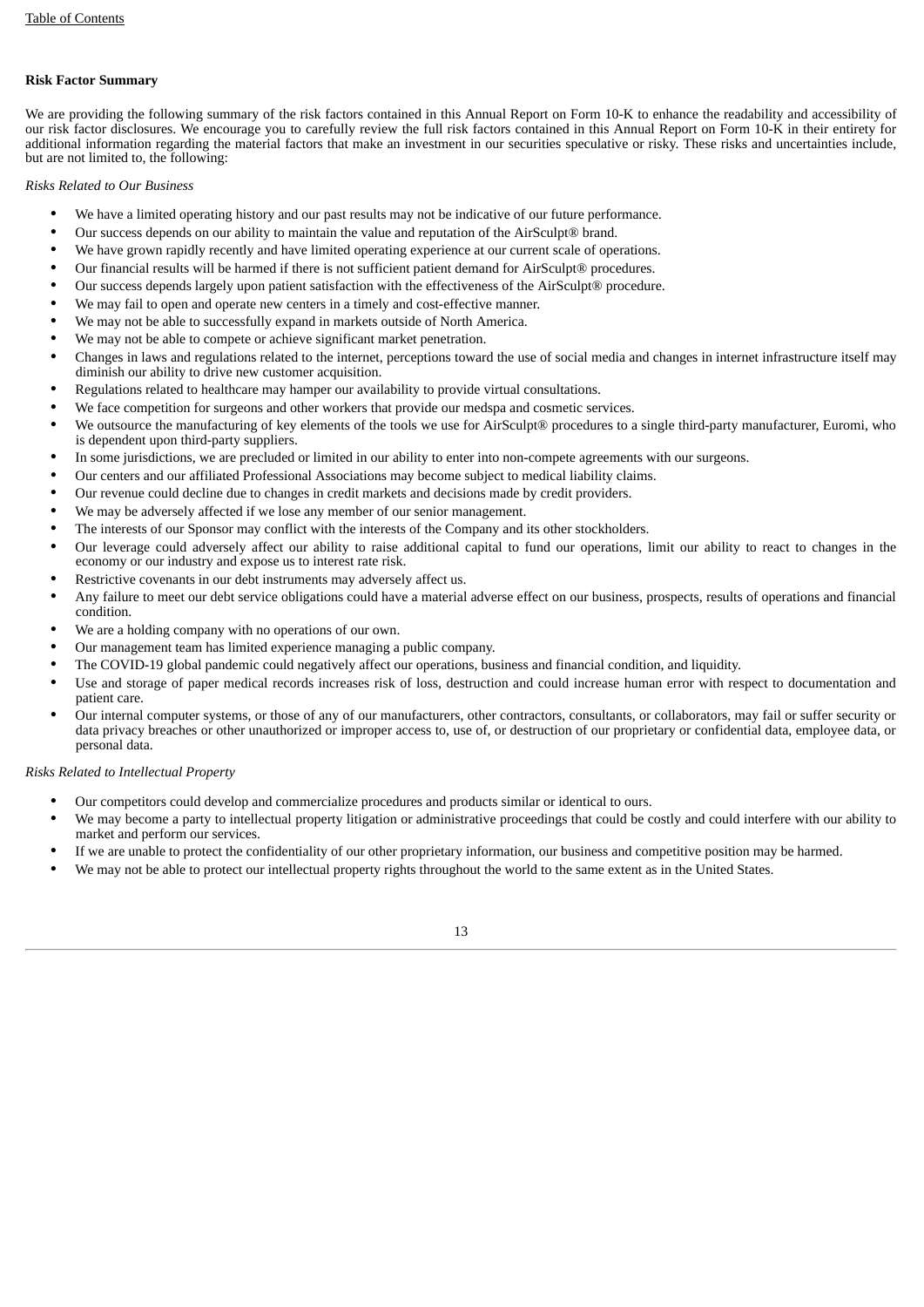**Risk Factor Summary**

We are providing the following summary of the risk factors contained in this Annual Report on Form 10-K to enhance the readability and accessibility of our risk factor disclosures. We encourage you to carefully review the full risk factors contained in this Annual Report on Form 10-K in their entirety for additional information regarding the material factors that make an investment in our securities speculative or risky. These risks and uncertainties include, but are not limited to, the following:

*Risks Related to Our Business*

- We have a limited operating history and our past results may not be indicative of our future performance.
- Our success depends on our ability to maintain the value and reputation of the AirSculpt® brand.
- We have grown rapidly recently and have limited operating experience at our current scale of operations.
- Our financial results will be harmed if there is not sufficient patient demand for AirSculpt® procedures.
- Our success depends largely upon patient satisfaction with the effectiveness of the AirSculpt® procedure.
- We may fail to open and operate new centers in a timely and cost-effective manner.
- We may not be able to successfully expand in markets outside of North America.
- We may not be able to compete or achieve significant market penetration.
- Changes in laws and regulations related to the internet, perceptions toward the use of social media and changes in internet infrastructure itself may diminish our ability to drive new customer acquisition.
- Regulations related to healthcare may hamper our availability to provide virtual consultations.
- We face competition for surgeons and other workers that provide our medspa and cosmetic services.
- We outsource the manufacturing of key elements of the tools we use for AirSculpt® procedures to a single third-party manufacturer, Euromi, who is dependent upon third-party suppliers.
- In some jurisdictions, we are precluded or limited in our ability to enter into non-compete agreements with our surgeons.
- Our centers and our affiliated Professional Associations may become subject to medical liability claims.
- Our revenue could decline due to changes in credit markets and decisions made by credit providers.
- We may be adversely affected if we lose any member of our senior management.
- The interests of our Sponsor may conflict with the interests of the Company and its other stockholders.
- Our leverage could adversely affect our ability to raise additional capital to fund our operations, limit our ability to react to changes in the economy or our industry and expose us to interest rate risk.
- Restrictive covenants in our debt instruments may adversely affect us.
- Any failure to meet our debt service obligations could have a material adverse effect on our business, prospects, results of operations and financial condition.
- We are a holding company with no operations of our own.
- Our management team has limited experience managing a public company.
- The COVID-19 global pandemic could negatively affect our operations, business and financial condition, and liquidity.
- Use and storage of paper medical records increases risk of loss, destruction and could increase human error with respect to documentation and patient care.
- Our internal computer systems, or those of any of our manufacturers, other contractors, consultants, or collaborators, may fail or suffer security or data privacy breaches or other unauthorized or improper access to, use of, or destruction of our proprietary or confidential data, employee data, or personal data.

*Risks Related to Intellectual Property*

- Our competitors could develop and commercialize procedures and products similar or identical to ours.
- We may become a party to intellectual property litigation or administrative proceedings that could be costly and could interfere with our ability to market and perform our services.
- If we are unable to protect the confidentiality of our other proprietary information, our business and competitive position may be harmed.
- We may not be able to protect our intellectual property rights throughout the world to the same extent as in the United States.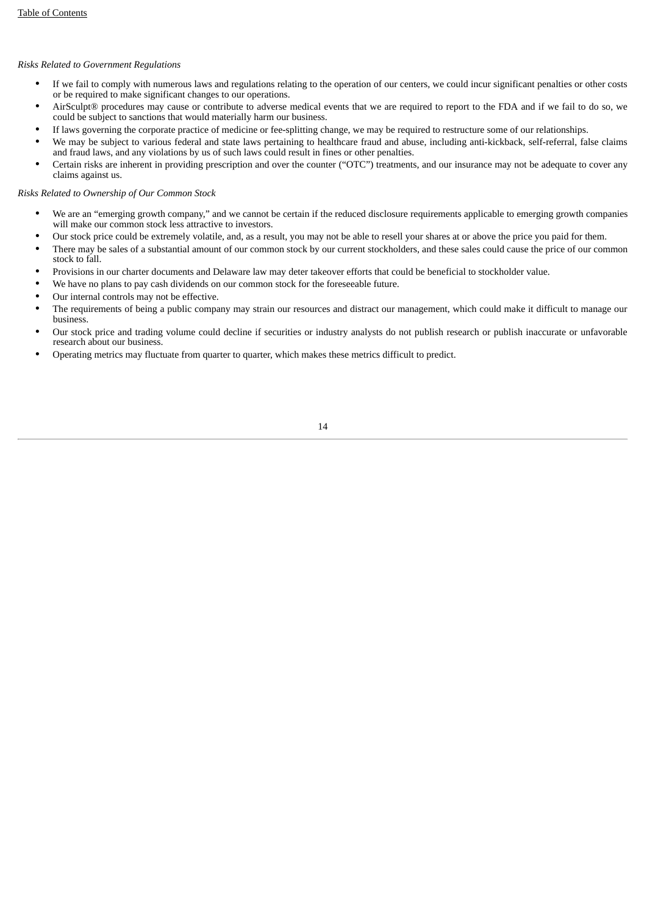*Risks Related to Government Regulations*

- If we fail to comply with numerous laws and regulations relating to the operation of our centers, we could incur significant penalties or other costs or be required to make significant changes to our operations.
- AirSculpt® procedures may cause or contribute to adverse medical events that we are required to report to the FDA and if we fail to do so, we could be subject to sanctions that would materially harm our business.
- If laws governing the corporate practice of medicine or fee-splitting change, we may be required to restructure some of our relationships.
- We may be subject to various federal and state laws pertaining to healthcare fraud and abuse, including anti-kickback, self-referral, false claims and fraud laws, and any violations by us of such laws could result in fines or other penalties.
- Certain risks are inherent in providing prescription and over the counter ("OTC") treatments, and our insurance may not be adequate to cover any claims against us.

*Risks Related to Ownership of Our Common Stock*

- We are an "emerging growth company," and we cannot be certain if the reduced disclosure requirements applicable to emerging growth companies will make our common stock less attractive to investors.
- Our stock price could be extremely volatile, and, as a result, you may not be able to resell your shares at or above the price you paid for them.
- There may be sales of a substantial amount of our common stock by our current stockholders, and these sales could cause the price of our common stock to fall.
- Provisions in our charter documents and Delaware law may deter takeover efforts that could be beneficial to stockholder value.
- We have no plans to pay cash dividends on our common stock for the foreseeable future.
- Our internal controls may not be effective.
- The requirements of being a public company may strain our resources and distract our management, which could make it difficult to manage our business.
- Our stock price and trading volume could decline if securities or industry analysts do not publish research or publish inaccurate or unfavorable research about our business.
- Operating metrics may fluctuate from quarter to quarter, which makes these metrics difficult to predict.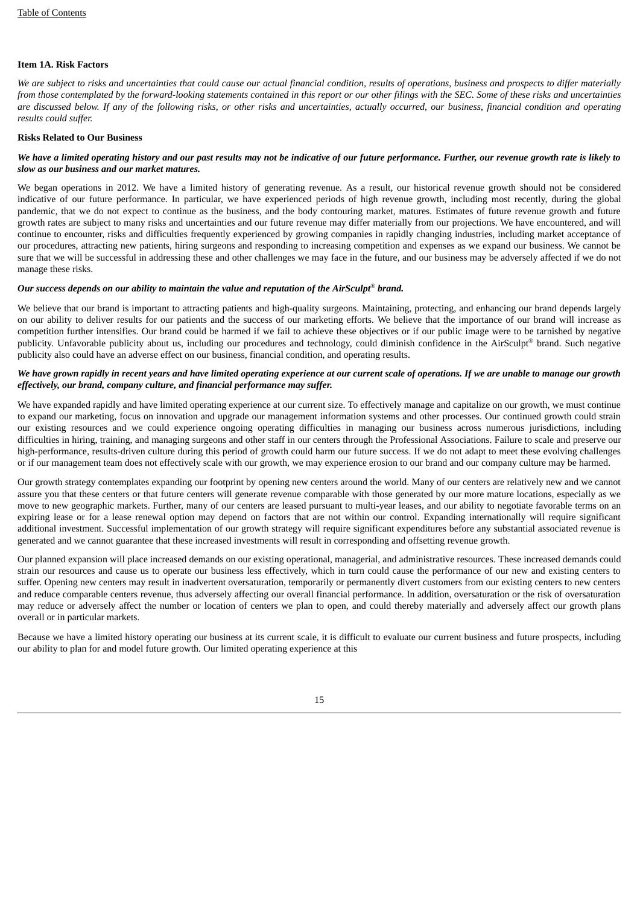## Item 1A. Risk Factors

*We are subject to risks and uncertainties that could cause our actual financial condition, results of operations, business and prospects to differ materially from those contemplated by the forward-looking statements contained in this report or our other filings with the SEC. Some of these risks and uncertainties are discussed below. If any of the following risks, or other risks and uncertainties, actually occurred, our business, financial condition and operating results could suffer.*

### Risks Related to Our Business

***We have a limited operating history and our past results may not be indicative of our future performance. Further, our revenue growth rate is likely to slow as our business and our market matures.***

We began operations in 2012. We have a limited history of generating revenue. As a result, our historical revenue growth should not be considered indicative of our future performance. In particular, we have experienced periods of high revenue growth, including most recently, during the global pandemic, that we do not expect to continue as the business, and the body contouring market, matures. Estimates of future revenue growth and future growth rates are subject to many risks and uncertainties and our future revenue may differ materially from our projections. We have encountered, and will continue to encounter, risks and difficulties frequently experienced by growing companies in rapidly changing industries, including market acceptance of our procedures, attracting new patients, hiring surgeons and responding to increasing competition and expenses as we expand our business. We cannot be sure that we will be successful in addressing these and other challenges we may face in the future, and our business may be adversely affected if we do not manage these risks.

***Our success depends on our ability to maintain the value and reputation of the AirSculpt® brand.***

We believe that our brand is important to attracting patients and high-quality surgeons. Maintaining, protecting, and enhancing our brand depends largely on our ability to deliver results for our patients and the success of our marketing efforts. We believe that the importance of our brand will increase as competition further intensifies. Our brand could be harmed if we fail to achieve these objectives or if our public image were to be tarnished by negative publicity. Unfavorable publicity about us, including our procedures and technology, could diminish confidence in the AirSculpt® brand. Such negative publicity also could have an adverse effect on our business, financial condition, and operating results.

***We have grown rapidly in recent years and have limited operating experience at our current scale of operations. If we are unable to manage our growth effectively, our brand, company culture, and financial performance may suffer.***

We have expanded rapidly and have limited operating experience at our current size. To effectively manage and capitalize on our growth, we must continue to expand our marketing, focus on innovation and upgrade our management information systems and other processes. Our continued growth could strain our existing resources and we could experience ongoing operating difficulties in managing our business across numerous jurisdictions, including difficulties in hiring, training, and managing surgeons and other staff in our centers through the Professional Associations. Failure to scale and preserve our high-performance, results-driven culture during this period of growth could harm our future success. If we do not adapt to meet these evolving challenges or if our management team does not effectively scale with our growth, we may experience erosion to our brand and our company culture may be harmed.

Our growth strategy contemplates expanding our footprint by opening new centers around the world. Many of our centers are relatively new and we cannot assure you that these centers or that future centers will generate revenue comparable with those generated by our more mature locations, especially as we move to new geographic markets. Further, many of our centers are leased pursuant to multi-year leases, and our ability to negotiate favorable terms on an expiring lease or for a lease renewal option may depend on factors that are not within our control. Expanding internationally will require significant additional investment. Successful implementation of our growth strategy will require significant expenditures before any substantial associated revenue is generated and we cannot guarantee that these increased investments will result in corresponding and offsetting revenue growth.

Our planned expansion will place increased demands on our existing operational, managerial, and administrative resources. These increased demands could strain our resources and cause us to operate our business less effectively, which in turn could cause the performance of our new and existing centers to suffer. Opening new centers may result in inadvertent oversaturation, temporarily or permanently divert customers from our existing centers to new centers and reduce comparable centers revenue, thus adversely affecting our overall financial performance. In addition, oversaturation or the risk of oversaturation may reduce or adversely affect the number or location of centers we plan to open, and could thereby materially and adversely affect our growth plans overall or in particular markets.

Because we have a limited history operating our business at its current scale, it is difficult to evaluate our current business and future prospects, including our ability to plan for and model future growth. Our limited operating experience at this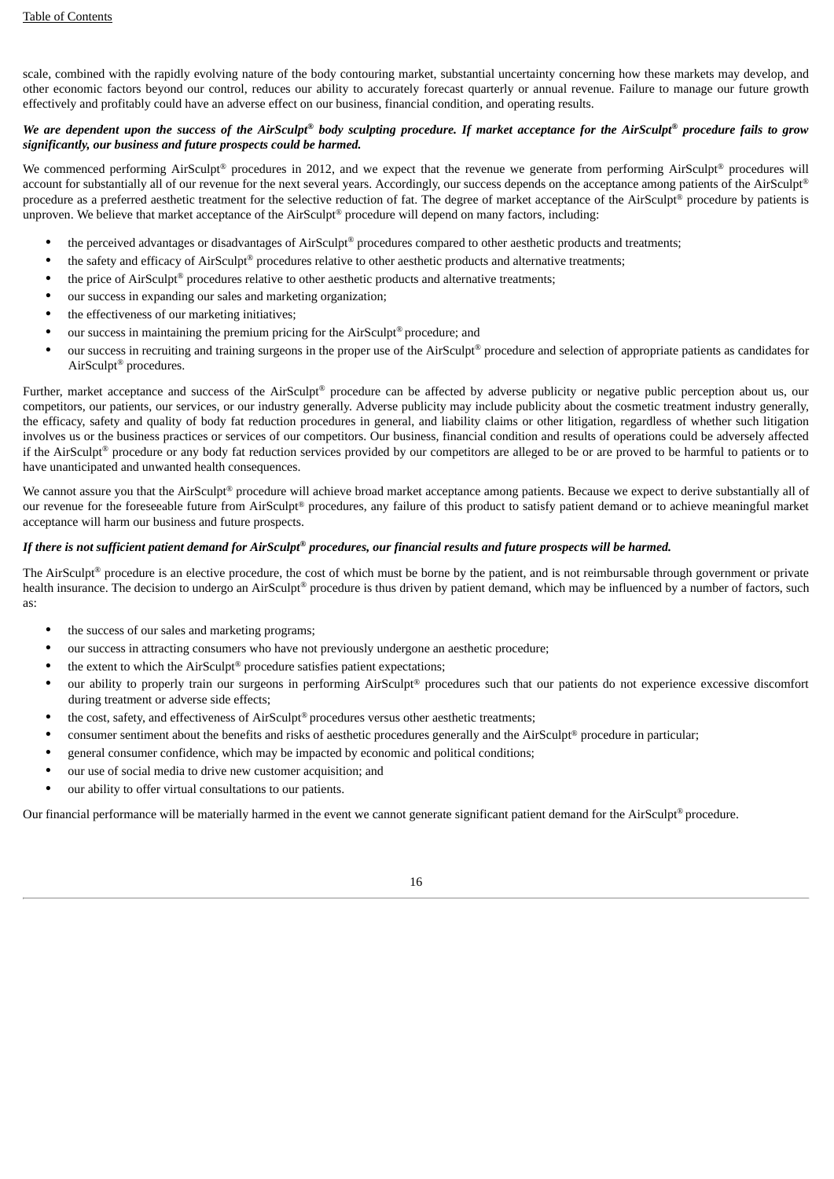scale, combined with the rapidly evolving nature of the body contouring market, substantial uncertainty concerning how these markets may develop, and other economic factors beyond our control, reduces our ability to accurately forecast quarterly or annual revenue. Failure to manage our future growth effectively and profitably could have an adverse effect on our business, financial condition, and operating results.

***We are dependent upon the success of the AirSculpt® body sculpting procedure. If market acceptance for the AirSculpt® procedure fails to grow significantly, our business and future prospects could be harmed.***

We commenced performing AirSculpt® procedures in 2012, and we expect that the revenue we generate from performing AirSculpt® procedures will account for substantially all of our revenue for the next several years. Accordingly, our success depends on the acceptance among patients of the AirSculpt® procedure as a preferred aesthetic treatment for the selective reduction of fat. The degree of market acceptance of the AirSculpt® procedure by patients is unproven. We believe that market acceptance of the AirSculpt® procedure will depend on many factors, including:

- the perceived advantages or disadvantages of AirSculpt® procedures compared to other aesthetic products and treatments;
- the safety and efficacy of AirSculpt® procedures relative to other aesthetic products and alternative treatments;
- the price of AirSculpt® procedures relative to other aesthetic products and alternative treatments;
- our success in expanding our sales and marketing organization;
- the effectiveness of our marketing initiatives;
- our success in maintaining the premium pricing for the AirSculpt® procedure; and
- our success in recruiting and training surgeons in the proper use of the AirSculpt® procedure and selection of appropriate patients as candidates for AirSculpt® procedures.

Further, market acceptance and success of the AirSculpt® procedure can be affected by adverse publicity or negative public perception about us, our competitors, our patients, our services, or our industry generally. Adverse publicity may include publicity about the cosmetic treatment industry generally, the efficacy, safety and quality of body fat reduction procedures in general, and liability claims or other litigation, regardless of whether such litigation involves us or the business practices or services of our competitors. Our business, financial condition and results of operations could be adversely affected if the AirSculpt® procedure or any body fat reduction services provided by our competitors are alleged to be or are proved to be harmful to patients or to have unanticipated and unwanted health consequences.

We cannot assure you that the AirSculpt® procedure will achieve broad market acceptance among patients. Because we expect to derive substantially all of our revenue for the foreseeable future from AirSculpt® procedures, any failure of this product to satisfy patient demand or to achieve meaningful market acceptance will harm our business and future prospects.

***If there is not sufficient patient demand for AirSculpt® procedures, our financial results and future prospects will be harmed.***

The AirSculpt® procedure is an elective procedure, the cost of which must be borne by the patient, and is not reimbursable through government or private health insurance. The decision to undergo an AirSculpt® procedure is thus driven by patient demand, which may be influenced by a number of factors, such as:

- the success of our sales and marketing programs;
- our success in attracting consumers who have not previously undergone an aesthetic procedure;
- the extent to which the AirSculpt® procedure satisfies patient expectations;
- our ability to properly train our surgeons in performing AirSculpt® procedures such that our patients do not experience excessive discomfort during treatment or adverse side effects;
- the cost, safety, and effectiveness of AirSculpt® procedures versus other aesthetic treatments;
- consumer sentiment about the benefits and risks of aesthetic procedures generally and the AirSculpt® procedure in particular;
- general consumer confidence, which may be impacted by economic and political conditions;
- our use of social media to drive new customer acquisition; and
- our ability to offer virtual consultations to our patients.

Our financial performance will be materially harmed in the event we cannot generate significant patient demand for the AirSculpt® procedure.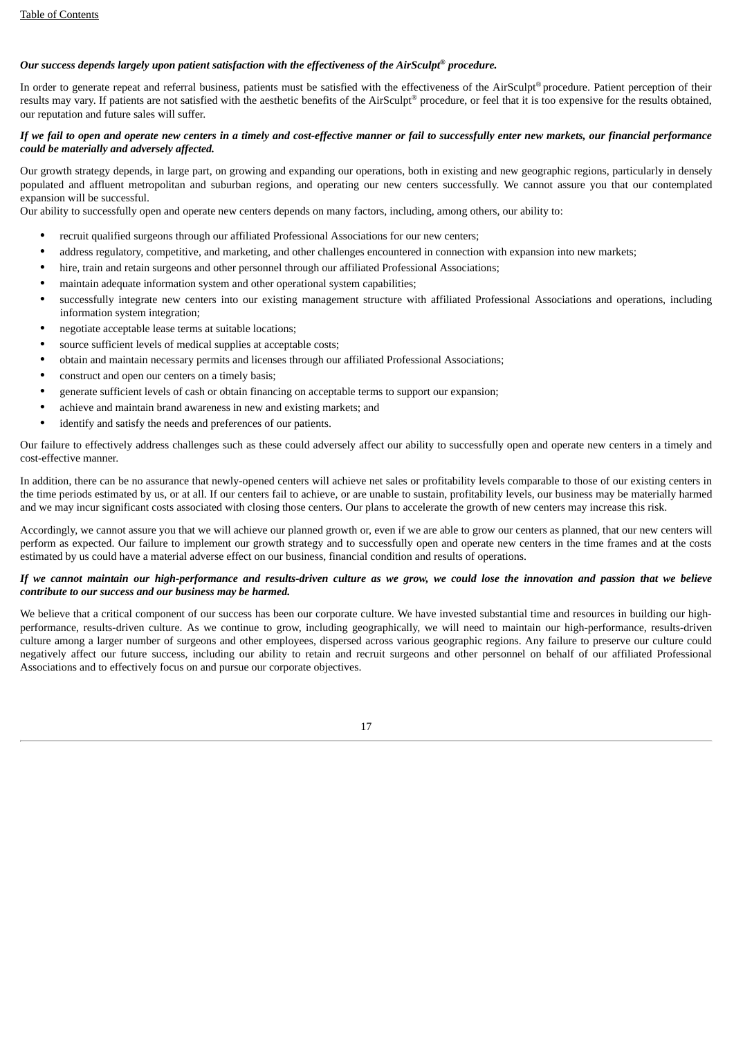***Our success depends largely upon patient satisfaction with the effectiveness of the AirSculpt® procedure.***

In order to generate repeat and referral business, patients must be satisfied with the effectiveness of the AirSculpt® procedure. Patient perception of their results may vary. If patients are not satisfied with the aesthetic benefits of the AirSculpt® procedure, or feel that it is too expensive for the results obtained, our reputation and future sales will suffer.

***If we fail to open and operate new centers in a timely and cost-effective manner or fail to successfully enter new markets, our financial performance could be materially and adversely affected.***

Our growth strategy depends, in large part, on growing and expanding our operations, both in existing and new geographic regions, particularly in densely populated and affluent metropolitan and suburban regions, and operating our new centers successfully. We cannot assure you that our contemplated expansion will be successful.
Our ability to successfully open and operate new centers depends on many factors, including, among others, our ability to:

- recruit qualified surgeons through our affiliated Professional Associations for our new centers;
- address regulatory, competitive, and marketing, and other challenges encountered in connection with expansion into new markets;
- hire, train and retain surgeons and other personnel through our affiliated Professional Associations;
- maintain adequate information system and other operational system capabilities;
- successfully integrate new centers into our existing management structure with affiliated Professional Associations and operations, including information system integration;
- negotiate acceptable lease terms at suitable locations;
- source sufficient levels of medical supplies at acceptable costs;
- obtain and maintain necessary permits and licenses through our affiliated Professional Associations;
- construct and open our centers on a timely basis;
- generate sufficient levels of cash or obtain financing on acceptable terms to support our expansion;
- achieve and maintain brand awareness in new and existing markets; and
- identify and satisfy the needs and preferences of our patients.

Our failure to effectively address challenges such as these could adversely affect our ability to successfully open and operate new centers in a timely and cost-effective manner.

In addition, there can be no assurance that newly-opened centers will achieve net sales or profitability levels comparable to those of our existing centers in the time periods estimated by us, or at all. If our centers fail to achieve, or are unable to sustain, profitability levels, our business may be materially harmed and we may incur significant costs associated with closing those centers. Our plans to accelerate the growth of new centers may increase this risk.

Accordingly, we cannot assure you that we will achieve our planned growth or, even if we are able to grow our centers as planned, that our new centers will perform as expected. Our failure to implement our growth strategy and to successfully open and operate new centers in the time frames and at the costs estimated by us could have a material adverse effect on our business, financial condition and results of operations.

***If we cannot maintain our high-performance and results-driven culture as we grow, we could lose the innovation and passion that we believe contribute to our success and our business may be harmed.***

We believe that a critical component of our success has been our corporate culture. We have invested substantial time and resources in building our high-performance, results-driven culture. As we continue to grow, including geographically, we will need to maintain our high-performance, results-driven culture among a larger number of surgeons and other employees, dispersed across various geographic regions. Any failure to preserve our culture could negatively affect our future success, including our ability to retain and recruit surgeons and other personnel on behalf of our affiliated Professional Associations and to effectively focus on and pursue our corporate objectives.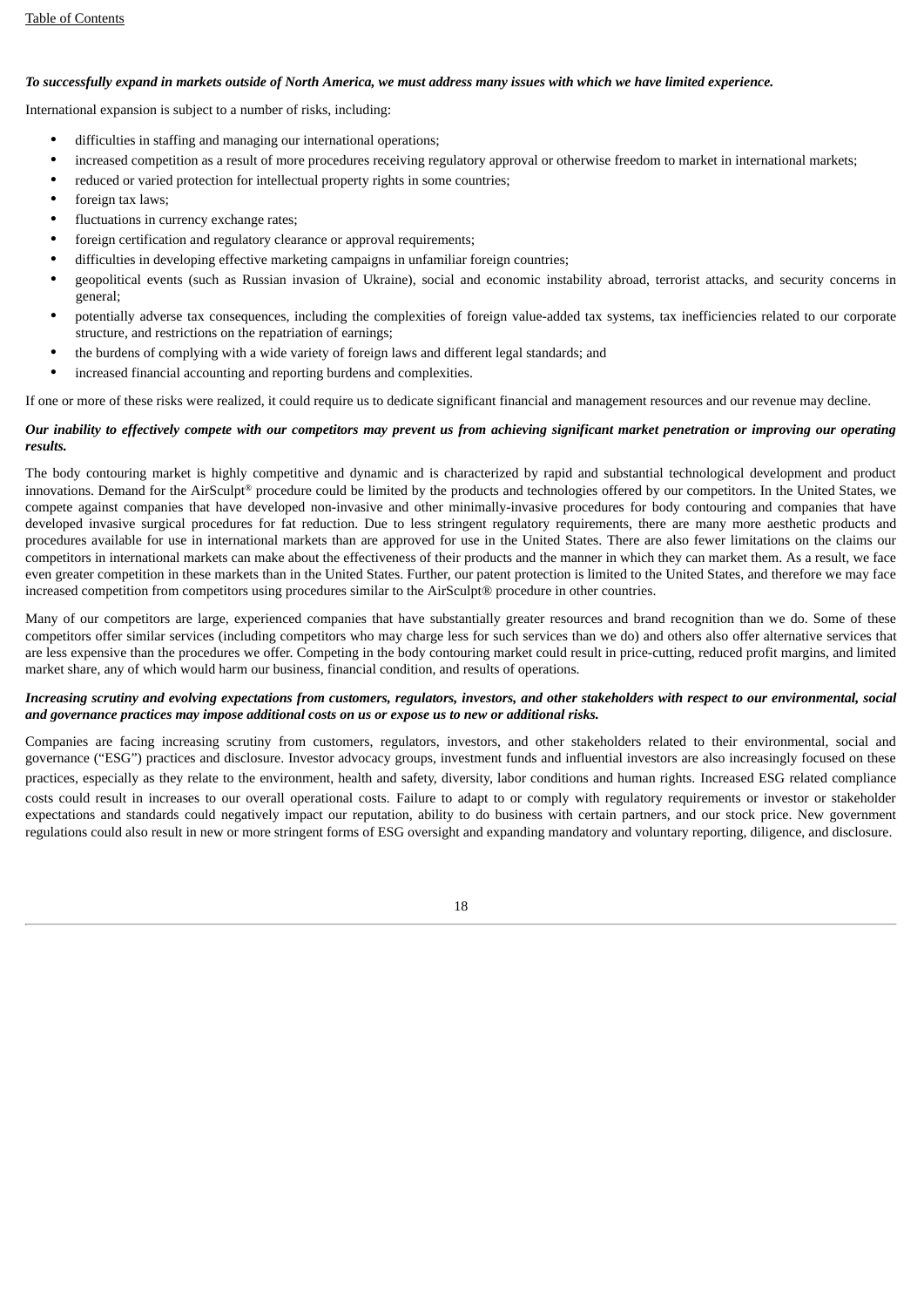***To successfully expand in markets outside of North America, we must address many issues with which we have limited experience.***

International expansion is subject to a number of risks, including:

- difficulties in staffing and managing our international operations;
- increased competition as a result of more procedures receiving regulatory approval or otherwise freedom to market in international markets;
- reduced or varied protection for intellectual property rights in some countries;
- foreign tax laws;
- fluctuations in currency exchange rates;
- foreign certification and regulatory clearance or approval requirements;
- difficulties in developing effective marketing campaigns in unfamiliar foreign countries;
- geopolitical events (such as Russian invasion of Ukraine), social and economic instability abroad, terrorist attacks, and security concerns in general;
- potentially adverse tax consequences, including the complexities of foreign value-added tax systems, tax inefficiencies related to our corporate structure, and restrictions on the repatriation of earnings;
- the burdens of complying with a wide variety of foreign laws and different legal standards; and
- increased financial accounting and reporting burdens and complexities.

If one or more of these risks were realized, it could require us to dedicate significant financial and management resources and our revenue may decline.

***Our inability to effectively compete with our competitors may prevent us from achieving significant market penetration or improving our operating results.***

The body contouring market is highly competitive and dynamic and is characterized by rapid and substantial technological development and product innovations. Demand for the AirSculpt® procedure could be limited by the products and technologies offered by our competitors. In the United States, we compete against companies that have developed non-invasive and other minimally-invasive procedures for body contouring and companies that have developed invasive surgical procedures for fat reduction. Due to less stringent regulatory requirements, there are many more aesthetic products and procedures available for use in international markets than are approved for use in the United States. There are also fewer limitations on the claims our competitors in international markets can make about the effectiveness of their products and the manner in which they can market them. As a result, we face even greater competition in these markets than in the United States. Further, our patent protection is limited to the United States, and therefore we may face increased competition from competitors using procedures similar to the AirSculpt® procedure in other countries.

Many of our competitors are large, experienced companies that have substantially greater resources and brand recognition than we do. Some of these competitors offer similar services (including competitors who may charge less for such services than we do) and others also offer alternative services that are less expensive than the procedures we offer. Competing in the body contouring market could result in price-cutting, reduced profit margins, and limited market share, any of which would harm our business, financial condition, and results of operations.

***Increasing scrutiny and evolving expectations from customers, regulators, investors, and other stakeholders with respect to our environmental, social and governance practices may impose additional costs on us or expose us to new or additional risks.***

Companies are facing increasing scrutiny from customers, regulators, investors, and other stakeholders related to their environmental, social and governance ("ESG") practices and disclosure. Investor advocacy groups, investment funds and influential investors are also increasingly focused on these practices, especially as they relate to the environment, health and safety, diversity, labor conditions and human rights. Increased ESG related compliance costs could result in increases to our overall operational costs. Failure to adapt to or comply with regulatory requirements or investor or stakeholder expectations and standards could negatively impact our reputation, ability to do business with certain partners, and our stock price. New government regulations could also result in new or more stringent forms of ESG oversight and expanding mandatory and voluntary reporting, diligence, and disclosure.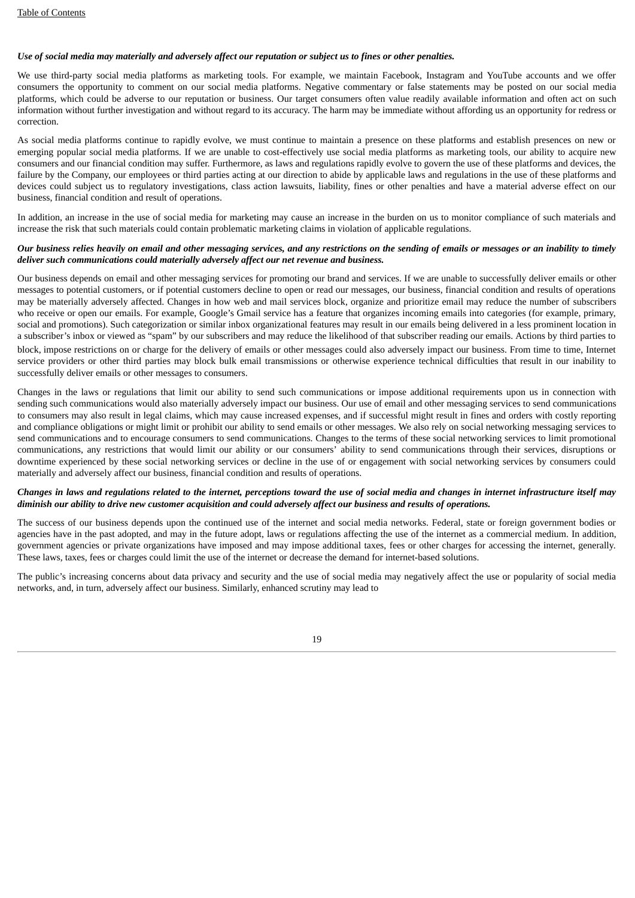***Use of social media may materially and adversely affect our reputation or subject us to fines or other penalties.***

We use third-party social media platforms as marketing tools. For example, we maintain Facebook, Instagram and YouTube accounts and we offer consumers the opportunity to comment on our social media platforms. Negative commentary or false statements may be posted on our social media platforms, which could be adverse to our reputation or business. Our target consumers often value readily available information and often act on such information without further investigation and without regard to its accuracy. The harm may be immediate without affording us an opportunity for redress or correction.

As social media platforms continue to rapidly evolve, we must continue to maintain a presence on these platforms and establish presences on new or emerging popular social media platforms. If we are unable to cost-effectively use social media platforms as marketing tools, our ability to acquire new consumers and our financial condition may suffer. Furthermore, as laws and regulations rapidly evolve to govern the use of these platforms and devices, the failure by the Company, our employees or third parties acting at our direction to abide by applicable laws and regulations in the use of these platforms and devices could subject us to regulatory investigations, class action lawsuits, liability, fines or other penalties and have a material adverse effect on our business, financial condition and result of operations.

In addition, an increase in the use of social media for marketing may cause an increase in the burden on us to monitor compliance of such materials and increase the risk that such materials could contain problematic marketing claims in violation of applicable regulations.

***Our business relies heavily on email and other messaging services, and any restrictions on the sending of emails or messages or an inability to timely deliver such communications could materially adversely affect our net revenue and business.***

Our business depends on email and other messaging services for promoting our brand and services. If we are unable to successfully deliver emails or other messages to potential customers, or if potential customers decline to open or read our messages, our business, financial condition and results of operations may be materially adversely affected. Changes in how web and mail services block, organize and prioritize email may reduce the number of subscribers who receive or open our emails. For example, Google's Gmail service has a feature that organizes incoming emails into categories (for example, primary, social and promotions). Such categorization or similar inbox organizational features may result in our emails being delivered in a less prominent location in a subscriber's inbox or viewed as "spam" by our subscribers and may reduce the likelihood of that subscriber reading our emails. Actions by third parties to block, impose restrictions on or charge for the delivery of emails or other messages could also adversely impact our business. From time to time, Internet service providers or other third parties may block bulk email transmissions or otherwise experience technical difficulties that result in our inability to successfully deliver emails or other messages to consumers.

Changes in the laws or regulations that limit our ability to send such communications or impose additional requirements upon us in connection with sending such communications would also materially adversely impact our business. Our use of email and other messaging services to send communications to consumers may also result in legal claims, which may cause increased expenses, and if successful might result in fines and orders with costly reporting and compliance obligations or might limit or prohibit our ability to send emails or other messages. We also rely on social networking messaging services to send communications and to encourage consumers to send communications. Changes to the terms of these social networking services to limit promotional communications, any restrictions that would limit our ability or our consumers' ability to send communications through their services, disruptions or downtime experienced by these social networking services or decline in the use of or engagement with social networking services by consumers could materially and adversely affect our business, financial condition and results of operations.

***Changes in laws and regulations related to the internet, perceptions toward the use of social media and changes in internet infrastructure itself may diminish our ability to drive new customer acquisition and could adversely affect our business and results of operations.***

The success of our business depends upon the continued use of the internet and social media networks. Federal, state or foreign government bodies or agencies have in the past adopted, and may in the future adopt, laws or regulations affecting the use of the internet as a commercial medium. In addition, government agencies or private organizations have imposed and may impose additional taxes, fees or other charges for accessing the internet, generally. These laws, taxes, fees or charges could limit the use of the internet or decrease the demand for internet-based solutions.

The public's increasing concerns about data privacy and security and the use of social media may negatively affect the use or popularity of social media networks, and, in turn, adversely affect our business. Similarly, enhanced scrutiny may lead to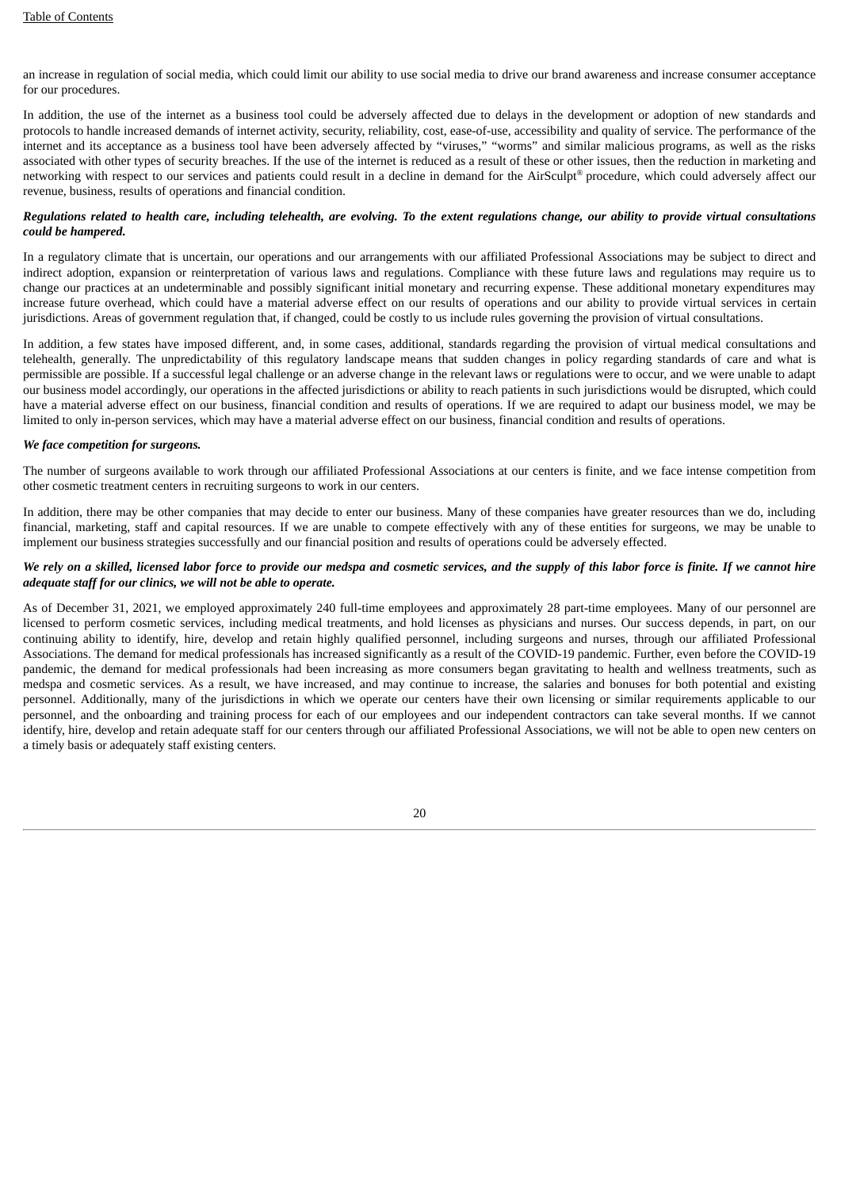an increase in regulation of social media, which could limit our ability to use social media to drive our brand awareness and increase consumer acceptance for our procedures.

In addition, the use of the internet as a business tool could be adversely affected due to delays in the development or adoption of new standards and protocols to handle increased demands of internet activity, security, reliability, cost, ease-of-use, accessibility and quality of service. The performance of the internet and its acceptance as a business tool have been adversely affected by "viruses," "worms" and similar malicious programs, as well as the risks associated with other types of security breaches. If the use of the internet is reduced as a result of these or other issues, then the reduction in marketing and networking with respect to our services and patients could result in a decline in demand for the AirSculpt® procedure, which could adversely affect our revenue, business, results of operations and financial condition.

***Regulations related to health care, including telehealth, are evolving. To the extent regulations change, our ability to provide virtual consultations could be hampered.***

In a regulatory climate that is uncertain, our operations and our arrangements with our affiliated Professional Associations may be subject to direct and indirect adoption, expansion or reinterpretation of various laws and regulations. Compliance with these future laws and regulations may require us to change our practices at an undeterminable and possibly significant initial monetary and recurring expense. These additional monetary expenditures may increase future overhead, which could have a material adverse effect on our results of operations and our ability to provide virtual services in certain jurisdictions. Areas of government regulation that, if changed, could be costly to us include rules governing the provision of virtual consultations.

In addition, a few states have imposed different, and, in some cases, additional, standards regarding the provision of virtual medical consultations and telehealth, generally. The unpredictability of this regulatory landscape means that sudden changes in policy regarding standards of care and what is permissible are possible. If a successful legal challenge or an adverse change in the relevant laws or regulations were to occur, and we were unable to adapt our business model accordingly, our operations in the affected jurisdictions or ability to reach patients in such jurisdictions would be disrupted, which could have a material adverse effect on our business, financial condition and results of operations. If we are required to adapt our business model, we may be limited to only in-person services, which may have a material adverse effect on our business, financial condition and results of operations.

***We face competition for surgeons.***

The number of surgeons available to work through our affiliated Professional Associations at our centers is finite, and we face intense competition from other cosmetic treatment centers in recruiting surgeons to work in our centers.

In addition, there may be other companies that may decide to enter our business. Many of these companies have greater resources than we do, including financial, marketing, staff and capital resources. If we are unable to compete effectively with any of these entities for surgeons, we may be unable to implement our business strategies successfully and our financial position and results of operations could be adversely effected.

***We rely on a skilled, licensed labor force to provide our medspa and cosmetic services, and the supply of this labor force is finite. If we cannot hire adequate staff for our clinics, we will not be able to operate.***

As of December 31, 2021, we employed approximately 240 full-time employees and approximately 28 part-time employees. Many of our personnel are licensed to perform cosmetic services, including medical treatments, and hold licenses as physicians and nurses. Our success depends, in part, on our continuing ability to identify, hire, develop and retain highly qualified personnel, including surgeons and nurses, through our affiliated Professional Associations. The demand for medical professionals has increased significantly as a result of the COVID-19 pandemic. Further, even before the COVID-19 pandemic, the demand for medical professionals had been increasing as more consumers began gravitating to health and wellness treatments, such as medspa and cosmetic services. As a result, we have increased, and may continue to increase, the salaries and bonuses for both potential and existing personnel. Additionally, many of the jurisdictions in which we operate our centers have their own licensing or similar requirements applicable to our personnel, and the onboarding and training process for each of our employees and our independent contractors can take several months. If we cannot identify, hire, develop and retain adequate staff for our centers through our affiliated Professional Associations, we will not be able to open new centers on a timely basis or adequately staff existing centers.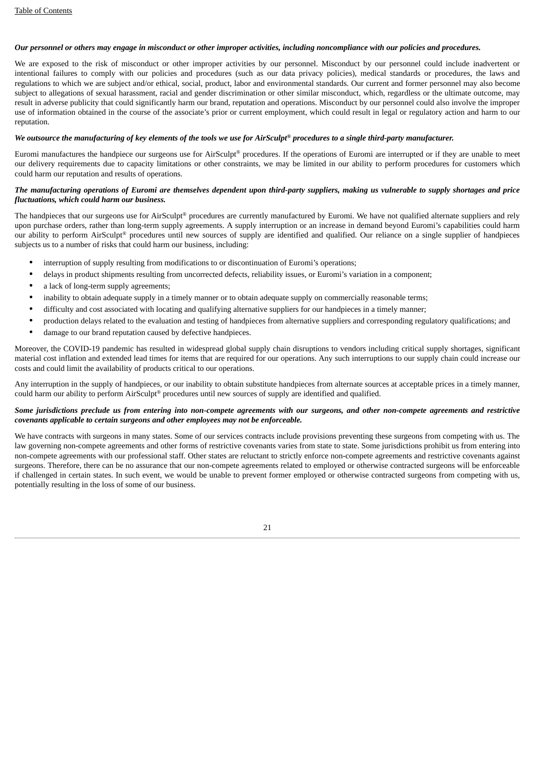***Our personnel or others may engage in misconduct or other improper activities, including noncompliance with our policies and procedures.***

We are exposed to the risk of misconduct or other improper activities by our personnel. Misconduct by our personnel could include inadvertent or intentional failures to comply with our policies and procedures (such as our data privacy policies), medical standards or procedures, the laws and regulations to which we are subject and/or ethical, social, product, labor and environmental standards. Our current and former personnel may also become subject to allegations of sexual harassment, racial and gender discrimination or other similar misconduct, which, regardless or the ultimate outcome, may result in adverse publicity that could significantly harm our brand, reputation and operations. Misconduct by our personnel could also involve the improper use of information obtained in the course of the associate's prior or current employment, which could result in legal or regulatory action and harm to our reputation.

***We outsource the manufacturing of key elements of the tools we use for AirSculpt® procedures to a single third-party manufacturer.***

Euromi manufactures the handpiece our surgeons use for AirSculpt® procedures. If the operations of Euromi are interrupted or if they are unable to meet our delivery requirements due to capacity limitations or other constraints, we may be limited in our ability to perform procedures for customers which could harm our reputation and results of operations.

***The manufacturing operations of Euromi are themselves dependent upon third-party suppliers, making us vulnerable to supply shortages and price fluctuations, which could harm our business.***

The handpieces that our surgeons use for AirSculpt® procedures are currently manufactured by Euromi. We have not qualified alternate suppliers and rely upon purchase orders, rather than long-term supply agreements. A supply interruption or an increase in demand beyond Euromi's capabilities could harm our ability to perform AirSculpt® procedures until new sources of supply are identified and qualified. Our reliance on a single supplier of handpieces subjects us to a number of risks that could harm our business, including:

- interruption of supply resulting from modifications to or discontinuation of Euromi's operations;
- delays in product shipments resulting from uncorrected defects, reliability issues, or Euromi's variation in a component;
- a lack of long-term supply agreements;
- inability to obtain adequate supply in a timely manner or to obtain adequate supply on commercially reasonable terms;
- difficulty and cost associated with locating and qualifying alternative suppliers for our handpieces in a timely manner;
- production delays related to the evaluation and testing of handpieces from alternative suppliers and corresponding regulatory qualifications; and
- damage to our brand reputation caused by defective handpieces.

Moreover, the COVID-19 pandemic has resulted in widespread global supply chain disruptions to vendors including critical supply shortages, significant material cost inflation and extended lead times for items that are required for our operations. Any such interruptions to our supply chain could increase our costs and could limit the availability of products critical to our operations.

Any interruption in the supply of handpieces, or our inability to obtain substitute handpieces from alternate sources at acceptable prices in a timely manner, could harm our ability to perform AirSculpt® procedures until new sources of supply are identified and qualified.

***Some jurisdictions preclude us from entering into non-compete agreements with our surgeons, and other non-compete agreements and restrictive covenants applicable to certain surgeons and other employees may not be enforceable.***

We have contracts with surgeons in many states. Some of our services contracts include provisions preventing these surgeons from competing with us. The law governing non-compete agreements and other forms of restrictive covenants varies from state to state. Some jurisdictions prohibit us from entering into non-compete agreements with our professional staff. Other states are reluctant to strictly enforce non-compete agreements and restrictive covenants against surgeons. Therefore, there can be no assurance that our non-compete agreements related to employed or otherwise contracted surgeons will be enforceable if challenged in certain states. In such event, we would be unable to prevent former employed or otherwise contracted surgeons from competing with us, potentially resulting in the loss of some of our business.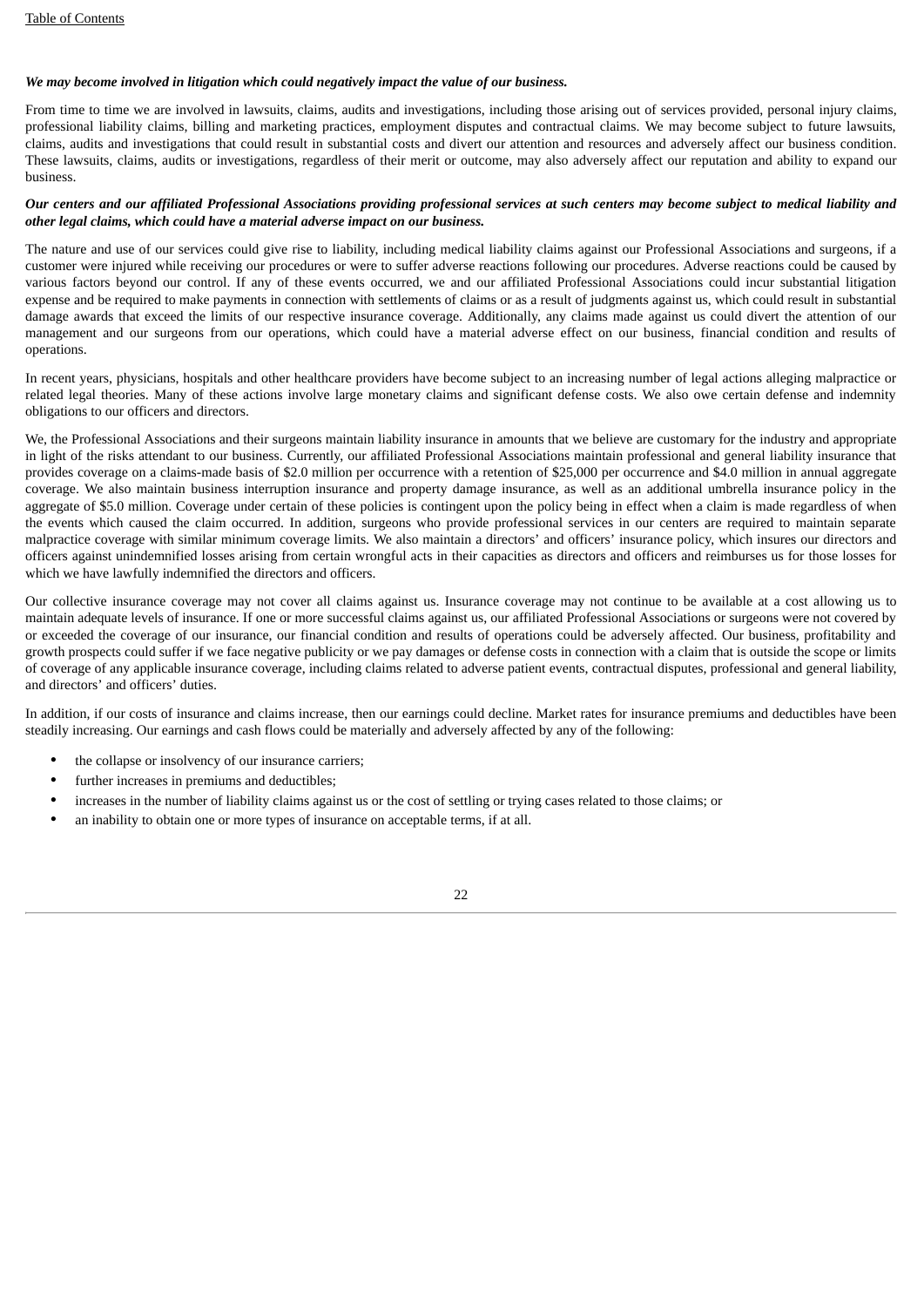***We may become involved in litigation which could negatively impact the value of our business.***

From time to time we are involved in lawsuits, claims, audits and investigations, including those arising out of services provided, personal injury claims, professional liability claims, billing and marketing practices, employment disputes and contractual claims. We may become subject to future lawsuits, claims, audits and investigations that could result in substantial costs and divert our attention and resources and adversely affect our business condition. These lawsuits, claims, audits or investigations, regardless of their merit or outcome, may also adversely affect our reputation and ability to expand our business.

***Our centers and our affiliated Professional Associations providing professional services at such centers may become subject to medical liability and other legal claims, which could have a material adverse impact on our business.***

The nature and use of our services could give rise to liability, including medical liability claims against our Professional Associations and surgeons, if a customer were injured while receiving our procedures or were to suffer adverse reactions following our procedures. Adverse reactions could be caused by various factors beyond our control. If any of these events occurred, we and our affiliated Professional Associations could incur substantial litigation expense and be required to make payments in connection with settlements of claims or as a result of judgments against us, which could result in substantial damage awards that exceed the limits of our respective insurance coverage. Additionally, any claims made against us could divert the attention of our management and our surgeons from our operations, which could have a material adverse effect on our business, financial condition and results of operations.

In recent years, physicians, hospitals and other healthcare providers have become subject to an increasing number of legal actions alleging malpractice or related legal theories. Many of these actions involve large monetary claims and significant defense costs. We also owe certain defense and indemnity obligations to our officers and directors.

We, the Professional Associations and their surgeons maintain liability insurance in amounts that we believe are customary for the industry and appropriate in light of the risks attendant to our business. Currently, our affiliated Professional Associations maintain professional and general liability insurance that provides coverage on a claims-made basis of $2.0 million per occurrence with a retention of $25,000 per occurrence and $4.0 million in annual aggregate coverage. We also maintain business interruption insurance and property damage insurance, as well as an additional umbrella insurance policy in the aggregate of $5.0 million. Coverage under certain of these policies is contingent upon the policy being in effect when a claim is made regardless of when the events which caused the claim occurred. In addition, surgeons who provide professional services in our centers are required to maintain separate malpractice coverage with similar minimum coverage limits. We also maintain a directors' and officers' insurance policy, which insures our directors and officers against unindemnified losses arising from certain wrongful acts in their capacities as directors and officers and reimburses us for those losses for which we have lawfully indemnified the directors and officers.

Our collective insurance coverage may not cover all claims against us. Insurance coverage may not continue to be available at a cost allowing us to maintain adequate levels of insurance. If one or more successful claims against us, our affiliated Professional Associations or surgeons were not covered by or exceeded the coverage of our insurance, our financial condition and results of operations could be adversely affected. Our business, profitability and growth prospects could suffer if we face negative publicity or we pay damages or defense costs in connection with a claim that is outside the scope or limits of coverage of any applicable insurance coverage, including claims related to adverse patient events, contractual disputes, professional and general liability, and directors' and officers' duties.

In addition, if our costs of insurance and claims increase, then our earnings could decline. Market rates for insurance premiums and deductibles have been steadily increasing. Our earnings and cash flows could be materially and adversely affected by any of the following:

- the collapse or insolvency of our insurance carriers;
- further increases in premiums and deductibles;
- increases in the number of liability claims against us or the cost of settling or trying cases related to those claims; or
- an inability to obtain one or more types of insurance on acceptable terms, if at all.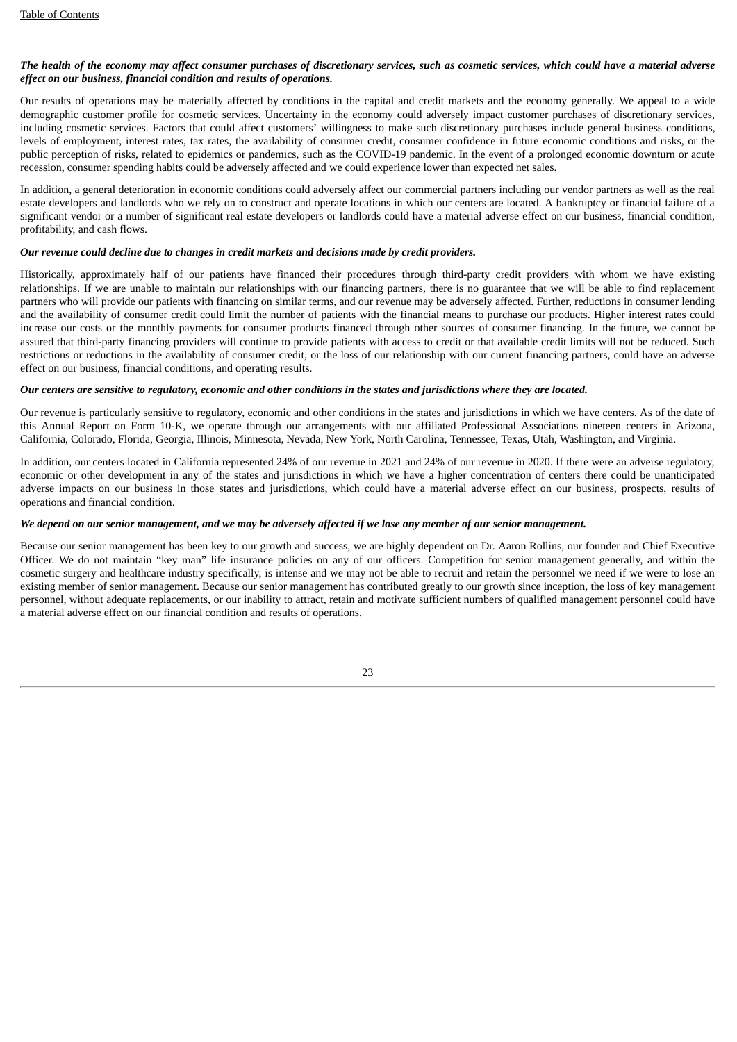***The health of the economy may affect consumer purchases of discretionary services, such as cosmetic services, which could have a material adverse effect on our business, financial condition and results of operations.***

Our results of operations may be materially affected by conditions in the capital and credit markets and the economy generally. We appeal to a wide demographic customer profile for cosmetic services. Uncertainty in the economy could adversely impact customer purchases of discretionary services, including cosmetic services. Factors that could affect customers' willingness to make such discretionary purchases include general business conditions, levels of employment, interest rates, tax rates, the availability of consumer credit, consumer confidence in future economic conditions and risks, or the public perception of risks, related to epidemics or pandemics, such as the COVID-19 pandemic. In the event of a prolonged economic downturn or acute recession, consumer spending habits could be adversely affected and we could experience lower than expected net sales.

In addition, a general deterioration in economic conditions could adversely affect our commercial partners including our vendor partners as well as the real estate developers and landlords who we rely on to construct and operate locations in which our centers are located. A bankruptcy or financial failure of a significant vendor or a number of significant real estate developers or landlords could have a material adverse effect on our business, financial condition, profitability, and cash flows.

***Our revenue could decline due to changes in credit markets and decisions made by credit providers.***

Historically, approximately half of our patients have financed their procedures through third-party credit providers with whom we have existing relationships. If we are unable to maintain our relationships with our financing partners, there is no guarantee that we will be able to find replacement partners who will provide our patients with financing on similar terms, and our revenue may be adversely affected. Further, reductions in consumer lending and the availability of consumer credit could limit the number of patients with the financial means to purchase our products. Higher interest rates could increase our costs or the monthly payments for consumer products financed through other sources of consumer financing. In the future, we cannot be assured that third-party financing providers will continue to provide patients with access to credit or that available credit limits will not be reduced. Such restrictions or reductions in the availability of consumer credit, or the loss of our relationship with our current financing partners, could have an adverse effect on our business, financial conditions, and operating results.

***Our centers are sensitive to regulatory, economic and other conditions in the states and jurisdictions where they are located.***

Our revenue is particularly sensitive to regulatory, economic and other conditions in the states and jurisdictions in which we have centers. As of the date of this Annual Report on Form 10-K, we operate through our arrangements with our affiliated Professional Associations nineteen centers in Arizona, California, Colorado, Florida, Georgia, Illinois, Minnesota, Nevada, New York, North Carolina, Tennessee, Texas, Utah, Washington, and Virginia.

In addition, our centers located in California represented 24% of our revenue in 2021 and 24% of our revenue in 2020. If there were an adverse regulatory, economic or other development in any of the states and jurisdictions in which we have a higher concentration of centers there could be unanticipated adverse impacts on our business in those states and jurisdictions, which could have a material adverse effect on our business, prospects, results of operations and financial condition.

***We depend on our senior management, and we may be adversely affected if we lose any member of our senior management.***

Because our senior management has been key to our growth and success, we are highly dependent on Dr. Aaron Rollins, our founder and Chief Executive Officer. We do not maintain "key man" life insurance policies on any of our officers. Competition for senior management generally, and within the cosmetic surgery and healthcare industry specifically, is intense and we may not be able to recruit and retain the personnel we need if we were to lose an existing member of senior management. Because our senior management has contributed greatly to our growth since inception, the loss of key management personnel, without adequate replacements, or our inability to attract, retain and motivate sufficient numbers of qualified management personnel could have a material adverse effect on our financial condition and results of operations.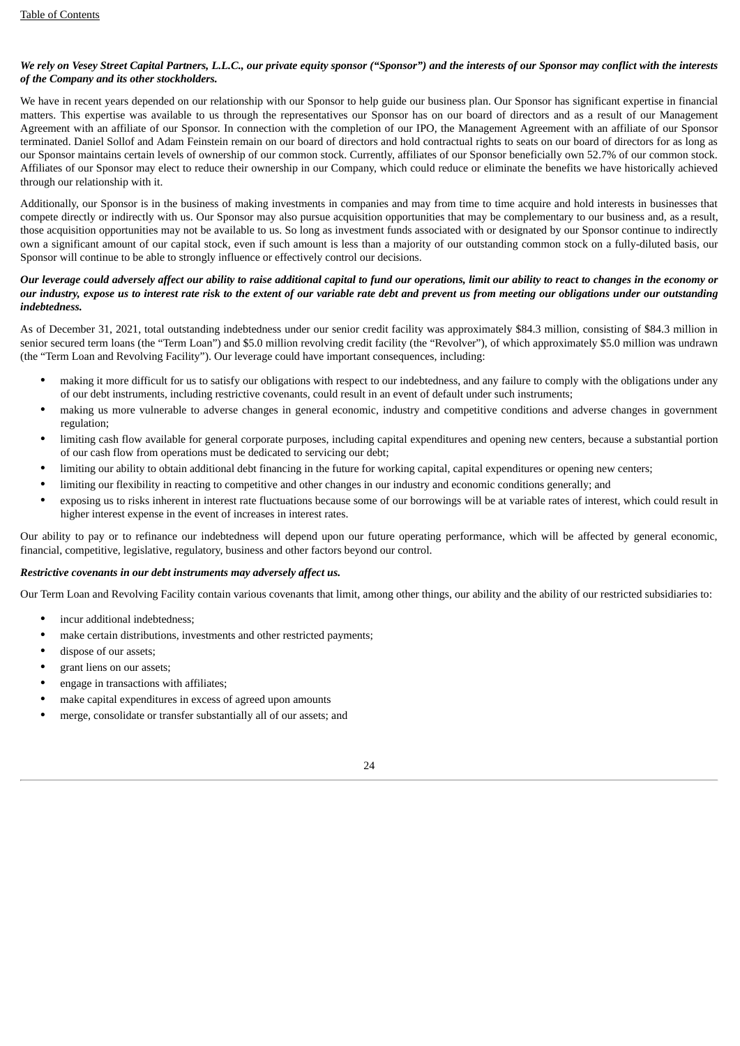***We rely on Vesey Street Capital Partners, L.L.C., our private equity sponsor ("Sponsor") and the interests of our Sponsor may conflict with the interests of the Company and its other stockholders.***

We have in recent years depended on our relationship with our Sponsor to help guide our business plan. Our Sponsor has significant expertise in financial matters. This expertise was available to us through the representatives our Sponsor has on our board of directors and as a result of our Management Agreement with an affiliate of our Sponsor. In connection with the completion of our IPO, the Management Agreement with an affiliate of our Sponsor terminated. Daniel Sollof and Adam Feinstein remain on our board of directors and hold contractual rights to seats on our board of directors for as long as our Sponsor maintains certain levels of ownership of our common stock. Currently, affiliates of our Sponsor beneficially own 52.7% of our common stock. Affiliates of our Sponsor may elect to reduce their ownership in our Company, which could reduce or eliminate the benefits we have historically achieved through our relationship with it.

Additionally, our Sponsor is in the business of making investments in companies and may from time to time acquire and hold interests in businesses that compete directly or indirectly with us. Our Sponsor may also pursue acquisition opportunities that may be complementary to our business and, as a result, those acquisition opportunities may not be available to us. So long as investment funds associated with or designated by our Sponsor continue to indirectly own a significant amount of our capital stock, even if such amount is less than a majority of our outstanding common stock on a fully-diluted basis, our Sponsor will continue to be able to strongly influence or effectively control our decisions.

***Our leverage could adversely affect our ability to raise additional capital to fund our operations, limit our ability to react to changes in the economy or our industry, expose us to interest rate risk to the extent of our variable rate debt and prevent us from meeting our obligations under our outstanding indebtedness.***

As of December 31, 2021, total outstanding indebtedness under our senior credit facility was approximately $84.3 million, consisting of $84.3 million in senior secured term loans (the "Term Loan") and $5.0 million revolving credit facility (the "Revolver"), of which approximately $5.0 million was undrawn (the "Term Loan and Revolving Facility"). Our leverage could have important consequences, including:

- making it more difficult for us to satisfy our obligations with respect to our indebtedness, and any failure to comply with the obligations under any of our debt instruments, including restrictive covenants, could result in an event of default under such instruments;
- making us more vulnerable to adverse changes in general economic, industry and competitive conditions and adverse changes in government regulation;
- limiting cash flow available for general corporate purposes, including capital expenditures and opening new centers, because a substantial portion of our cash flow from operations must be dedicated to servicing our debt;
- limiting our ability to obtain additional debt financing in the future for working capital, capital expenditures or opening new centers;
- limiting our flexibility in reacting to competitive and other changes in our industry and economic conditions generally; and
- exposing us to risks inherent in interest rate fluctuations because some of our borrowings will be at variable rates of interest, which could result in higher interest expense in the event of increases in interest rates.

Our ability to pay or to refinance our indebtedness will depend upon our future operating performance, which will be affected by general economic, financial, competitive, legislative, regulatory, business and other factors beyond our control.

***Restrictive covenants in our debt instruments may adversely affect us.***

Our Term Loan and Revolving Facility contain various covenants that limit, among other things, our ability and the ability of our restricted subsidiaries to:

- incur additional indebtedness;
- make certain distributions, investments and other restricted payments;
- dispose of our assets;
- grant liens on our assets;
- engage in transactions with affiliates;
- make capital expenditures in excess of agreed upon amounts
- merge, consolidate or transfer substantially all of our assets; and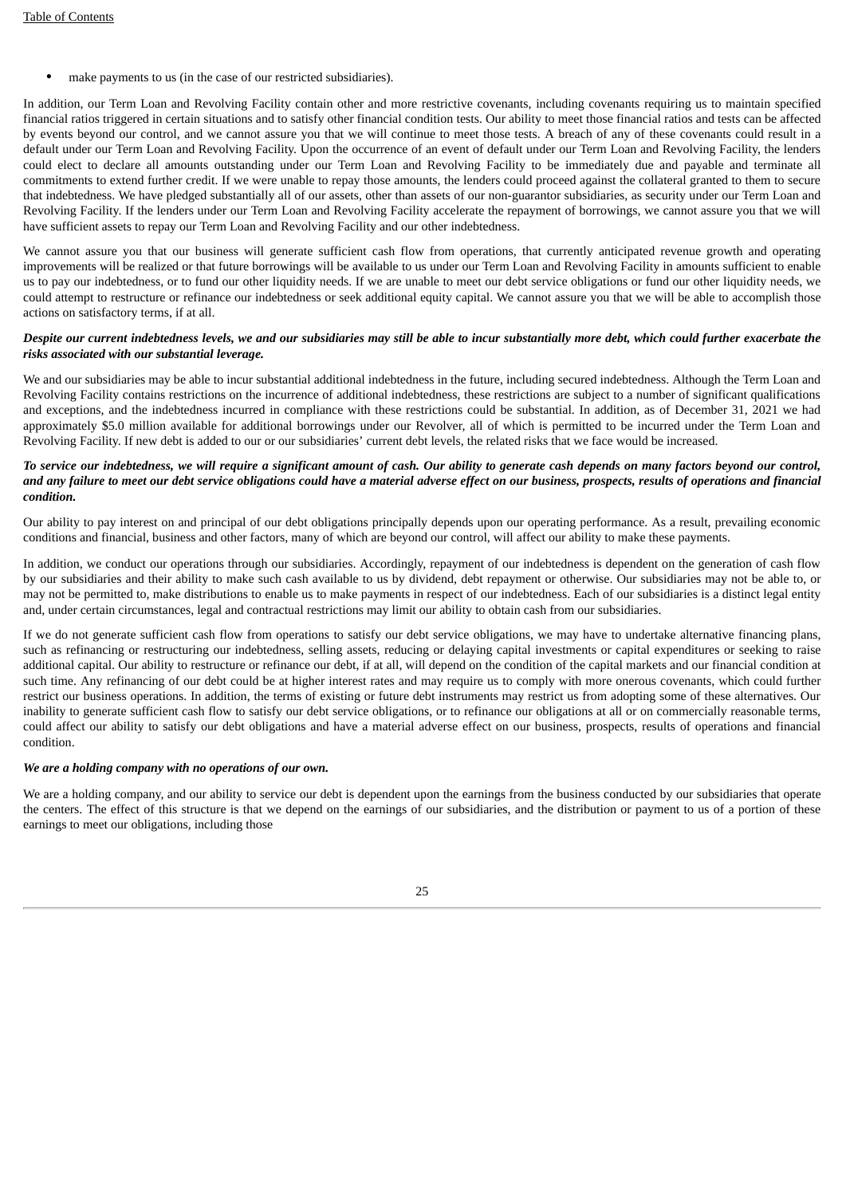- make payments to us (in the case of our restricted subsidiaries).

In addition, our Term Loan and Revolving Facility contain other and more restrictive covenants, including covenants requiring us to maintain specified financial ratios triggered in certain situations and to satisfy other financial condition tests. Our ability to meet those financial ratios and tests can be affected by events beyond our control, and we cannot assure you that we will continue to meet those tests. A breach of any of these covenants could result in a default under our Term Loan and Revolving Facility. Upon the occurrence of an event of default under our Term Loan and Revolving Facility, the lenders could elect to declare all amounts outstanding under our Term Loan and Revolving Facility to be immediately due and payable and terminate all commitments to extend further credit. If we were unable to repay those amounts, the lenders could proceed against the collateral granted to them to secure that indebtedness. We have pledged substantially all of our assets, other than assets of our non-guarantor subsidiaries, as security under our Term Loan and Revolving Facility. If the lenders under our Term Loan and Revolving Facility accelerate the repayment of borrowings, we cannot assure you that we will have sufficient assets to repay our Term Loan and Revolving Facility and our other indebtedness.

We cannot assure you that our business will generate sufficient cash flow from operations, that currently anticipated revenue growth and operating improvements will be realized or that future borrowings will be available to us under our Term Loan and Revolving Facility in amounts sufficient to enable us to pay our indebtedness, or to fund our other liquidity needs. If we are unable to meet our debt service obligations or fund our other liquidity needs, we could attempt to restructure or refinance our indebtedness or seek additional equity capital. We cannot assure you that we will be able to accomplish those actions on satisfactory terms, if at all.

***Despite our current indebtedness levels, we and our subsidiaries may still be able to incur substantially more debt, which could further exacerbate the risks associated with our substantial leverage.***

We and our subsidiaries may be able to incur substantial additional indebtedness in the future, including secured indebtedness. Although the Term Loan and Revolving Facility contains restrictions on the incurrence of additional indebtedness, these restrictions are subject to a number of significant qualifications and exceptions, and the indebtedness incurred in compliance with these restrictions could be substantial. In addition, as of December 31, 2021 we had approximately $5.0 million available for additional borrowings under our Revolver, all of which is permitted to be incurred under the Term Loan and Revolving Facility. If new debt is added to our or our subsidiaries' current debt levels, the related risks that we face would be increased.

***To service our indebtedness, we will require a significant amount of cash. Our ability to generate cash depends on many factors beyond our control, and any failure to meet our debt service obligations could have a material adverse effect on our business, prospects, results of operations and financial condition.***

Our ability to pay interest on and principal of our debt obligations principally depends upon our operating performance. As a result, prevailing economic conditions and financial, business and other factors, many of which are beyond our control, will affect our ability to make these payments.

In addition, we conduct our operations through our subsidiaries. Accordingly, repayment of our indebtedness is dependent on the generation of cash flow by our subsidiaries and their ability to make such cash available to us by dividend, debt repayment or otherwise. Our subsidiaries may not be able to, or may not be permitted to, make distributions to enable us to make payments in respect of our indebtedness. Each of our subsidiaries is a distinct legal entity and, under certain circumstances, legal and contractual restrictions may limit our ability to obtain cash from our subsidiaries.

If we do not generate sufficient cash flow from operations to satisfy our debt service obligations, we may have to undertake alternative financing plans, such as refinancing or restructuring our indebtedness, selling assets, reducing or delaying capital investments or capital expenditures or seeking to raise additional capital. Our ability to restructure or refinance our debt, if at all, will depend on the condition of the capital markets and our financial condition at such time. Any refinancing of our debt could be at higher interest rates and may require us to comply with more onerous covenants, which could further restrict our business operations. In addition, the terms of existing or future debt instruments may restrict us from adopting some of these alternatives. Our inability to generate sufficient cash flow to satisfy our debt service obligations, or to refinance our obligations at all or on commercially reasonable terms, could affect our ability to satisfy our debt obligations and have a material adverse effect on our business, prospects, results of operations and financial condition.

***We are a holding company with no operations of our own.***

We are a holding company, and our ability to service our debt is dependent upon the earnings from the business conducted by our subsidiaries that operate the centers. The effect of this structure is that we depend on the earnings of our subsidiaries, and the distribution or payment to us of a portion of these earnings to meet our obligations, including those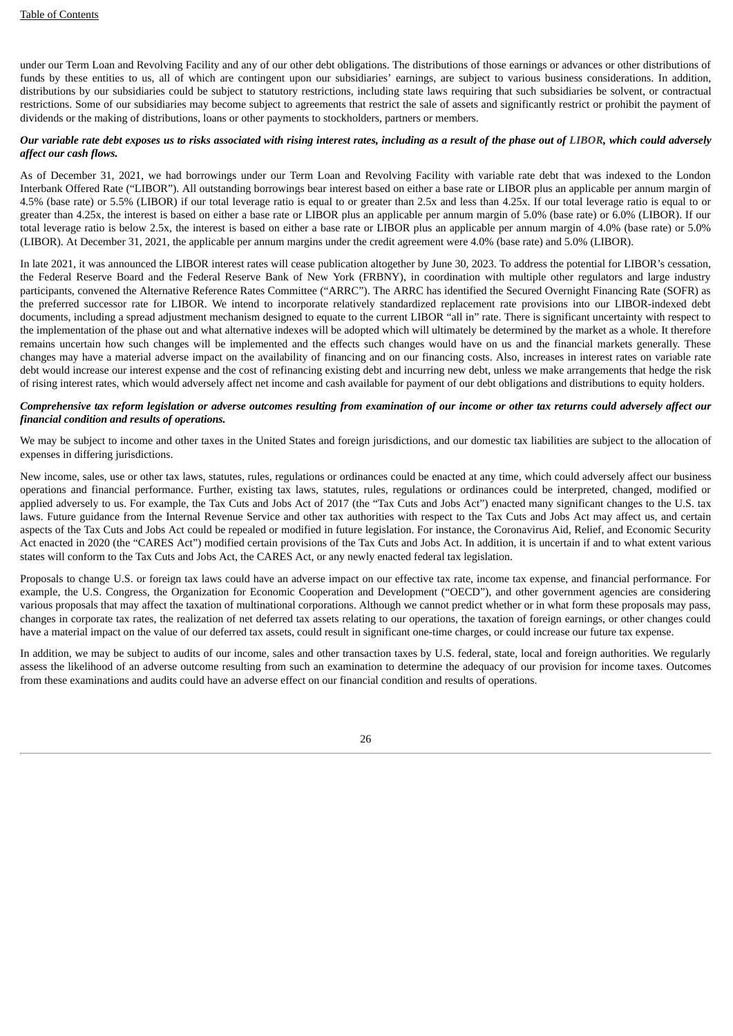under our Term Loan and Revolving Facility and any of our other debt obligations. The distributions of those earnings or advances or other distributions of funds by these entities to us, all of which are contingent upon our subsidiaries' earnings, are subject to various business considerations. In addition, distributions by our subsidiaries could be subject to statutory restrictions, including state laws requiring that such subsidiaries be solvent, or contractual restrictions. Some of our subsidiaries may become subject to agreements that restrict the sale of assets and significantly restrict or prohibit the payment of dividends or the making of distributions, loans or other payments to stockholders, partners or members.

***Our variable rate debt exposes us to risks associated with rising interest rates, including as a result of the phase out of LIBOR, which could adversely affect our cash flows.***

As of December 31, 2021, we had borrowings under our Term Loan and Revolving Facility with variable rate debt that was indexed to the London Interbank Offered Rate ("LIBOR"). All outstanding borrowings bear interest based on either a base rate or LIBOR plus an applicable per annum margin of 4.5% (base rate) or 5.5% (LIBOR) if our total leverage ratio is equal to or greater than 2.5x and less than 4.25x. If our total leverage ratio is equal to or greater than 4.25x, the interest is based on either a base rate or LIBOR plus an applicable per annum margin of 5.0% (base rate) or 6.0% (LIBOR). If our total leverage ratio is below 2.5x, the interest is based on either a base rate or LIBOR plus an applicable per annum margin of 4.0% (base rate) or 5.0% (LIBOR). At December 31, 2021, the applicable per annum margins under the credit agreement were 4.0% (base rate) and 5.0% (LIBOR).

In late 2021, it was announced the LIBOR interest rates will cease publication altogether by June 30, 2023. To address the potential for LIBOR's cessation, the Federal Reserve Board and the Federal Reserve Bank of New York (FRBNY), in coordination with multiple other regulators and large industry participants, convened the Alternative Reference Rates Committee ("ARRC"). The ARRC has identified the Secured Overnight Financing Rate (SOFR) as the preferred successor rate for LIBOR. We intend to incorporate relatively standardized replacement rate provisions into our LIBOR-indexed debt documents, including a spread adjustment mechanism designed to equate to the current LIBOR "all in" rate. There is significant uncertainty with respect to the implementation of the phase out and what alternative indexes will be adopted which will ultimately be determined by the market as a whole. It therefore remains uncertain how such changes will be implemented and the effects such changes would have on us and the financial markets generally. These changes may have a material adverse impact on the availability of financing and on our financing costs. Also, increases in interest rates on variable rate debt would increase our interest expense and the cost of refinancing existing debt and incurring new debt, unless we make arrangements that hedge the risk of rising interest rates, which would adversely affect net income and cash available for payment of our debt obligations and distributions to equity holders.

***Comprehensive tax reform legislation or adverse outcomes resulting from examination of our income or other tax returns could adversely affect our financial condition and results of operations.***

We may be subject to income and other taxes in the United States and foreign jurisdictions, and our domestic tax liabilities are subject to the allocation of expenses in differing jurisdictions.

New income, sales, use or other tax laws, statutes, rules, regulations or ordinances could be enacted at any time, which could adversely affect our business operations and financial performance. Further, existing tax laws, statutes, rules, regulations or ordinances could be interpreted, changed, modified or applied adversely to us. For example, the Tax Cuts and Jobs Act of 2017 (the "Tax Cuts and Jobs Act") enacted many significant changes to the U.S. tax laws. Future guidance from the Internal Revenue Service and other tax authorities with respect to the Tax Cuts and Jobs Act may affect us, and certain aspects of the Tax Cuts and Jobs Act could be repealed or modified in future legislation. For instance, the Coronavirus Aid, Relief, and Economic Security Act enacted in 2020 (the "CARES Act") modified certain provisions of the Tax Cuts and Jobs Act. In addition, it is uncertain if and to what extent various states will conform to the Tax Cuts and Jobs Act, the CARES Act, or any newly enacted federal tax legislation.

Proposals to change U.S. or foreign tax laws could have an adverse impact on our effective tax rate, income tax expense, and financial performance. For example, the U.S. Congress, the Organization for Economic Cooperation and Development ("OECD"), and other government agencies are considering various proposals that may affect the taxation of multinational corporations. Although we cannot predict whether or in what form these proposals may pass, changes in corporate tax rates, the realization of net deferred tax assets relating to our operations, the taxation of foreign earnings, or other changes could have a material impact on the value of our deferred tax assets, could result in significant one-time charges, or could increase our future tax expense.

In addition, we may be subject to audits of our income, sales and other transaction taxes by U.S. federal, state, local and foreign authorities. We regularly assess the likelihood of an adverse outcome resulting from such an examination to determine the adequacy of our provision for income taxes. Outcomes from these examinations and audits could have an adverse effect on our financial condition and results of operations.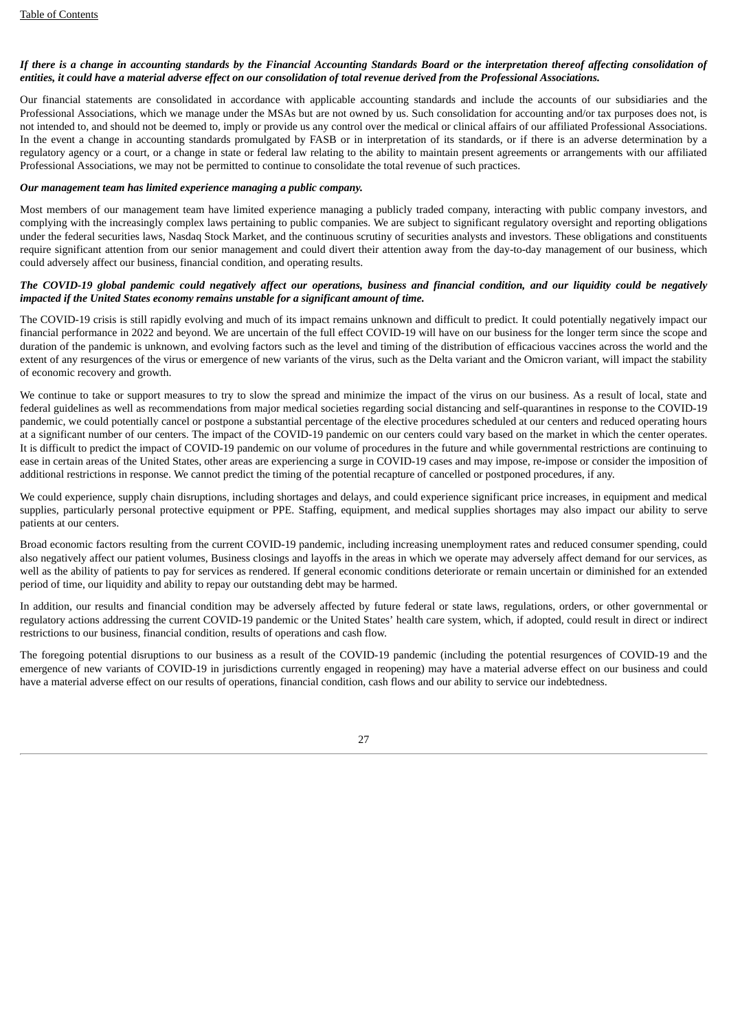***If there is a change in accounting standards by the Financial Accounting Standards Board or the interpretation thereof affecting consolidation of entities, it could have a material adverse effect on our consolidation of total revenue derived from the Professional Associations.***

Our financial statements are consolidated in accordance with applicable accounting standards and include the accounts of our subsidiaries and the Professional Associations, which we manage under the MSAs but are not owned by us. Such consolidation for accounting and/or tax purposes does not, is not intended to, and should not be deemed to, imply or provide us any control over the medical or clinical affairs of our affiliated Professional Associations. In the event a change in accounting standards promulgated by FASB or in interpretation of its standards, or if there is an adverse determination by a regulatory agency or a court, or a change in state or federal law relating to the ability to maintain present agreements or arrangements with our affiliated Professional Associations, we may not be permitted to continue to consolidate the total revenue of such practices.

***Our management team has limited experience managing a public company.***

Most members of our management team have limited experience managing a publicly traded company, interacting with public company investors, and complying with the increasingly complex laws pertaining to public companies. We are subject to significant regulatory oversight and reporting obligations under the federal securities laws, Nasdaq Stock Market, and the continuous scrutiny of securities analysts and investors. These obligations and constituents require significant attention from our senior management and could divert their attention away from the day-to-day management of our business, which could adversely affect our business, financial condition, and operating results.

***The COVID-19 global pandemic could negatively affect our operations, business and financial condition, and our liquidity could be negatively impacted if the United States economy remains unstable for a significant amount of time.***

The COVID-19 crisis is still rapidly evolving and much of its impact remains unknown and difficult to predict. It could potentially negatively impact our financial performance in 2022 and beyond. We are uncertain of the full effect COVID-19 will have on our business for the longer term since the scope and duration of the pandemic is unknown, and evolving factors such as the level and timing of the distribution of efficacious vaccines across the world and the extent of any resurgences of the virus or emergence of new variants of the virus, such as the Delta variant and the Omicron variant, will impact the stability of economic recovery and growth.

We continue to take or support measures to try to slow the spread and minimize the impact of the virus on our business. As a result of local, state and federal guidelines as well as recommendations from major medical societies regarding social distancing and self-quarantines in response to the COVID-19 pandemic, we could potentially cancel or postpone a substantial percentage of the elective procedures scheduled at our centers and reduced operating hours at a significant number of our centers. The impact of the COVID-19 pandemic on our centers could vary based on the market in which the center operates. It is difficult to predict the impact of COVID-19 pandemic on our volume of procedures in the future and while governmental restrictions are continuing to ease in certain areas of the United States, other areas are experiencing a surge in COVID-19 cases and may impose, re-impose or consider the imposition of additional restrictions in response. We cannot predict the timing of the potential recapture of cancelled or postponed procedures, if any.

We could experience, supply chain disruptions, including shortages and delays, and could experience significant price increases, in equipment and medical supplies, particularly personal protective equipment or PPE. Staffing, equipment, and medical supplies shortages may also impact our ability to serve patients at our centers.

Broad economic factors resulting from the current COVID-19 pandemic, including increasing unemployment rates and reduced consumer spending, could also negatively affect our patient volumes, Business closings and layoffs in the areas in which we operate may adversely affect demand for our services, as well as the ability of patients to pay for services as rendered. If general economic conditions deteriorate or remain uncertain or diminished for an extended period of time, our liquidity and ability to repay our outstanding debt may be harmed.

In addition, our results and financial condition may be adversely affected by future federal or state laws, regulations, orders, or other governmental or regulatory actions addressing the current COVID-19 pandemic or the United States' health care system, which, if adopted, could result in direct or indirect restrictions to our business, financial condition, results of operations and cash flow.

The foregoing potential disruptions to our business as a result of the COVID-19 pandemic (including the potential resurgences of COVID-19 and the emergence of new variants of COVID-19 in jurisdictions currently engaged in reopening) may have a material adverse effect on our business and could have a material adverse effect on our results of operations, financial condition, cash flows and our ability to service our indebtedness.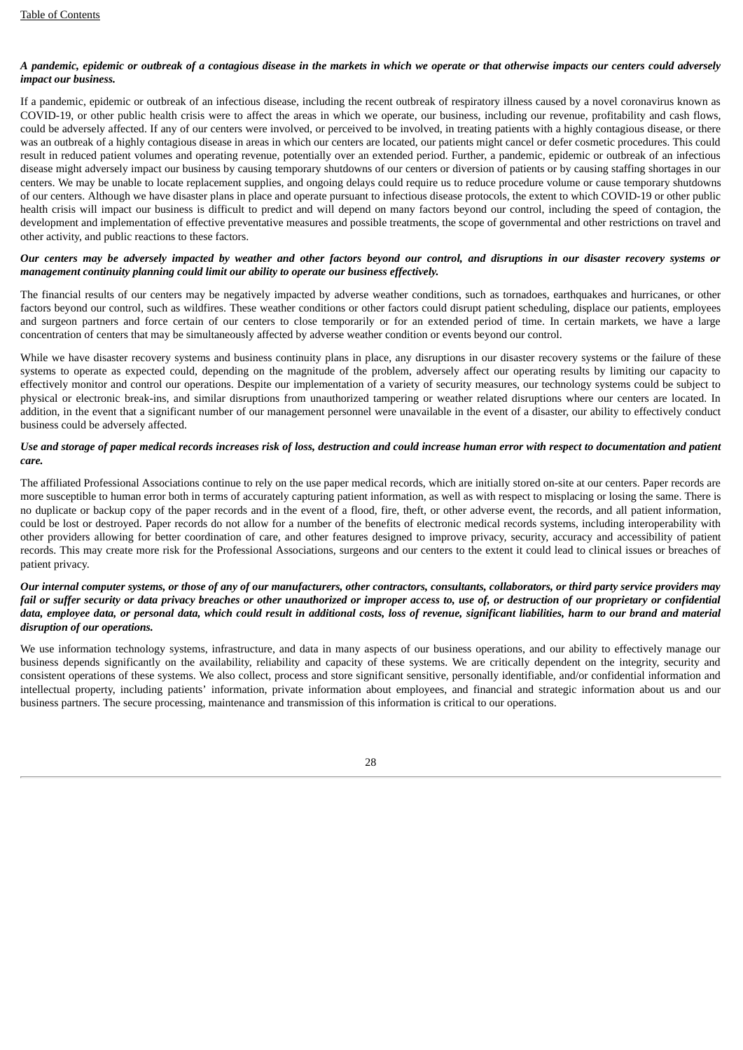***A pandemic, epidemic or outbreak of a contagious disease in the markets in which we operate or that otherwise impacts our centers could adversely impact our business.***

If a pandemic, epidemic or outbreak of an infectious disease, including the recent outbreak of respiratory illness caused by a novel coronavirus known as COVID-19, or other public health crisis were to affect the areas in which we operate, our business, including our revenue, profitability and cash flows, could be adversely affected. If any of our centers were involved, or perceived to be involved, in treating patients with a highly contagious disease, or there was an outbreak of a highly contagious disease in areas in which our centers are located, our patients might cancel or defer cosmetic procedures. This could result in reduced patient volumes and operating revenue, potentially over an extended period. Further, a pandemic, epidemic or outbreak of an infectious disease might adversely impact our business by causing temporary shutdowns of our centers or diversion of patients or by causing staffing shortages in our centers. We may be unable to locate replacement supplies, and ongoing delays could require us to reduce procedure volume or cause temporary shutdowns of our centers. Although we have disaster plans in place and operate pursuant to infectious disease protocols, the extent to which COVID-19 or other public health crisis will impact our business is difficult to predict and will depend on many factors beyond our control, including the speed of contagion, the development and implementation of effective preventative measures and possible treatments, the scope of governmental and other restrictions on travel and other activity, and public reactions to these factors.

***Our centers may be adversely impacted by weather and other factors beyond our control, and disruptions in our disaster recovery systems or management continuity planning could limit our ability to operate our business effectively.***

The financial results of our centers may be negatively impacted by adverse weather conditions, such as tornadoes, earthquakes and hurricanes, or other factors beyond our control, such as wildfires. These weather conditions or other factors could disrupt patient scheduling, displace our patients, employees and surgeon partners and force certain of our centers to close temporarily or for an extended period of time. In certain markets, we have a large concentration of centers that may be simultaneously affected by adverse weather condition or events beyond our control.

While we have disaster recovery systems and business continuity plans in place, any disruptions in our disaster recovery systems or the failure of these systems to operate as expected could, depending on the magnitude of the problem, adversely affect our operating results by limiting our capacity to effectively monitor and control our operations. Despite our implementation of a variety of security measures, our technology systems could be subject to physical or electronic break-ins, and similar disruptions from unauthorized tampering or weather related disruptions where our centers are located. In addition, in the event that a significant number of our management personnel were unavailable in the event of a disaster, our ability to effectively conduct business could be adversely affected.

***Use and storage of paper medical records increases risk of loss, destruction and could increase human error with respect to documentation and patient care.***

The affiliated Professional Associations continue to rely on the use paper medical records, which are initially stored on-site at our centers. Paper records are more susceptible to human error both in terms of accurately capturing patient information, as well as with respect to misplacing or losing the same. There is no duplicate or backup copy of the paper records and in the event of a flood, fire, theft, or other adverse event, the records, and all patient information, could be lost or destroyed. Paper records do not allow for a number of the benefits of electronic medical records systems, including interoperability with other providers allowing for better coordination of care, and other features designed to improve privacy, security, accuracy and accessibility of patient records. This may create more risk for the Professional Associations, surgeons and our centers to the extent it could lead to clinical issues or breaches of patient privacy.

***Our internal computer systems, or those of any of our manufacturers, other contractors, consultants, collaborators, or third party service providers may fail or suffer security or data privacy breaches or other unauthorized or improper access to, use of, or destruction of our proprietary or confidential data, employee data, or personal data, which could result in additional costs, loss of revenue, significant liabilities, harm to our brand and material disruption of our operations.***

We use information technology systems, infrastructure, and data in many aspects of our business operations, and our ability to effectively manage our business depends significantly on the availability, reliability and capacity of these systems. We are critically dependent on the integrity, security and consistent operations of these systems. We also collect, process and store significant sensitive, personally identifiable, and/or confidential information and intellectual property, including patients' information, private information about employees, and financial and strategic information about us and our business partners. The secure processing, maintenance and transmission of this information is critical to our operations.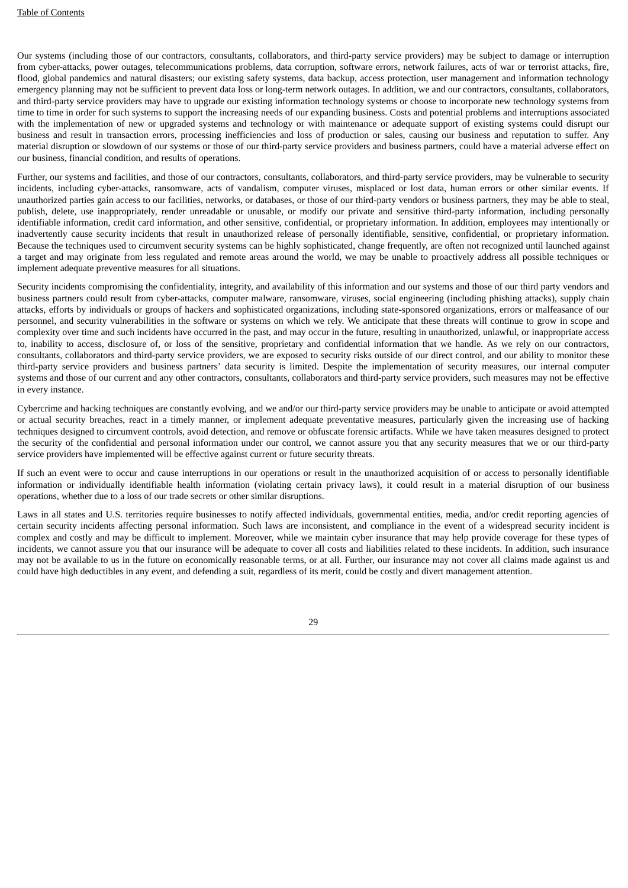Our systems (including those of our contractors, consultants, collaborators, and third-party service providers) may be subject to damage or interruption from cyber-attacks, power outages, telecommunications problems, data corruption, software errors, network failures, acts of war or terrorist attacks, fire, flood, global pandemics and natural disasters; our existing safety systems, data backup, access protection, user management and information technology emergency planning may not be sufficient to prevent data loss or long-term network outages. In addition, we and our contractors, consultants, collaborators, and third-party service providers may have to upgrade our existing information technology systems or choose to incorporate new technology systems from time to time in order for such systems to support the increasing needs of our expanding business. Costs and potential problems and interruptions associated with the implementation of new or upgraded systems and technology or with maintenance or adequate support of existing systems could disrupt our business and result in transaction errors, processing inefficiencies and loss of production or sales, causing our business and reputation to suffer. Any material disruption or slowdown of our systems or those of our third-party service providers and business partners, could have a material adverse effect on our business, financial condition, and results of operations.

Further, our systems and facilities, and those of our contractors, consultants, collaborators, and third-party service providers, may be vulnerable to security incidents, including cyber-attacks, ransomware, acts of vandalism, computer viruses, misplaced or lost data, human errors or other similar events. If unauthorized parties gain access to our facilities, networks, or databases, or those of our third-party vendors or business partners, they may be able to steal, publish, delete, use inappropriately, render unreadable or unusable, or modify our private and sensitive third-party information, including personally identifiable information, credit card information, and other sensitive, confidential, or proprietary information. In addition, employees may intentionally or inadvertently cause security incidents that result in unauthorized release of personally identifiable, sensitive, confidential, or proprietary information. Because the techniques used to circumvent security systems can be highly sophisticated, change frequently, are often not recognized until launched against a target and may originate from less regulated and remote areas around the world, we may be unable to proactively address all possible techniques or implement adequate preventive measures for all situations.

Security incidents compromising the confidentiality, integrity, and availability of this information and our systems and those of our third party vendors and business partners could result from cyber-attacks, computer malware, ransomware, viruses, social engineering (including phishing attacks), supply chain attacks, efforts by individuals or groups of hackers and sophisticated organizations, including state-sponsored organizations, errors or malfeasance of our personnel, and security vulnerabilities in the software or systems on which we rely. We anticipate that these threats will continue to grow in scope and complexity over time and such incidents have occurred in the past, and may occur in the future, resulting in unauthorized, unlawful, or inappropriate access to, inability to access, disclosure of, or loss of the sensitive, proprietary and confidential information that we handle. As we rely on our contractors, consultants, collaborators and third-party service providers, we are exposed to security risks outside of our direct control, and our ability to monitor these third-party service providers and business partners' data security is limited. Despite the implementation of security measures, our internal computer systems and those of our current and any other contractors, consultants, collaborators and third-party service providers, such measures may not be effective in every instance.

Cybercrime and hacking techniques are constantly evolving, and we and/or our third-party service providers may be unable to anticipate or avoid attempted or actual security breaches, react in a timely manner, or implement adequate preventative measures, particularly given the increasing use of hacking techniques designed to circumvent controls, avoid detection, and remove or obfuscate forensic artifacts. While we have taken measures designed to protect the security of the confidential and personal information under our control, we cannot assure you that any security measures that we or our third-party service providers have implemented will be effective against current or future security threats.

If such an event were to occur and cause interruptions in our operations or result in the unauthorized acquisition of or access to personally identifiable information or individually identifiable health information (violating certain privacy laws), it could result in a material disruption of our business operations, whether due to a loss of our trade secrets or other similar disruptions.

Laws in all states and U.S. territories require businesses to notify affected individuals, governmental entities, media, and/or credit reporting agencies of certain security incidents affecting personal information. Such laws are inconsistent, and compliance in the event of a widespread security incident is complex and costly and may be difficult to implement. Moreover, while we maintain cyber insurance that may help provide coverage for these types of incidents, we cannot assure you that our insurance will be adequate to cover all costs and liabilities related to these incidents. In addition, such insurance may not be available to us in the future on economically reasonable terms, or at all. Further, our insurance may not cover all claims made against us and could have high deductibles in any event, and defending a suit, regardless of its merit, could be costly and divert management attention.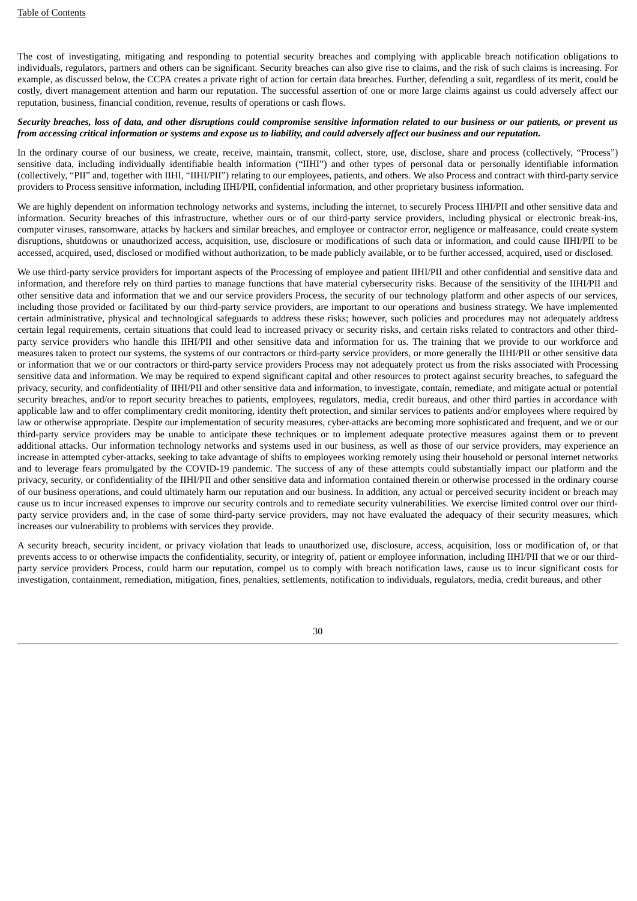The cost of investigating, mitigating and responding to potential security breaches and complying with applicable breach notification obligations to individuals, regulators, partners and others can be significant. Security breaches can also give rise to claims, and the risk of such claims is increasing. For example, as discussed below, the CCPA creates a private right of action for certain data breaches. Further, defending a suit, regardless of its merit, could be costly, divert management attention and harm our reputation. The successful assertion of one or more large claims against us could adversely affect our reputation, business, financial condition, revenue, results of operations or cash flows.

***Security breaches, loss of data, and other disruptions could compromise sensitive information related to our business or our patients, or prevent us from accessing critical information or systems and expose us to liability, and could adversely affect our business and our reputation.***

In the ordinary course of our business, we create, receive, maintain, transmit, collect, store, use, disclose, share and process (collectively, "Process") sensitive data, including individually identifiable health information ("IIHI") and other types of personal data or personally identifiable information (collectively, "PII" and, together with IIHI, "IIHI/PII") relating to our employees, patients, and others. We also Process and contract with third-party service providers to Process sensitive information, including IIHI/PII, confidential information, and other proprietary business information.

We are highly dependent on information technology networks and systems, including the internet, to securely Process IIHI/PII and other sensitive data and information. Security breaches of this infrastructure, whether ours or of our third-party service providers, including physical or electronic break-ins, computer viruses, ransomware, attacks by hackers and similar breaches, and employee or contractor error, negligence or malfeasance, could create system disruptions, shutdowns or unauthorized access, acquisition, use, disclosure or modifications of such data or information, and could cause IIHI/PII to be accessed, acquired, used, disclosed or modified without authorization, to be made publicly available, or to be further accessed, acquired, used or disclosed.

We use third-party service providers for important aspects of the Processing of employee and patient IIHI/PII and other confidential and sensitive data and information, and therefore rely on third parties to manage functions that have material cybersecurity risks. Because of the sensitivity of the IIHI/PII and other sensitive data and information that we and our service providers Process, the security of our technology platform and other aspects of our services, including those provided or facilitated by our third-party service providers, are important to our operations and business strategy. We have implemented certain administrative, physical and technological safeguards to address these risks; however, such policies and procedures may not adequately address certain legal requirements, certain situations that could lead to increased privacy or security risks, and certain risks related to contractors and other third-party service providers who handle this IIHI/PII and other sensitive data and information for us. The training that we provide to our workforce and measures taken to protect our systems, the systems of our contractors or third-party service providers, or more generally the IIHI/PII or other sensitive data or information that we or our contractors or third-party service providers Process may not adequately protect us from the risks associated with Processing sensitive data and information. We may be required to expend significant capital and other resources to protect against security breaches, to safeguard the privacy, security, and confidentiality of IIHI/PII and other sensitive data and information, to investigate, contain, remediate, and mitigate actual or potential security breaches, and/or to report security breaches to patients, employees, regulators, media, credit bureaus, and other third parties in accordance with applicable law and to offer complimentary credit monitoring, identity theft protection, and similar services to patients and/or employees where required by law or otherwise appropriate. Despite our implementation of security measures, cyber-attacks are becoming more sophisticated and frequent, and we or our third-party service providers may be unable to anticipate these techniques or to implement adequate protective measures against them or to prevent additional attacks. Our information technology networks and systems used in our business, as well as those of our service providers, may experience an increase in attempted cyber-attacks, seeking to take advantage of shifts to employees working remotely using their household or personal internet networks and to leverage fears promulgated by the COVID-19 pandemic. The success of any of these attempts could substantially impact our platform and the privacy, security, or confidentiality of the IIHI/PII and other sensitive data and information contained therein or otherwise processed in the ordinary course of our business operations, and could ultimately harm our reputation and our business. In addition, any actual or perceived security incident or breach may cause us to incur increased expenses to improve our security controls and to remediate security vulnerabilities. We exercise limited control over our third-party service providers and, in the case of some third-party service providers, may not have evaluated the adequacy of their security measures, which increases our vulnerability to problems with services they provide.

A security breach, security incident, or privacy violation that leads to unauthorized use, disclosure, access, acquisition, loss or modification of, or that prevents access to or otherwise impacts the confidentiality, security, or integrity of, patient or employee information, including IIHI/PII that we or our third-party service providers Process, could harm our reputation, compel us to comply with breach notification laws, cause us to incur significant costs for investigation, containment, remediation, mitigation, fines, penalties, settlements, notification to individuals, regulators, media, credit bureaus, and other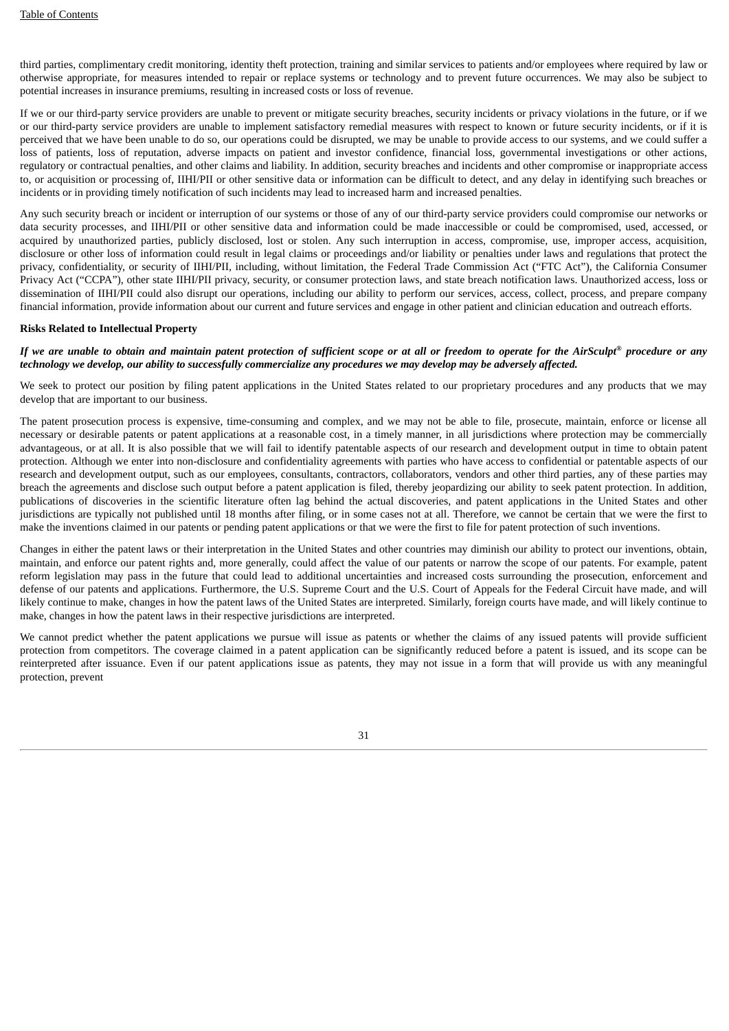third parties, complimentary credit monitoring, identity theft protection, training and similar services to patients and/or employees where required by law or otherwise appropriate, for measures intended to repair or replace systems or technology and to prevent future occurrences. We may also be subject to potential increases in insurance premiums, resulting in increased costs or loss of revenue.

If we or our third-party service providers are unable to prevent or mitigate security breaches, security incidents or privacy violations in the future, or if we or our third-party service providers are unable to implement satisfactory remedial measures with respect to known or future security incidents, or if it is perceived that we have been unable to do so, our operations could be disrupted, we may be unable to provide access to our systems, and we could suffer a loss of patients, loss of reputation, adverse impacts on patient and investor confidence, financial loss, governmental investigations or other actions, regulatory or contractual penalties, and other claims and liability. In addition, security breaches and incidents and other compromise or inappropriate access to, or acquisition or processing of, IIHI/PII or other sensitive data or information can be difficult to detect, and any delay in identifying such breaches or incidents or in providing timely notification of such incidents may lead to increased harm and increased penalties.

Any such security breach or incident or interruption of our systems or those of any of our third-party service providers could compromise our networks or data security processes, and IIHI/PII or other sensitive data and information could be made inaccessible or could be compromised, used, accessed, or acquired by unauthorized parties, publicly disclosed, lost or stolen. Any such interruption in access, compromise, use, improper access, acquisition, disclosure or other loss of information could result in legal claims or proceedings and/or liability or penalties under laws and regulations that protect the privacy, confidentiality, or security of IIHI/PII, including, without limitation, the Federal Trade Commission Act ("FTC Act"), the California Consumer Privacy Act ("CCPA"), other state IIHI/PII privacy, security, or consumer protection laws, and state breach notification laws. Unauthorized access, loss or dissemination of IIHI/PII could also disrupt our operations, including our ability to perform our services, access, collect, process, and prepare company financial information, provide information about our current and future services and engage in other patient and clinician education and outreach efforts.

**Risks Related to Intellectual Property**

***If we are unable to obtain and maintain patent protection of sufficient scope or at all or freedom to operate for the AirSculpt® procedure or any technology we develop, our ability to successfully commercialize any procedures we may develop may be adversely affected.***

We seek to protect our position by filing patent applications in the United States related to our proprietary procedures and any products that we may develop that are important to our business.

The patent prosecution process is expensive, time-consuming and complex, and we may not be able to file, prosecute, maintain, enforce or license all necessary or desirable patents or patent applications at a reasonable cost, in a timely manner, in all jurisdictions where protection may be commercially advantageous, or at all. It is also possible that we will fail to identify patentable aspects of our research and development output in time to obtain patent protection. Although we enter into non-disclosure and confidentiality agreements with parties who have access to confidential or patentable aspects of our research and development output, such as our employees, consultants, contractors, collaborators, vendors and other third parties, any of these parties may breach the agreements and disclose such output before a patent application is filed, thereby jeopardizing our ability to seek patent protection. In addition, publications of discoveries in the scientific literature often lag behind the actual discoveries, and patent applications in the United States and other jurisdictions are typically not published until 18 months after filing, or in some cases not at all. Therefore, we cannot be certain that we were the first to make the inventions claimed in our patents or pending patent applications or that we were the first to file for patent protection of such inventions.

Changes in either the patent laws or their interpretation in the United States and other countries may diminish our ability to protect our inventions, obtain, maintain, and enforce our patent rights and, more generally, could affect the value of our patents or narrow the scope of our patents. For example, patent reform legislation may pass in the future that could lead to additional uncertainties and increased costs surrounding the prosecution, enforcement and defense of our patents and applications. Furthermore, the U.S. Supreme Court and the U.S. Court of Appeals for the Federal Circuit have made, and will likely continue to make, changes in how the patent laws of the United States are interpreted. Similarly, foreign courts have made, and will likely continue to make, changes in how the patent laws in their respective jurisdictions are interpreted.

We cannot predict whether the patent applications we pursue will issue as patents or whether the claims of any issued patents will provide sufficient protection from competitors. The coverage claimed in a patent application can be significantly reduced before a patent is issued, and its scope can be reinterpreted after issuance. Even if our patent applications issue as patents, they may not issue in a form that will provide us with any meaningful protection, prevent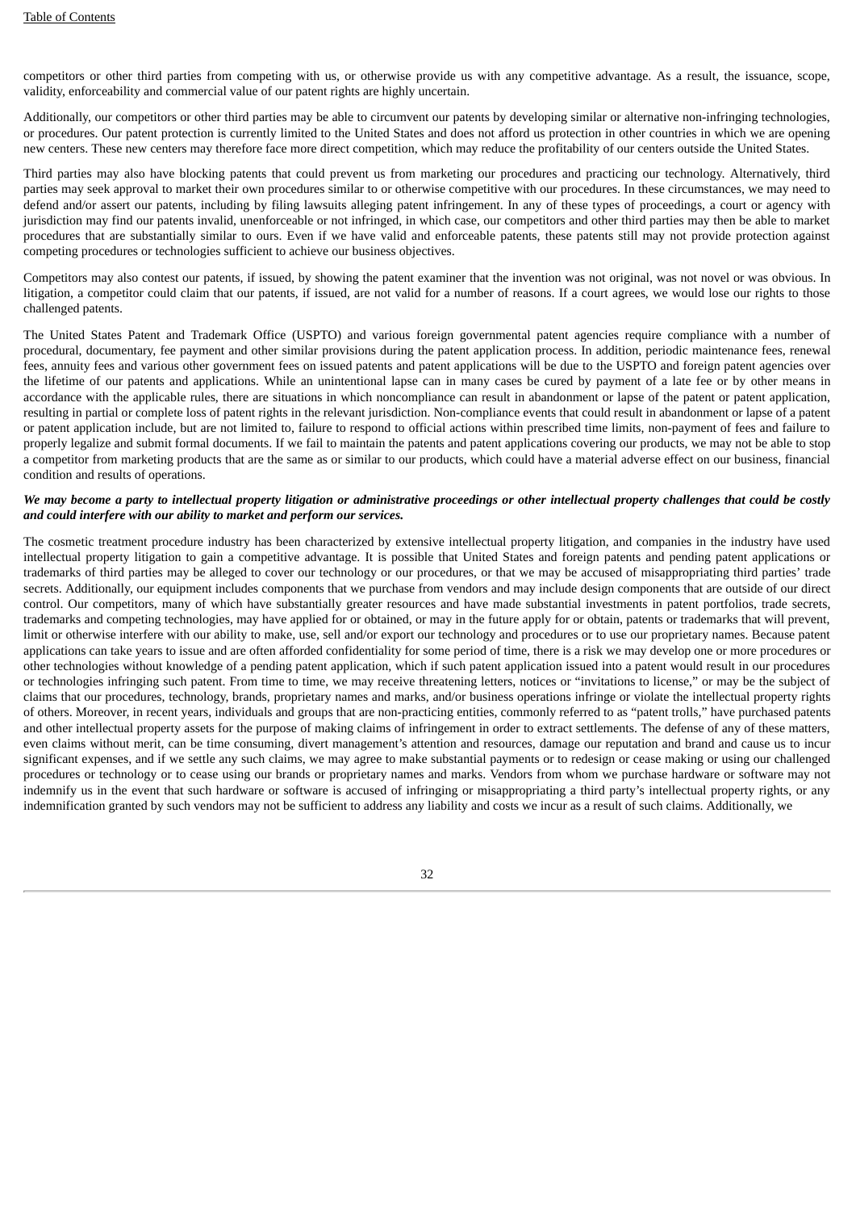competitors or other third parties from competing with us, or otherwise provide us with any competitive advantage. As a result, the issuance, scope, validity, enforceability and commercial value of our patent rights are highly uncertain.

Additionally, our competitors or other third parties may be able to circumvent our patents by developing similar or alternative non-infringing technologies, or procedures. Our patent protection is currently limited to the United States and does not afford us protection in other countries in which we are opening new centers. These new centers may therefore face more direct competition, which may reduce the profitability of our centers outside the United States.

Third parties may also have blocking patents that could prevent us from marketing our procedures and practicing our technology. Alternatively, third parties may seek approval to market their own procedures similar to or otherwise competitive with our procedures. In these circumstances, we may need to defend and/or assert our patents, including by filing lawsuits alleging patent infringement. In any of these types of proceedings, a court or agency with jurisdiction may find our patents invalid, unenforceable or not infringed, in which case, our competitors and other third parties may then be able to market procedures that are substantially similar to ours. Even if we have valid and enforceable patents, these patents still may not provide protection against competing procedures or technologies sufficient to achieve our business objectives.

Competitors may also contest our patents, if issued, by showing the patent examiner that the invention was not original, was not novel or was obvious. In litigation, a competitor could claim that our patents, if issued, are not valid for a number of reasons. If a court agrees, we would lose our rights to those challenged patents.

The United States Patent and Trademark Office (USPTO) and various foreign governmental patent agencies require compliance with a number of procedural, documentary, fee payment and other similar provisions during the patent application process. In addition, periodic maintenance fees, renewal fees, annuity fees and various other government fees on issued patents and patent applications will be due to the USPTO and foreign patent agencies over the lifetime of our patents and applications. While an unintentional lapse can in many cases be cured by payment of a late fee or by other means in accordance with the applicable rules, there are situations in which noncompliance can result in abandonment or lapse of the patent or patent application, resulting in partial or complete loss of patent rights in the relevant jurisdiction. Non-compliance events that could result in abandonment or lapse of a patent or patent application include, but are not limited to, failure to respond to official actions within prescribed time limits, non-payment of fees and failure to properly legalize and submit formal documents. If we fail to maintain the patents and patent applications covering our products, we may not be able to stop a competitor from marketing products that are the same as or similar to our products, which could have a material adverse effect on our business, financial condition and results of operations.

***We may become a party to intellectual property litigation or administrative proceedings or other intellectual property challenges that could be costly and could interfere with our ability to market and perform our services.***

The cosmetic treatment procedure industry has been characterized by extensive intellectual property litigation, and companies in the industry have used intellectual property litigation to gain a competitive advantage. It is possible that United States and foreign patents and pending patent applications or trademarks of third parties may be alleged to cover our technology or our procedures, or that we may be accused of misappropriating third parties' trade secrets. Additionally, our equipment includes components that we purchase from vendors and may include design components that are outside of our direct control. Our competitors, many of which have substantially greater resources and have made substantial investments in patent portfolios, trade secrets, trademarks and competing technologies, may have applied for or obtained, or may in the future apply for or obtain, patents or trademarks that will prevent, limit or otherwise interfere with our ability to make, use, sell and/or export our technology and procedures or to use our proprietary names. Because patent applications can take years to issue and are often afforded confidentiality for some period of time, there is a risk we may develop one or more procedures or other technologies without knowledge of a pending patent application, which if such patent application issued into a patent would result in our procedures or technologies infringing such patent. From time to time, we may receive threatening letters, notices or "invitations to license," or may be the subject of claims that our procedures, technology, brands, proprietary names and marks, and/or business operations infringe or violate the intellectual property rights of others. Moreover, in recent years, individuals and groups that are non-practicing entities, commonly referred to as "patent trolls," have purchased patents and other intellectual property assets for the purpose of making claims of infringement in order to extract settlements. The defense of any of these matters, even claims without merit, can be time consuming, divert management's attention and resources, damage our reputation and brand and cause us to incur significant expenses, and if we settle any such claims, we may agree to make substantial payments or to redesign or cease making or using our challenged procedures or technology or to cease using our brands or proprietary names and marks. Vendors from whom we purchase hardware or software may not indemnify us in the event that such hardware or software is accused of infringing or misappropriating a third party's intellectual property rights, or any indemnification granted by such vendors may not be sufficient to address any liability and costs we incur as a result of such claims. Additionally, we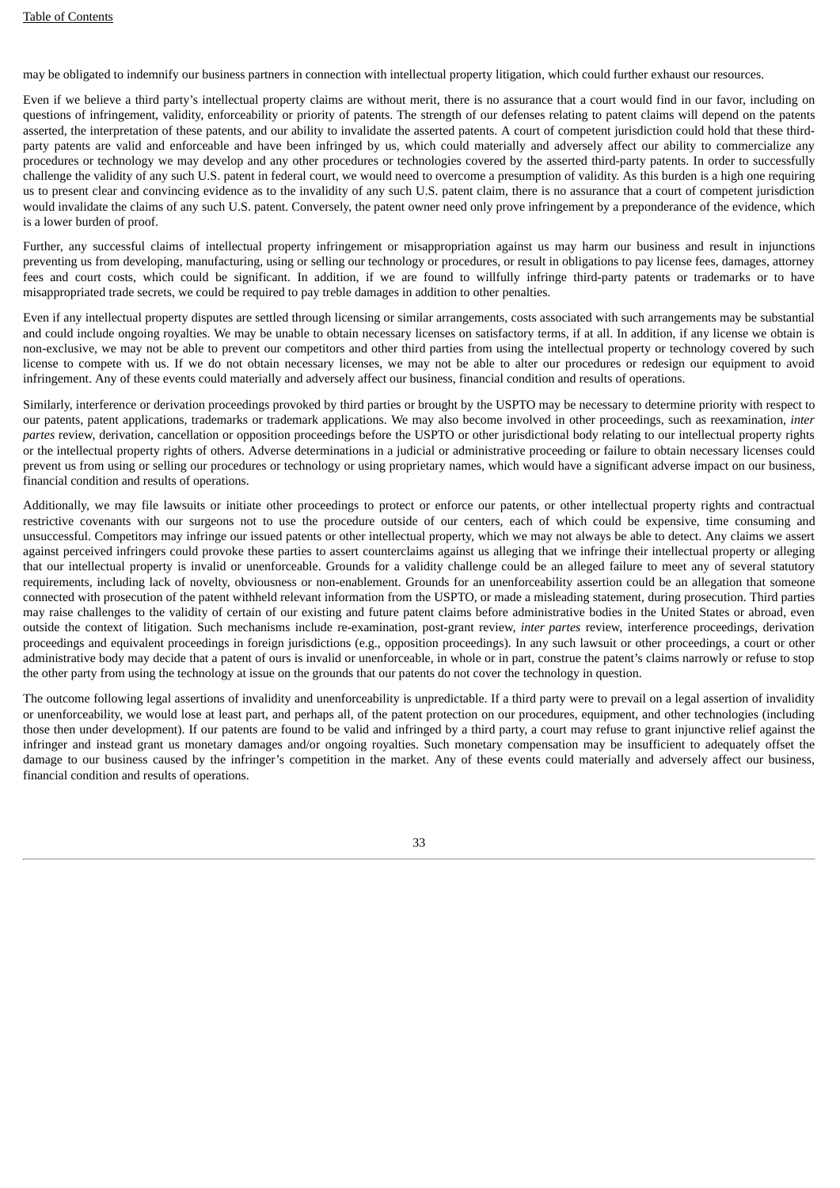may be obligated to indemnify our business partners in connection with intellectual property litigation, which could further exhaust our resources.

Even if we believe a third party's intellectual property claims are without merit, there is no assurance that a court would find in our favor, including on questions of infringement, validity, enforceability or priority of patents. The strength of our defenses relating to patent claims will depend on the patents asserted, the interpretation of these patents, and our ability to invalidate the asserted patents. A court of competent jurisdiction could hold that these third-party patents are valid and enforceable and have been infringed by us, which could materially and adversely affect our ability to commercialize any procedures or technology we may develop and any other procedures or technologies covered by the asserted third-party patents. In order to successfully challenge the validity of any such U.S. patent in federal court, we would need to overcome a presumption of validity. As this burden is a high one requiring us to present clear and convincing evidence as to the invalidity of any such U.S. patent claim, there is no assurance that a court of competent jurisdiction would invalidate the claims of any such U.S. patent. Conversely, the patent owner need only prove infringement by a preponderance of the evidence, which is a lower burden of proof.

Further, any successful claims of intellectual property infringement or misappropriation against us may harm our business and result in injunctions preventing us from developing, manufacturing, using or selling our technology or procedures, or result in obligations to pay license fees, damages, attorney fees and court costs, which could be significant. In addition, if we are found to willfully infringe third-party patents or trademarks or to have misappropriated trade secrets, we could be required to pay treble damages in addition to other penalties.

Even if any intellectual property disputes are settled through licensing or similar arrangements, costs associated with such arrangements may be substantial and could include ongoing royalties. We may be unable to obtain necessary licenses on satisfactory terms, if at all. In addition, if any license we obtain is non-exclusive, we may not be able to prevent our competitors and other third parties from using the intellectual property or technology covered by such license to compete with us. If we do not obtain necessary licenses, we may not be able to alter our procedures or redesign our equipment to avoid infringement. Any of these events could materially and adversely affect our business, financial condition and results of operations.

Similarly, interference or derivation proceedings provoked by third parties or brought by the USPTO may be necessary to determine priority with respect to our patents, patent applications, trademarks or trademark applications. We may also become involved in other proceedings, such as reexamination, *inter partes* review, derivation, cancellation or opposition proceedings before the USPTO or other jurisdictional body relating to our intellectual property rights or the intellectual property rights of others. Adverse determinations in a judicial or administrative proceeding or failure to obtain necessary licenses could prevent us from using or selling our procedures or technology or using proprietary names, which would have a significant adverse impact on our business, financial condition and results of operations.

Additionally, we may file lawsuits or initiate other proceedings to protect or enforce our patents, or other intellectual property rights and contractual restrictive covenants with our surgeons not to use the procedure outside of our centers, each of which could be expensive, time consuming and unsuccessful. Competitors may infringe our issued patents or other intellectual property, which we may not always be able to detect. Any claims we assert against perceived infringers could provoke these parties to assert counterclaims against us alleging that we infringe their intellectual property or alleging that our intellectual property is invalid or unenforceable. Grounds for a validity challenge could be an alleged failure to meet any of several statutory requirements, including lack of novelty, obviousness or non-enablement. Grounds for an unenforceability assertion could be an allegation that someone connected with prosecution of the patent withheld relevant information from the USPTO, or made a misleading statement, during prosecution. Third parties may raise challenges to the validity of certain of our existing and future patent claims before administrative bodies in the United States or abroad, even outside the context of litigation. Such mechanisms include re-examination, post-grant review, *inter partes* review, interference proceedings, derivation proceedings and equivalent proceedings in foreign jurisdictions (e.g., opposition proceedings). In any such lawsuit or other proceedings, a court or other administrative body may decide that a patent of ours is invalid or unenforceable, in whole or in part, construe the patent's claims narrowly or refuse to stop the other party from using the technology at issue on the grounds that our patents do not cover the technology in question.

The outcome following legal assertions of invalidity and unenforceability is unpredictable. If a third party were to prevail on a legal assertion of invalidity or unenforceability, we would lose at least part, and perhaps all, of the patent protection on our procedures, equipment, and other technologies (including those then under development). If our patents are found to be valid and infringed by a third party, a court may refuse to grant injunctive relief against the infringer and instead grant us monetary damages and/or ongoing royalties. Such monetary compensation may be insufficient to adequately offset the damage to our business caused by the infringer's competition in the market. Any of these events could materially and adversely affect our business, financial condition and results of operations.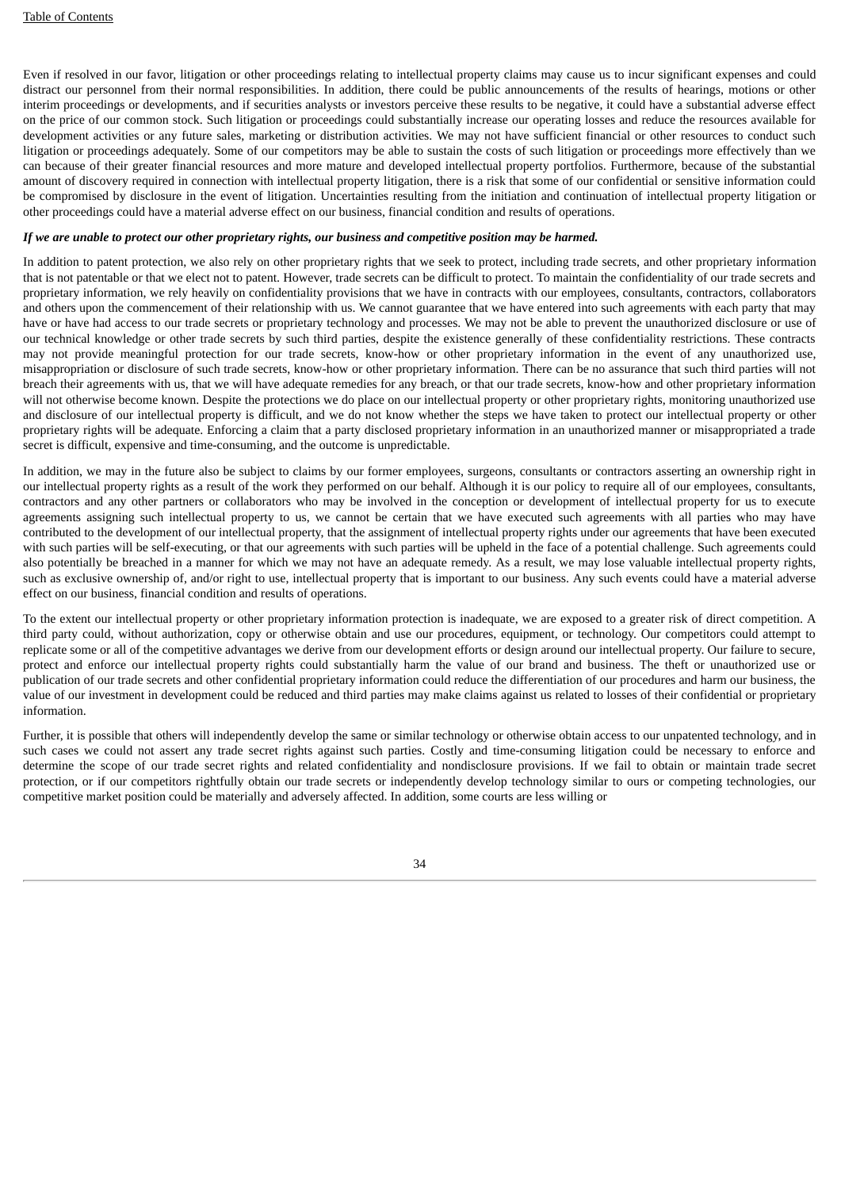Even if resolved in our favor, litigation or other proceedings relating to intellectual property claims may cause us to incur significant expenses and could distract our personnel from their normal responsibilities. In addition, there could be public announcements of the results of hearings, motions or other interim proceedings or developments, and if securities analysts or investors perceive these results to be negative, it could have a substantial adverse effect on the price of our common stock. Such litigation or proceedings could substantially increase our operating losses and reduce the resources available for development activities or any future sales, marketing or distribution activities. We may not have sufficient financial or other resources to conduct such litigation or proceedings adequately. Some of our competitors may be able to sustain the costs of such litigation or proceedings more effectively than we can because of their greater financial resources and more mature and developed intellectual property portfolios. Furthermore, because of the substantial amount of discovery required in connection with intellectual property litigation, there is a risk that some of our confidential or sensitive information could be compromised by disclosure in the event of litigation. Uncertainties resulting from the initiation and continuation of intellectual property litigation or other proceedings could have a material adverse effect on our business, financial condition and results of operations.

***If we are unable to protect our other proprietary rights, our business and competitive position may be harmed.***

In addition to patent protection, we also rely on other proprietary rights that we seek to protect, including trade secrets, and other proprietary information that is not patentable or that we elect not to patent. However, trade secrets can be difficult to protect. To maintain the confidentiality of our trade secrets and proprietary information, we rely heavily on confidentiality provisions that we have in contracts with our employees, consultants, contractors, collaborators and others upon the commencement of their relationship with us. We cannot guarantee that we have entered into such agreements with each party that may have or have had access to our trade secrets or proprietary technology and processes. We may not be able to prevent the unauthorized disclosure or use of our technical knowledge or other trade secrets by such third parties, despite the existence generally of these confidentiality restrictions. These contracts may not provide meaningful protection for our trade secrets, know-how or other proprietary information in the event of any unauthorized use, misappropriation or disclosure of such trade secrets, know-how or other proprietary information. There can be no assurance that such third parties will not breach their agreements with us, that we will have adequate remedies for any breach, or that our trade secrets, know-how and other proprietary information will not otherwise become known. Despite the protections we do place on our intellectual property or other proprietary rights, monitoring unauthorized use and disclosure of our intellectual property is difficult, and we do not know whether the steps we have taken to protect our intellectual property or other proprietary rights will be adequate. Enforcing a claim that a party disclosed proprietary information in an unauthorized manner or misappropriated a trade secret is difficult, expensive and time-consuming, and the outcome is unpredictable.

In addition, we may in the future also be subject to claims by our former employees, surgeons, consultants or contractors asserting an ownership right in our intellectual property rights as a result of the work they performed on our behalf. Although it is our policy to require all of our employees, consultants, contractors and any other partners or collaborators who may be involved in the conception or development of intellectual property for us to execute agreements assigning such intellectual property to us, we cannot be certain that we have executed such agreements with all parties who may have contributed to the development of our intellectual property, that the assignment of intellectual property rights under our agreements that have been executed with such parties will be self-executing, or that our agreements with such parties will be upheld in the face of a potential challenge. Such agreements could also potentially be breached in a manner for which we may not have an adequate remedy. As a result, we may lose valuable intellectual property rights, such as exclusive ownership of, and/or right to use, intellectual property that is important to our business. Any such events could have a material adverse effect on our business, financial condition and results of operations.

To the extent our intellectual property or other proprietary information protection is inadequate, we are exposed to a greater risk of direct competition. A third party could, without authorization, copy or otherwise obtain and use our procedures, equipment, or technology. Our competitors could attempt to replicate some or all of the competitive advantages we derive from our development efforts or design around our intellectual property. Our failure to secure, protect and enforce our intellectual property rights could substantially harm the value of our brand and business. The theft or unauthorized use or publication of our trade secrets and other confidential proprietary information could reduce the differentiation of our procedures and harm our business, the value of our investment in development could be reduced and third parties may make claims against us related to losses of their confidential or proprietary information.

Further, it is possible that others will independently develop the same or similar technology or otherwise obtain access to our unpatented technology, and in such cases we could not assert any trade secret rights against such parties. Costly and time-consuming litigation could be necessary to enforce and determine the scope of our trade secret rights and related confidentiality and nondisclosure provisions. If we fail to obtain or maintain trade secret protection, or if our competitors rightfully obtain our trade secrets or independently develop technology similar to ours or competing technologies, our competitive market position could be materially and adversely affected. In addition, some courts are less willing or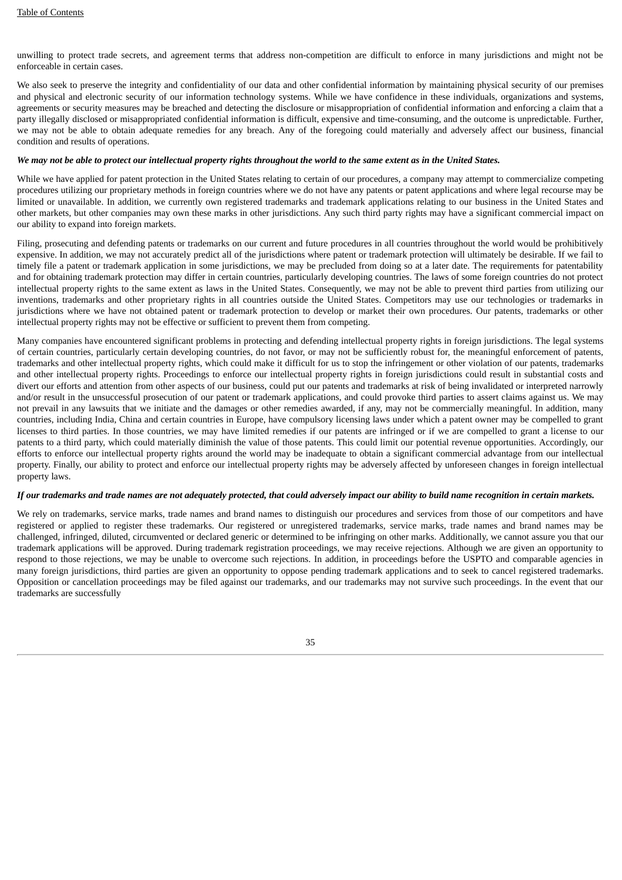unwilling to protect trade secrets, and agreement terms that address non-competition are difficult to enforce in many jurisdictions and might not be enforceable in certain cases.

We also seek to preserve the integrity and confidentiality of our data and other confidential information by maintaining physical security of our premises and physical and electronic security of our information technology systems. While we have confidence in these individuals, organizations and systems, agreements or security measures may be breached and detecting the disclosure or misappropriation of confidential information and enforcing a claim that a party illegally disclosed or misappropriated confidential information is difficult, expensive and time-consuming, and the outcome is unpredictable. Further, we may not be able to obtain adequate remedies for any breach. Any of the foregoing could materially and adversely affect our business, financial condition and results of operations.

***We may not be able to protect our intellectual property rights throughout the world to the same extent as in the United States.***

While we have applied for patent protection in the United States relating to certain of our procedures, a company may attempt to commercialize competing procedures utilizing our proprietary methods in foreign countries where we do not have any patents or patent applications and where legal recourse may be limited or unavailable. In addition, we currently own registered trademarks and trademark applications relating to our business in the United States and other markets, but other companies may own these marks in other jurisdictions. Any such third party rights may have a significant commercial impact on our ability to expand into foreign markets.

Filing, prosecuting and defending patents or trademarks on our current and future procedures in all countries throughout the world would be prohibitively expensive. In addition, we may not accurately predict all of the jurisdictions where patent or trademark protection will ultimately be desirable. If we fail to timely file a patent or trademark application in some jurisdictions, we may be precluded from doing so at a later date. The requirements for patentability and for obtaining trademark protection may differ in certain countries, particularly developing countries. The laws of some foreign countries do not protect intellectual property rights to the same extent as laws in the United States. Consequently, we may not be able to prevent third parties from utilizing our inventions, trademarks and other proprietary rights in all countries outside the United States. Competitors may use our technologies or trademarks in jurisdictions where we have not obtained patent or trademark protection to develop or market their own procedures. Our patents, trademarks or other intellectual property rights may not be effective or sufficient to prevent them from competing.

Many companies have encountered significant problems in protecting and defending intellectual property rights in foreign jurisdictions. The legal systems of certain countries, particularly certain developing countries, do not favor, or may not be sufficiently robust for, the meaningful enforcement of patents, trademarks and other intellectual property rights, which could make it difficult for us to stop the infringement or other violation of our patents, trademarks and other intellectual property rights. Proceedings to enforce our intellectual property rights in foreign jurisdictions could result in substantial costs and divert our efforts and attention from other aspects of our business, could put our patents and trademarks at risk of being invalidated or interpreted narrowly and/or result in the unsuccessful prosecution of our patent or trademark applications, and could provoke third parties to assert claims against us. We may not prevail in any lawsuits that we initiate and the damages or other remedies awarded, if any, may not be commercially meaningful. In addition, many countries, including India, China and certain countries in Europe, have compulsory licensing laws under which a patent owner may be compelled to grant licenses to third parties. In those countries, we may have limited remedies if our patents are infringed or if we are compelled to grant a license to our patents to a third party, which could materially diminish the value of those patents. This could limit our potential revenue opportunities. Accordingly, our efforts to enforce our intellectual property rights around the world may be inadequate to obtain a significant commercial advantage from our intellectual property. Finally, our ability to protect and enforce our intellectual property rights may be adversely affected by unforeseen changes in foreign intellectual property laws.

***If our trademarks and trade names are not adequately protected, that could adversely impact our ability to build name recognition in certain markets.***

We rely on trademarks, service marks, trade names and brand names to distinguish our procedures and services from those of our competitors and have registered or applied to register these trademarks. Our registered or unregistered trademarks, service marks, trade names and brand names may be challenged, infringed, diluted, circumvented or declared generic or determined to be infringing on other marks. Additionally, we cannot assure you that our trademark applications will be approved. During trademark registration proceedings, we may receive rejections. Although we are given an opportunity to respond to those rejections, we may be unable to overcome such rejections. In addition, in proceedings before the USPTO and comparable agencies in many foreign jurisdictions, third parties are given an opportunity to oppose pending trademark applications and to seek to cancel registered trademarks. Opposition or cancellation proceedings may be filed against our trademarks, and our trademarks may not survive such proceedings. In the event that our trademarks are successfully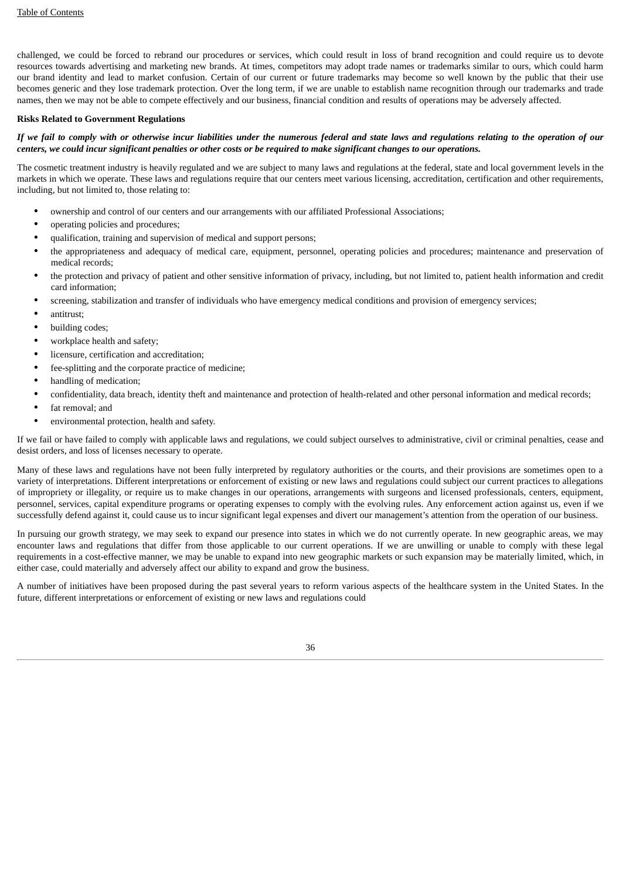challenged, we could be forced to rebrand our procedures or services, which could result in loss of brand recognition and could require us to devote resources towards advertising and marketing new brands. At times, competitors may adopt trade names or trademarks similar to ours, which could harm our brand identity and lead to market confusion. Certain of our current or future trademarks may become so well known by the public that their use becomes generic and they lose trademark protection. Over the long term, if we are unable to establish name recognition through our trademarks and trade names, then we may not be able to compete effectively and our business, financial condition and results of operations may be adversely affected.

**Risks Related to Government Regulations**

***If we fail to comply with or otherwise incur liabilities under the numerous federal and state laws and regulations relating to the operation of our centers, we could incur significant penalties or other costs or be required to make significant changes to our operations.***

The cosmetic treatment industry is heavily regulated and we are subject to many laws and regulations at the federal, state and local government levels in the markets in which we operate. These laws and regulations require that our centers meet various licensing, accreditation, certification and other requirements, including, but not limited to, those relating to:

- ownership and control of our centers and our arrangements with our affiliated Professional Associations;
- operating policies and procedures;
- qualification, training and supervision of medical and support persons;
- the appropriateness and adequacy of medical care, equipment, personnel, operating policies and procedures; maintenance and preservation of medical records;
- the protection and privacy of patient and other sensitive information of privacy, including, but not limited to, patient health information and credit card information;
- screening, stabilization and transfer of individuals who have emergency medical conditions and provision of emergency services;
- antitrust;
- building codes;
- workplace health and safety;
- licensure, certification and accreditation;
- fee-splitting and the corporate practice of medicine;
- handling of medication;
- confidentiality, data breach, identity theft and maintenance and protection of health-related and other personal information and medical records;
- fat removal; and
- environmental protection, health and safety.

If we fail or have failed to comply with applicable laws and regulations, we could subject ourselves to administrative, civil or criminal penalties, cease and desist orders, and loss of licenses necessary to operate.

Many of these laws and regulations have not been fully interpreted by regulatory authorities or the courts, and their provisions are sometimes open to a variety of interpretations. Different interpretations or enforcement of existing or new laws and regulations could subject our current practices to allegations of impropriety or illegality, or require us to make changes in our operations, arrangements with surgeons and licensed professionals, centers, equipment, personnel, services, capital expenditure programs or operating expenses to comply with the evolving rules. Any enforcement action against us, even if we successfully defend against it, could cause us to incur significant legal expenses and divert our management's attention from the operation of our business.

In pursuing our growth strategy, we may seek to expand our presence into states in which we do not currently operate. In new geographic areas, we may encounter laws and regulations that differ from those applicable to our current operations. If we are unwilling or unable to comply with these legal requirements in a cost-effective manner, we may be unable to expand into new geographic markets or such expansion may be materially limited, which, in either case, could materially and adversely affect our ability to expand and grow the business.

A number of initiatives have been proposed during the past several years to reform various aspects of the healthcare system in the United States. In the future, different interpretations or enforcement of existing or new laws and regulations could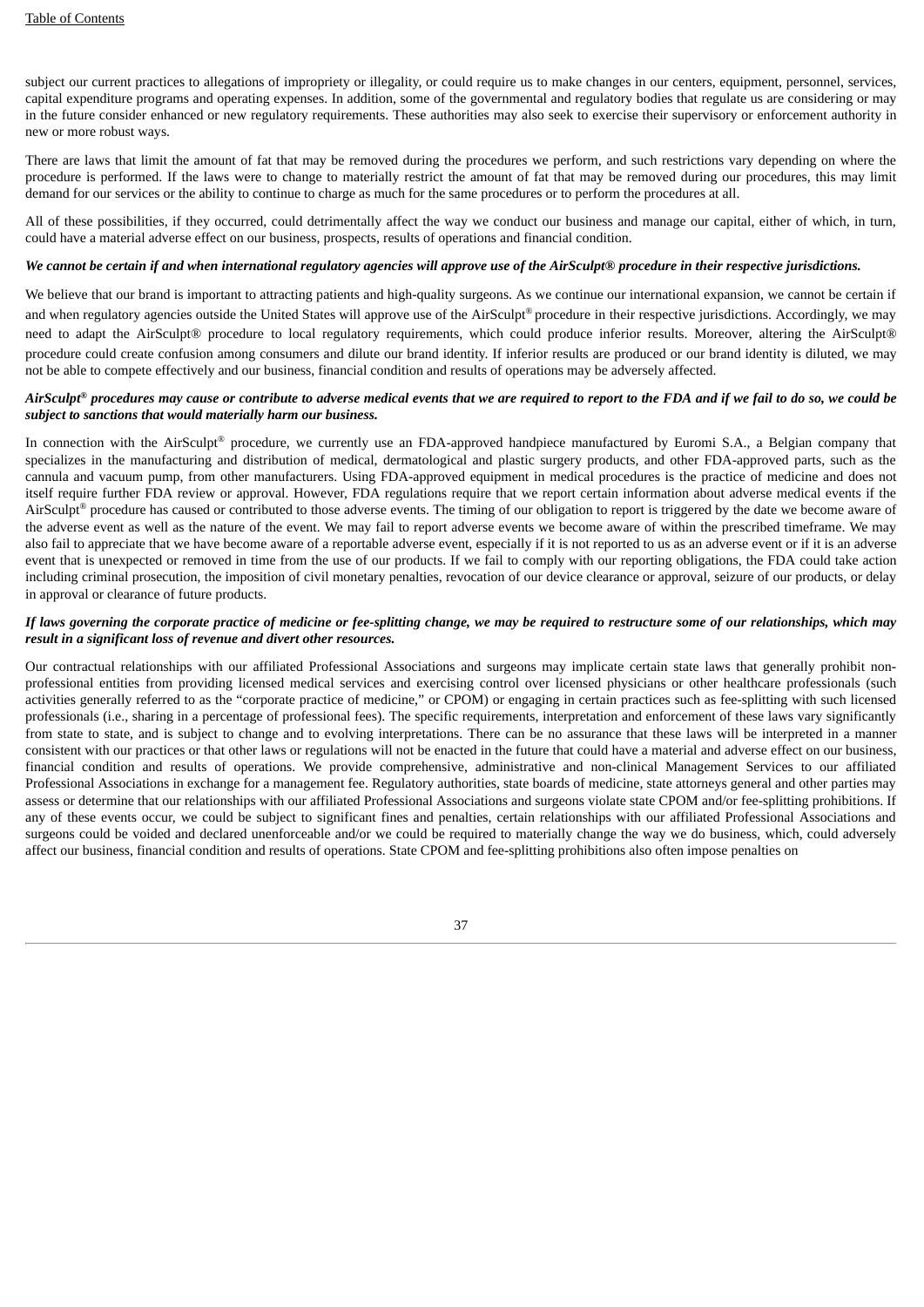subject our current practices to allegations of impropriety or illegality, or could require us to make changes in our centers, equipment, personnel, services, capital expenditure programs and operating expenses. In addition, some of the governmental and regulatory bodies that regulate us are considering or may in the future consider enhanced or new regulatory requirements. These authorities may also seek to exercise their supervisory or enforcement authority in new or more robust ways.

There are laws that limit the amount of fat that may be removed during the procedures we perform, and such restrictions vary depending on where the procedure is performed. If the laws were to change to materially restrict the amount of fat that may be removed during our procedures, this may limit demand for our services or the ability to continue to charge as much for the same procedures or to perform the procedures at all.

All of these possibilities, if they occurred, could detrimentally affect the way we conduct our business and manage our capital, either of which, in turn, could have a material adverse effect on our business, prospects, results of operations and financial condition.

***We cannot be certain if and when international regulatory agencies will approve use of the AirSculpt® procedure in their respective jurisdictions.***

We believe that our brand is important to attracting patients and high-quality surgeons. As we continue our international expansion, we cannot be certain if and when regulatory agencies outside the United States will approve use of the AirSculpt® procedure in their respective jurisdictions. Accordingly, we may need to adapt the AirSculpt® procedure to local regulatory requirements, which could produce inferior results. Moreover, altering the AirSculpt® procedure could create confusion among consumers and dilute our brand identity. If inferior results are produced or our brand identity is diluted, we may not be able to compete effectively and our business, financial condition and results of operations may be adversely affected.

***AirSculpt® procedures may cause or contribute to adverse medical events that we are required to report to the FDA and if we fail to do so, we could be subject to sanctions that would materially harm our business.***

In connection with the AirSculpt® procedure, we currently use an FDA-approved handpiece manufactured by Euromi S.A., a Belgian company that specializes in the manufacturing and distribution of medical, dermatological and plastic surgery products, and other FDA-approved parts, such as the cannula and vacuum pump, from other manufacturers. Using FDA-approved equipment in medical procedures is the practice of medicine and does not itself require further FDA review or approval. However, FDA regulations require that we report certain information about adverse medical events if the AirSculpt® procedure has caused or contributed to those adverse events. The timing of our obligation to report is triggered by the date we become aware of the adverse event as well as the nature of the event. We may fail to report adverse events we become aware of within the prescribed timeframe. We may also fail to appreciate that we have become aware of a reportable adverse event, especially if it is not reported to us as an adverse event or if it is an adverse event that is unexpected or removed in time from the use of our products. If we fail to comply with our reporting obligations, the FDA could take action including criminal prosecution, the imposition of civil monetary penalties, revocation of our device clearance or approval, seizure of our products, or delay in approval or clearance of future products.

***If laws governing the corporate practice of medicine or fee-splitting change, we may be required to restructure some of our relationships, which may result in a significant loss of revenue and divert other resources.***

Our contractual relationships with our affiliated Professional Associations and surgeons may implicate certain state laws that generally prohibit non-professional entities from providing licensed medical services and exercising control over licensed physicians or other healthcare professionals (such activities generally referred to as the "corporate practice of medicine," or CPOM) or engaging in certain practices such as fee-splitting with such licensed professionals (i.e., sharing in a percentage of professional fees). The specific requirements, interpretation and enforcement of these laws vary significantly from state to state, and is subject to change and to evolving interpretations. There can be no assurance that these laws will be interpreted in a manner consistent with our practices or that other laws or regulations will not be enacted in the future that could have a material and adverse effect on our business, financial condition and results of operations. We provide comprehensive, administrative and non-clinical Management Services to our affiliated Professional Associations in exchange for a management fee. Regulatory authorities, state boards of medicine, state attorneys general and other parties may assess or determine that our relationships with our affiliated Professional Associations and surgeons violate state CPOM and/or fee-splitting prohibitions. If any of these events occur, we could be subject to significant fines and penalties, certain relationships with our affiliated Professional Associations and surgeons could be voided and declared unenforceable and/or we could be required to materially change the way we do business, which, could adversely affect our business, financial condition and results of operations. State CPOM and fee-splitting prohibitions also often impose penalties on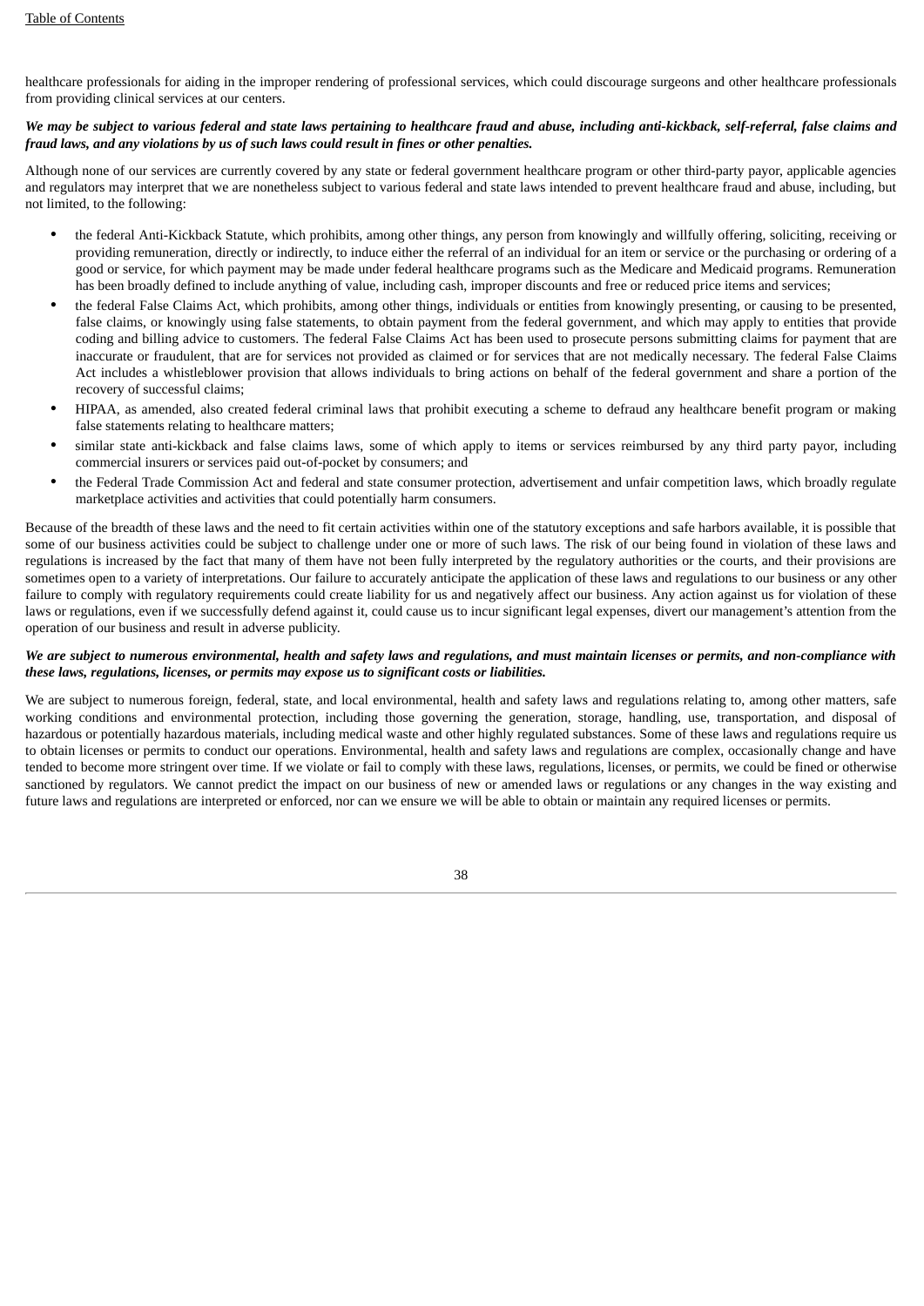healthcare professionals for aiding in the improper rendering of professional services, which could discourage surgeons and other healthcare professionals from providing clinical services at our centers.

***We may be subject to various federal and state laws pertaining to healthcare fraud and abuse, including anti-kickback, self-referral, false claims and fraud laws, and any violations by us of such laws could result in fines or other penalties.***

Although none of our services are currently covered by any state or federal government healthcare program or other third-party payor, applicable agencies and regulators may interpret that we are nonetheless subject to various federal and state laws intended to prevent healthcare fraud and abuse, including, but not limited, to the following:

- the federal Anti-Kickback Statute, which prohibits, among other things, any person from knowingly and willfully offering, soliciting, receiving or providing remuneration, directly or indirectly, to induce either the referral of an individual for an item or service or the purchasing or ordering of a good or service, for which payment may be made under federal healthcare programs such as the Medicare and Medicaid programs. Remuneration has been broadly defined to include anything of value, including cash, improper discounts and free or reduced price items and services;
- the federal False Claims Act, which prohibits, among other things, individuals or entities from knowingly presenting, or causing to be presented, false claims, or knowingly using false statements, to obtain payment from the federal government, and which may apply to entities that provide coding and billing advice to customers. The federal False Claims Act has been used to prosecute persons submitting claims for payment that are inaccurate or fraudulent, that are for services not provided as claimed or for services that are not medically necessary. The federal False Claims Act includes a whistleblower provision that allows individuals to bring actions on behalf of the federal government and share a portion of the recovery of successful claims;
- HIPAA, as amended, also created federal criminal laws that prohibit executing a scheme to defraud any healthcare benefit program or making false statements relating to healthcare matters;
- similar state anti-kickback and false claims laws, some of which apply to items or services reimbursed by any third party payor, including commercial insurers or services paid out-of-pocket by consumers; and
- the Federal Trade Commission Act and federal and state consumer protection, advertisement and unfair competition laws, which broadly regulate marketplace activities and activities that could potentially harm consumers.

Because of the breadth of these laws and the need to fit certain activities within one of the statutory exceptions and safe harbors available, it is possible that some of our business activities could be subject to challenge under one or more of such laws. The risk of our being found in violation of these laws and regulations is increased by the fact that many of them have not been fully interpreted by the regulatory authorities or the courts, and their provisions are sometimes open to a variety of interpretations. Our failure to accurately anticipate the application of these laws and regulations to our business or any other failure to comply with regulatory requirements could create liability for us and negatively affect our business. Any action against us for violation of these laws or regulations, even if we successfully defend against it, could cause us to incur significant legal expenses, divert our management's attention from the operation of our business and result in adverse publicity.

***We are subject to numerous environmental, health and safety laws and regulations, and must maintain licenses or permits, and non-compliance with these laws, regulations, licenses, or permits may expose us to significant costs or liabilities.***

We are subject to numerous foreign, federal, state, and local environmental, health and safety laws and regulations relating to, among other matters, safe working conditions and environmental protection, including those governing the generation, storage, handling, use, transportation, and disposal of hazardous or potentially hazardous materials, including medical waste and other highly regulated substances. Some of these laws and regulations require us to obtain licenses or permits to conduct our operations. Environmental, health and safety laws and regulations are complex, occasionally change and have tended to become more stringent over time. If we violate or fail to comply with these laws, regulations, licenses, or permits, we could be fined or otherwise sanctioned by regulators. We cannot predict the impact on our business of new or amended laws or regulations or any changes in the way existing and future laws and regulations are interpreted or enforced, nor can we ensure we will be able to obtain or maintain any required licenses or permits.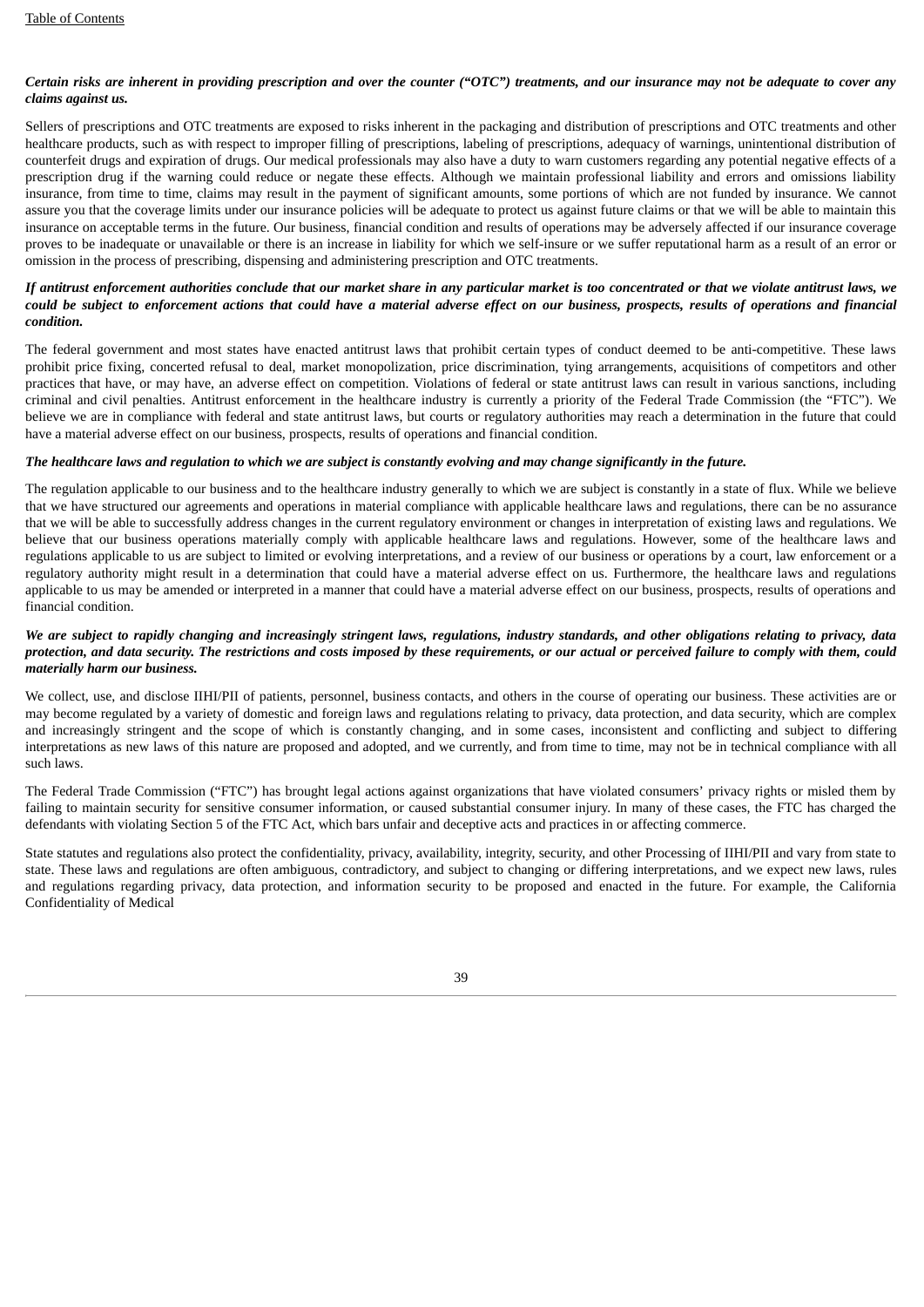***Certain risks are inherent in providing prescription and over the counter ("OTC") treatments, and our insurance may not be adequate to cover any claims against us.***

Sellers of prescriptions and OTC treatments are exposed to risks inherent in the packaging and distribution of prescriptions and OTC treatments and other healthcare products, such as with respect to improper filling of prescriptions, labeling of prescriptions, adequacy of warnings, unintentional distribution of counterfeit drugs and expiration of drugs. Our medical professionals may also have a duty to warn customers regarding any potential negative effects of a prescription drug if the warning could reduce or negate these effects. Although we maintain professional liability and errors and omissions liability insurance, from time to time, claims may result in the payment of significant amounts, some portions of which are not funded by insurance. We cannot assure you that the coverage limits under our insurance policies will be adequate to protect us against future claims or that we will be able to maintain this insurance on acceptable terms in the future. Our business, financial condition and results of operations may be adversely affected if our insurance coverage proves to be inadequate or unavailable or there is an increase in liability for which we self-insure or we suffer reputational harm as a result of an error or omission in the process of prescribing, dispensing and administering prescription and OTC treatments.

***If antitrust enforcement authorities conclude that our market share in any particular market is too concentrated or that we violate antitrust laws, we could be subject to enforcement actions that could have a material adverse effect on our business, prospects, results of operations and financial condition.***

The federal government and most states have enacted antitrust laws that prohibit certain types of conduct deemed to be anti-competitive. These laws prohibit price fixing, concerted refusal to deal, market monopolization, price discrimination, tying arrangements, acquisitions of competitors and other practices that have, or may have, an adverse effect on competition. Violations of federal or state antitrust laws can result in various sanctions, including criminal and civil penalties. Antitrust enforcement in the healthcare industry is currently a priority of the Federal Trade Commission (the "FTC"). We believe we are in compliance with federal and state antitrust laws, but courts or regulatory authorities may reach a determination in the future that could have a material adverse effect on our business, prospects, results of operations and financial condition.

***The healthcare laws and regulation to which we are subject is constantly evolving and may change significantly in the future.***

The regulation applicable to our business and to the healthcare industry generally to which we are subject is constantly in a state of flux. While we believe that we have structured our agreements and operations in material compliance with applicable healthcare laws and regulations, there can be no assurance that we will be able to successfully address changes in the current regulatory environment or changes in interpretation of existing laws and regulations. We believe that our business operations materially comply with applicable healthcare laws and regulations. However, some of the healthcare laws and regulations applicable to us are subject to limited or evolving interpretations, and a review of our business or operations by a court, law enforcement or a regulatory authority might result in a determination that could have a material adverse effect on us. Furthermore, the healthcare laws and regulations applicable to us may be amended or interpreted in a manner that could have a material adverse effect on our business, prospects, results of operations and financial condition.

***We are subject to rapidly changing and increasingly stringent laws, regulations, industry standards, and other obligations relating to privacy, data protection, and data security. The restrictions and costs imposed by these requirements, or our actual or perceived failure to comply with them, could materially harm our business.***

We collect, use, and disclose IIHI/PII of patients, personnel, business contacts, and others in the course of operating our business. These activities are or may become regulated by a variety of domestic and foreign laws and regulations relating to privacy, data protection, and data security, which are complex and increasingly stringent and the scope of which is constantly changing, and in some cases, inconsistent and conflicting and subject to differing interpretations as new laws of this nature are proposed and adopted, and we currently, and from time to time, may not be in technical compliance with all such laws.

The Federal Trade Commission ("FTC") has brought legal actions against organizations that have violated consumers' privacy rights or misled them by failing to maintain security for sensitive consumer information, or caused substantial consumer injury. In many of these cases, the FTC has charged the defendants with violating Section 5 of the FTC Act, which bars unfair and deceptive acts and practices in or affecting commerce.

State statutes and regulations also protect the confidentiality, privacy, availability, integrity, security, and other Processing of IIHI/PII and vary from state to state. These laws and regulations are often ambiguous, contradictory, and subject to changing or differing interpretations, and we expect new laws, rules and regulations regarding privacy, data protection, and information security to be proposed and enacted in the future. For example, the California Confidentiality of Medical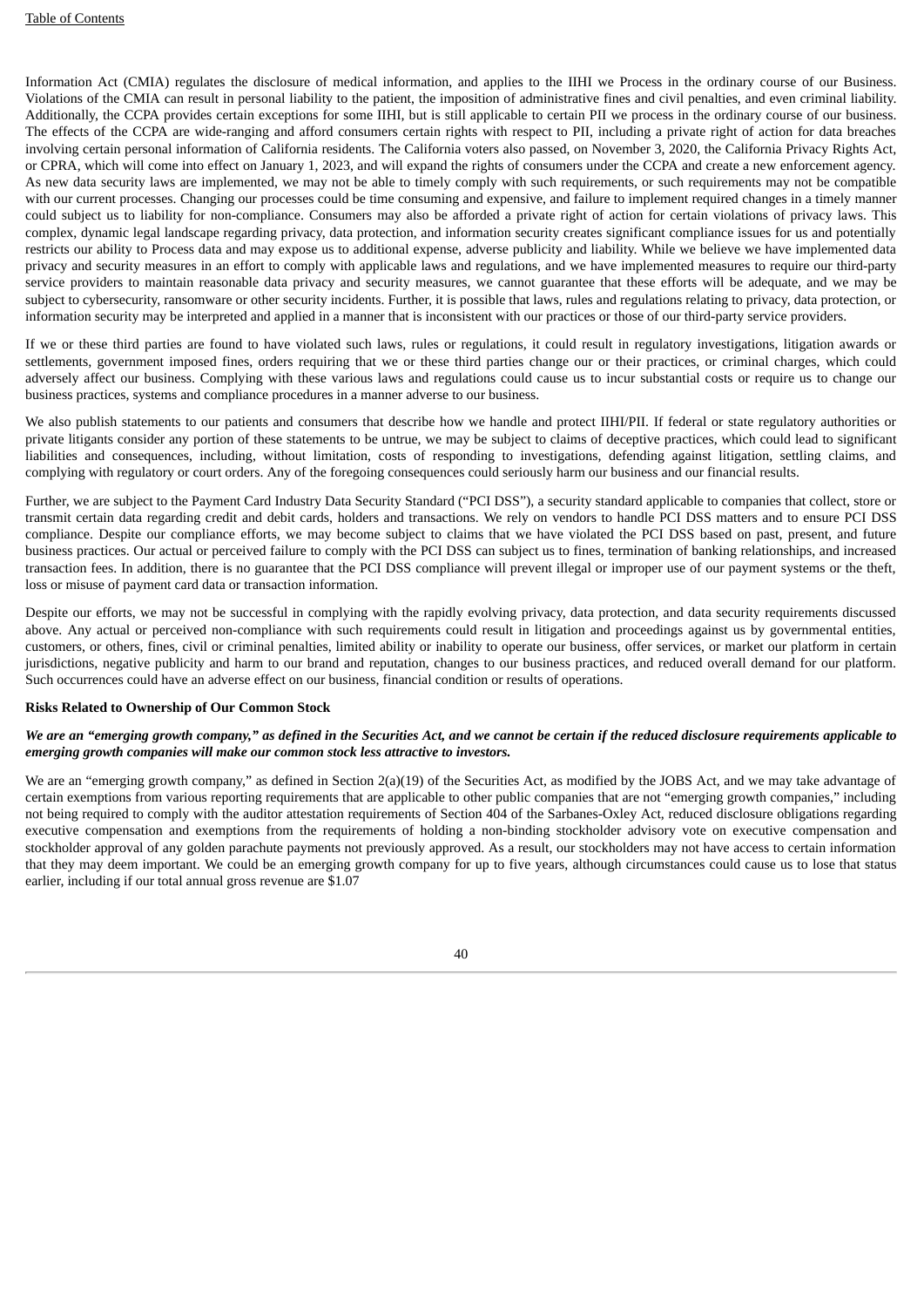Information Act (CMIA) regulates the disclosure of medical information, and applies to the IIHI we Process in the ordinary course of our Business. Violations of the CMIA can result in personal liability to the patient, the imposition of administrative fines and civil penalties, and even criminal liability. Additionally, the CCPA provides certain exceptions for some IIHI, but is still applicable to certain PII we process in the ordinary course of our business. The effects of the CCPA are wide-ranging and afford consumers certain rights with respect to PII, including a private right of action for data breaches involving certain personal information of California residents. The California voters also passed, on November 3, 2020, the California Privacy Rights Act, or CPRA, which will come into effect on January 1, 2023, and will expand the rights of consumers under the CCPA and create a new enforcement agency. As new data security laws are implemented, we may not be able to timely comply with such requirements, or such requirements may not be compatible with our current processes. Changing our processes could be time consuming and expensive, and failure to implement required changes in a timely manner could subject us to liability for non-compliance. Consumers may also be afforded a private right of action for certain violations of privacy laws. This complex, dynamic legal landscape regarding privacy, data protection, and information security creates significant compliance issues for us and potentially restricts our ability to Process data and may expose us to additional expense, adverse publicity and liability. While we believe we have implemented data privacy and security measures in an effort to comply with applicable laws and regulations, and we have implemented measures to require our third-party service providers to maintain reasonable data privacy and security measures, we cannot guarantee that these efforts will be adequate, and we may be subject to cybersecurity, ransomware or other security incidents. Further, it is possible that laws, rules and regulations relating to privacy, data protection, or information security may be interpreted and applied in a manner that is inconsistent with our practices or those of our third-party service providers.

If we or these third parties are found to have violated such laws, rules or regulations, it could result in regulatory investigations, litigation awards or settlements, government imposed fines, orders requiring that we or these third parties change our or their practices, or criminal charges, which could adversely affect our business. Complying with these various laws and regulations could cause us to incur substantial costs or require us to change our business practices, systems and compliance procedures in a manner adverse to our business.

We also publish statements to our patients and consumers that describe how we handle and protect IIHI/PII. If federal or state regulatory authorities or private litigants consider any portion of these statements to be untrue, we may be subject to claims of deceptive practices, which could lead to significant liabilities and consequences, including, without limitation, costs of responding to investigations, defending against litigation, settling claims, and complying with regulatory or court orders. Any of the foregoing consequences could seriously harm our business and our financial results.

Further, we are subject to the Payment Card Industry Data Security Standard ("PCI DSS"), a security standard applicable to companies that collect, store or transmit certain data regarding credit and debit cards, holders and transactions. We rely on vendors to handle PCI DSS matters and to ensure PCI DSS compliance. Despite our compliance efforts, we may become subject to claims that we have violated the PCI DSS based on past, present, and future business practices. Our actual or perceived failure to comply with the PCI DSS can subject us to fines, termination of banking relationships, and increased transaction fees. In addition, there is no guarantee that the PCI DSS compliance will prevent illegal or improper use of our payment systems or the theft, loss or misuse of payment card data or transaction information.

Despite our efforts, we may not be successful in complying with the rapidly evolving privacy, data protection, and data security requirements discussed above. Any actual or perceived non-compliance with such requirements could result in litigation and proceedings against us by governmental entities, customers, or others, fines, civil or criminal penalties, limited ability or inability to operate our business, offer services, or market our platform in certain jurisdictions, negative publicity and harm to our brand and reputation, changes to our business practices, and reduced overall demand for our platform. Such occurrences could have an adverse effect on our business, financial condition or results of operations.

**Risks Related to Ownership of Our Common Stock**

***We are an "emerging growth company," as defined in the Securities Act, and we cannot be certain if the reduced disclosure requirements applicable to emerging growth companies will make our common stock less attractive to investors.***

We are an "emerging growth company," as defined in Section 2(a)(19) of the Securities Act, as modified by the JOBS Act, and we may take advantage of certain exemptions from various reporting requirements that are applicable to other public companies that are not "emerging growth companies," including not being required to comply with the auditor attestation requirements of Section 404 of the Sarbanes-Oxley Act, reduced disclosure obligations regarding executive compensation and exemptions from the requirements of holding a non-binding stockholder advisory vote on executive compensation and stockholder approval of any golden parachute payments not previously approved. As a result, our stockholders may not have access to certain information that they may deem important. We could be an emerging growth company for up to five years, although circumstances could cause us to lose that status earlier, including if our total annual gross revenue are $1.07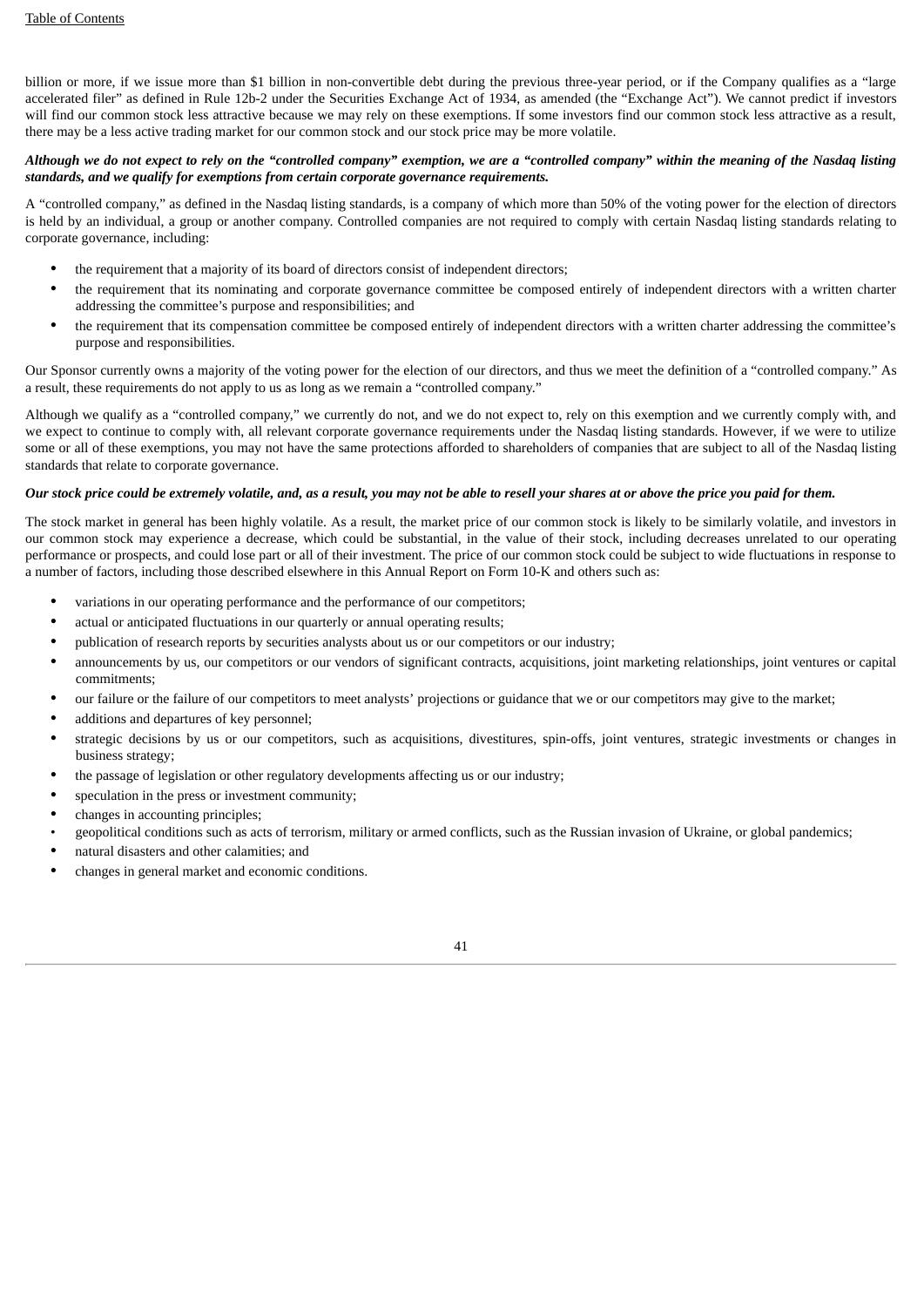billion or more, if we issue more than $1 billion in non-convertible debt during the previous three-year period, or if the Company qualifies as a "large accelerated filer" as defined in Rule 12b-2 under the Securities Exchange Act of 1934, as amended (the "Exchange Act"). We cannot predict if investors will find our common stock less attractive because we may rely on these exemptions. If some investors find our common stock less attractive as a result, there may be a less active trading market for our common stock and our stock price may be more volatile.

***Although we do not expect to rely on the "controlled company" exemption, we are a "controlled company" within the meaning of the Nasdaq listing standards, and we qualify for exemptions from certain corporate governance requirements.***

A "controlled company," as defined in the Nasdaq listing standards, is a company of which more than 50% of the voting power for the election of directors is held by an individual, a group or another company. Controlled companies are not required to comply with certain Nasdaq listing standards relating to corporate governance, including:

- the requirement that a majority of its board of directors consist of independent directors;
- the requirement that its nominating and corporate governance committee be composed entirely of independent directors with a written charter addressing the committee's purpose and responsibilities; and
- the requirement that its compensation committee be composed entirely of independent directors with a written charter addressing the committee's purpose and responsibilities.

Our Sponsor currently owns a majority of the voting power for the election of our directors, and thus we meet the definition of a "controlled company." As a result, these requirements do not apply to us as long as we remain a "controlled company."

Although we qualify as a "controlled company," we currently do not, and we do not expect to, rely on this exemption and we currently comply with, and we expect to continue to comply with, all relevant corporate governance requirements under the Nasdaq listing standards. However, if we were to utilize some or all of these exemptions, you may not have the same protections afforded to shareholders of companies that are subject to all of the Nasdaq listing standards that relate to corporate governance.

***Our stock price could be extremely volatile, and, as a result, you may not be able to resell your shares at or above the price you paid for them.***

The stock market in general has been highly volatile. As a result, the market price of our common stock is likely to be similarly volatile, and investors in our common stock may experience a decrease, which could be substantial, in the value of their stock, including decreases unrelated to our operating performance or prospects, and could lose part or all of their investment. The price of our common stock could be subject to wide fluctuations in response to a number of factors, including those described elsewhere in this Annual Report on Form 10-K and others such as:

- variations in our operating performance and the performance of our competitors;
- actual or anticipated fluctuations in our quarterly or annual operating results;
- publication of research reports by securities analysts about us or our competitors or our industry;
- announcements by us, our competitors or our vendors of significant contracts, acquisitions, joint marketing relationships, joint ventures or capital commitments;
- our failure or the failure of our competitors to meet analysts' projections or guidance that we or our competitors may give to the market;
- additions and departures of key personnel;
- strategic decisions by us or our competitors, such as acquisitions, divestitures, spin-offs, joint ventures, strategic investments or changes in business strategy;
- the passage of legislation or other regulatory developments affecting us or our industry;
- speculation in the press or investment community;
- changes in accounting principles;
- geopolitical conditions such as acts of terrorism, military or armed conflicts, such as the Russian invasion of Ukraine, or global pandemics;
- natural disasters and other calamities; and
- changes in general market and economic conditions.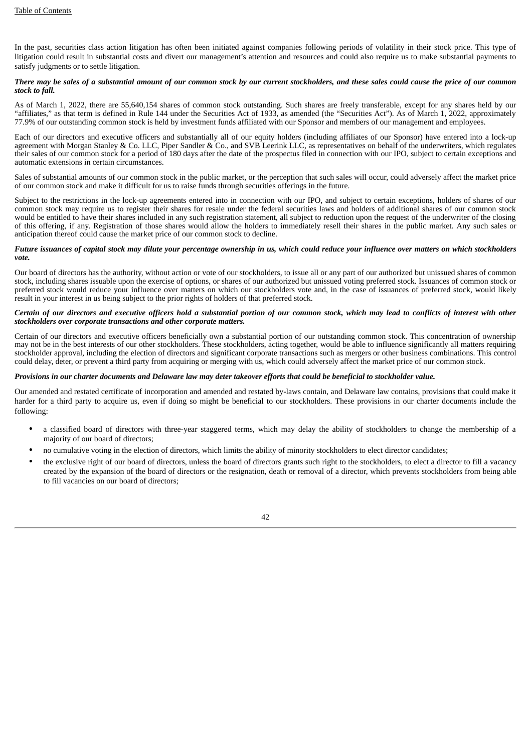In the past, securities class action litigation has often been initiated against companies following periods of volatility in their stock price. This type of litigation could result in substantial costs and divert our management's attention and resources and could also require us to make substantial payments to satisfy judgments or to settle litigation.

***There may be sales of a substantial amount of our common stock by our current stockholders, and these sales could cause the price of our common stock to fall.***

As of March 1, 2022, there are 55,640,154 shares of common stock outstanding. Such shares are freely transferable, except for any shares held by our "affiliates," as that term is defined in Rule 144 under the Securities Act of 1933, as amended (the "Securities Act"). As of March 1, 2022, approximately 77.9% of our outstanding common stock is held by investment funds affiliated with our Sponsor and members of our management and employees.

Each of our directors and executive officers and substantially all of our equity holders (including affiliates of our Sponsor) have entered into a lock-up agreement with Morgan Stanley & Co. LLC, Piper Sandler & Co., and SVB Leerink LLC, as representatives on behalf of the underwriters, which regulates their sales of our common stock for a period of 180 days after the date of the prospectus filed in connection with our IPO, subject to certain exceptions and automatic extensions in certain circumstances.

Sales of substantial amounts of our common stock in the public market, or the perception that such sales will occur, could adversely affect the market price of our common stock and make it difficult for us to raise funds through securities offerings in the future.

Subject to the restrictions in the lock-up agreements entered into in connection with our IPO, and subject to certain exceptions, holders of shares of our common stock may require us to register their shares for resale under the federal securities laws and holders of additional shares of our common stock would be entitled to have their shares included in any such registration statement, all subject to reduction upon the request of the underwriter of the closing of this offering, if any. Registration of those shares would allow the holders to immediately resell their shares in the public market. Any such sales or anticipation thereof could cause the market price of our common stock to decline.

***Future issuances of capital stock may dilute your percentage ownership in us, which could reduce your influence over matters on which stockholders vote.***

Our board of directors has the authority, without action or vote of our stockholders, to issue all or any part of our authorized but unissued shares of common stock, including shares issuable upon the exercise of options, or shares of our authorized but unissued voting preferred stock. Issuances of common stock or preferred stock would reduce your influence over matters on which our stockholders vote and, in the case of issuances of preferred stock, would likely result in your interest in us being subject to the prior rights of holders of that preferred stock.

***Certain of our directors and executive officers hold a substantial portion of our common stock, which may lead to conflicts of interest with other stockholders over corporate transactions and other corporate matters.***

Certain of our directors and executive officers beneficially own a substantial portion of our outstanding common stock. This concentration of ownership may not be in the best interests of our other stockholders. These stockholders, acting together, would be able to influence significantly all matters requiring stockholder approval, including the election of directors and significant corporate transactions such as mergers or other business combinations. This control could delay, deter, or prevent a third party from acquiring or merging with us, which could adversely affect the market price of our common stock.

***Provisions in our charter documents and Delaware law may deter takeover efforts that could be beneficial to stockholder value.***

Our amended and restated certificate of incorporation and amended and restated by-laws contain, and Delaware law contains, provisions that could make it harder for a third party to acquire us, even if doing so might be beneficial to our stockholders. These provisions in our charter documents include the following:

- a classified board of directors with three-year staggered terms, which may delay the ability of stockholders to change the membership of a majority of our board of directors;
- no cumulative voting in the election of directors, which limits the ability of minority stockholders to elect director candidates;
- the exclusive right of our board of directors, unless the board of directors grants such right to the stockholders, to elect a director to fill a vacancy created by the expansion of the board of directors or the resignation, death or removal of a director, which prevents stockholders from being able to fill vacancies on our board of directors;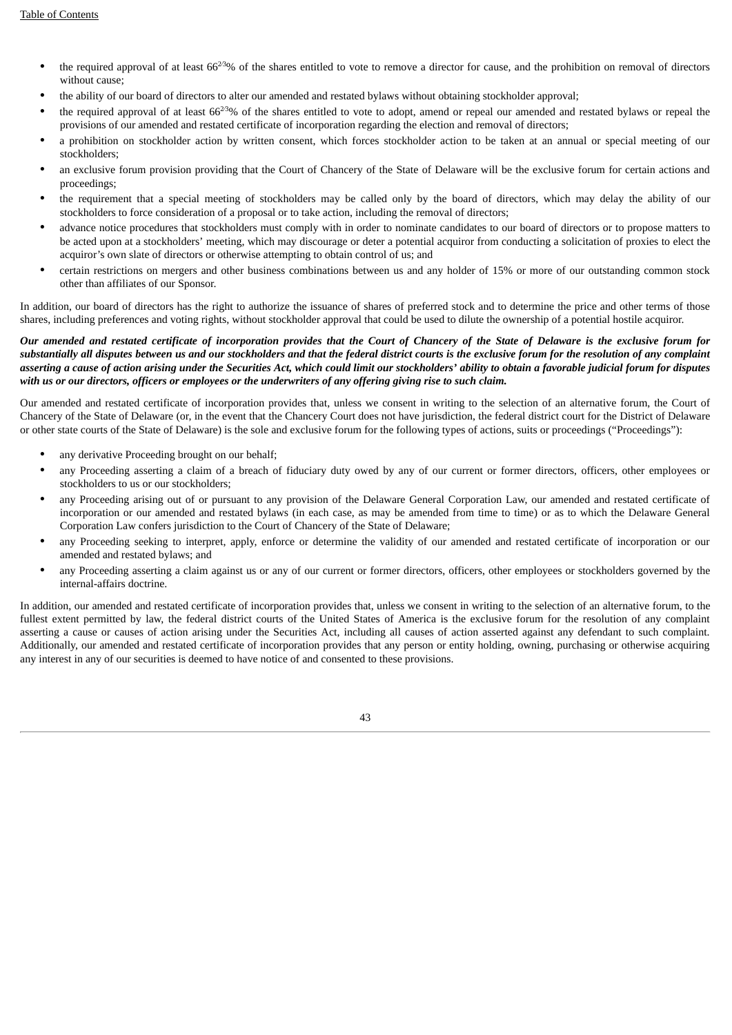- the required approval of at least 66$^{2/3}$% of the shares entitled to vote to remove a director for cause, and the prohibition on removal of directors without cause;
- the ability of our board of directors to alter our amended and restated bylaws without obtaining stockholder approval;
- the required approval of at least 66$^{2/3}$% of the shares entitled to vote to adopt, amend or repeal our amended and restated bylaws or repeal the provisions of our amended and restated certificate of incorporation regarding the election and removal of directors;
- a prohibition on stockholder action by written consent, which forces stockholder action to be taken at an annual or special meeting of our stockholders;
- an exclusive forum provision providing that the Court of Chancery of the State of Delaware will be the exclusive forum for certain actions and proceedings;
- the requirement that a special meeting of stockholders may be called only by the board of directors, which may delay the ability of our stockholders to force consideration of a proposal or to take action, including the removal of directors;
- advance notice procedures that stockholders must comply with in order to nominate candidates to our board of directors or to propose matters to be acted upon at a stockholders' meeting, which may discourage or deter a potential acquiror from conducting a solicitation of proxies to elect the acquiror's own slate of directors or otherwise attempting to obtain control of us; and
- certain restrictions on mergers and other business combinations between us and any holder of 15% or more of our outstanding common stock other than affiliates of our Sponsor.

In addition, our board of directors has the right to authorize the issuance of shares of preferred stock and to determine the price and other terms of those shares, including preferences and voting rights, without stockholder approval that could be used to dilute the ownership of a potential hostile acquiror.

***Our amended and restated certificate of incorporation provides that the Court of Chancery of the State of Delaware is the exclusive forum for substantially all disputes between us and our stockholders and that the federal district courts is the exclusive forum for the resolution of any complaint asserting a cause of action arising under the Securities Act, which could limit our stockholders' ability to obtain a favorable judicial forum for disputes with us or our directors, officers or employees or the underwriters of any offering giving rise to such claim.***

Our amended and restated certificate of incorporation provides that, unless we consent in writing to the selection of an alternative forum, the Court of Chancery of the State of Delaware (or, in the event that the Chancery Court does not have jurisdiction, the federal district court for the District of Delaware or other state courts of the State of Delaware) is the sole and exclusive forum for the following types of actions, suits or proceedings ("Proceedings"):

- any derivative Proceeding brought on our behalf;
- any Proceeding asserting a claim of a breach of fiduciary duty owed by any of our current or former directors, officers, other employees or stockholders to us or our stockholders;
- any Proceeding arising out of or pursuant to any provision of the Delaware General Corporation Law, our amended and restated certificate of incorporation or our amended and restated bylaws (in each case, as may be amended from time to time) or as to which the Delaware General Corporation Law confers jurisdiction to the Court of Chancery of the State of Delaware;
- any Proceeding seeking to interpret, apply, enforce or determine the validity of our amended and restated certificate of incorporation or our amended and restated bylaws; and
- any Proceeding asserting a claim against us or any of our current or former directors, officers, other employees or stockholders governed by the internal-affairs doctrine.

In addition, our amended and restated certificate of incorporation provides that, unless we consent in writing to the selection of an alternative forum, to the fullest extent permitted by law, the federal district courts of the United States of America is the exclusive forum for the resolution of any complaint asserting a cause or causes of action arising under the Securities Act, including all causes of action asserted against any defendant to such complaint. Additionally, our amended and restated certificate of incorporation provides that any person or entity holding, owning, purchasing or otherwise acquiring any interest in any of our securities is deemed to have notice of and consented to these provisions.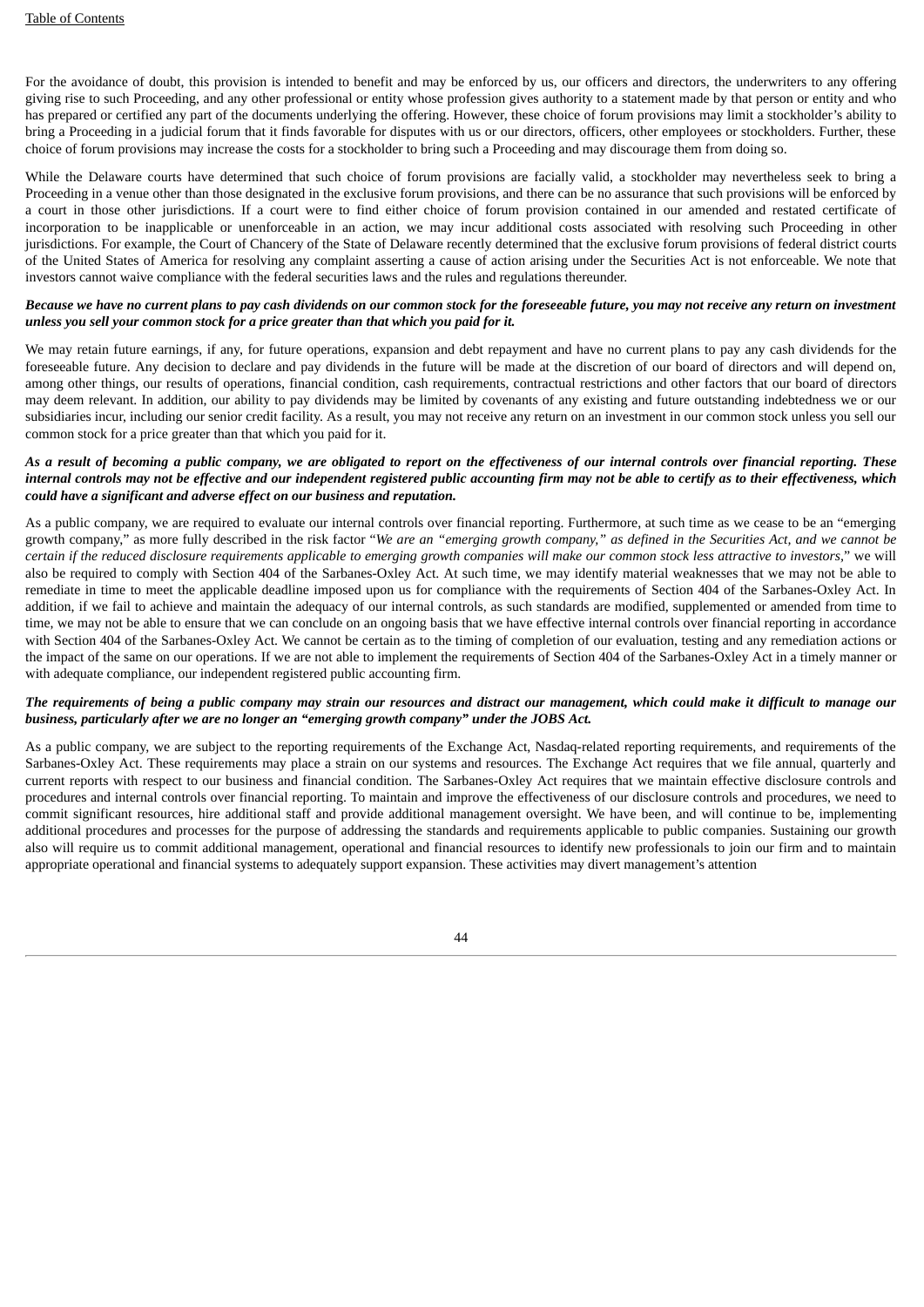For the avoidance of doubt, this provision is intended to benefit and may be enforced by us, our officers and directors, the underwriters to any offering giving rise to such Proceeding, and any other professional or entity whose profession gives authority to a statement made by that person or entity and who has prepared or certified any part of the documents underlying the offering. However, these choice of forum provisions may limit a stockholder's ability to bring a Proceeding in a judicial forum that it finds favorable for disputes with us or our directors, officers, other employees or stockholders. Further, these choice of forum provisions may increase the costs for a stockholder to bring such a Proceeding and may discourage them from doing so.

While the Delaware courts have determined that such choice of forum provisions are facially valid, a stockholder may nevertheless seek to bring a Proceeding in a venue other than those designated in the exclusive forum provisions, and there can be no assurance that such provisions will be enforced by a court in those other jurisdictions. If a court were to find either choice of forum provision contained in our amended and restated certificate of incorporation to be inapplicable or unenforceable in an action, we may incur additional costs associated with resolving such Proceeding in other jurisdictions. For example, the Court of Chancery of the State of Delaware recently determined that the exclusive forum provisions of federal district courts of the United States of America for resolving any complaint asserting a cause of action arising under the Securities Act is not enforceable. We note that investors cannot waive compliance with the federal securities laws and the rules and regulations thereunder.

***Because we have no current plans to pay cash dividends on our common stock for the foreseeable future, you may not receive any return on investment unless you sell your common stock for a price greater than that which you paid for it.***

We may retain future earnings, if any, for future operations, expansion and debt repayment and have no current plans to pay any cash dividends for the foreseeable future. Any decision to declare and pay dividends in the future will be made at the discretion of our board of directors and will depend on, among other things, our results of operations, financial condition, cash requirements, contractual restrictions and other factors that our board of directors may deem relevant. In addition, our ability to pay dividends may be limited by covenants of any existing and future outstanding indebtedness we or our subsidiaries incur, including our senior credit facility. As a result, you may not receive any return on an investment in our common stock unless you sell our common stock for a price greater than that which you paid for it.

***As a result of becoming a public company, we are obligated to report on the effectiveness of our internal controls over financial reporting. These internal controls may not be effective and our independent registered public accounting firm may not be able to certify as to their effectiveness, which could have a significant and adverse effect on our business and reputation.***

As a public company, we are required to evaluate our internal controls over financial reporting. Furthermore, at such time as we cease to be an "emerging growth company," as more fully described in the risk factor "*We are an "emerging growth company," as defined in the Securities Act, and we cannot be certain if the reduced disclosure requirements applicable to emerging growth companies will make our common stock less attractive to investors*," we will also be required to comply with Section 404 of the Sarbanes-Oxley Act. At such time, we may identify material weaknesses that we may not be able to remediate in time to meet the applicable deadline imposed upon us for compliance with the requirements of Section 404 of the Sarbanes-Oxley Act. In addition, if we fail to achieve and maintain the adequacy of our internal controls, as such standards are modified, supplemented or amended from time to time, we may not be able to ensure that we can conclude on an ongoing basis that we have effective internal controls over financial reporting in accordance with Section 404 of the Sarbanes-Oxley Act. We cannot be certain as to the timing of completion of our evaluation, testing and any remediation actions or the impact of the same on our operations. If we are not able to implement the requirements of Section 404 of the Sarbanes-Oxley Act in a timely manner or with adequate compliance, our independent registered public accounting firm.

***The requirements of being a public company may strain our resources and distract our management, which could make it difficult to manage our business, particularly after we are no longer an "emerging growth company" under the JOBS Act.***

As a public company, we are subject to the reporting requirements of the Exchange Act, Nasdaq-related reporting requirements, and requirements of the Sarbanes-Oxley Act. These requirements may place a strain on our systems and resources. The Exchange Act requires that we file annual, quarterly and current reports with respect to our business and financial condition. The Sarbanes-Oxley Act requires that we maintain effective disclosure controls and procedures and internal controls over financial reporting. To maintain and improve the effectiveness of our disclosure controls and procedures, we need to commit significant resources, hire additional staff and provide additional management oversight. We have been, and will continue to be, implementing additional procedures and processes for the purpose of addressing the standards and requirements applicable to public companies. Sustaining our growth also will require us to commit additional management, operational and financial resources to identify new professionals to join our firm and to maintain appropriate operational and financial systems to adequately support expansion. These activities may divert management's attention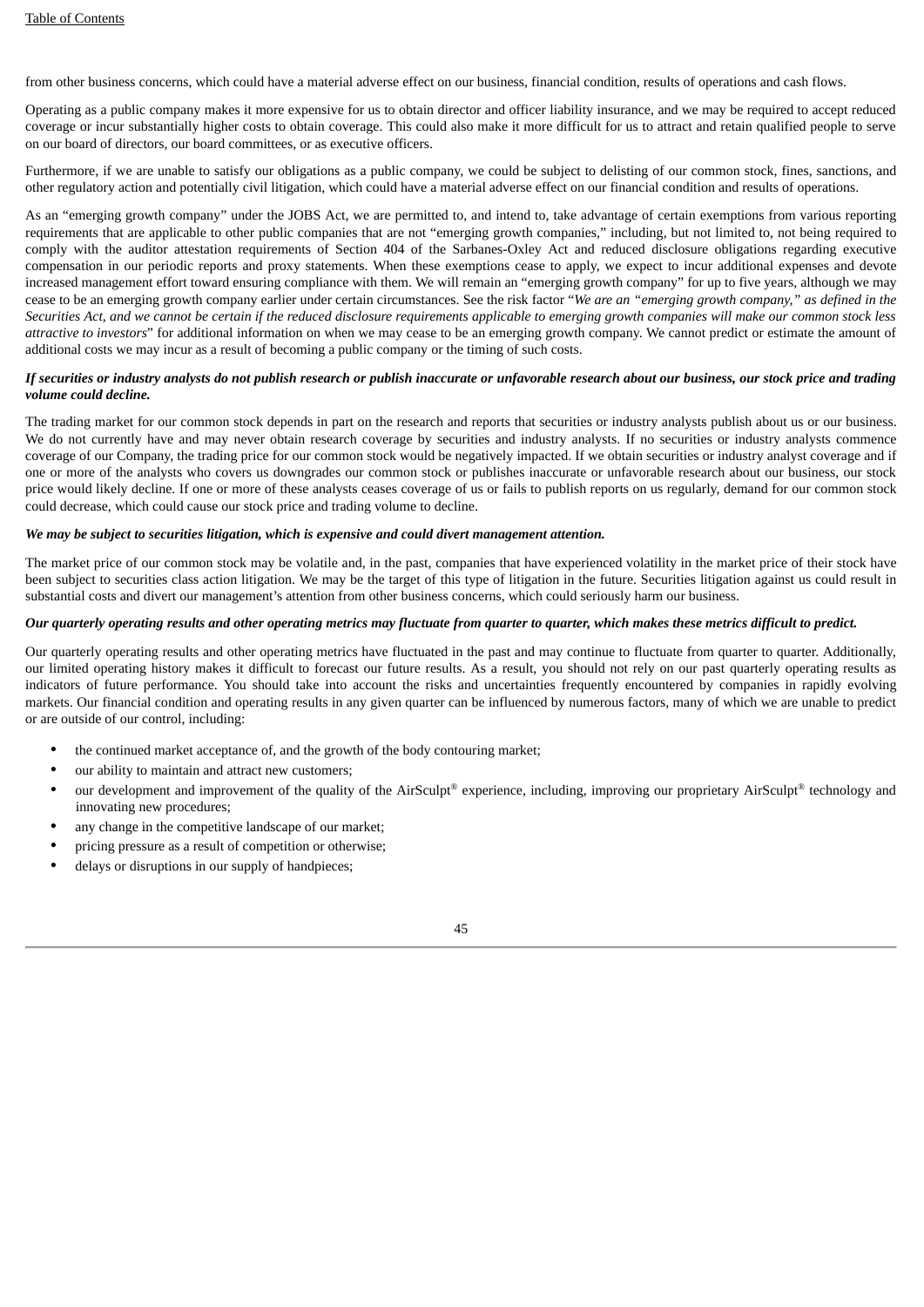from other business concerns, which could have a material adverse effect on our business, financial condition, results of operations and cash flows.

Operating as a public company makes it more expensive for us to obtain director and officer liability insurance, and we may be required to accept reduced coverage or incur substantially higher costs to obtain coverage. This could also make it more difficult for us to attract and retain qualified people to serve on our board of directors, our board committees, or as executive officers.

Furthermore, if we are unable to satisfy our obligations as a public company, we could be subject to delisting of our common stock, fines, sanctions, and other regulatory action and potentially civil litigation, which could have a material adverse effect on our financial condition and results of operations.

As an "emerging growth company" under the JOBS Act, we are permitted to, and intend to, take advantage of certain exemptions from various reporting requirements that are applicable to other public companies that are not "emerging growth companies," including, but not limited to, not being required to comply with the auditor attestation requirements of Section 404 of the Sarbanes-Oxley Act and reduced disclosure obligations regarding executive compensation in our periodic reports and proxy statements. When these exemptions cease to apply, we expect to incur additional expenses and devote increased management effort toward ensuring compliance with them. We will remain an "emerging growth company" for up to five years, although we may cease to be an emerging growth company earlier under certain circumstances. See the risk factor "*We are an "emerging growth company," as defined in the Securities Act, and we cannot be certain if the reduced disclosure requirements applicable to emerging growth companies will make our common stock less attractive to investors*" for additional information on when we may cease to be an emerging growth company. We cannot predict or estimate the amount of additional costs we may incur as a result of becoming a public company or the timing of such costs.

***If securities or industry analysts do not publish research or publish inaccurate or unfavorable research about our business, our stock price and trading volume could decline.***

The trading market for our common stock depends in part on the research and reports that securities or industry analysts publish about us or our business. We do not currently have and may never obtain research coverage by securities and industry analysts. If no securities or industry analysts commence coverage of our Company, the trading price for our common stock would be negatively impacted. If we obtain securities or industry analyst coverage and if one or more of the analysts who covers us downgrades our common stock or publishes inaccurate or unfavorable research about our business, our stock price would likely decline. If one or more of these analysts ceases coverage of us or fails to publish reports on us regularly, demand for our common stock could decrease, which could cause our stock price and trading volume to decline.

***We may be subject to securities litigation, which is expensive and could divert management attention.***

The market price of our common stock may be volatile and, in the past, companies that have experienced volatility in the market price of their stock have been subject to securities class action litigation. We may be the target of this type of litigation in the future. Securities litigation against us could result in substantial costs and divert our management's attention from other business concerns, which could seriously harm our business.

***Our quarterly operating results and other operating metrics may fluctuate from quarter to quarter, which makes these metrics difficult to predict.***

Our quarterly operating results and other operating metrics have fluctuated in the past and may continue to fluctuate from quarter to quarter. Additionally, our limited operating history makes it difficult to forecast our future results. As a result, you should not rely on our past quarterly operating results as indicators of future performance. You should take into account the risks and uncertainties frequently encountered by companies in rapidly evolving markets. Our financial condition and operating results in any given quarter can be influenced by numerous factors, many of which we are unable to predict or are outside of our control, including:

- the continued market acceptance of, and the growth of the body contouring market;
- our ability to maintain and attract new customers;
- our development and improvement of the quality of the AirSculpt® experience, including, improving our proprietary AirSculpt® technology and innovating new procedures;
- any change in the competitive landscape of our market;
- pricing pressure as a result of competition or otherwise;
- delays or disruptions in our supply of handpieces;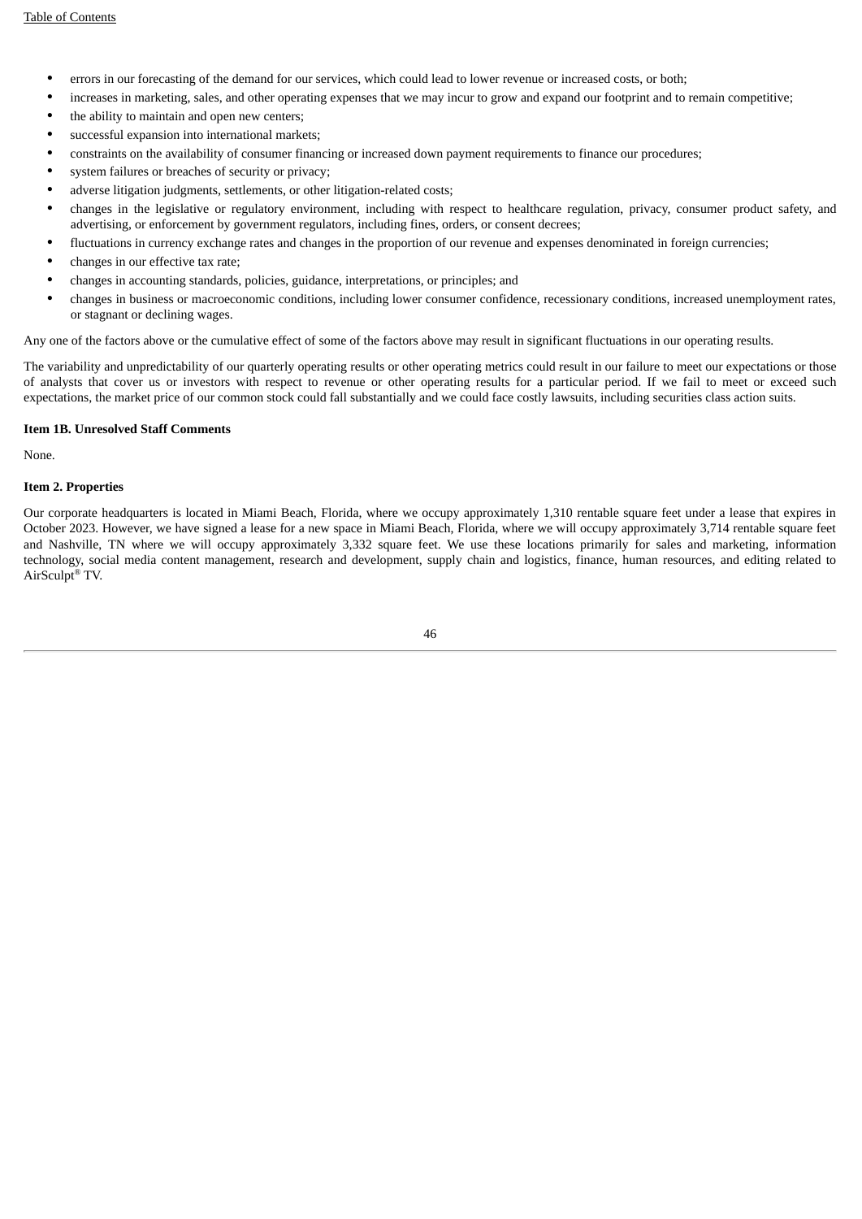- errors in our forecasting of the demand for our services, which could lead to lower revenue or increased costs, or both;
- increases in marketing, sales, and other operating expenses that we may incur to grow and expand our footprint and to remain competitive;
- the ability to maintain and open new centers;
- successful expansion into international markets;
- constraints on the availability of consumer financing or increased down payment requirements to finance our procedures;
- system failures or breaches of security or privacy;
- adverse litigation judgments, settlements, or other litigation-related costs;
- changes in the legislative or regulatory environment, including with respect to healthcare regulation, privacy, consumer product safety, and advertising, or enforcement by government regulators, including fines, orders, or consent decrees;
- fluctuations in currency exchange rates and changes in the proportion of our revenue and expenses denominated in foreign currencies;
- changes in our effective tax rate;
- changes in accounting standards, policies, guidance, interpretations, or principles; and
- changes in business or macroeconomic conditions, including lower consumer confidence, recessionary conditions, increased unemployment rates, or stagnant or declining wages.

Any one of the factors above or the cumulative effect of some of the factors above may result in significant fluctuations in our operating results.

The variability and unpredictability of our quarterly operating results or other operating metrics could result in our failure to meet our expectations or those of analysts that cover us or investors with respect to revenue or other operating results for a particular period. If we fail to meet or exceed such expectations, the market price of our common stock could fall substantially and we could face costly lawsuits, including securities class action suits.

**Item 1B. Unresolved Staff Comments**

None.

**Item 2. Properties**

Our corporate headquarters is located in Miami Beach, Florida, where we occupy approximately 1,310 rentable square feet under a lease that expires in October 2023. However, we have signed a lease for a new space in Miami Beach, Florida, where we will occupy approximately 3,714 rentable square feet and Nashville, TN where we will occupy approximately 3,332 square feet. We use these locations primarily for sales and marketing, information technology, social media content management, research and development, supply chain and logistics, finance, human resources, and editing related to AirSculpt® TV.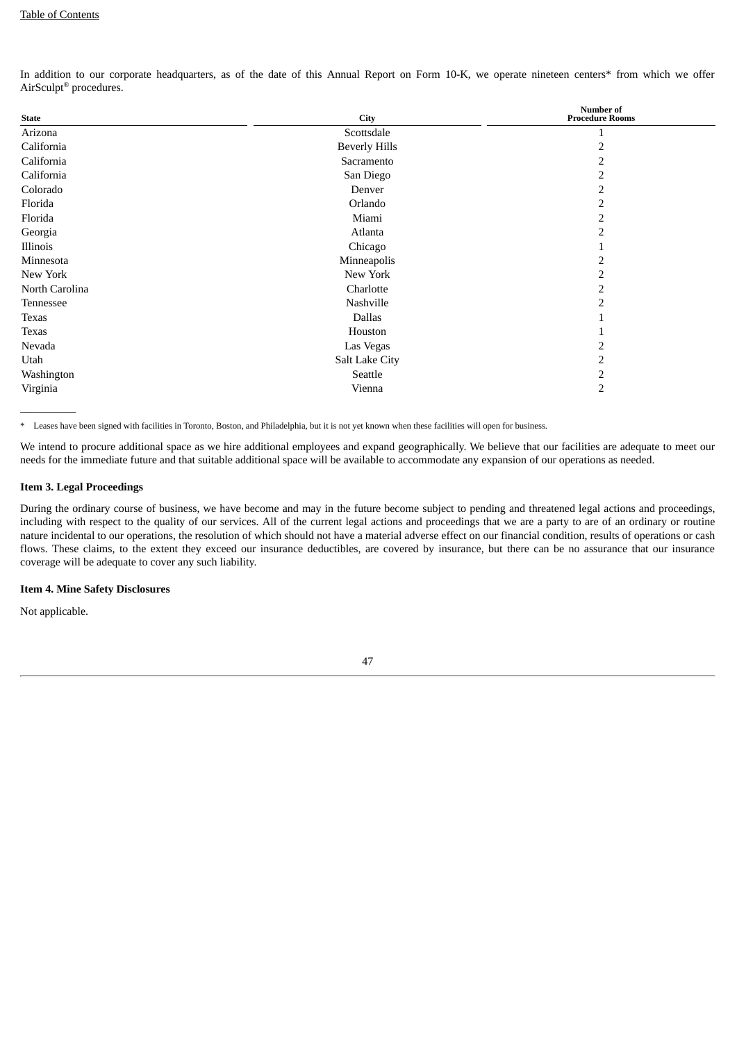In addition to our corporate headquarters, as of the date of this Annual Report on Form 10-K, we operate nineteen centers* from which we offer AirSculpt® procedures.

| State | City | Number of Procedure Rooms |
|---|---|---|
| Arizona | Scottsdale | 1 |
| California | Beverly Hills | 2 |
| California | Sacramento | 2 |
| California | San Diego | 2 |
| Colorado | Denver | 2 |
| Florida | Orlando | 2 |
| Florida | Miami | 2 |
| Georgia | Atlanta | 2 |
| Illinois | Chicago | 1 |
| Minnesota | Minneapolis | 2 |
| New York | New York | 2 |
| North Carolina | Charlotte | 2 |
| Tennessee | Nashville | 2 |
| Texas | Dallas | 1 |
| Texas | Houston | 1 |
| Nevada | Las Vegas | 2 |
| Utah | Salt Lake City | 2 |
| Washington | Seattle | 2 |
| Virginia | Vienna | 2 |

\* Leases have been signed with facilities in Toronto, Boston, and Philadelphia, but it is not yet known when these facilities will open for business.

We intend to procure additional space as we hire additional employees and expand geographically. We believe that our facilities are adequate to meet our needs for the immediate future and that suitable additional space will be available to accommodate any expansion of our operations as needed.

### Item 3. Legal Proceedings

During the ordinary course of business, we have become and may in the future become subject to pending and threatened legal actions and proceedings, including with respect to the quality of our services. All of the current legal actions and proceedings that we are a party to are of an ordinary or routine nature incidental to our operations, the resolution of which should not have a material adverse effect on our financial condition, results of operations or cash flows. These claims, to the extent they exceed our insurance deductibles, are covered by insurance, but there can be no assurance that our insurance coverage will be adequate to cover any such liability.

### Item 4. Mine Safety Disclosures

Not applicable.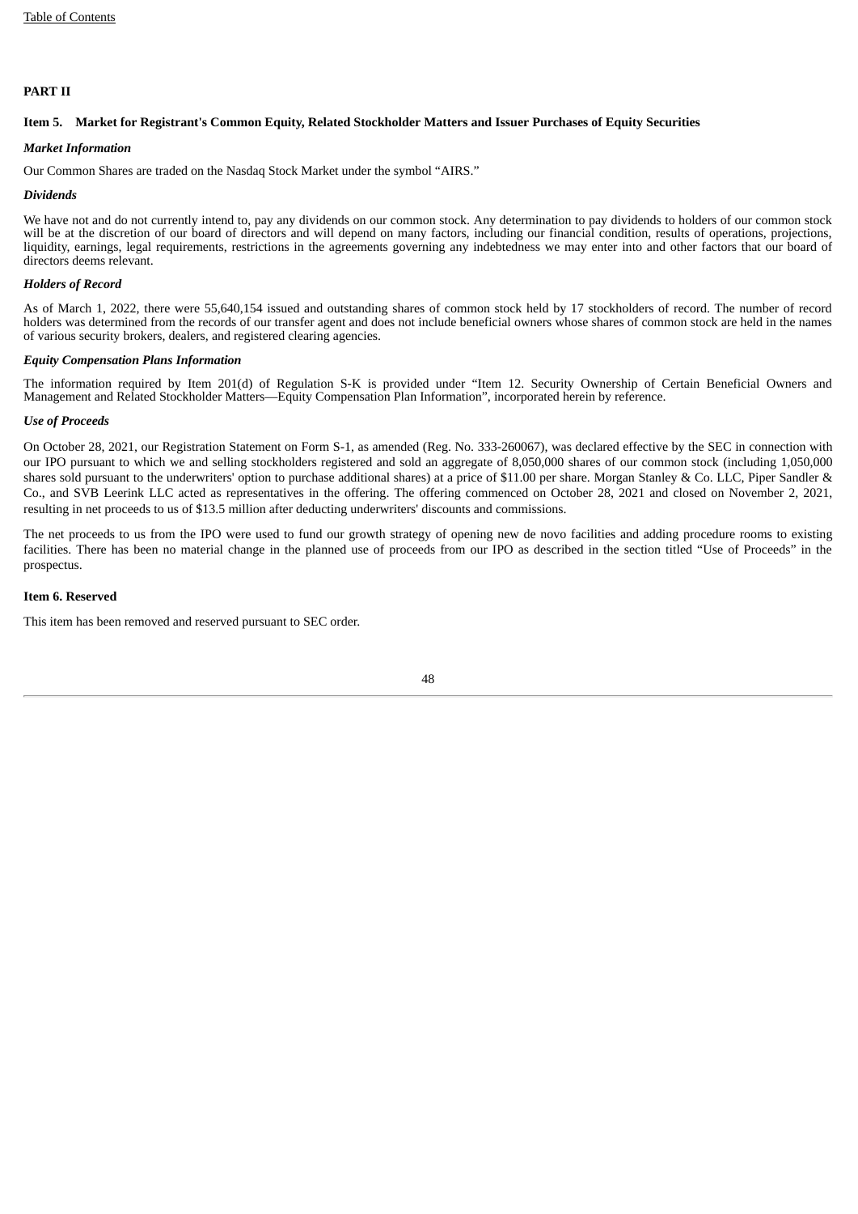## PART II

### Item 5. Market for Registrant's Common Equity, Related Stockholder Matters and Issuer Purchases of Equity Securities

***Market Information***

Our Common Shares are traded on the Nasdaq Stock Market under the symbol "AIRS."

***Dividends***

We have not and do not currently intend to, pay any dividends on our common stock. Any determination to pay dividends to holders of our common stock will be at the discretion of our board of directors and will depend on many factors, including our financial condition, results of operations, projections, liquidity, earnings, legal requirements, restrictions in the agreements governing any indebtedness we may enter into and other factors that our board of directors deems relevant.

***Holders of Record***

As of March 1, 2022, there were 55,640,154 issued and outstanding shares of common stock held by 17 stockholders of record. The number of record holders was determined from the records of our transfer agent and does not include beneficial owners whose shares of common stock are held in the names of various security brokers, dealers, and registered clearing agencies.

***Equity Compensation Plans Information***

The information required by Item 201(d) of Regulation S-K is provided under "Item 12. Security Ownership of Certain Beneficial Owners and Management and Related Stockholder Matters—Equity Compensation Plan Information", incorporated herein by reference.

***Use of Proceeds***

On October 28, 2021, our Registration Statement on Form S-1, as amended (Reg. No. 333-260067), was declared effective by the SEC in connection with our IPO pursuant to which we and selling stockholders registered and sold an aggregate of 8,050,000 shares of our common stock (including 1,050,000 shares sold pursuant to the underwriters' option to purchase additional shares) at a price of $11.00 per share. Morgan Stanley & Co. LLC, Piper Sandler & Co., and SVB Leerink LLC acted as representatives in the offering. The offering commenced on October 28, 2021 and closed on November 2, 2021, resulting in net proceeds to us of $13.5 million after deducting underwriters' discounts and commissions.

The net proceeds to us from the IPO were used to fund our growth strategy of opening new de novo facilities and adding procedure rooms to existing facilities. There has been no material change in the planned use of proceeds from our IPO as described in the section titled "Use of Proceeds" in the prospectus.

### Item 6. Reserved

This item has been removed and reserved pursuant to SEC order.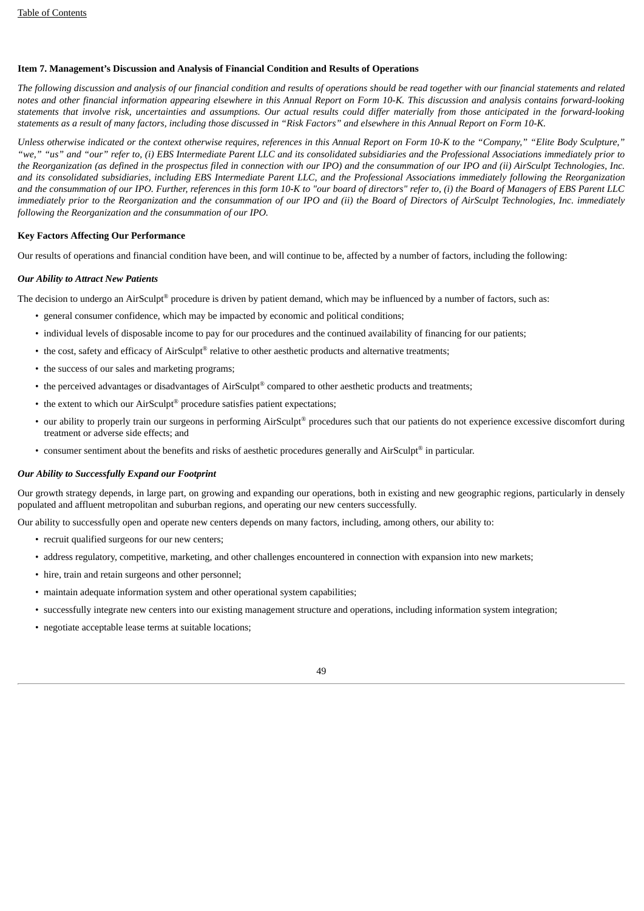### Item 7. Management's Discussion and Analysis of Financial Condition and Results of Operations

*The following discussion and analysis of our financial condition and results of operations should be read together with our financial statements and related notes and other financial information appearing elsewhere in this Annual Report on Form 10-K. This discussion and analysis contains forward-looking statements that involve risk, uncertainties and assumptions. Our actual results could differ materially from those anticipated in the forward-looking statements as a result of many factors, including those discussed in "Risk Factors" and elsewhere in this Annual Report on Form 10-K.*

*Unless otherwise indicated or the context otherwise requires, references in this Annual Report on Form 10-K to the "Company," "Elite Body Sculpture," "we," "us" and "our" refer to, (i) EBS Intermediate Parent LLC and its consolidated subsidiaries and the Professional Associations immediately prior to the Reorganization (as defined in the prospectus filed in connection with our IPO) and the consummation of our IPO and (ii) AirSculpt Technologies, Inc. and its consolidated subsidiaries, including EBS Intermediate Parent LLC, and the Professional Associations immediately following the Reorganization and the consummation of our IPO. Further, references in this form 10-K to "our board of directors" refer to, (i) the Board of Managers of EBS Parent LLC immediately prior to the Reorganization and the consummation of our IPO and (ii) the Board of Directors of AirSculpt Technologies, Inc. immediately following the Reorganization and the consummation of our IPO.*

### Key Factors Affecting Our Performance

Our results of operations and financial condition have been, and will continue to be, affected by a number of factors, including the following:

#### *Our Ability to Attract New Patients*

The decision to undergo an AirSculpt® procedure is driven by patient demand, which may be influenced by a number of factors, such as:

- general consumer confidence, which may be impacted by economic and political conditions;
- individual levels of disposable income to pay for our procedures and the continued availability of financing for our patients;
- the cost, safety and efficacy of AirSculpt® relative to other aesthetic products and alternative treatments;
- the success of our sales and marketing programs;
- the perceived advantages or disadvantages of AirSculpt® compared to other aesthetic products and treatments;
- the extent to which our AirSculpt® procedure satisfies patient expectations;
- our ability to properly train our surgeons in performing AirSculpt® procedures such that our patients do not experience excessive discomfort during treatment or adverse side effects; and
- consumer sentiment about the benefits and risks of aesthetic procedures generally and AirSculpt® in particular.

#### *Our Ability to Successfully Expand our Footprint*

Our growth strategy depends, in large part, on growing and expanding our operations, both in existing and new geographic regions, particularly in densely populated and affluent metropolitan and suburban regions, and operating our new centers successfully.

Our ability to successfully open and operate new centers depends on many factors, including, among others, our ability to:

- recruit qualified surgeons for our new centers;
- address regulatory, competitive, marketing, and other challenges encountered in connection with expansion into new markets;
- hire, train and retain surgeons and other personnel;
- maintain adequate information system and other operational system capabilities;
- successfully integrate new centers into our existing management structure and operations, including information system integration;
- negotiate acceptable lease terms at suitable locations;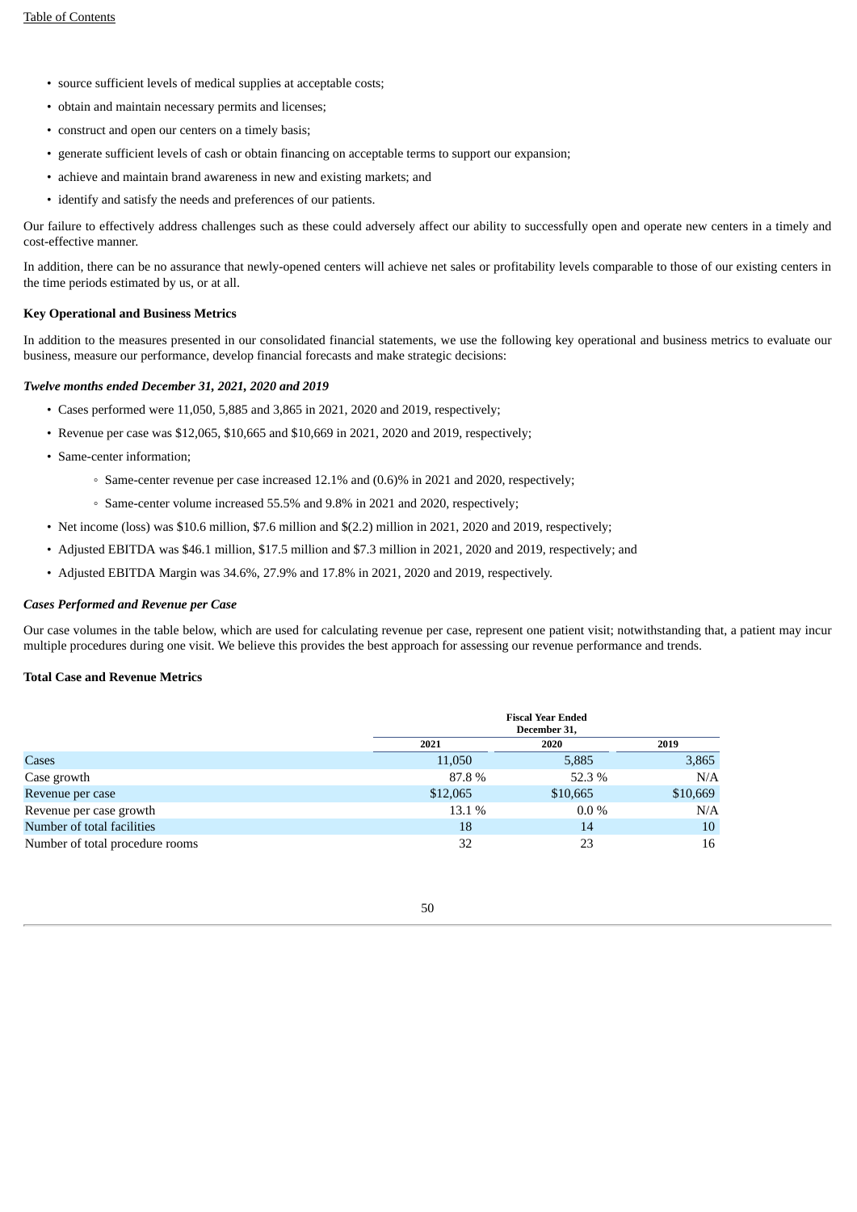- source sufficient levels of medical supplies at acceptable costs;
- obtain and maintain necessary permits and licenses;
- construct and open our centers on a timely basis;
- generate sufficient levels of cash or obtain financing on acceptable terms to support our expansion;
- achieve and maintain brand awareness in new and existing markets; and
- identify and satisfy the needs and preferences of our patients.

Our failure to effectively address challenges such as these could adversely affect our ability to successfully open and operate new centers in a timely and cost-effective manner.

In addition, there can be no assurance that newly-opened centers will achieve net sales or profitability levels comparable to those of our existing centers in the time periods estimated by us, or at all.

**Key Operational and Business Metrics**

In addition to the measures presented in our consolidated financial statements, we use the following key operational and business metrics to evaluate our business, measure our performance, develop financial forecasts and make strategic decisions:

***Twelve months ended December 31, 2021, 2020 and 2019***

- Cases performed were 11,050, 5,885 and 3,865 in 2021, 2020 and 2019, respectively;
- Revenue per case was $12,065, $10,665 and $10,669 in 2021, 2020 and 2019, respectively;
- Same-center information;
  - Same-center revenue per case increased 12.1% and (0.6)% in 2021 and 2020, respectively;
  - Same-center volume increased 55.5% and 9.8% in 2021 and 2020, respectively;
- Net income (loss) was $10.6 million, $7.6 million and $(2.2) million in 2021, 2020 and 2019, respectively;
- Adjusted EBITDA was $46.1 million, $17.5 million and $7.3 million in 2021, 2020 and 2019, respectively; and
- Adjusted EBITDA Margin was 34.6%, 27.9% and 17.8% in 2021, 2020 and 2019, respectively.

***Cases Performed and Revenue per Case***

Our case volumes in the table below, which are used for calculating revenue per case, represent one patient visit; notwithstanding that, a patient may incur multiple procedures during one visit. We believe this provides the best approach for assessing our revenue performance and trends.

**Total Case and Revenue Metrics**

| | Fiscal Year Ended December 31, | | |
|---|---|---|---|
| | 2021 | 2020 | 2019 |
| Cases | 11,050 | 5,885 | 3,865 |
| Case growth | 87.8 % | 52.3 % | N/A |
| Revenue per case | $12,065 | $10,665 | $10,669 |
| Revenue per case growth | 13.1 % | 0.0 % | N/A |
| Number of total facilities | 18 | 14 | 10 |
| Number of total procedure rooms | 32 | 23 | 16 |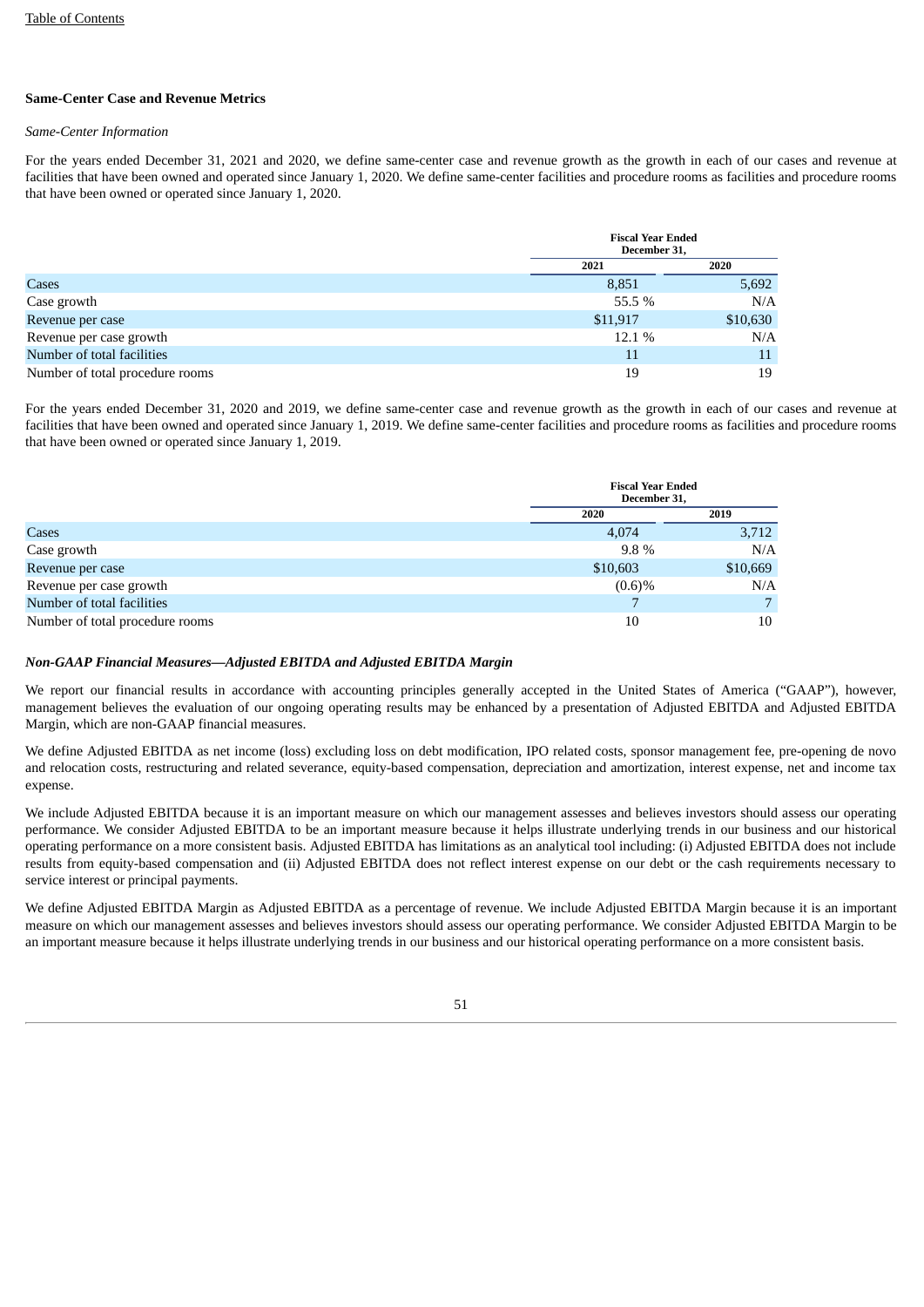### Same-Center Case and Revenue Metrics

*Same-Center Information*

For the years ended December 31, 2021 and 2020, we define same-center case and revenue growth as the growth in each of our cases and revenue at facilities that have been owned and operated since January 1, 2020. We define same-center facilities and procedure rooms as facilities and procedure rooms that have been owned or operated since January 1, 2020.

| | Fiscal Year Ended December 31, | |
|---|---|---|
| | 2021 | 2020 |
| Cases | 8,851 | 5,692 |
| Case growth | 55.5 % | N/A |
| Revenue per case | $11,917 | $10,630 |
| Revenue per case growth | 12.1 % | N/A |
| Number of total facilities | 11 | 11 |
| Number of total procedure rooms | 19 | 19 |

For the years ended December 31, 2020 and 2019, we define same-center case and revenue growth as the growth in each of our cases and revenue at facilities that have been owned and operated since January 1, 2019. We define same-center facilities and procedure rooms as facilities and procedure rooms that have been owned or operated since January 1, 2019.

| | Fiscal Year Ended December 31, | |
|---|---|---|
| | 2020 | 2019 |
| Cases | 4,074 | 3,712 |
| Case growth | 9.8 % | N/A |
| Revenue per case | $10,603 | $10,669 |
| Revenue per case growth | (0.6)% | N/A |
| Number of total facilities | 7 | 7 |
| Number of total procedure rooms | 10 | 10 |

***Non-GAAP Financial Measures—Adjusted EBITDA and Adjusted EBITDA Margin***

We report our financial results in accordance with accounting principles generally accepted in the United States of America ("GAAP"), however, management believes the evaluation of our ongoing operating results may be enhanced by a presentation of Adjusted EBITDA and Adjusted EBITDA Margin, which are non-GAAP financial measures.

We define Adjusted EBITDA as net income (loss) excluding loss on debt modification, IPO related costs, sponsor management fee, pre-opening de novo and relocation costs, restructuring and related severance, equity-based compensation, depreciation and amortization, interest expense, net and income tax expense.

We include Adjusted EBITDA because it is an important measure on which our management assesses and believes investors should assess our operating performance. We consider Adjusted EBITDA to be an important measure because it helps illustrate underlying trends in our business and our historical operating performance on a more consistent basis. Adjusted EBITDA has limitations as an analytical tool including: (i) Adjusted EBITDA does not include results from equity-based compensation and (ii) Adjusted EBITDA does not reflect interest expense on our debt or the cash requirements necessary to service interest or principal payments.

We define Adjusted EBITDA Margin as Adjusted EBITDA as a percentage of revenue. We include Adjusted EBITDA Margin because it is an important measure on which our management assesses and believes investors should assess our operating performance. We consider Adjusted EBITDA Margin to be an important measure because it helps illustrate underlying trends in our business and our historical operating performance on a more consistent basis.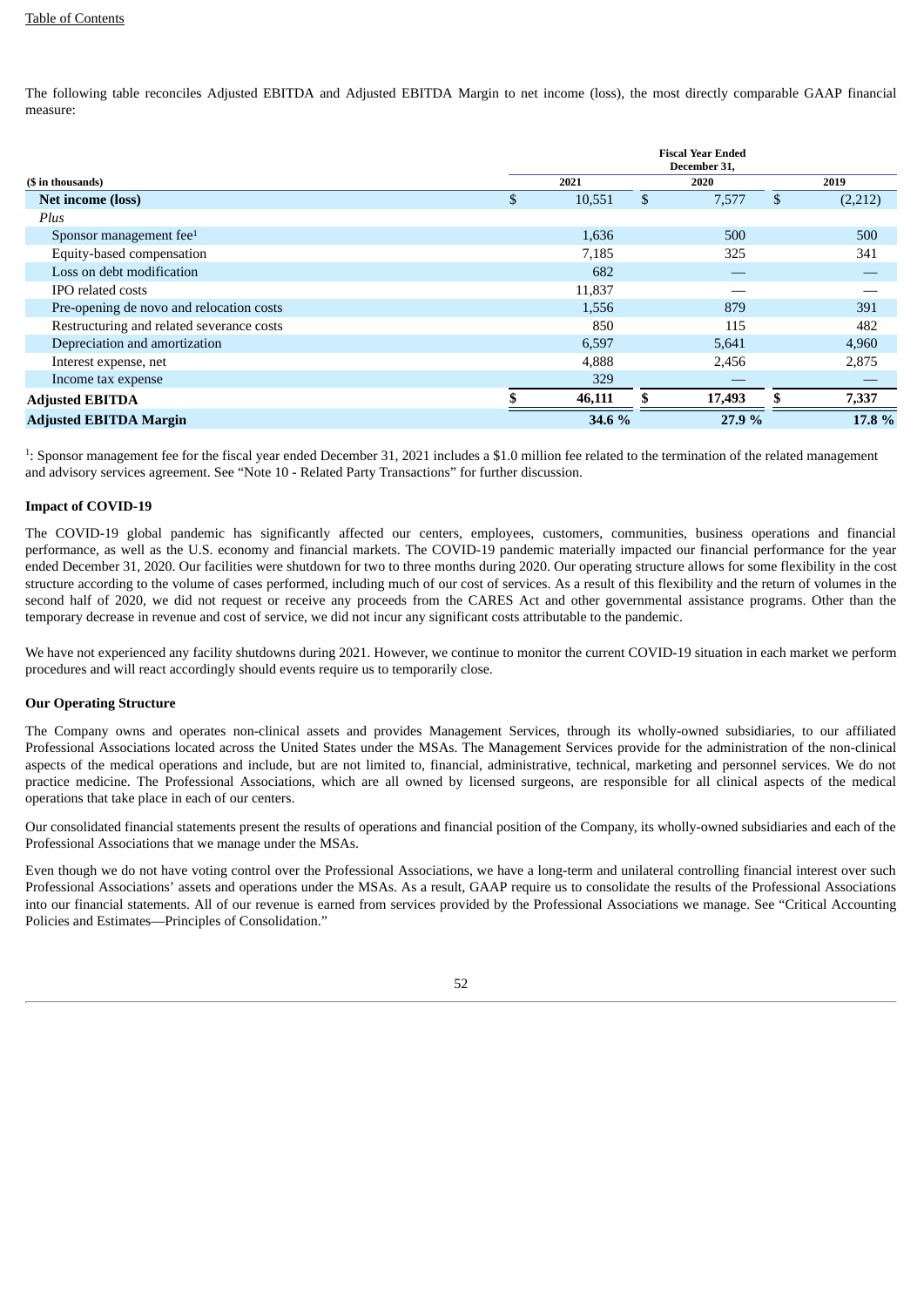The following table reconciles Adjusted EBITDA and Adjusted EBITDA Margin to net income (loss), the most directly comparable GAAP financial measure:

| | Fiscal Year Ended December 31, | | |
|---|---|---|---|
| ($ in thousands) | 2021 | 2020 | 2019 |
| **Net income (loss)** | $ 10,551 | $ 7,577 | $ (2,212) |
| *Plus* | | | |
| Sponsor management fee[1] | 1,636 | 500 | 500 |
| Equity-based compensation | 7,185 | 325 | 341 |
| Loss on debt modification | 682 | — | — |
| IPO related costs | 11,837 | — | — |
| Pre-opening de novo and relocation costs | 1,556 | 879 | 391 |
| Restructuring and related severance costs | 850 | 115 | 482 |
| Depreciation and amortization | 6,597 | 5,641 | 4,960 |
| Interest expense, net | 4,888 | 2,456 | 2,875 |
| Income tax expense | 329 | — | — |
| **Adjusted EBITDA** | **$ 46,111** | **$ 17,493** | **$ 7,337** |
| **Adjusted EBITDA Margin** | **34.6 %** | **27.9 %** | **17.8 %** |

[1]: Sponsor management fee for the fiscal year ended December 31, 2021 includes a $1.0 million fee related to the termination of the related management and advisory services agreement. See "Note 10 - Related Party Transactions" for further discussion.

**Impact of COVID-19**

The COVID-19 global pandemic has significantly affected our centers, employees, customers, communities, business operations and financial performance, as well as the U.S. economy and financial markets. The COVID-19 pandemic materially impacted our financial performance for the year ended December 31, 2020. Our facilities were shutdown for two to three months during 2020. Our operating structure allows for some flexibility in the cost structure according to the volume of cases performed, including much of our cost of services. As a result of this flexibility and the return of volumes in the second half of 2020, we did not request or receive any proceeds from the CARES Act and other governmental assistance programs. Other than the temporary decrease in revenue and cost of service, we did not incur any significant costs attributable to the pandemic.

We have not experienced any facility shutdowns during 2021. However, we continue to monitor the current COVID-19 situation in each market we perform procedures and will react accordingly should events require us to temporarily close.

**Our Operating Structure**

The Company owns and operates non-clinical assets and provides Management Services, through its wholly-owned subsidiaries, to our affiliated Professional Associations located across the United States under the MSAs. The Management Services provide for the administration of the non-clinical aspects of the medical operations and include, but are not limited to, financial, administrative, technical, marketing and personnel services. We do not practice medicine. The Professional Associations, which are all owned by licensed surgeons, are responsible for all clinical aspects of the medical operations that take place in each of our centers.

Our consolidated financial statements present the results of operations and financial position of the Company, its wholly-owned subsidiaries and each of the Professional Associations that we manage under the MSAs.

Even though we do not have voting control over the Professional Associations, we have a long-term and unilateral controlling financial interest over such Professional Associations' assets and operations under the MSAs. As a result, GAAP require us to consolidate the results of the Professional Associations into our financial statements. All of our revenue is earned from services provided by the Professional Associations we manage. See "Critical Accounting Policies and Estimates—Principles of Consolidation."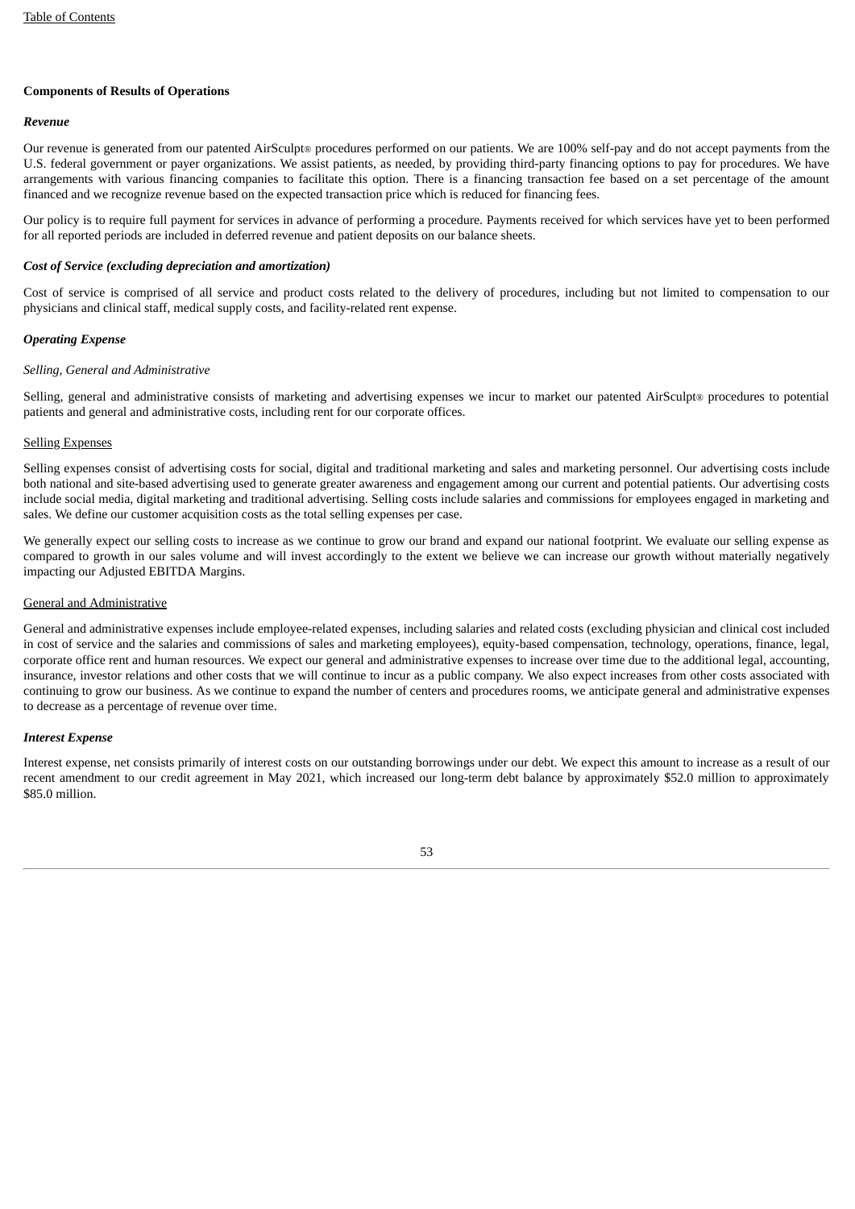**Components of Results of Operations**

***Revenue***

Our revenue is generated from our patented AirSculpt® procedures performed on our patients. We are 100% self-pay and do not accept payments from the U.S. federal government or payer organizations. We assist patients, as needed, by providing third-party financing options to pay for procedures. We have arrangements with various financing companies to facilitate this option. There is a financing transaction fee based on a set percentage of the amount financed and we recognize revenue based on the expected transaction price which is reduced for financing fees.

Our policy is to require full payment for services in advance of performing a procedure. Payments received for which services have yet to been performed for all reported periods are included in deferred revenue and patient deposits on our balance sheets.

***Cost of Service (excluding depreciation and amortization)***

Cost of service is comprised of all service and product costs related to the delivery of procedures, including but not limited to compensation to our physicians and clinical staff, medical supply costs, and facility-related rent expense.

***Operating Expense***

*Selling, General and Administrative*

Selling, general and administrative consists of marketing and advertising expenses we incur to market our patented AirSculpt® procedures to potential patients and general and administrative costs, including rent for our corporate offices.

Selling Expenses

Selling expenses consist of advertising costs for social, digital and traditional marketing and sales and marketing personnel. Our advertising costs include both national and site-based advertising used to generate greater awareness and engagement among our current and potential patients. Our advertising costs include social media, digital marketing and traditional advertising. Selling costs include salaries and commissions for employees engaged in marketing and sales. We define our customer acquisition costs as the total selling expenses per case.

We generally expect our selling costs to increase as we continue to grow our brand and expand our national footprint. We evaluate our selling expense as compared to growth in our sales volume and will invest accordingly to the extent we believe we can increase our growth without materially negatively impacting our Adjusted EBITDA Margins.

General and Administrative

General and administrative expenses include employee-related expenses, including salaries and related costs (excluding physician and clinical cost included in cost of service and the salaries and commissions of sales and marketing employees), equity-based compensation, technology, operations, finance, legal, corporate office rent and human resources. We expect our general and administrative expenses to increase over time due to the additional legal, accounting, insurance, investor relations and other costs that we will continue to incur as a public company. We also expect increases from other costs associated with continuing to grow our business. As we continue to expand the number of centers and procedures rooms, we anticipate general and administrative expenses to decrease as a percentage of revenue over time.

***Interest Expense***

Interest expense, net consists primarily of interest costs on our outstanding borrowings under our debt. We expect this amount to increase as a result of our recent amendment to our credit agreement in May 2021, which increased our long-term debt balance by approximately $52.0 million to approximately $85.0 million.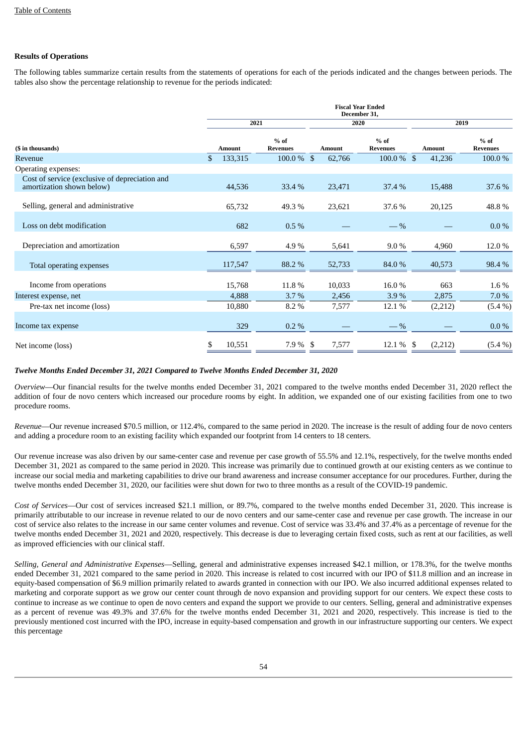Table of Contents

### Results of Operations

The following tables summarize certain results from the statements of operations for each of the periods indicated and the changes between periods. The tables also show the percentage relationship to revenue for the periods indicated:

| | Fiscal Year Ended December 31, | | | | | |
|---|---|---|---|---|---|---|
| | 2021 | | 2020 | | 2019 | |
| ($ in thousands) | Amount | % of Revenues | Amount | % of Revenues | Amount | % of Revenues |
| Revenue | $ 133,315 | 100.0 % | $ 62,766 | 100.0 % | $ 41,236 | 100.0 % |
| Operating expenses: | | | | | | |
| Cost of service (exclusive of depreciation and amortization shown below) | 44,536 | 33.4 % | 23,471 | 37.4 % | 15,488 | 37.6 % |
| Selling, general and administrative | 65,732 | 49.3 % | 23,621 | 37.6 % | 20,125 | 48.8 % |
| Loss on debt modification | 682 | 0.5 % | — | — % | — | 0.0 % |
| Depreciation and amortization | 6,597 | 4.9 % | 5,641 | 9.0 % | 4,960 | 12.0 % |
| Total operating expenses | 117,547 | 88.2 % | 52,733 | 84.0 % | 40,573 | 98.4 % |
| Income from operations | 15,768 | 11.8 % | 10,033 | 16.0 % | 663 | 1.6 % |
| Interest expense, net | 4,888 | 3.7 % | 2,456 | 3.9 % | 2,875 | 7.0 % |
| Pre-tax net income (loss) | 10,880 | 8.2 % | 7,577 | 12.1 % | (2,212) | (5.4 %) |
| Income tax expense | 329 | 0.2 % | — | — % | — | 0.0 % |
| Net income (loss) | $ 10,551 | 7.9 % | $ 7,577 | 12.1 % | $ (2,212) | (5.4 %) |

***Twelve Months Ended December 31, 2021 Compared to Twelve Months Ended December 31, 2020***

*Overview*—Our financial results for the twelve months ended December 31, 2021 compared to the twelve months ended December 31, 2020 reflect the addition of four de novo centers which increased our procedure rooms by eight. In addition, we expanded one of our existing facilities from one to two procedure rooms.

*Revenue*—Our revenue increased $70.5 million, or 112.4%, compared to the same period in 2020. The increase is the result of adding four de novo centers and adding a procedure room to an existing facility which expanded our footprint from 14 centers to 18 centers.

Our revenue increase was also driven by our same-center case and revenue per case growth of 55.5% and 12.1%, respectively, for the twelve months ended December 31, 2021 as compared to the same period in 2020. This increase was primarily due to continued growth at our existing centers as we continue to increase our social media and marketing capabilities to drive our brand awareness and increase consumer acceptance for our procedures. Further, during the twelve months ended December 31, 2020, our facilities were shut down for two to three months as a result of the COVID-19 pandemic.

*Cost of Services*—Our cost of services increased $21.1 million, or 89.7%, compared to the twelve months ended December 31, 2020. This increase is primarily attributable to our increase in revenue related to our de novo centers and our same-center case and revenue per case growth. The increase in our cost of service also relates to the increase in our same center volumes and revenue. Cost of service was 33.4% and 37.4% as a percentage of revenue for the twelve months ended December 31, 2021 and 2020, respectively. This decrease is due to leveraging certain fixed costs, such as rent at our facilities, as well as improved efficiencies with our clinical staff.

*Selling, General and Administrative Expenses*—Selling, general and administrative expenses increased $42.1 million, or 178.3%, for the twelve months ended December 31, 2021 compared to the same period in 2020. This increase is related to cost incurred with our IPO of $11.8 million and an increase in equity-based compensation of $6.9 million primarily related to awards granted in connection with our IPO. We also incurred additional expenses related to marketing and corporate support as we grow our center count through de novo expansion and providing support for our centers. We expect these costs to continue to increase as we continue to open de novo centers and expand the support we provide to our centers. Selling, general and administrative expenses as a percent of revenue was 49.3% and 37.6% for the twelve months ended December 31, 2021 and 2020, respectively. This increase is tied to the previously mentioned cost incurred with the IPO, increase in equity-based compensation and growth in our infrastructure supporting our centers. We expect this percentage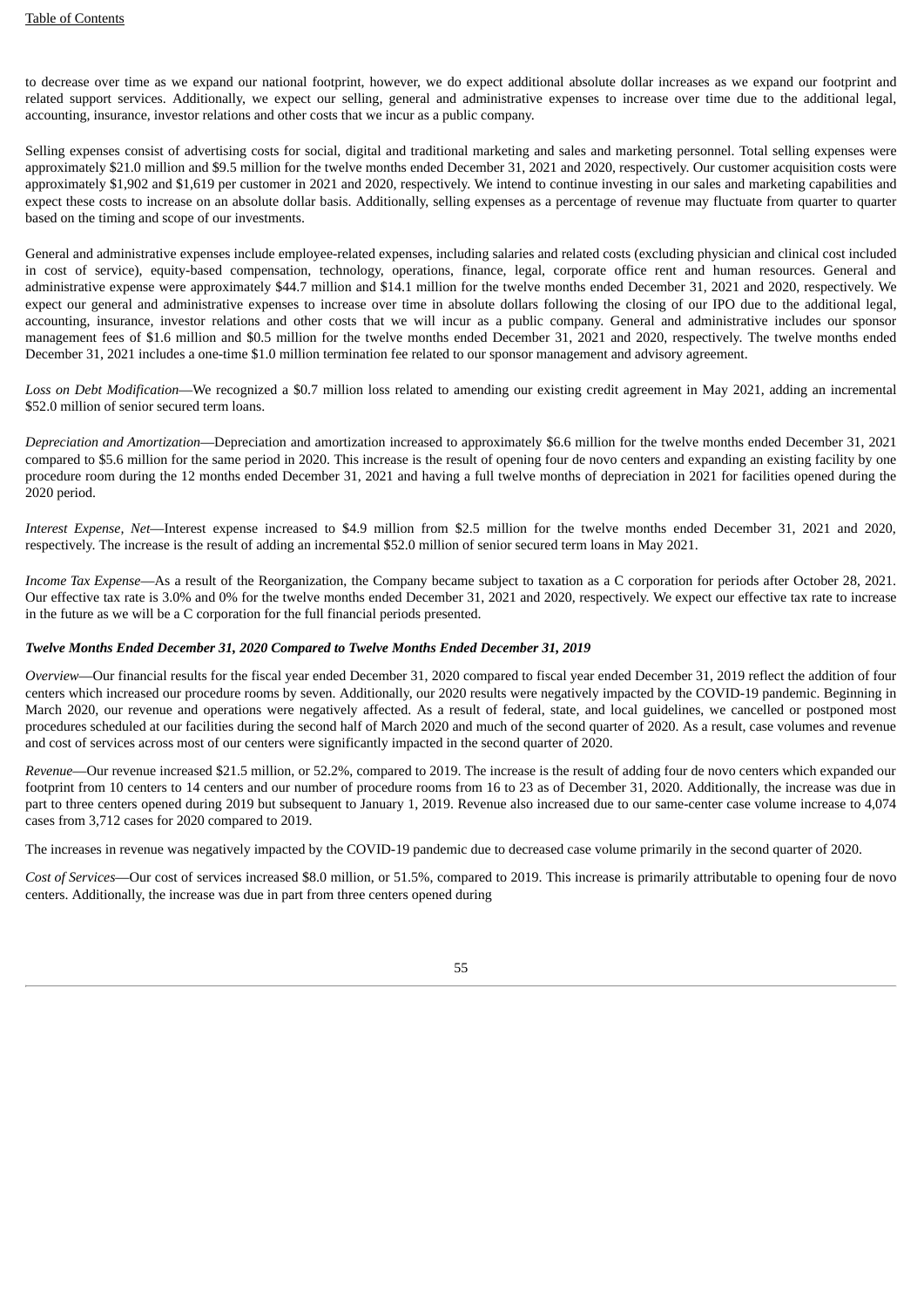to decrease over time as we expand our national footprint, however, we do expect additional absolute dollar increases as we expand our footprint and related support services. Additionally, we expect our selling, general and administrative expenses to increase over time due to the additional legal, accounting, insurance, investor relations and other costs that we incur as a public company.

Selling expenses consist of advertising costs for social, digital and traditional marketing and sales and marketing personnel. Total selling expenses were approximately $21.0 million and $9.5 million for the twelve months ended December 31, 2021 and 2020, respectively. Our customer acquisition costs were approximately $1,902 and $1,619 per customer in 2021 and 2020, respectively. We intend to continue investing in our sales and marketing capabilities and expect these costs to increase on an absolute dollar basis. Additionally, selling expenses as a percentage of revenue may fluctuate from quarter to quarter based on the timing and scope of our investments.

General and administrative expenses include employee-related expenses, including salaries and related costs (excluding physician and clinical cost included in cost of service), equity-based compensation, technology, operations, finance, legal, corporate office rent and human resources. General and administrative expense were approximately $44.7 million and $14.1 million for the twelve months ended December 31, 2021 and 2020, respectively. We expect our general and administrative expenses to increase over time in absolute dollars following the closing of our IPO due to the additional legal, accounting, insurance, investor relations and other costs that we will incur as a public company. General and administrative includes our sponsor management fees of $1.6 million and $0.5 million for the twelve months ended December 31, 2021 and 2020, respectively. The twelve months ended December 31, 2021 includes a one-time $1.0 million termination fee related to our sponsor management and advisory agreement.

*Loss on Debt Modification*—We recognized a $0.7 million loss related to amending our existing credit agreement in May 2021, adding an incremental $52.0 million of senior secured term loans.

*Depreciation and Amortization*—Depreciation and amortization increased to approximately $6.6 million for the twelve months ended December 31, 2021 compared to $5.6 million for the same period in 2020. This increase is the result of opening four de novo centers and expanding an existing facility by one procedure room during the 12 months ended December 31, 2021 and having a full twelve months of depreciation in 2021 for facilities opened during the 2020 period.

*Interest Expense, Net*—Interest expense increased to $4.9 million from $2.5 million for the twelve months ended December 31, 2021 and 2020, respectively. The increase is the result of adding an incremental $52.0 million of senior secured term loans in May 2021.

*Income Tax Expense*—As a result of the Reorganization, the Company became subject to taxation as a C corporation for periods after October 28, 2021. Our effective tax rate is 3.0% and 0% for the twelve months ended December 31, 2021 and 2020, respectively. We expect our effective tax rate to increase in the future as we will be a C corporation for the full financial periods presented.

***Twelve Months Ended December 31, 2020 Compared to Twelve Months Ended December 31, 2019***

*Overview*—Our financial results for the fiscal year ended December 31, 2020 compared to fiscal year ended December 31, 2019 reflect the addition of four centers which increased our procedure rooms by seven. Additionally, our 2020 results were negatively impacted by the COVID-19 pandemic. Beginning in March 2020, our revenue and operations were negatively affected. As a result of federal, state, and local guidelines, we cancelled or postponed most procedures scheduled at our facilities during the second half of March 2020 and much of the second quarter of 2020. As a result, case volumes and revenue and cost of services across most of our centers were significantly impacted in the second quarter of 2020.

*Revenue*—Our revenue increased $21.5 million, or 52.2%, compared to 2019. The increase is the result of adding four de novo centers which expanded our footprint from 10 centers to 14 centers and our number of procedure rooms from 16 to 23 as of December 31, 2020. Additionally, the increase was due in part to three centers opened during 2019 but subsequent to January 1, 2019. Revenue also increased due to our same-center case volume increase to 4,074 cases from 3,712 cases for 2020 compared to 2019.

The increases in revenue was negatively impacted by the COVID-19 pandemic due to decreased case volume primarily in the second quarter of 2020.

*Cost of Services*—Our cost of services increased $8.0 million, or 51.5%, compared to 2019. This increase is primarily attributable to opening four de novo centers. Additionally, the increase was due in part from three centers opened during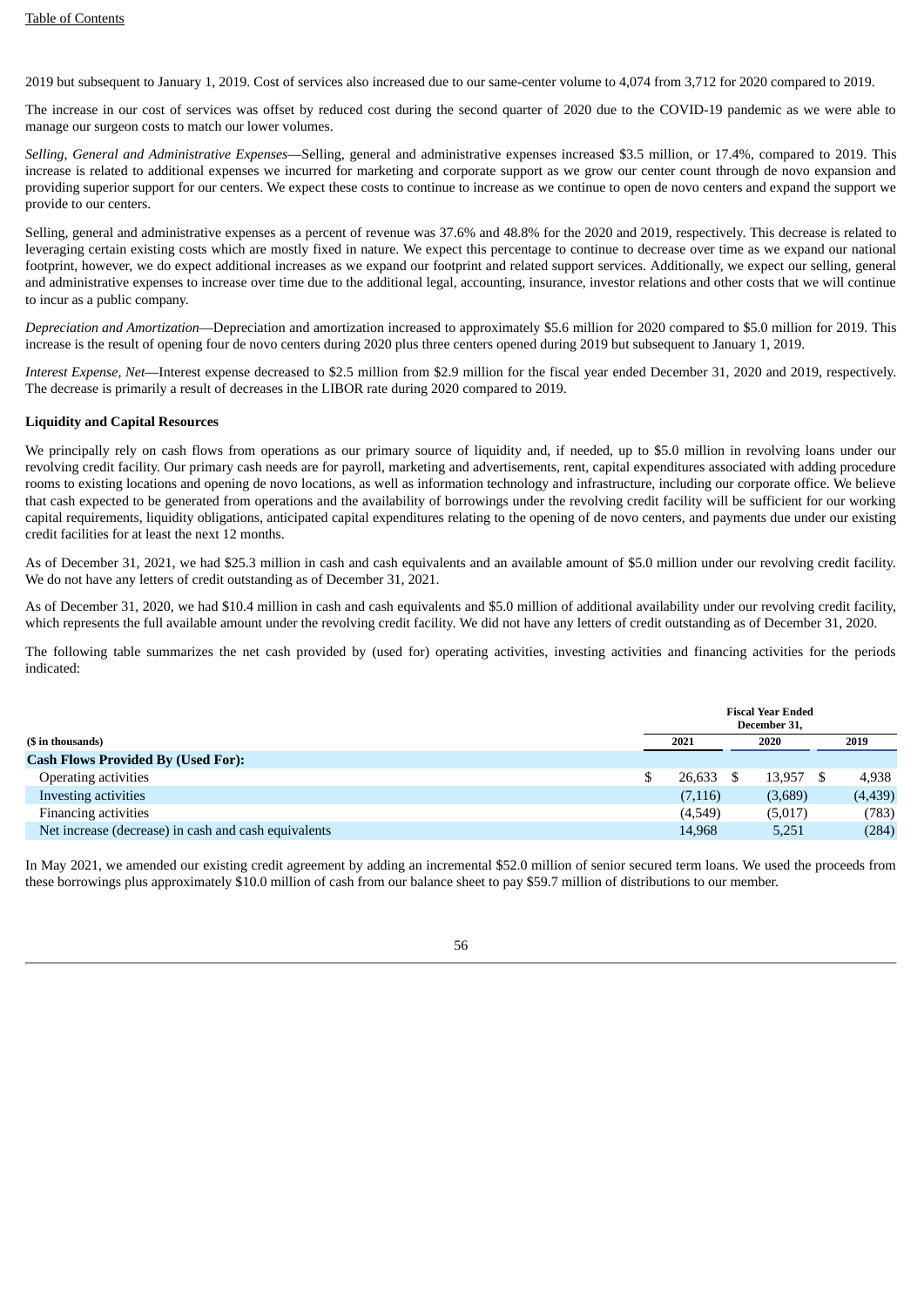2019 but subsequent to January 1, 2019. Cost of services also increased due to our same-center volume to 4,074 from 3,712 for 2020 compared to 2019.

The increase in our cost of services was offset by reduced cost during the second quarter of 2020 due to the COVID-19 pandemic as we were able to manage our surgeon costs to match our lower volumes.

*Selling, General and Administrative Expenses*—Selling, general and administrative expenses increased $3.5 million, or 17.4%, compared to 2019. This increase is related to additional expenses we incurred for marketing and corporate support as we grow our center count through de novo expansion and providing superior support for our centers. We expect these costs to continue to increase as we continue to open de novo centers and expand the support we provide to our centers.

Selling, general and administrative expenses as a percent of revenue was 37.6% and 48.8% for the 2020 and 2019, respectively. This decrease is related to leveraging certain existing costs which are mostly fixed in nature. We expect this percentage to continue to decrease over time as we expand our national footprint, however, we do expect additional increases as we expand our footprint and related support services. Additionally, we expect our selling, general and administrative expenses to increase over time due to the additional legal, accounting, insurance, investor relations and other costs that we will continue to incur as a public company.

*Depreciation and Amortization*—Depreciation and amortization increased to approximately $5.6 million for 2020 compared to $5.0 million for 2019. This increase is the result of opening four de novo centers during 2020 plus three centers opened during 2019 but subsequent to January 1, 2019.

*Interest Expense, Net*—Interest expense decreased to $2.5 million from $2.9 million for the fiscal year ended December 31, 2020 and 2019, respectively. The decrease is primarily a result of decreases in the LIBOR rate during 2020 compared to 2019.

**Liquidity and Capital Resources**

We principally rely on cash flows from operations as our primary source of liquidity and, if needed, up to $5.0 million in revolving loans under our revolving credit facility. Our primary cash needs are for payroll, marketing and advertisements, rent, capital expenditures associated with adding procedure rooms to existing locations and opening de novo locations, as well as information technology and infrastructure, including our corporate office. We believe that cash expected to be generated from operations and the availability of borrowings under the revolving credit facility will be sufficient for our working capital requirements, liquidity obligations, anticipated capital expenditures relating to the opening of de novo centers, and payments due under our existing credit facilities for at least the next 12 months.

As of December 31, 2021, we had $25.3 million in cash and cash equivalents and an available amount of $5.0 million under our revolving credit facility. We do not have any letters of credit outstanding as of December 31, 2021.

As of December 31, 2020, we had $10.4 million in cash and cash equivalents and $5.0 million of additional availability under our revolving credit facility, which represents the full available amount under the revolving credit facility. We did not have any letters of credit outstanding as of December 31, 2020.

The following table summarizes the net cash provided by (used for) operating activities, investing activities and financing activities for the periods indicated:

| ($ in thousands) | Fiscal Year Ended December 31, 2021 | 2020 | 2019 |
|---|---|---|---|
| **Cash Flows Provided By (Used For):** | | | |
| Operating activities | $ 26,633 | $ 13,957 | $ 4,938 |
| Investing activities | (7,116) | (3,689) | (4,439) |
| Financing activities | (4,549) | (5,017) | (783) |
| Net increase (decrease) in cash and cash equivalents | 14,968 | 5,251 | (284) |

In May 2021, we amended our existing credit agreement by adding an incremental $52.0 million of senior secured term loans. We used the proceeds from these borrowings plus approximately $10.0 million of cash from our balance sheet to pay $59.7 million of distributions to our member.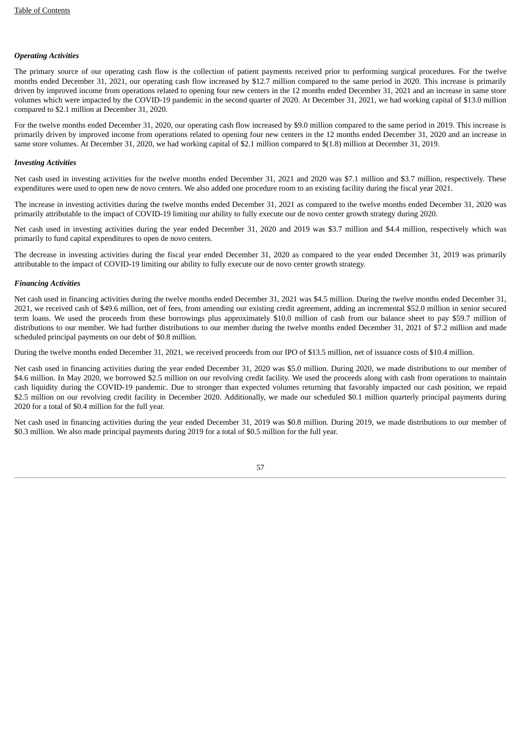### *Operating Activities*

The primary source of our operating cash flow is the collection of patient payments received prior to performing surgical procedures. For the twelve months ended December 31, 2021, our operating cash flow increased by $12.7 million compared to the same period in 2020. This increase is primarily driven by improved income from operations related to opening four new centers in the 12 months ended December 31, 2021 and an increase in same store volumes which were impacted by the COVID-19 pandemic in the second quarter of 2020. At December 31, 2021, we had working capital of $13.0 million compared to $2.1 million at December 31, 2020.

For the twelve months ended December 31, 2020, our operating cash flow increased by $9.0 million compared to the same period in 2019. This increase is primarily driven by improved income from operations related to opening four new centers in the 12 months ended December 31, 2020 and an increase in same store volumes. At December 31, 2020, we had working capital of $2.1 million compared to $(1.8) million at December 31, 2019.

### *Investing Activities*

Net cash used in investing activities for the twelve months ended December 31, 2021 and 2020 was $7.1 million and $3.7 million, respectively. These expenditures were used to open new de novo centers. We also added one procedure room to an existing facility during the fiscal year 2021.

The increase in investing activities during the twelve months ended December 31, 2021 as compared to the twelve months ended December 31, 2020 was primarily attributable to the impact of COVID-19 limiting our ability to fully execute our de novo center growth strategy during 2020.

Net cash used in investing activities during the year ended December 31, 2020 and 2019 was $3.7 million and $4.4 million, respectively which was primarily to fund capital expenditures to open de novo centers.

The decrease in investing activities during the fiscal year ended December 31, 2020 as compared to the year ended December 31, 2019 was primarily attributable to the impact of COVID-19 limiting our ability to fully execute our de novo center growth strategy.

### *Financing Activities*

Net cash used in financing activities during the twelve months ended December 31, 2021 was $4.5 million. During the twelve months ended December 31, 2021, we received cash of $49.6 million, net of fees, from amending our existing credit agreement, adding an incremental $52.0 million in senior secured term loans. We used the proceeds from these borrowings plus approximately $10.0 million of cash from our balance sheet to pay $59.7 million of distributions to our member. We had further distributions to our member during the twelve months ended December 31, 2021 of $7.2 million and made scheduled principal payments on our debt of $0.8 million.

During the twelve months ended December 31, 2021, we received proceeds from our IPO of $13.5 million, net of issuance costs of $10.4 million.

Net cash used in financing activities during the year ended December 31, 2020 was $5.0 million. During 2020, we made distributions to our member of $4.6 million. In May 2020, we borrowed $2.5 million on our revolving credit facility. We used the proceeds along with cash from operations to maintain cash liquidity during the COVID-19 pandemic. Due to stronger than expected volumes returning that favorably impacted our cash position, we repaid $2.5 million on our revolving credit facility in December 2020. Additionally, we made our scheduled $0.1 million quarterly principal payments during 2020 for a total of $0.4 million for the full year.

Net cash used in financing activities during the year ended December 31, 2019 was $0.8 million. During 2019, we made distributions to our member of $0.3 million. We also made principal payments during 2019 for a total of $0.5 million for the full year.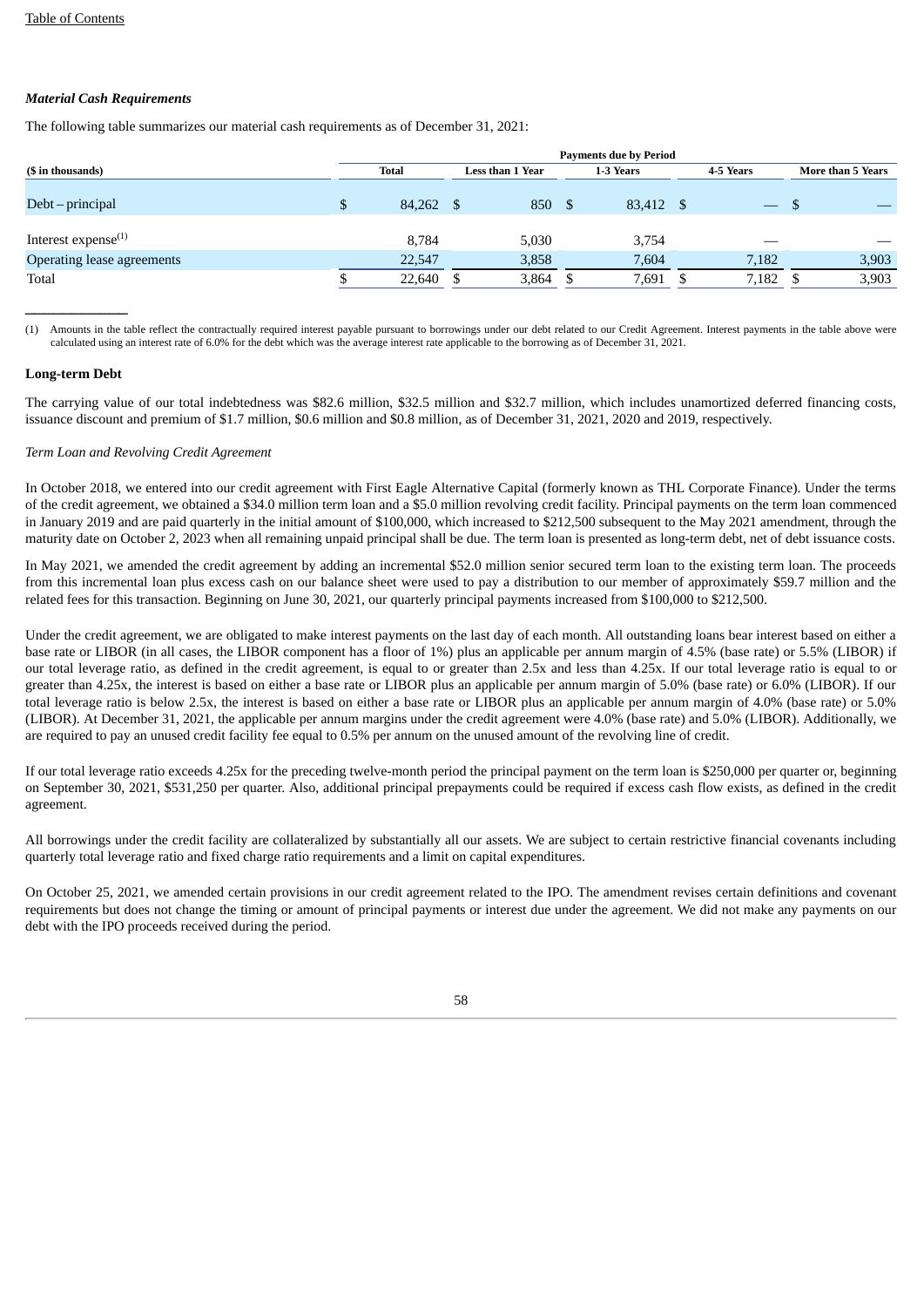*Material Cash Requirements*

The following table summarizes our material cash requirements as of December 31, 2021:

| | Payments due by Period | | | | |
|---|---|---|---|---|---|
| ($ in thousands) | Total | Less than 1 Year | 1-3 Years | 4-5 Years | More than 5 Years |
| Debt – principal | $ 84,262 | $ 850 | $ 83,412 | $ — | $ — |
| Interest expense[(1)] | 8,784 | 5,030 | 3,754 | — | — |
| Operating lease agreements | 22,547 | 3,858 | 7,604 | 7,182 | 3,903 |
| Total | $ 22,640 | $ 3,864 | $ 7,691 | $ 7,182 | $ 3,903 |

(1) Amounts in the table reflect the contractually required interest payable pursuant to borrowings under our debt related to our Credit Agreement. Interest payments in the table above were calculated using an interest rate of 6.0% for the debt which was the average interest rate applicable to the borrowing as of December 31, 2021.

**Long-term Debt**

The carrying value of our total indebtedness was $82.6 million, $32.5 million and $32.7 million, which includes unamortized deferred financing costs, issuance discount and premium of $1.7 million, $0.6 million and $0.8 million, as of December 31, 2021, 2020 and 2019, respectively.

*Term Loan and Revolving Credit Agreement*

In October 2018, we entered into our credit agreement with First Eagle Alternative Capital (formerly known as THL Corporate Finance). Under the terms of the credit agreement, we obtained a $34.0 million term loan and a $5.0 million revolving credit facility. Principal payments on the term loan commenced in January 2019 and are paid quarterly in the initial amount of $100,000, which increased to $212,500 subsequent to the May 2021 amendment, through the maturity date on October 2, 2023 when all remaining unpaid principal shall be due. The term loan is presented as long-term debt, net of debt issuance costs.

In May 2021, we amended the credit agreement by adding an incremental $52.0 million senior secured term loan to the existing term loan. The proceeds from this incremental loan plus excess cash on our balance sheet were used to pay a distribution to our member of approximately $59.7 million and the related fees for this transaction. Beginning on June 30, 2021, our quarterly principal payments increased from $100,000 to $212,500.

Under the credit agreement, we are obligated to make interest payments on the last day of each month. All outstanding loans bear interest based on either a base rate or LIBOR (in all cases, the LIBOR component has a floor of 1%) plus an applicable per annum margin of 4.5% (base rate) or 5.5% (LIBOR) if our total leverage ratio, as defined in the credit agreement, is equal to or greater than 2.5x and less than 4.25x. If our total leverage ratio is equal to or greater than 4.25x, the interest is based on either a base rate or LIBOR plus an applicable per annum margin of 5.0% (base rate) or 6.0% (LIBOR). If our total leverage ratio is below 2.5x, the interest is based on either a base rate or LIBOR plus an applicable per annum margin of 4.0% (base rate) or 5.0% (LIBOR). At December 31, 2021, the applicable per annum margins under the credit agreement were 4.0% (base rate) and 5.0% (LIBOR). Additionally, we are required to pay an unused credit facility fee equal to 0.5% per annum on the unused amount of the revolving line of credit.

If our total leverage ratio exceeds 4.25x for the preceding twelve-month period the principal payment on the term loan is $250,000 per quarter or, beginning on September 30, 2021, $531,250 per quarter. Also, additional principal prepayments could be required if excess cash flow exists, as defined in the credit agreement.

All borrowings under the credit facility are collateralized by substantially all our assets. We are subject to certain restrictive financial covenants including quarterly total leverage ratio and fixed charge ratio requirements and a limit on capital expenditures.

On October 25, 2021, we amended certain provisions in our credit agreement related to the IPO. The amendment revises certain definitions and covenant requirements but does not change the timing or amount of principal payments or interest due under the agreement. We did not make any payments on our debt with the IPO proceeds received during the period.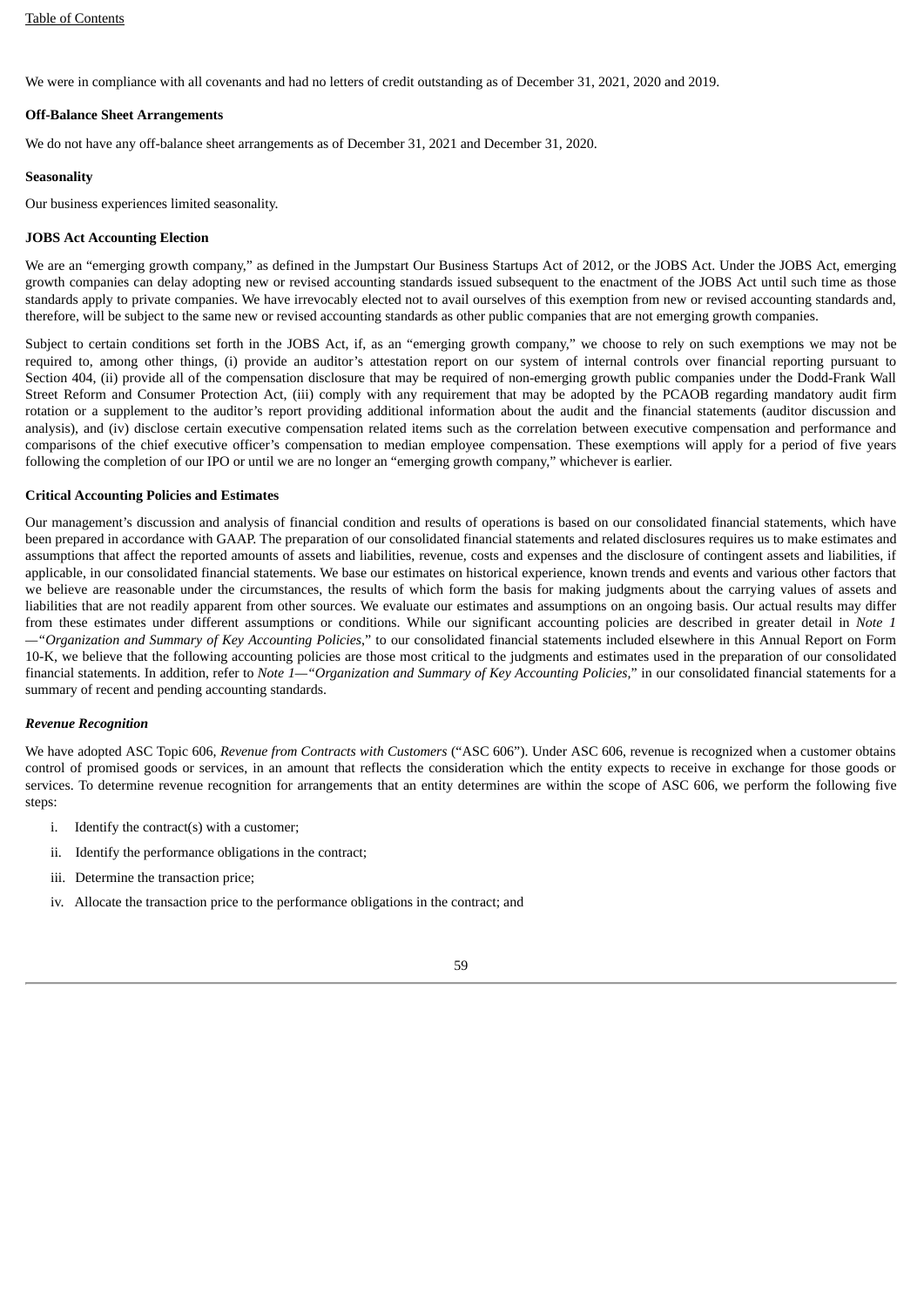We were in compliance with all covenants and had no letters of credit outstanding as of December 31, 2021, 2020 and 2019.

**Off-Balance Sheet Arrangements**

We do not have any off-balance sheet arrangements as of December 31, 2021 and December 31, 2020.

**Seasonality**

Our business experiences limited seasonality.

**JOBS Act Accounting Election**

We are an "emerging growth company," as defined in the Jumpstart Our Business Startups Act of 2012, or the JOBS Act. Under the JOBS Act, emerging growth companies can delay adopting new or revised accounting standards issued subsequent to the enactment of the JOBS Act until such time as those standards apply to private companies. We have irrevocably elected not to avail ourselves of this exemption from new or revised accounting standards and, therefore, will be subject to the same new or revised accounting standards as other public companies that are not emerging growth companies.

Subject to certain conditions set forth in the JOBS Act, if, as an "emerging growth company," we choose to rely on such exemptions we may not be required to, among other things, (i) provide an auditor's attestation report on our system of internal controls over financial reporting pursuant to Section 404, (ii) provide all of the compensation disclosure that may be required of non-emerging growth public companies under the Dodd-Frank Wall Street Reform and Consumer Protection Act, (iii) comply with any requirement that may be adopted by the PCAOB regarding mandatory audit firm rotation or a supplement to the auditor's report providing additional information about the audit and the financial statements (auditor discussion and analysis), and (iv) disclose certain executive compensation related items such as the correlation between executive compensation and performance and comparisons of the chief executive officer's compensation to median employee compensation. These exemptions will apply for a period of five years following the completion of our IPO or until we are no longer an "emerging growth company," whichever is earlier.

**Critical Accounting Policies and Estimates**

Our management's discussion and analysis of financial condition and results of operations is based on our consolidated financial statements, which have been prepared in accordance with GAAP. The preparation of our consolidated financial statements and related disclosures requires us to make estimates and assumptions that affect the reported amounts of assets and liabilities, revenue, costs and expenses and the disclosure of contingent assets and liabilities, if applicable, in our consolidated financial statements. We base our estimates on historical experience, known trends and events and various other factors that we believe are reasonable under the circumstances, the results of which form the basis for making judgments about the carrying values of assets and liabilities that are not readily apparent from other sources. We evaluate our estimates and assumptions on an ongoing basis. Our actual results may differ from these estimates under different assumptions or conditions. While our significant accounting policies are described in greater detail in *Note 1—"Organization and Summary of Key Accounting Policies*," to our consolidated financial statements included elsewhere in this Annual Report on Form 10-K, we believe that the following accounting policies are those most critical to the judgments and estimates used in the preparation of our consolidated financial statements. In addition, refer to *Note 1—"Organization and Summary of Key Accounting Policies*," in our consolidated financial statements for a summary of recent and pending accounting standards.

***Revenue Recognition***

We have adopted ASC Topic 606, *Revenue from Contracts with Customers* ("ASC 606"). Under ASC 606, revenue is recognized when a customer obtains control of promised goods or services, in an amount that reflects the consideration which the entity expects to receive in exchange for those goods or services. To determine revenue recognition for arrangements that an entity determines are within the scope of ASC 606, we perform the following five steps:

i. Identify the contract(s) with a customer;

ii. Identify the performance obligations in the contract;

iii. Determine the transaction price;

iv. Allocate the transaction price to the performance obligations in the contract; and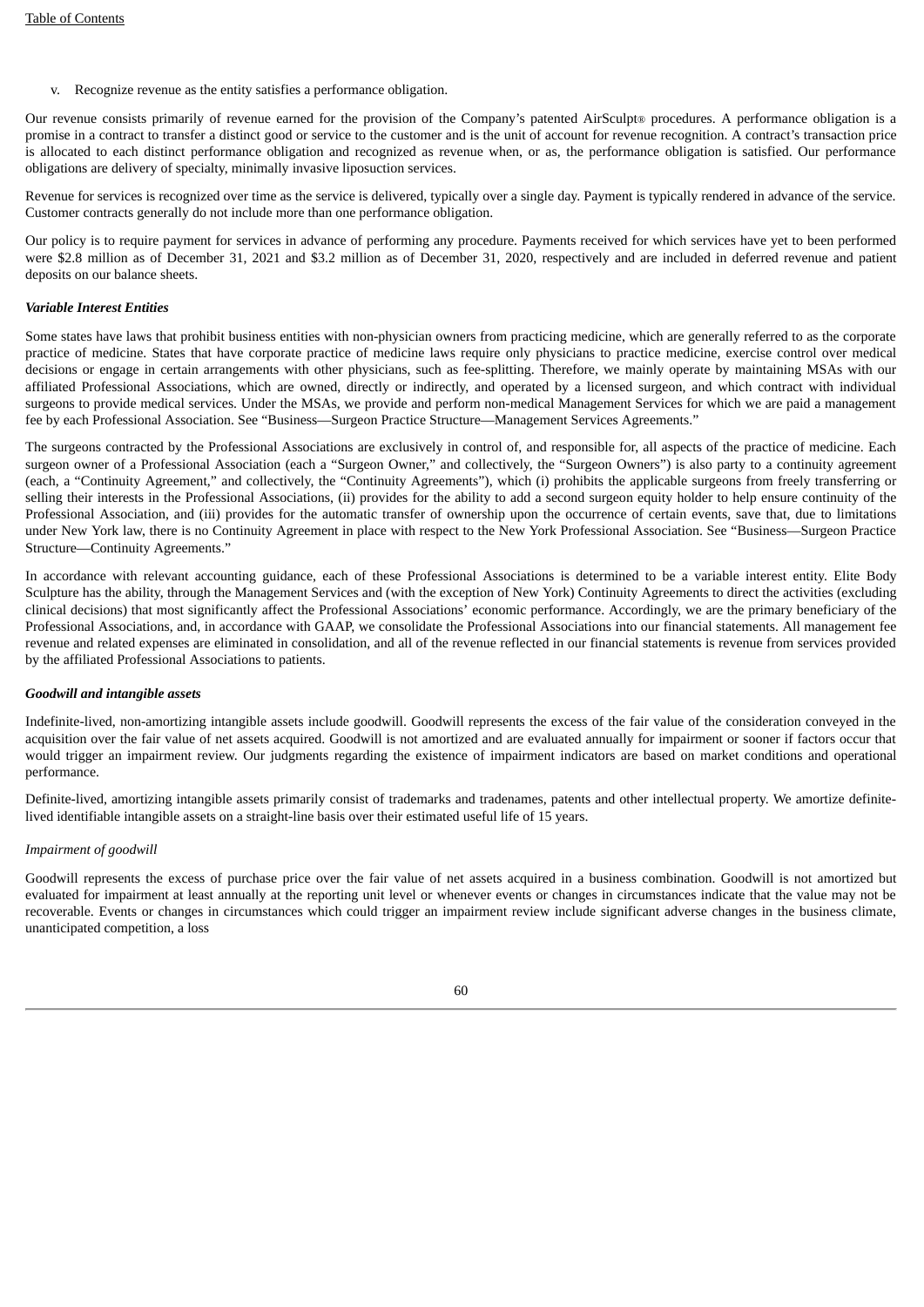v. Recognize revenue as the entity satisfies a performance obligation.

Our revenue consists primarily of revenue earned for the provision of the Company's patented AirSculpt® procedures. A performance obligation is a promise in a contract to transfer a distinct good or service to the customer and is the unit of account for revenue recognition. A contract's transaction price is allocated to each distinct performance obligation and recognized as revenue when, or as, the performance obligation is satisfied. Our performance obligations are delivery of specialty, minimally invasive liposuction services.

Revenue for services is recognized over time as the service is delivered, typically over a single day. Payment is typically rendered in advance of the service. Customer contracts generally do not include more than one performance obligation.

Our policy is to require payment for services in advance of performing any procedure. Payments received for which services have yet to been performed were $2.8 million as of December 31, 2021 and $3.2 million as of December 31, 2020, respectively and are included in deferred revenue and patient deposits on our balance sheets.

***Variable Interest Entities***

Some states have laws that prohibit business entities with non-physician owners from practicing medicine, which are generally referred to as the corporate practice of medicine. States that have corporate practice of medicine laws require only physicians to practice medicine, exercise control over medical decisions or engage in certain arrangements with other physicians, such as fee-splitting. Therefore, we mainly operate by maintaining MSAs with our affiliated Professional Associations, which are owned, directly or indirectly, and operated by a licensed surgeon, and which contract with individual surgeons to provide medical services. Under the MSAs, we provide and perform non-medical Management Services for which we are paid a management fee by each Professional Association. See "Business—Surgeon Practice Structure—Management Services Agreements."

The surgeons contracted by the Professional Associations are exclusively in control of, and responsible for, all aspects of the practice of medicine. Each surgeon owner of a Professional Association (each a "Surgeon Owner," and collectively, the "Surgeon Owners") is also party to a continuity agreement (each, a "Continuity Agreement," and collectively, the "Continuity Agreements"), which (i) prohibits the applicable surgeons from freely transferring or selling their interests in the Professional Associations, (ii) provides for the ability to add a second surgeon equity holder to help ensure continuity of the Professional Association, and (iii) provides for the automatic transfer of ownership upon the occurrence of certain events, save that, due to limitations under New York law, there is no Continuity Agreement in place with respect to the New York Professional Association. See "Business—Surgeon Practice Structure—Continuity Agreements."

In accordance with relevant accounting guidance, each of these Professional Associations is determined to be a variable interest entity. Elite Body Sculpture has the ability, through the Management Services and (with the exception of New York) Continuity Agreements to direct the activities (excluding clinical decisions) that most significantly affect the Professional Associations' economic performance. Accordingly, we are the primary beneficiary of the Professional Associations, and, in accordance with GAAP, we consolidate the Professional Associations into our financial statements. All management fee revenue and related expenses are eliminated in consolidation, and all of the revenue reflected in our financial statements is revenue from services provided by the affiliated Professional Associations to patients.

***Goodwill and intangible assets***

Indefinite-lived, non-amortizing intangible assets include goodwill. Goodwill represents the excess of the fair value of the consideration conveyed in the acquisition over the fair value of net assets acquired. Goodwill is not amortized and are evaluated annually for impairment or sooner if factors occur that would trigger an impairment review. Our judgments regarding the existence of impairment indicators are based on market conditions and operational performance.

Definite-lived, amortizing intangible assets primarily consist of trademarks and tradenames, patents and other intellectual property. We amortize definite-lived identifiable intangible assets on a straight-line basis over their estimated useful life of 15 years.

*Impairment of goodwill*

Goodwill represents the excess of purchase price over the fair value of net assets acquired in a business combination. Goodwill is not amortized but evaluated for impairment at least annually at the reporting unit level or whenever events or changes in circumstances indicate that the value may not be recoverable. Events or changes in circumstances which could trigger an impairment review include significant adverse changes in the business climate, unanticipated competition, a loss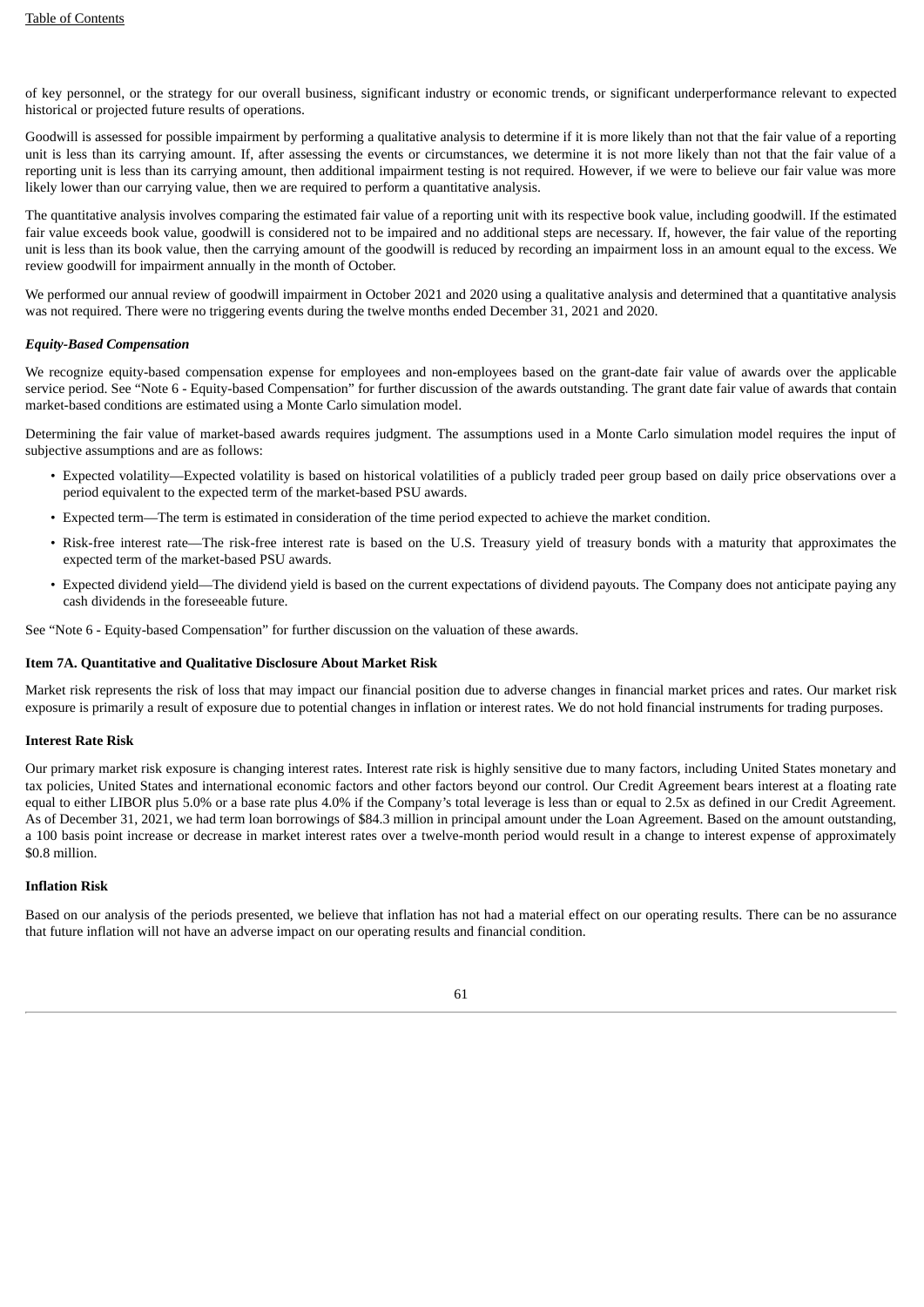of key personnel, or the strategy for our overall business, significant industry or economic trends, or significant underperformance relevant to expected historical or projected future results of operations.

Goodwill is assessed for possible impairment by performing a qualitative analysis to determine if it is more likely than not that the fair value of a reporting unit is less than its carrying amount. If, after assessing the events or circumstances, we determine it is not more likely than not that the fair value of a reporting unit is less than its carrying amount, then additional impairment testing is not required. However, if we were to believe our fair value was more likely lower than our carrying value, then we are required to perform a quantitative analysis.

The quantitative analysis involves comparing the estimated fair value of a reporting unit with its respective book value, including goodwill. If the estimated fair value exceeds book value, goodwill is considered not to be impaired and no additional steps are necessary. If, however, the fair value of the reporting unit is less than its book value, then the carrying amount of the goodwill is reduced by recording an impairment loss in an amount equal to the excess. We review goodwill for impairment annually in the month of October.

We performed our annual review of goodwill impairment in October 2021 and 2020 using a qualitative analysis and determined that a quantitative analysis was not required. There were no triggering events during the twelve months ended December 31, 2021 and 2020.

***Equity-Based Compensation***

We recognize equity-based compensation expense for employees and non-employees based on the grant-date fair value of awards over the applicable service period. See "Note 6 - Equity-based Compensation" for further discussion of the awards outstanding. The grant date fair value of awards that contain market-based conditions are estimated using a Monte Carlo simulation model.

Determining the fair value of market-based awards requires judgment. The assumptions used in a Monte Carlo simulation model requires the input of subjective assumptions and are as follows:

- Expected volatility—Expected volatility is based on historical volatilities of a publicly traded peer group based on daily price observations over a period equivalent to the expected term of the market-based PSU awards.
- Expected term—The term is estimated in consideration of the time period expected to achieve the market condition.
- Risk-free interest rate—The risk-free interest rate is based on the U.S. Treasury yield of treasury bonds with a maturity that approximates the expected term of the market-based PSU awards.
- Expected dividend yield—The dividend yield is based on the current expectations of dividend payouts. The Company does not anticipate paying any cash dividends in the foreseeable future.

See "Note 6 - Equity-based Compensation" for further discussion on the valuation of these awards.

**Item 7A. Quantitative and Qualitative Disclosure About Market Risk**

Market risk represents the risk of loss that may impact our financial position due to adverse changes in financial market prices and rates. Our market risk exposure is primarily a result of exposure due to potential changes in inflation or interest rates. We do not hold financial instruments for trading purposes.

**Interest Rate Risk**

Our primary market risk exposure is changing interest rates. Interest rate risk is highly sensitive due to many factors, including United States monetary and tax policies, United States and international economic factors and other factors beyond our control. Our Credit Agreement bears interest at a floating rate equal to either LIBOR plus 5.0% or a base rate plus 4.0% if the Company's total leverage is less than or equal to 2.5x as defined in our Credit Agreement. As of December 31, 2021, we had term loan borrowings of $84.3 million in principal amount under the Loan Agreement. Based on the amount outstanding, a 100 basis point increase or decrease in market interest rates over a twelve-month period would result in a change to interest expense of approximately $0.8 million.

**Inflation Risk**

Based on our analysis of the periods presented, we believe that inflation has not had a material effect on our operating results. There can be no assurance that future inflation will not have an adverse impact on our operating results and financial condition.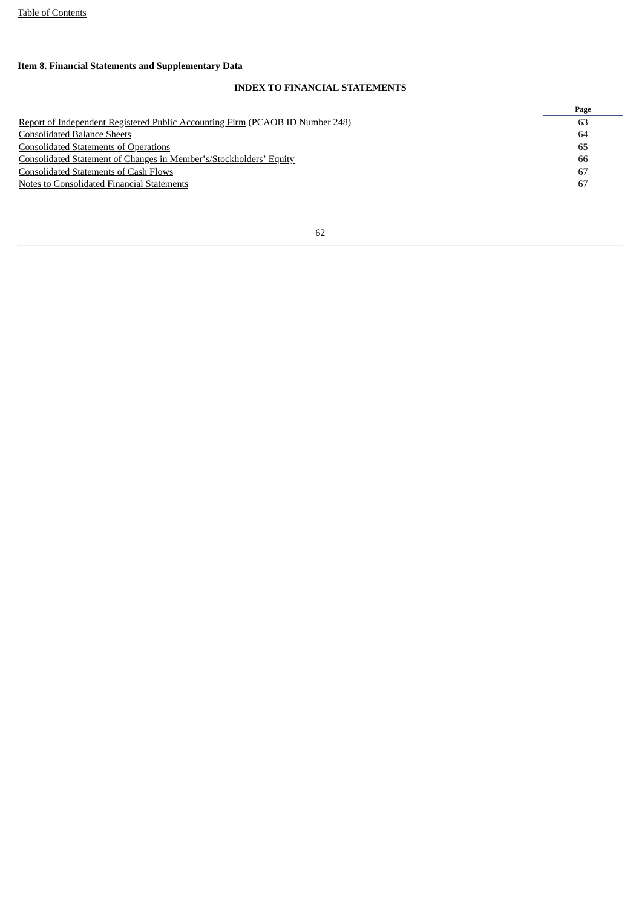**Item 8. Financial Statements and Supplementary Data**

**INDEX TO FINANCIAL STATEMENTS**

| | Page |
|---|---|
| Report of Independent Registered Public Accounting Firm (PCAOB ID Number 248) | 63 |
| Consolidated Balance Sheets | 64 |
| Consolidated Statements of Operations | 65 |
| Consolidated Statement of Changes in Member's/Stockholders' Equity | 66 |
| Consolidated Statements of Cash Flows | 67 |
| Notes to Consolidated Financial Statements | 67 |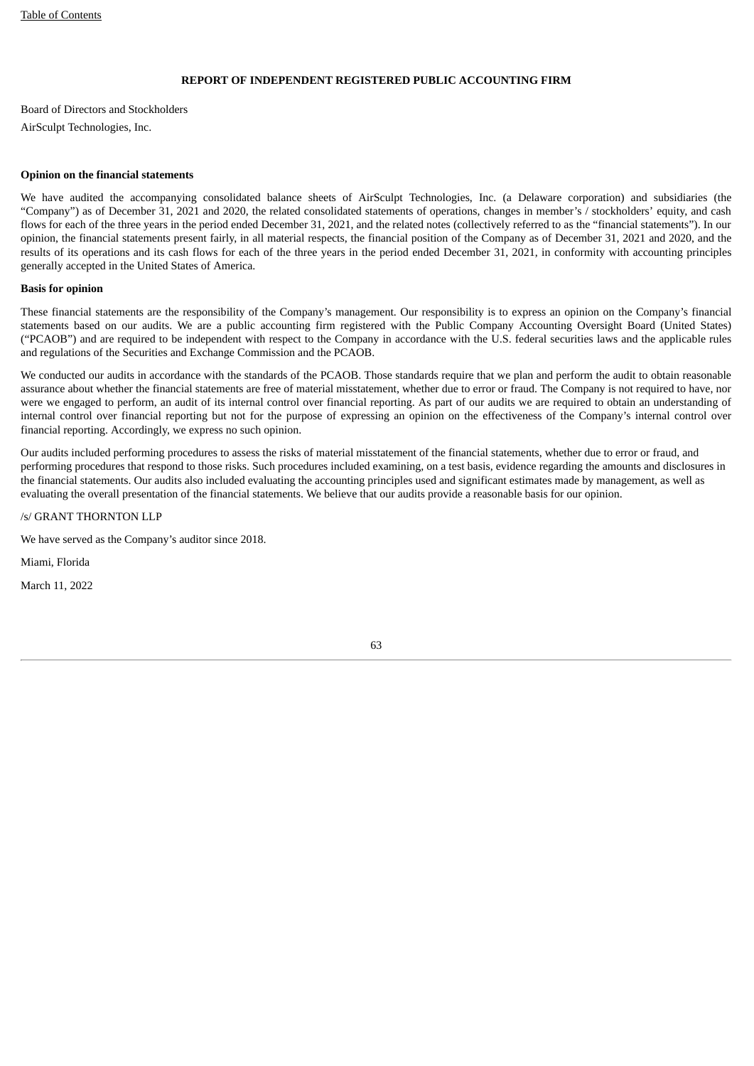## REPORT OF INDEPENDENT REGISTERED PUBLIC ACCOUNTING FIRM

Board of Directors and Stockholders

AirSculpt Technologies, Inc.

**Opinion on the financial statements**

We have audited the accompanying consolidated balance sheets of AirSculpt Technologies, Inc. (a Delaware corporation) and subsidiaries (the "Company") as of December 31, 2021 and 2020, the related consolidated statements of operations, changes in member's / stockholders' equity, and cash flows for each of the three years in the period ended December 31, 2021, and the related notes (collectively referred to as the "financial statements"). In our opinion, the financial statements present fairly, in all material respects, the financial position of the Company as of December 31, 2021 and 2020, and the results of its operations and its cash flows for each of the three years in the period ended December 31, 2021, in conformity with accounting principles generally accepted in the United States of America.

**Basis for opinion**

These financial statements are the responsibility of the Company's management. Our responsibility is to express an opinion on the Company's financial statements based on our audits. We are a public accounting firm registered with the Public Company Accounting Oversight Board (United States) ("PCAOB") and are required to be independent with respect to the Company in accordance with the U.S. federal securities laws and the applicable rules and regulations of the Securities and Exchange Commission and the PCAOB.

We conducted our audits in accordance with the standards of the PCAOB. Those standards require that we plan and perform the audit to obtain reasonable assurance about whether the financial statements are free of material misstatement, whether due to error or fraud. The Company is not required to have, nor were we engaged to perform, an audit of its internal control over financial reporting. As part of our audits we are required to obtain an understanding of internal control over financial reporting but not for the purpose of expressing an opinion on the effectiveness of the Company's internal control over financial reporting. Accordingly, we express no such opinion.

Our audits included performing procedures to assess the risks of material misstatement of the financial statements, whether due to error or fraud, and performing procedures that respond to those risks. Such procedures included examining, on a test basis, evidence regarding the amounts and disclosures in the financial statements. Our audits also included evaluating the accounting principles used and significant estimates made by management, as well as evaluating the overall presentation of the financial statements. We believe that our audits provide a reasonable basis for our opinion.

/s/ GRANT THORNTON LLP

We have served as the Company's auditor since 2018.

Miami, Florida

March 11, 2022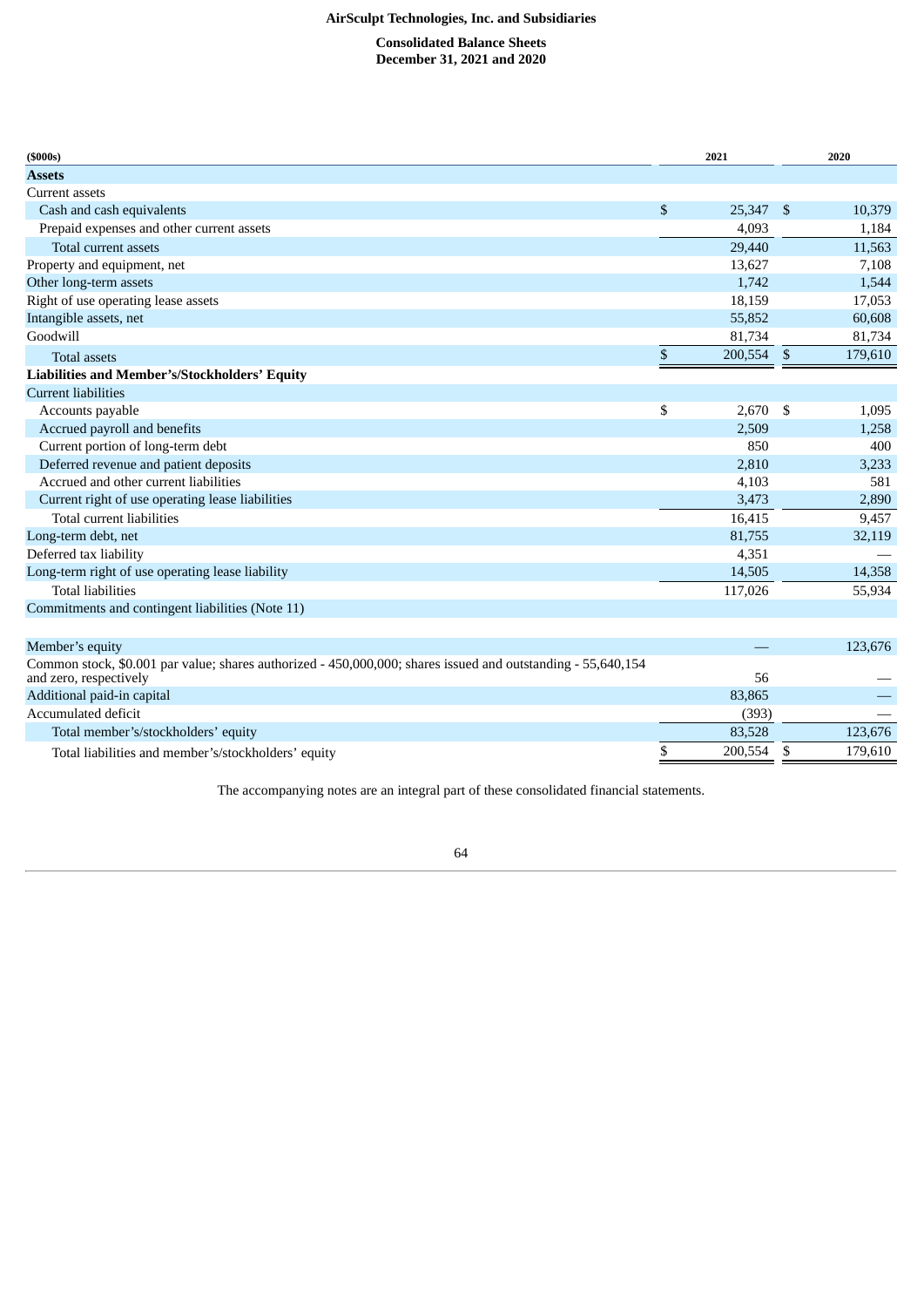# AirSculpt Technologies, Inc. and Subsidiaries

## Consolidated Balance Sheets
## December 31, 2021 and 2020

| ($000s) | 2021 | 2020 |
|---|---|---|
| **Assets** | | |
| Current assets | | |
| Cash and cash equivalents | $ 25,347 | $ 10,379 |
| Prepaid expenses and other current assets | 4,093 | 1,184 |
| Total current assets | 29,440 | 11,563 |
| Property and equipment, net | 13,627 | 7,108 |
| Other long-term assets | 1,742 | 1,544 |
| Right of use operating lease assets | 18,159 | 17,053 |
| Intangible assets, net | 55,852 | 60,608 |
| Goodwill | 81,734 | 81,734 |
| Total assets | $ 200,554 | $ 179,610 |
| **Liabilities and Member's/Stockholders' Equity** | | |
| Current liabilities | | |
| Accounts payable | $ 2,670 | $ 1,095 |
| Accrued payroll and benefits | 2,509 | 1,258 |
| Current portion of long-term debt | 850 | 400 |
| Deferred revenue and patient deposits | 2,810 | 3,233 |
| Accrued and other current liabilities | 4,103 | 581 |
| Current right of use operating lease liabilities | 3,473 | 2,890 |
| Total current liabilities | 16,415 | 9,457 |
| Long-term debt, net | 81,755 | 32,119 |
| Deferred tax liability | 4,351 | — |
| Long-term right of use operating lease liability | 14,505 | 14,358 |
| Total liabilities | 117,026 | 55,934 |
| Commitments and contingent liabilities (Note 11) | | |
| | | |
| Member's equity | — | 123,676 |
| Common stock, $0.001 par value; shares authorized - 450,000,000; shares issued and outstanding - 55,640,154 and zero, respectively | 56 | — |
| Additional paid-in capital | 83,865 | — |
| Accumulated deficit | (393) | — |
| Total member's/stockholders' equity | 83,528 | 123,676 |
| Total liabilities and member's/stockholders' equity | $ 200,554 | $ 179,610 |

The accompanying notes are an integral part of these consolidated financial statements.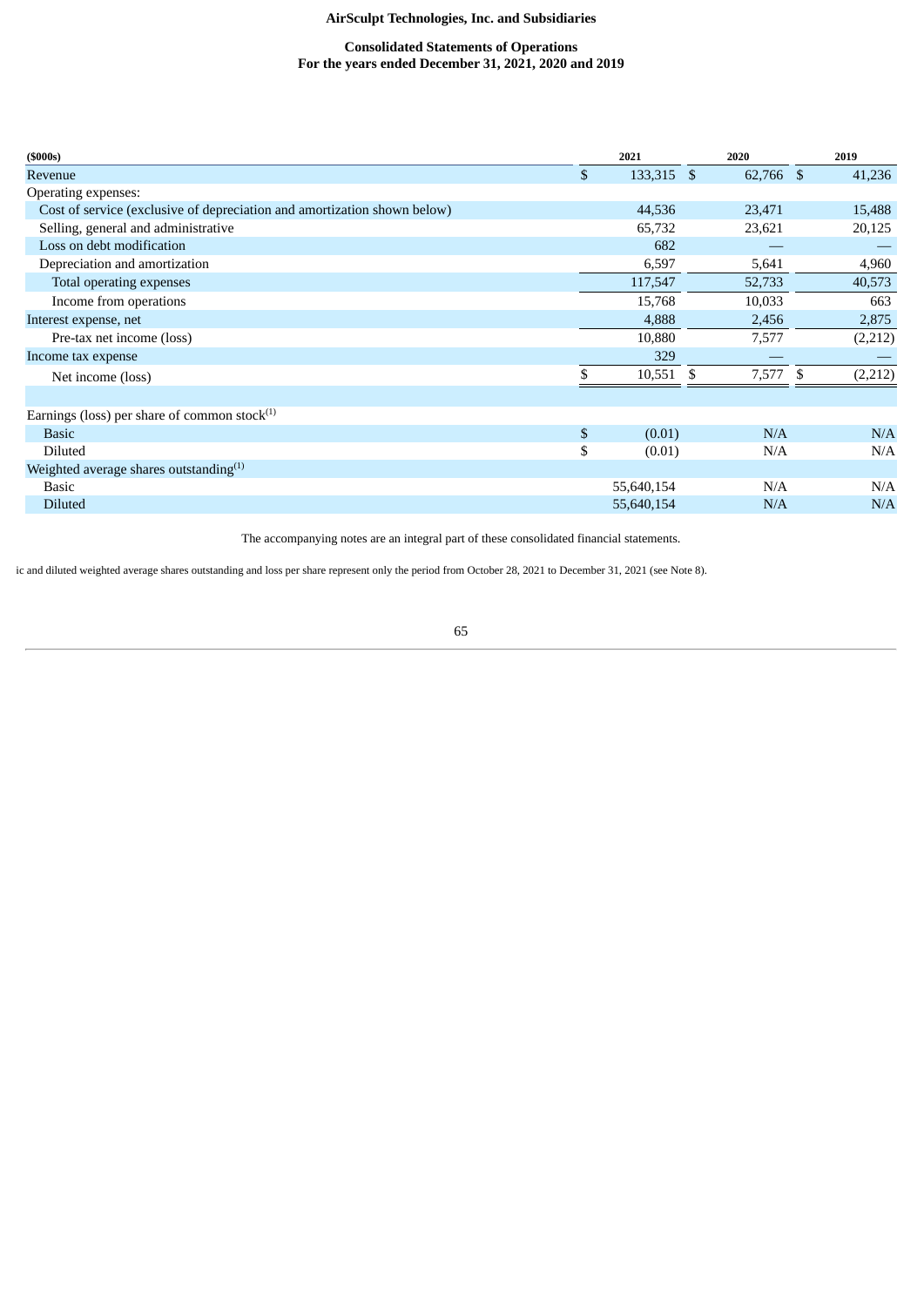**AirSculpt Technologies, Inc. and Subsidiaries**

**Consolidated Statements of Operations**
**For the years ended December 31, 2021, 2020 and 2019**

| ($000s) | 2021 | 2020 | 2019 |
|---|---|---|---|
| Revenue | $ 133,315 | $ 62,766 | $ 41,236 |
| Operating expenses: | | | |
| Cost of service (exclusive of depreciation and amortization shown below) | 44,536 | 23,471 | 15,488 |
| Selling, general and administrative | 65,732 | 23,621 | 20,125 |
| Loss on debt modification | 682 | — | — |
| Depreciation and amortization | 6,597 | 5,641 | 4,960 |
| Total operating expenses | 117,547 | 52,733 | 40,573 |
| Income from operations | 15,768 | 10,033 | 663 |
| Interest expense, net | 4,888 | 2,456 | 2,875 |
| Pre-tax net income (loss) | 10,880 | 7,577 | (2,212) |
| Income tax expense | 329 | — | — |
| Net income (loss) | $ 10,551 | $ 7,577 | $ (2,212) |
| | | | |
| Earnings (loss) per share of common stock[(1)] | | | |
| Basic | $ (0.01) | N/A | N/A |
| Diluted | $ (0.01) | N/A | N/A |
| Weighted average shares outstanding[(1)] | | | |
| Basic | 55,640,154 | N/A | N/A |
| Diluted | 55,640,154 | N/A | N/A |

The accompanying notes are an integral part of these consolidated financial statements.

ic and diluted weighted average shares outstanding and loss per share represent only the period from October 28, 2021 to December 31, 2021 (see Note 8).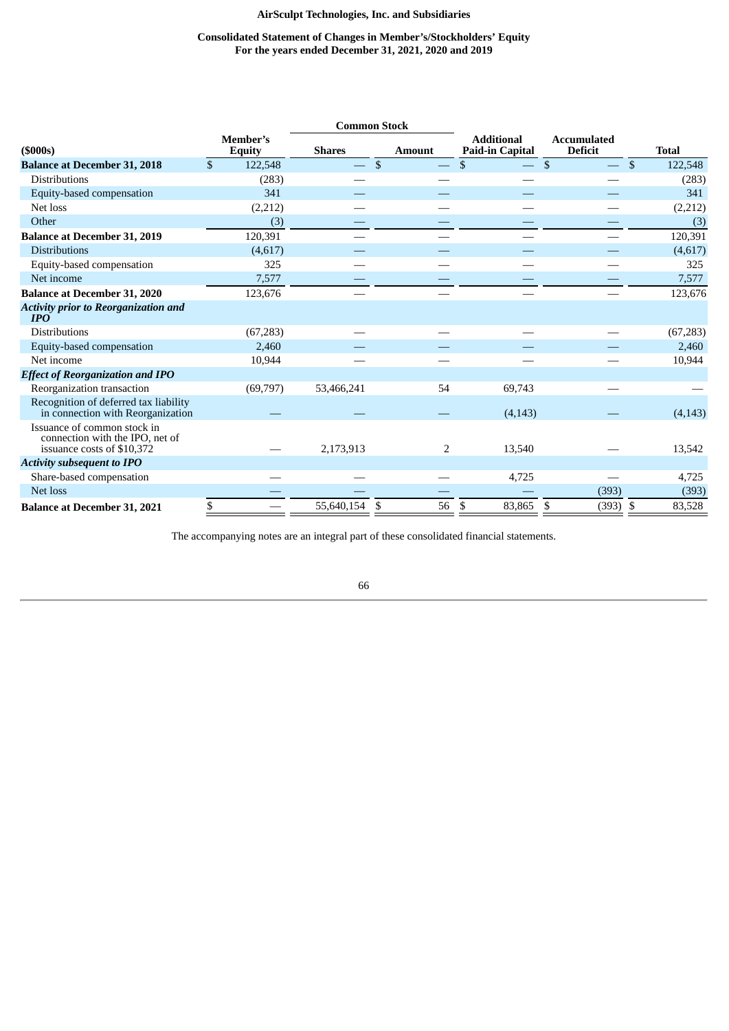**AirSculpt Technologies, Inc. and Subsidiaries**

**Consolidated Statement of Changes in Member's/Stockholders' Equity**
**For the years ended December 31, 2021, 2020 and 2019**

| ($000s) | Member's Equity | Common Stock Shares | Common Stock Amount | Additional Paid-in Capital | Accumulated Deficit | Total |
|---|---|---|---|---|---|---|
| **Balance at December 31, 2018** | $ 122,548 | — | $ — | $ — | $ — | $ 122,548 |
| Distributions | (283) | — | — | — | — | (283) |
| Equity-based compensation | 341 | — | — | — | — | 341 |
| Net loss | (2,212) | — | — | — | — | (2,212) |
| Other | (3) | — | — | — | — | (3) |
| **Balance at December 31, 2019** | 120,391 | — | — | — | — | 120,391 |
| Distributions | (4,617) | — | — | — | — | (4,617) |
| Equity-based compensation | 325 | — | — | — | — | 325 |
| Net income | 7,577 | — | — | — | — | 7,577 |
| **Balance at December 31, 2020** | 123,676 | — | — | — | — | 123,676 |
| ***Activity prior to Reorganization and IPO*** | | | | | | |
| Distributions | (67,283) | — | — | — | — | (67,283) |
| Equity-based compensation | 2,460 | — | — | — | — | 2,460 |
| Net income | 10,944 | — | — | — | — | 10,944 |
| ***Effect of Reorganization and IPO*** | | | | | | |
| Reorganization transaction | (69,797) | 53,466,241 | 54 | 69,743 | — | — |
| Recognition of deferred tax liability in connection with Reorganization | — | — | — | (4,143) | — | (4,143) |
| Issuance of common stock in connection with the IPO, net of issuance costs of $10,372 | — | 2,173,913 | 2 | 13,540 | — | 13,542 |
| ***Activity subsequent to IPO*** | | | | | | |
| Share-based compensation | — | — | — | 4,725 | — | 4,725 |
| Net loss | — | — | — | — | (393) | (393) |
| **Balance at December 31, 2021** | $ — | 55,640,154 | $ 56 | $ 83,865 | $ (393) | $ 83,528 |

The accompanying notes are an integral part of these consolidated financial statements.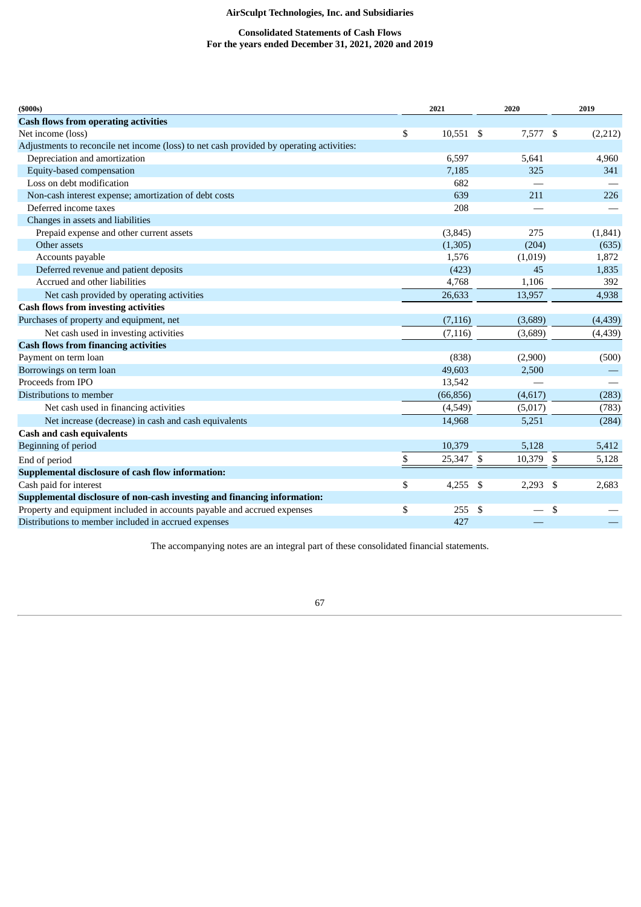**AirSculpt Technologies, Inc. and Subsidiaries**

**Consolidated Statements of Cash Flows**
**For the years ended December 31, 2021, 2020 and 2019**

| ($000s) | 2021 | 2020 | 2019 |
|---|---|---|---|
| **Cash flows from operating activities** | | | |
| Net income (loss) | $ 10,551 | $ 7,577 | $ (2,212) |
| Adjustments to reconcile net income (loss) to net cash provided by operating activities: | | | |
| Depreciation and amortization | 6,597 | 5,641 | 4,960 |
| Equity-based compensation | 7,185 | 325 | 341 |
| Loss on debt modification | 682 | — | — |
| Non-cash interest expense; amortization of debt costs | 639 | 211 | 226 |
| Deferred income taxes | 208 | — | — |
| Changes in assets and liabilities | | | |
| Prepaid expense and other current assets | (3,845) | 275 | (1,841) |
| Other assets | (1,305) | (204) | (635) |
| Accounts payable | 1,576 | (1,019) | 1,872 |
| Deferred revenue and patient deposits | (423) | 45 | 1,835 |
| Accrued and other liabilities | 4,768 | 1,106 | 392 |
| Net cash provided by operating activities | 26,633 | 13,957 | 4,938 |
| **Cash flows from investing activities** | | | |
| Purchases of property and equipment, net | (7,116) | (3,689) | (4,439) |
| Net cash used in investing activities | (7,116) | (3,689) | (4,439) |
| **Cash flows from financing activities** | | | |
| Payment on term loan | (838) | (2,900) | (500) |
| Borrowings on term loan | 49,603 | 2,500 | — |
| Proceeds from IPO | 13,542 | — | — |
| Distributions to member | (66,856) | (4,617) | (283) |
| Net cash used in financing activities | (4,549) | (5,017) | (783) |
| Net increase (decrease) in cash and cash equivalents | 14,968 | 5,251 | (284) |
| **Cash and cash equivalents** | | | |
| Beginning of period | 10,379 | 5,128 | 5,412 |
| End of period | $ 25,347 | $ 10,379 | $ 5,128 |
| **Supplemental disclosure of cash flow information:** | | | |
| Cash paid for interest | $ 4,255 | $ 2,293 | $ 2,683 |
| **Supplemental disclosure of non-cash investing and financing information:** | | | |
| Property and equipment included in accounts payable and accrued expenses | $ 255 | $ — | $ — |
| Distributions to member included in accrued expenses | 427 | — | — |

The accompanying notes are an integral part of these consolidated financial statements.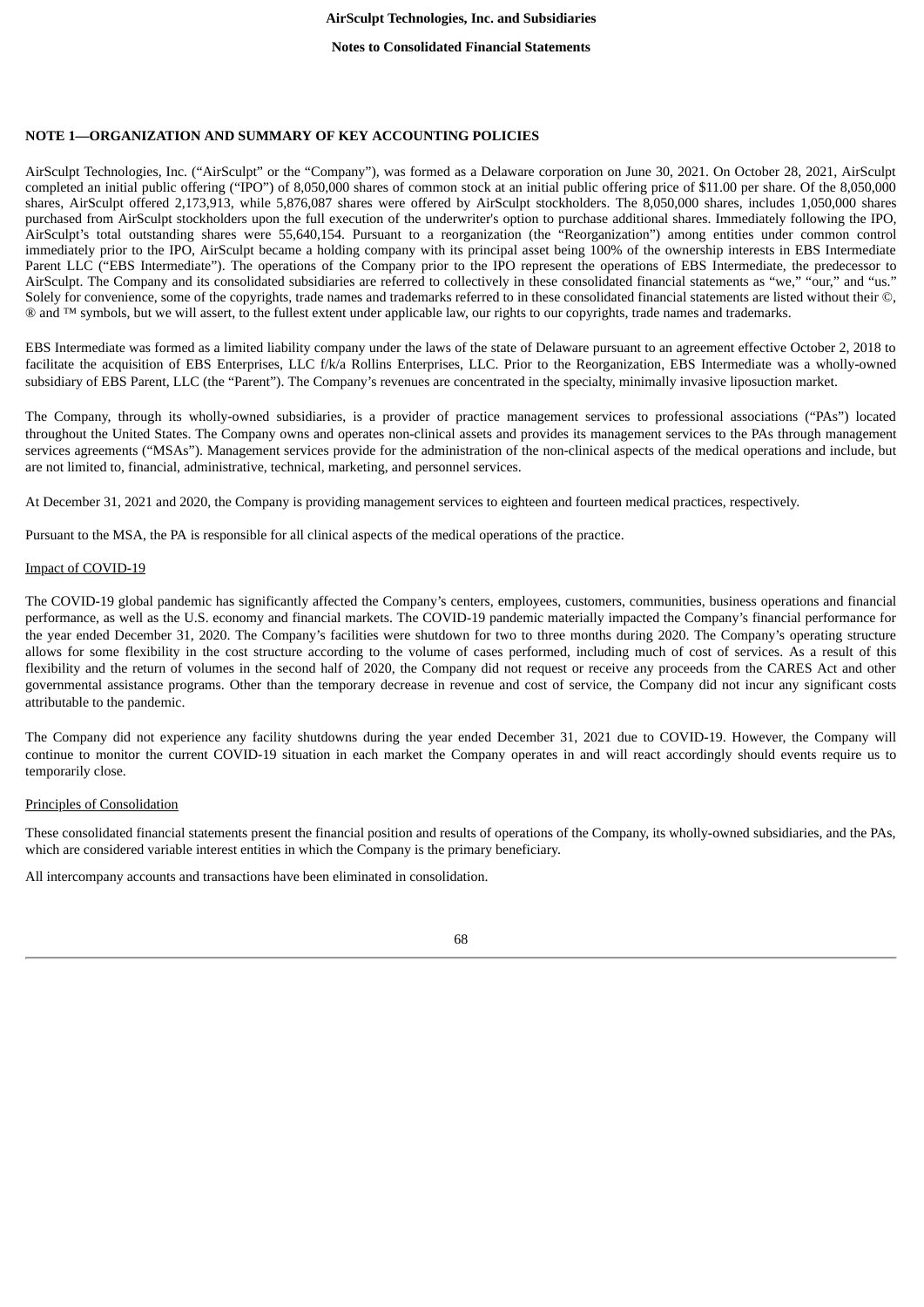## NOTE 1—ORGANIZATION AND SUMMARY OF KEY ACCOUNTING POLICIES

AirSculpt Technologies, Inc. ("AirSculpt" or the "Company"), was formed as a Delaware corporation on June 30, 2021. On October 28, 2021, AirSculpt completed an initial public offering ("IPO") of 8,050,000 shares of common stock at an initial public offering price of $11.00 per share. Of the 8,050,000 shares, AirSculpt offered 2,173,913, while 5,876,087 shares were offered by AirSculpt stockholders. The 8,050,000 shares, includes 1,050,000 shares purchased from AirSculpt stockholders upon the full execution of the underwriter's option to purchase additional shares. Immediately following the IPO, AirSculpt's total outstanding shares were 55,640,154. Pursuant to a reorganization (the "Reorganization") among entities under common control immediately prior to the IPO, AirSculpt became a holding company with its principal asset being 100% of the ownership interests in EBS Intermediate Parent LLC ("EBS Intermediate"). The operations of the Company prior to the IPO represent the operations of EBS Intermediate, the predecessor to AirSculpt. The Company and its consolidated subsidiaries are referred to collectively in these consolidated financial statements as "we," "our," and "us." Solely for convenience, some of the copyrights, trade names and trademarks referred to in these consolidated financial statements are listed without their ©, ® and ™ symbols, but we will assert, to the fullest extent under applicable law, our rights to our copyrights, trade names and trademarks.

EBS Intermediate was formed as a limited liability company under the laws of the state of Delaware pursuant to an agreement effective October 2, 2018 to facilitate the acquisition of EBS Enterprises, LLC f/k/a Rollins Enterprises, LLC. Prior to the Reorganization, EBS Intermediate was a wholly-owned subsidiary of EBS Parent, LLC (the "Parent"). The Company's revenues are concentrated in the specialty, minimally invasive liposuction market.

The Company, through its wholly-owned subsidiaries, is a provider of practice management services to professional associations ("PAs") located throughout the United States. The Company owns and operates non-clinical assets and provides its management services to the PAs through management services agreements ("MSAs"). Management services provide for the administration of the non-clinical aspects of the medical operations and include, but are not limited to, financial, administrative, technical, marketing, and personnel services.

At December 31, 2021 and 2020, the Company is providing management services to eighteen and fourteen medical practices, respectively.

Pursuant to the MSA, the PA is responsible for all clinical aspects of the medical operations of the practice.

### Impact of COVID-19

The COVID-19 global pandemic has significantly affected the Company's centers, employees, customers, communities, business operations and financial performance, as well as the U.S. economy and financial markets. The COVID-19 pandemic materially impacted the Company's financial performance for the year ended December 31, 2020. The Company's facilities were shutdown for two to three months during 2020. The Company's operating structure allows for some flexibility in the cost structure according to the volume of cases performed, including much of cost of services. As a result of this flexibility and the return of volumes in the second half of 2020, the Company did not request or receive any proceeds from the CARES Act and other governmental assistance programs. Other than the temporary decrease in revenue and cost of service, the Company did not incur any significant costs attributable to the pandemic.

The Company did not experience any facility shutdowns during the year ended December 31, 2021 due to COVID-19. However, the Company will continue to monitor the current COVID-19 situation in each market the Company operates in and will react accordingly should events require us to temporarily close.

### Principles of Consolidation

These consolidated financial statements present the financial position and results of operations of the Company, its wholly-owned subsidiaries, and the PAs, which are considered variable interest entities in which the Company is the primary beneficiary.

All intercompany accounts and transactions have been eliminated in consolidation.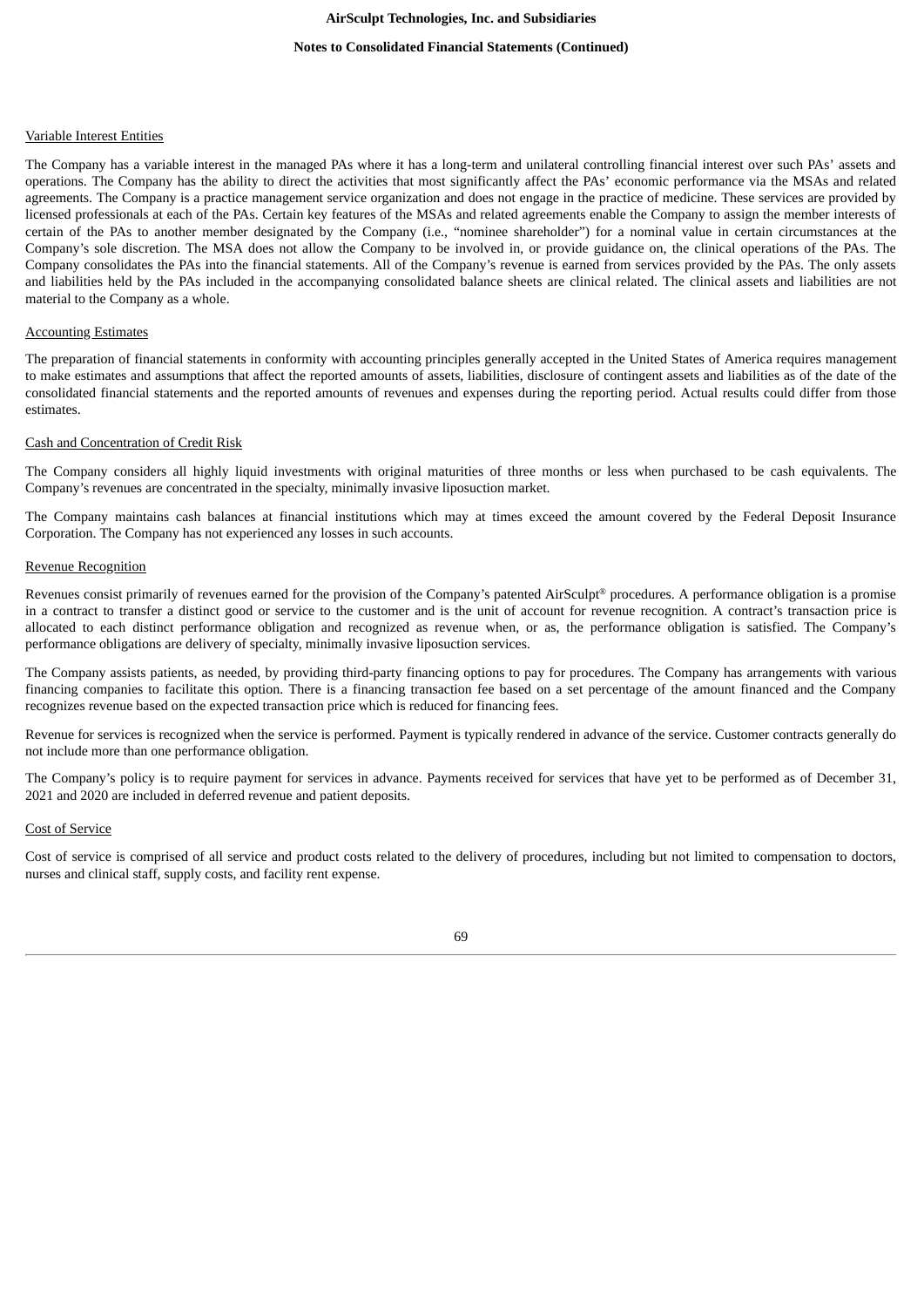### Variable Interest Entities

The Company has a variable interest in the managed PAs where it has a long-term and unilateral controlling financial interest over such PAs' assets and operations. The Company has the ability to direct the activities that most significantly affect the PAs' economic performance via the MSAs and related agreements. The Company is a practice management service organization and does not engage in the practice of medicine. These services are provided by licensed professionals at each of the PAs. Certain key features of the MSAs and related agreements enable the Company to assign the member interests of certain of the PAs to another member designated by the Company (i.e., "nominee shareholder") for a nominal value in certain circumstances at the Company's sole discretion. The MSA does not allow the Company to be involved in, or provide guidance on, the clinical operations of the PAs. The Company consolidates the PAs into the financial statements. All of the Company's revenue is earned from services provided by the PAs. The only assets and liabilities held by the PAs included in the accompanying consolidated balance sheets are clinical related. The clinical assets and liabilities are not material to the Company as a whole.

### Accounting Estimates

The preparation of financial statements in conformity with accounting principles generally accepted in the United States of America requires management to make estimates and assumptions that affect the reported amounts of assets, liabilities, disclosure of contingent assets and liabilities as of the date of the consolidated financial statements and the reported amounts of revenues and expenses during the reporting period. Actual results could differ from those estimates.

### Cash and Concentration of Credit Risk

The Company considers all highly liquid investments with original maturities of three months or less when purchased to be cash equivalents. The Company's revenues are concentrated in the specialty, minimally invasive liposuction market.

The Company maintains cash balances at financial institutions which may at times exceed the amount covered by the Federal Deposit Insurance Corporation. The Company has not experienced any losses in such accounts.

### Revenue Recognition

Revenues consist primarily of revenues earned for the provision of the Company's patented AirSculpt® procedures. A performance obligation is a promise in a contract to transfer a distinct good or service to the customer and is the unit of account for revenue recognition. A contract's transaction price is allocated to each distinct performance obligation and recognized as revenue when, or as, the performance obligation is satisfied. The Company's performance obligations are delivery of specialty, minimally invasive liposuction services.

The Company assists patients, as needed, by providing third-party financing options to pay for procedures. The Company has arrangements with various financing companies to facilitate this option. There is a financing transaction fee based on a set percentage of the amount financed and the Company recognizes revenue based on the expected transaction price which is reduced for financing fees.

Revenue for services is recognized when the service is performed. Payment is typically rendered in advance of the service. Customer contracts generally do not include more than one performance obligation.

The Company's policy is to require payment for services in advance. Payments received for services that have yet to be performed as of December 31, 2021 and 2020 are included in deferred revenue and patient deposits.

### Cost of Service

Cost of service is comprised of all service and product costs related to the delivery of procedures, including but not limited to compensation to doctors, nurses and clinical staff, supply costs, and facility rent expense.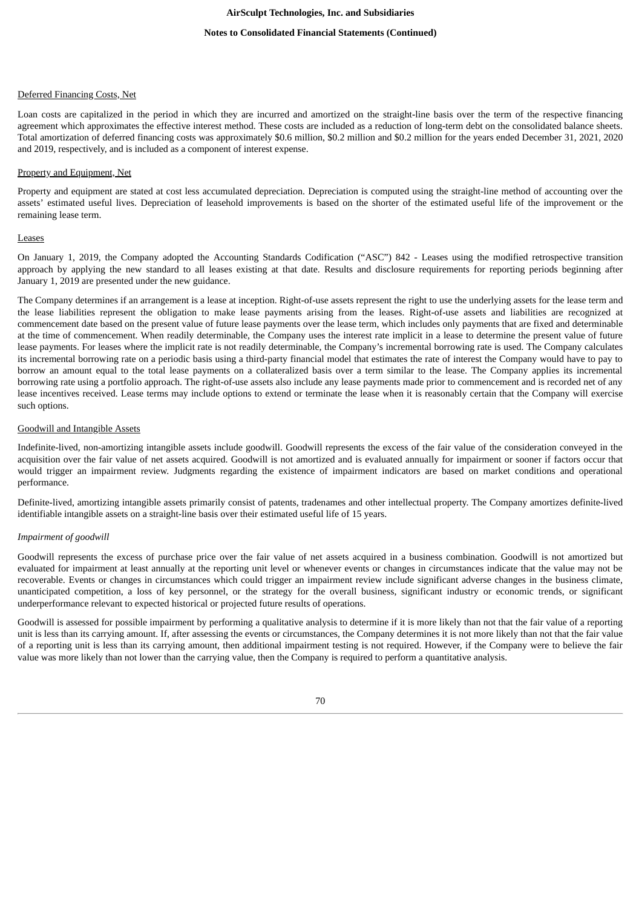Deferred Financing Costs, Net

Loan costs are capitalized in the period in which they are incurred and amortized on the straight-line basis over the term of the respective financing agreement which approximates the effective interest method. These costs are included as a reduction of long-term debt on the consolidated balance sheets. Total amortization of deferred financing costs was approximately $0.6 million, $0.2 million and $0.2 million for the years ended December 31, 2021, 2020 and 2019, respectively, and is included as a component of interest expense.

Property and Equipment, Net

Property and equipment are stated at cost less accumulated depreciation. Depreciation is computed using the straight-line method of accounting over the assets' estimated useful lives. Depreciation of leasehold improvements is based on the shorter of the estimated useful life of the improvement or the remaining lease term.

Leases

On January 1, 2019, the Company adopted the Accounting Standards Codification ("ASC") 842 - Leases using the modified retrospective transition approach by applying the new standard to all leases existing at that date. Results and disclosure requirements for reporting periods beginning after January 1, 2019 are presented under the new guidance.

The Company determines if an arrangement is a lease at inception. Right-of-use assets represent the right to use the underlying assets for the lease term and the lease liabilities represent the obligation to make lease payments arising from the leases. Right-of-use assets and liabilities are recognized at commencement date based on the present value of future lease payments over the lease term, which includes only payments that are fixed and determinable at the time of commencement. When readily determinable, the Company uses the interest rate implicit in a lease to determine the present value of future lease payments. For leases where the implicit rate is not readily determinable, the Company's incremental borrowing rate is used. The Company calculates its incremental borrowing rate on a periodic basis using a third-party financial model that estimates the rate of interest the Company would have to pay to borrow an amount equal to the total lease payments on a collateralized basis over a term similar to the lease. The Company applies its incremental borrowing rate using a portfolio approach. The right-of-use assets also include any lease payments made prior to commencement and is recorded net of any lease incentives received. Lease terms may include options to extend or terminate the lease when it is reasonably certain that the Company will exercise such options.

Goodwill and Intangible Assets

Indefinite-lived, non-amortizing intangible assets include goodwill. Goodwill represents the excess of the fair value of the consideration conveyed in the acquisition over the fair value of net assets acquired. Goodwill is not amortized and is evaluated annually for impairment or sooner if factors occur that would trigger an impairment review. Judgments regarding the existence of impairment indicators are based on market conditions and operational performance.

Definite-lived, amortizing intangible assets primarily consist of patents, tradenames and other intellectual property. The Company amortizes definite-lived identifiable intangible assets on a straight-line basis over their estimated useful life of 15 years.

*Impairment of goodwill*

Goodwill represents the excess of purchase price over the fair value of net assets acquired in a business combination. Goodwill is not amortized but evaluated for impairment at least annually at the reporting unit level or whenever events or changes in circumstances indicate that the value may not be recoverable. Events or changes in circumstances which could trigger an impairment review include significant adverse changes in the business climate, unanticipated competition, a loss of key personnel, or the strategy for the overall business, significant industry or economic trends, or significant underperformance relevant to expected historical or projected future results of operations.

Goodwill is assessed for possible impairment by performing a qualitative analysis to determine if it is more likely than not that the fair value of a reporting unit is less than its carrying amount. If, after assessing the events or circumstances, the Company determines it is not more likely than not that the fair value of a reporting unit is less than its carrying amount, then additional impairment testing is not required. However, if the Company were to believe the fair value was more likely than not lower than the carrying value, then the Company is required to perform a quantitative analysis.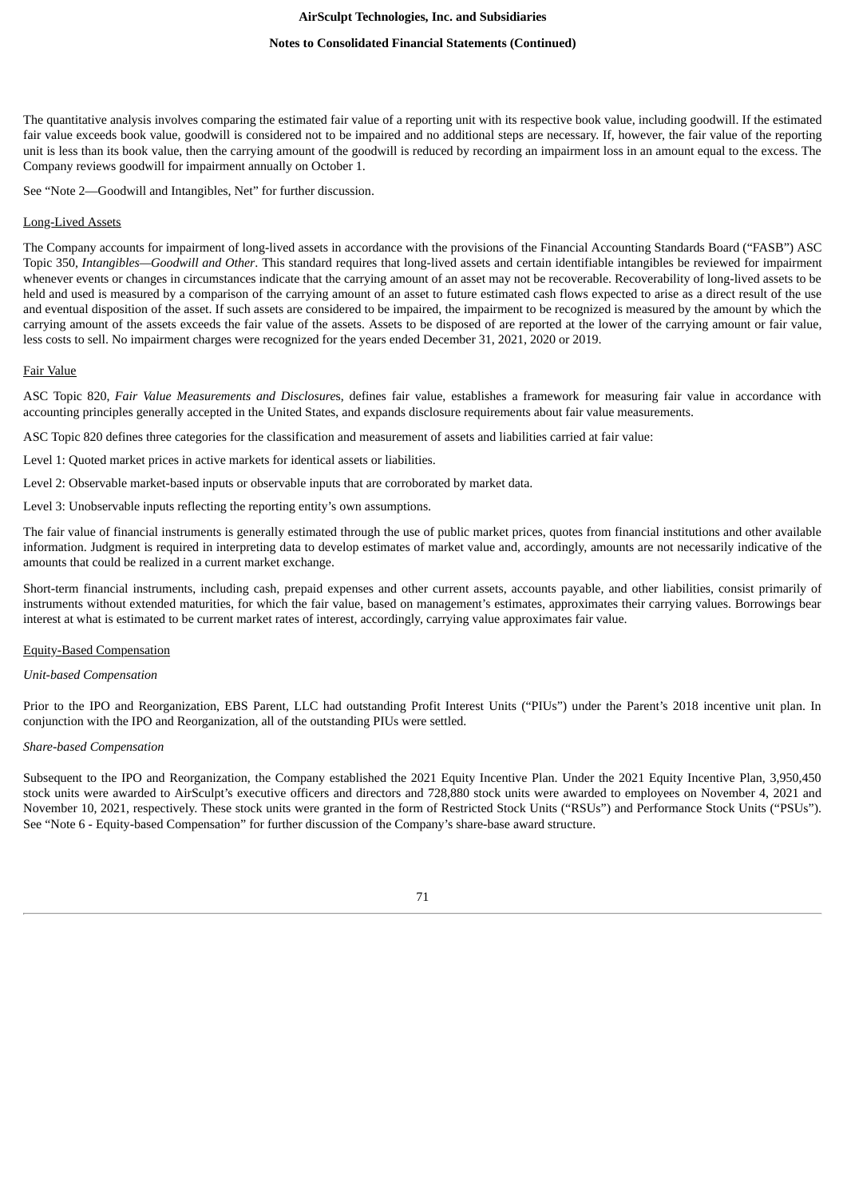The quantitative analysis involves comparing the estimated fair value of a reporting unit with its respective book value, including goodwill. If the estimated fair value exceeds book value, goodwill is considered not to be impaired and no additional steps are necessary. If, however, the fair value of the reporting unit is less than its book value, then the carrying amount of the goodwill is reduced by recording an impairment loss in an amount equal to the excess. The Company reviews goodwill for impairment annually on October 1.

See "Note 2—Goodwill and Intangibles, Net" for further discussion.

#### Long-Lived Assets

The Company accounts for impairment of long-lived assets in accordance with the provisions of the Financial Accounting Standards Board ("FASB") ASC Topic 350, *Intangibles—Goodwill and Other*. This standard requires that long-lived assets and certain identifiable intangibles be reviewed for impairment whenever events or changes in circumstances indicate that the carrying amount of an asset may not be recoverable. Recoverability of long-lived assets to be held and used is measured by a comparison of the carrying amount of an asset to future estimated cash flows expected to arise as a direct result of the use and eventual disposition of the asset. If such assets are considered to be impaired, the impairment to be recognized is measured by the amount by which the carrying amount of the assets exceeds the fair value of the assets. Assets to be disposed of are reported at the lower of the carrying amount or fair value, less costs to sell. No impairment charges were recognized for the years ended December 31, 2021, 2020 or 2019.

#### Fair Value

ASC Topic 820, *Fair Value Measurements and Disclosures*, defines fair value, establishes a framework for measuring fair value in accordance with accounting principles generally accepted in the United States, and expands disclosure requirements about fair value measurements.

ASC Topic 820 defines three categories for the classification and measurement of assets and liabilities carried at fair value:

Level 1: Quoted market prices in active markets for identical assets or liabilities.

Level 2: Observable market-based inputs or observable inputs that are corroborated by market data.

Level 3: Unobservable inputs reflecting the reporting entity's own assumptions.

The fair value of financial instruments is generally estimated through the use of public market prices, quotes from financial institutions and other available information. Judgment is required in interpreting data to develop estimates of market value and, accordingly, amounts are not necessarily indicative of the amounts that could be realized in a current market exchange.

Short-term financial instruments, including cash, prepaid expenses and other current assets, accounts payable, and other liabilities, consist primarily of instruments without extended maturities, for which the fair value, based on management's estimates, approximates their carrying values. Borrowings bear interest at what is estimated to be current market rates of interest, accordingly, carrying value approximates fair value.

#### Equity-Based Compensation

*Unit-based Compensation*

Prior to the IPO and Reorganization, EBS Parent, LLC had outstanding Profit Interest Units ("PIUs") under the Parent's 2018 incentive unit plan. In conjunction with the IPO and Reorganization, all of the outstanding PIUs were settled.

*Share-based Compensation*

Subsequent to the IPO and Reorganization, the Company established the 2021 Equity Incentive Plan. Under the 2021 Equity Incentive Plan, 3,950,450 stock units were awarded to AirSculpt's executive officers and directors and 728,880 stock units were awarded to employees on November 4, 2021 and November 10, 2021, respectively. These stock units were granted in the form of Restricted Stock Units ("RSUs") and Performance Stock Units ("PSUs"). See "Note 6 - Equity-based Compensation" for further discussion of the Company's share-base award structure.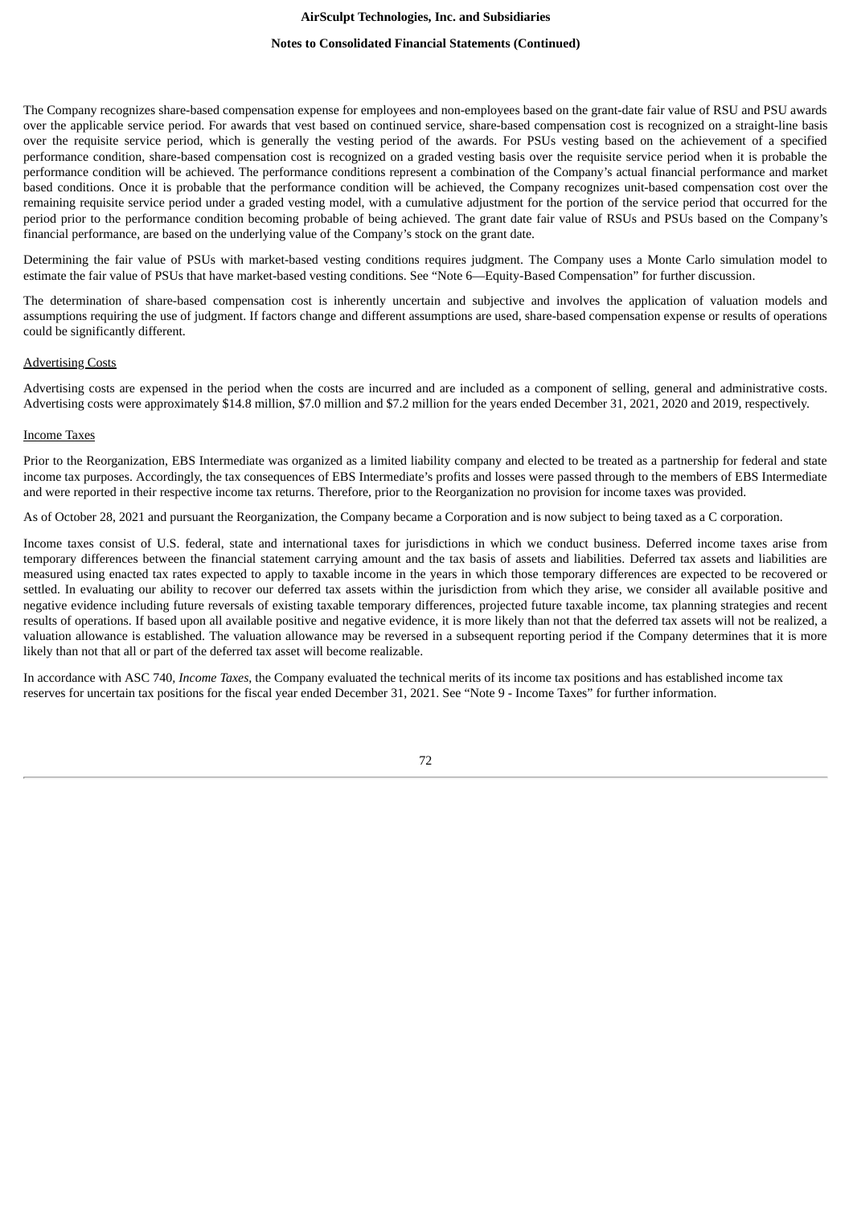The Company recognizes share-based compensation expense for employees and non-employees based on the grant-date fair value of RSU and PSU awards over the applicable service period. For awards that vest based on continued service, share-based compensation cost is recognized on a straight-line basis over the requisite service period, which is generally the vesting period of the awards. For PSUs vesting based on the achievement of a specified performance condition, share-based compensation cost is recognized on a graded vesting basis over the requisite service period when it is probable the performance condition will be achieved. The performance conditions represent a combination of the Company's actual financial performance and market based conditions. Once it is probable that the performance condition will be achieved, the Company recognizes unit-based compensation cost over the remaining requisite service period under a graded vesting model, with a cumulative adjustment for the portion of the service period that occurred for the period prior to the performance condition becoming probable of being achieved. The grant date fair value of RSUs and PSUs based on the Company's financial performance, are based on the underlying value of the Company's stock on the grant date.

Determining the fair value of PSUs with market-based vesting conditions requires judgment. The Company uses a Monte Carlo simulation model to estimate the fair value of PSUs that have market-based vesting conditions. See "Note 6—Equity-Based Compensation" for further discussion.

The determination of share-based compensation cost is inherently uncertain and subjective and involves the application of valuation models and assumptions requiring the use of judgment. If factors change and different assumptions are used, share-based compensation expense or results of operations could be significantly different.

Advertising Costs

Advertising costs are expensed in the period when the costs are incurred and are included as a component of selling, general and administrative costs. Advertising costs were approximately $14.8 million, $7.0 million and $7.2 million for the years ended December 31, 2021, 2020 and 2019, respectively.

Income Taxes

Prior to the Reorganization, EBS Intermediate was organized as a limited liability company and elected to be treated as a partnership for federal and state income tax purposes. Accordingly, the tax consequences of EBS Intermediate's profits and losses were passed through to the members of EBS Intermediate and were reported in their respective income tax returns. Therefore, prior to the Reorganization no provision for income taxes was provided.

As of October 28, 2021 and pursuant the Reorganization, the Company became a Corporation and is now subject to being taxed as a C corporation.

Income taxes consist of U.S. federal, state and international taxes for jurisdictions in which we conduct business. Deferred income taxes arise from temporary differences between the financial statement carrying amount and the tax basis of assets and liabilities. Deferred tax assets and liabilities are measured using enacted tax rates expected to apply to taxable income in the years in which those temporary differences are expected to be recovered or settled. In evaluating our ability to recover our deferred tax assets within the jurisdiction from which they arise, we consider all available positive and negative evidence including future reversals of existing taxable temporary differences, projected future taxable income, tax planning strategies and recent results of operations. If based upon all available positive and negative evidence, it is more likely than not that the deferred tax assets will not be realized, a valuation allowance is established. The valuation allowance may be reversed in a subsequent reporting period if the Company determines that it is more likely than not that all or part of the deferred tax asset will become realizable.

In accordance with ASC 740, *Income Taxes*, the Company evaluated the technical merits of its income tax positions and has established income tax reserves for uncertain tax positions for the fiscal year ended December 31, 2021. See "Note 9 - Income Taxes" for further information.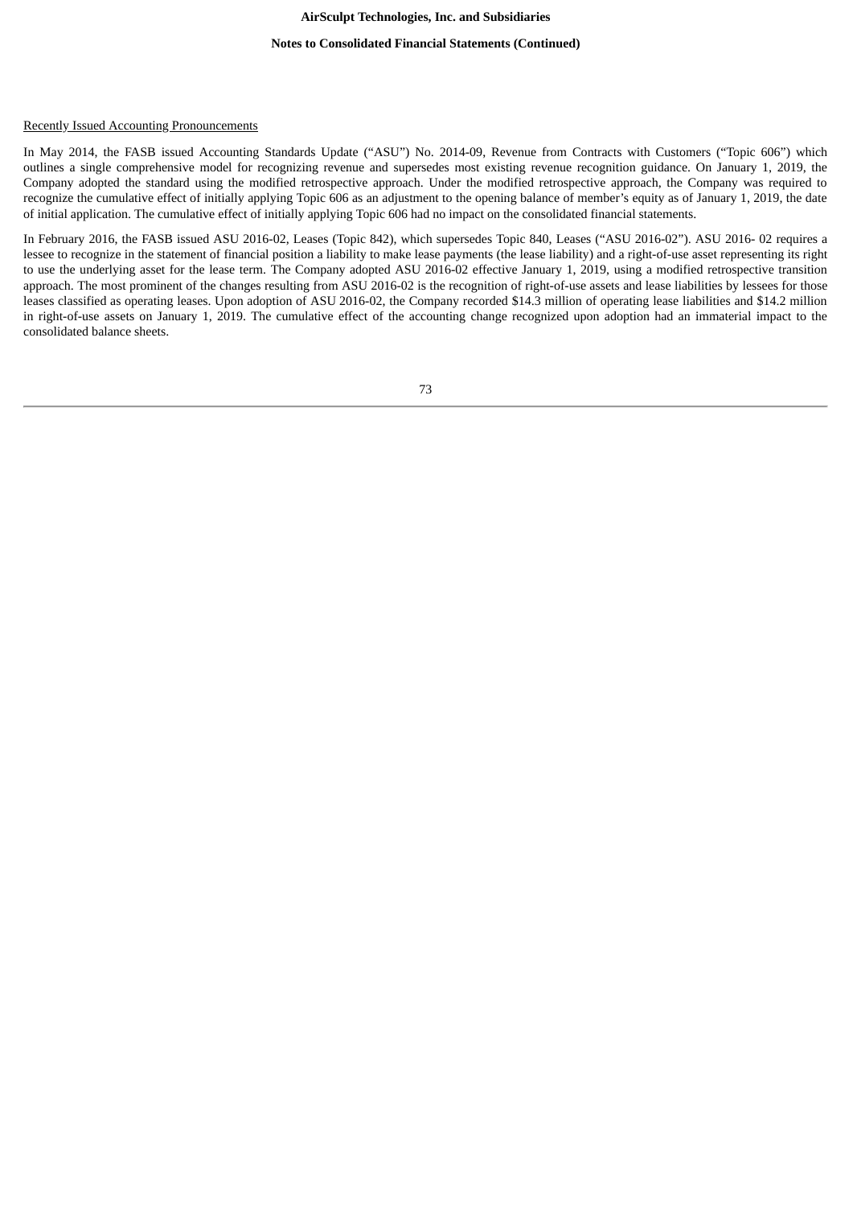Recently Issued Accounting Pronouncements

In May 2014, the FASB issued Accounting Standards Update ("ASU") No. 2014-09, Revenue from Contracts with Customers ("Topic 606") which outlines a single comprehensive model for recognizing revenue and supersedes most existing revenue recognition guidance. On January 1, 2019, the Company adopted the standard using the modified retrospective approach. Under the modified retrospective approach, the Company was required to recognize the cumulative effect of initially applying Topic 606 as an adjustment to the opening balance of member's equity as of January 1, 2019, the date of initial application. The cumulative effect of initially applying Topic 606 had no impact on the consolidated financial statements.

In February 2016, the FASB issued ASU 2016-02, Leases (Topic 842), which supersedes Topic 840, Leases ("ASU 2016-02"). ASU 2016- 02 requires a lessee to recognize in the statement of financial position a liability to make lease payments (the lease liability) and a right-of-use asset representing its right to use the underlying asset for the lease term. The Company adopted ASU 2016-02 effective January 1, 2019, using a modified retrospective transition approach. The most prominent of the changes resulting from ASU 2016-02 is the recognition of right-of-use assets and lease liabilities by lessees for those leases classified as operating leases. Upon adoption of ASU 2016-02, the Company recorded $14.3 million of operating lease liabilities and $14.2 million in right-of-use assets on January 1, 2019. The cumulative effect of the accounting change recognized upon adoption had an immaterial impact to the consolidated balance sheets.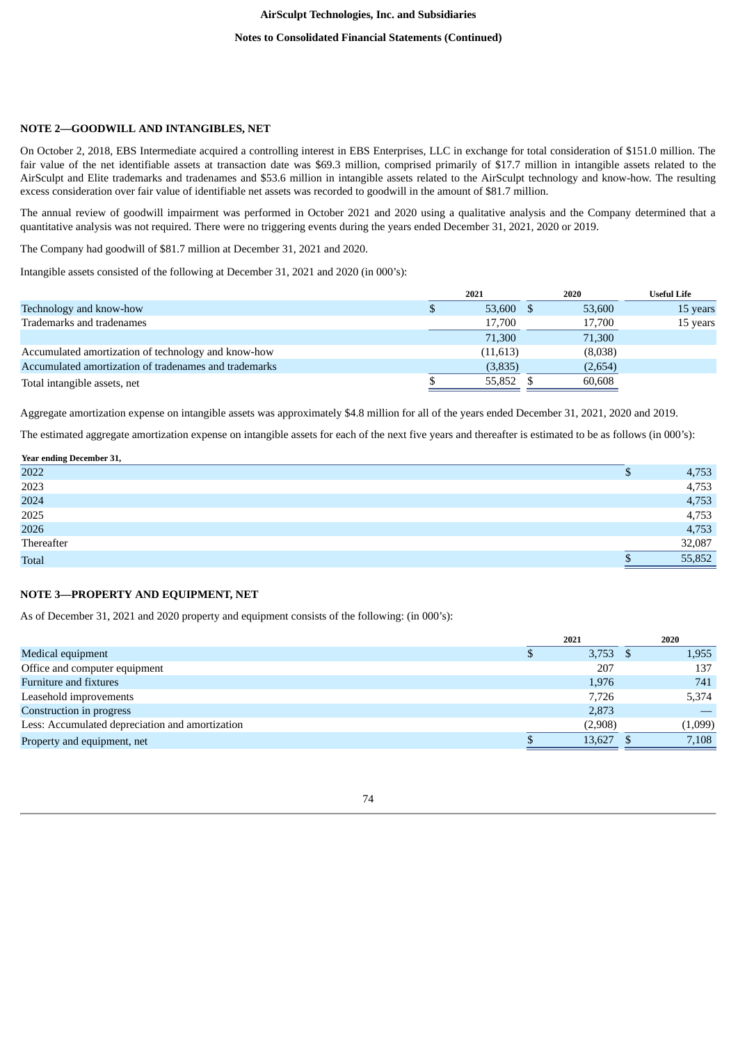## NOTE 2—GOODWILL AND INTANGIBLES, NET

On October 2, 2018, EBS Intermediate acquired a controlling interest in EBS Enterprises, LLC in exchange for total consideration of $151.0 million. The fair value of the net identifiable assets at transaction date was $69.3 million, comprised primarily of $17.7 million in intangible assets related to the AirSculpt and Elite trademarks and tradenames and $53.6 million in intangible assets related to the AirSculpt technology and know-how. The resulting excess consideration over fair value of identifiable net assets was recorded to goodwill in the amount of $81.7 million.

The annual review of goodwill impairment was performed in October 2021 and 2020 using a qualitative analysis and the Company determined that a quantitative analysis was not required. There were no triggering events during the years ended December 31, 2021, 2020 or 2019.

The Company had goodwill of $81.7 million at December 31, 2021 and 2020.

Intangible assets consisted of the following at December 31, 2021 and 2020 (in 000's):

| | 2021 | 2020 | Useful Life |
|---|---|---|---|
| Technology and know-how | $ 53,600 | $ 53,600 | 15 years |
| Trademarks and tradenames | 17,700 | 17,700 | 15 years |
| | 71,300 | 71,300 | |
| Accumulated amortization of technology and know-how | (11,613) | (8,038) | |
| Accumulated amortization of tradenames and trademarks | (3,835) | (2,654) | |
| Total intangible assets, net | $ 55,852 | $ 60,608 | |

Aggregate amortization expense on intangible assets was approximately $4.8 million for all of the years ended December 31, 2021, 2020 and 2019.

The estimated aggregate amortization expense on intangible assets for each of the next five years and thereafter is estimated to be as follows (in 000's):

| Year ending December 31, | |
|---|---|
| 2022 | $ 4,753 |
| 2023 | 4,753 |
| 2024 | 4,753 |
| 2025 | 4,753 |
| 2026 | 4,753 |
| Thereafter | 32,087 |
| Total | $ 55,852 |

## NOTE 3—PROPERTY AND EQUIPMENT, NET

As of December 31, 2021 and 2020 property and equipment consists of the following: (in 000's):

| | 2021 | 2020 |
|---|---|---|
| Medical equipment | $ 3,753 | $ 1,955 |
| Office and computer equipment | 207 | 137 |
| Furniture and fixtures | 1,976 | 741 |
| Leasehold improvements | 7,726 | 5,374 |
| Construction in progress | 2,873 | — |
| Less: Accumulated depreciation and amortization | (2,908) | (1,099) |
| Property and equipment, net | $ 13,627 | $ 7,108 |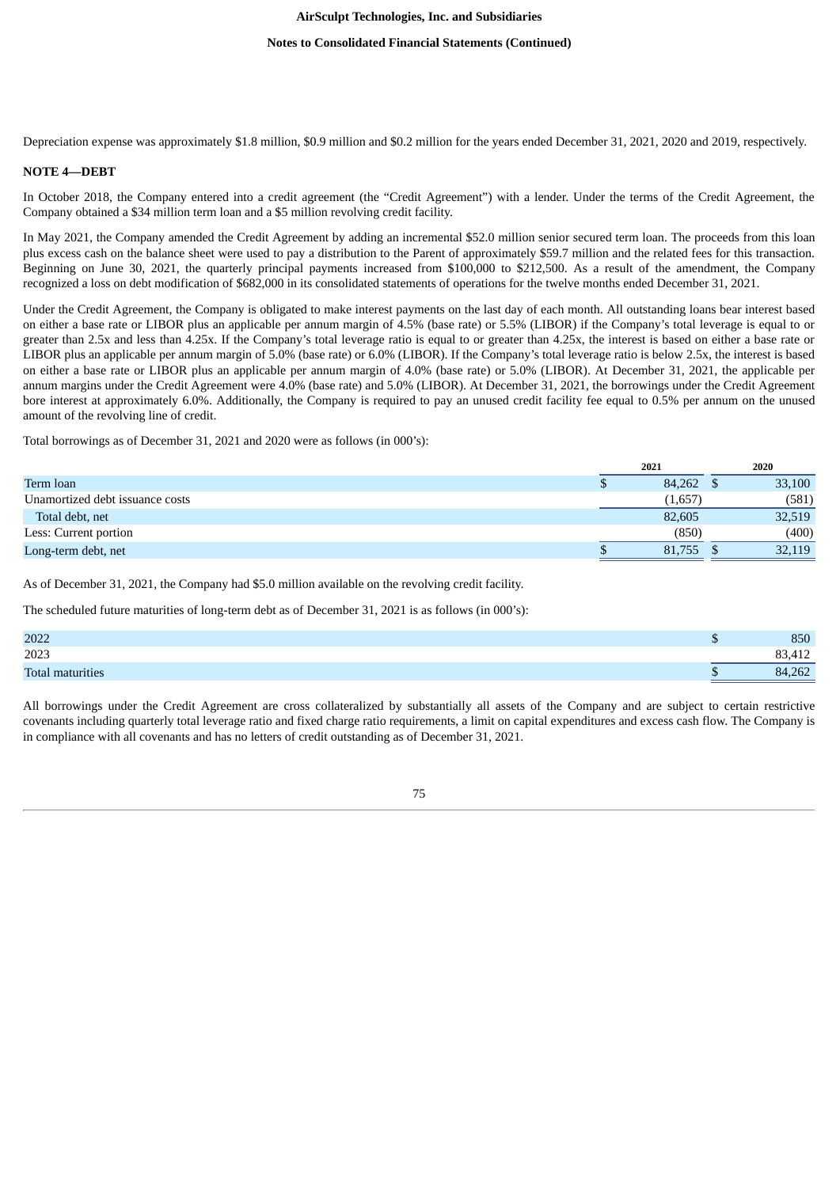Depreciation expense was approximately $1.8 million, $0.9 million and $0.2 million for the years ended December 31, 2021, 2020 and 2019, respectively.

**NOTE 4—DEBT**

In October 2018, the Company entered into a credit agreement (the “Credit Agreement”) with a lender. Under the terms of the Credit Agreement, the Company obtained a $34 million term loan and a $5 million revolving credit facility.

In May 2021, the Company amended the Credit Agreement by adding an incremental $52.0 million senior secured term loan. The proceeds from this loan plus excess cash on the balance sheet were used to pay a distribution to the Parent of approximately $59.7 million and the related fees for this transaction. Beginning on June 30, 2021, the quarterly principal payments increased from $100,000 to $212,500. As a result of the amendment, the Company recognized a loss on debt modification of $682,000 in its consolidated statements of operations for the twelve months ended December 31, 2021.

Under the Credit Agreement, the Company is obligated to make interest payments on the last day of each month. All outstanding loans bear interest based on either a base rate or LIBOR plus an applicable per annum margin of 4.5% (base rate) or 5.5% (LIBOR) if the Company’s total leverage is equal to or greater than 2.5x and less than 4.25x. If the Company’s total leverage ratio is equal to or greater than 4.25x, the interest is based on either a base rate or LIBOR plus an applicable per annum margin of 5.0% (base rate) or 6.0% (LIBOR). If the Company’s total leverage ratio is below 2.5x, the interest is based on either a base rate or LIBOR plus an applicable per annum margin of 4.0% (base rate) or 5.0% (LIBOR). At December 31, 2021, the applicable per annum margins under the Credit Agreement were 4.0% (base rate) and 5.0% (LIBOR). At December 31, 2021, the borrowings under the Credit Agreement bore interest at approximately 6.0%. Additionally, the Company is required to pay an unused credit facility fee equal to 0.5% per annum on the unused amount of the revolving line of credit.

Total borrowings as of December 31, 2021 and 2020 were as follows (in 000’s):

| | 2021 | 2020 |
|---|---|---|
| Term loan | $ 84,262 | $ 33,100 |
| Unamortized debt issuance costs | (1,657) | (581) |
| Total debt, net | 82,605 | 32,519 |
| Less: Current portion | (850) | (400) |
| Long-term debt, net | $ 81,755 | $ 32,119 |

As of December 31, 2021, the Company had $5.0 million available on the revolving credit facility.

The scheduled future maturities of long-term debt as of December 31, 2021 is as follows (in 000’s):

| | |
|---|---|
| 2022 | $ 850 |
| 2023 | 83,412 |
| Total maturities | $ 84,262 |

All borrowings under the Credit Agreement are cross collateralized by substantially all assets of the Company and are subject to certain restrictive covenants including quarterly total leverage ratio and fixed charge ratio requirements, a limit on capital expenditures and excess cash flow. The Company is in compliance with all covenants and has no letters of credit outstanding as of December 31, 2021.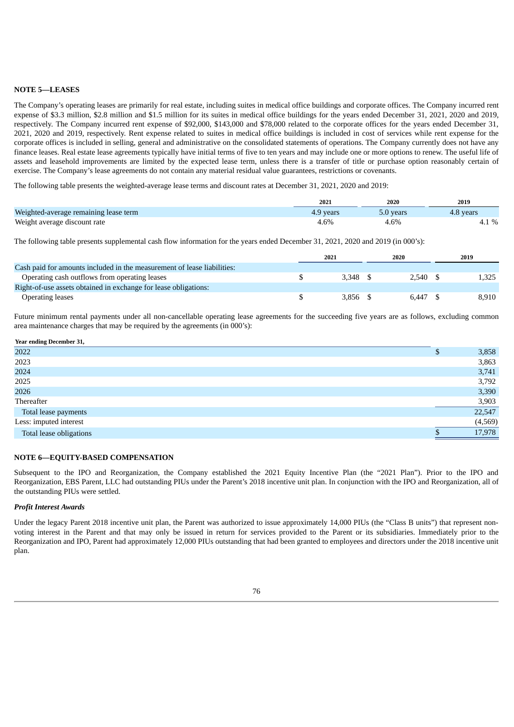**NOTE 5—LEASES**

The Company's operating leases are primarily for real estate, including suites in medical office buildings and corporate offices. The Company incurred rent expense of $3.3 million, $2.8 million and $1.5 million for its suites in medical office buildings for the years ended December 31, 2021, 2020 and 2019, respectively. The Company incurred rent expense of $92,000, $143,000 and $78,000 related to the corporate offices for the years ended December 31, 2021, 2020 and 2019, respectively. Rent expense related to suites in medical office buildings is included in cost of services while rent expense for the corporate offices is included in selling, general and administrative on the consolidated statements of operations. The Company currently does not have any finance leases. Real estate lease agreements typically have initial terms of five to ten years and may include one or more options to renew. The useful life of assets and leasehold improvements are limited by the expected lease term, unless there is a transfer of title or purchase option reasonably certain of exercise. The Company's lease agreements do not contain any material residual value guarantees, restrictions or covenants.

The following table presents the weighted-average lease terms and discount rates at December 31, 2021, 2020 and 2019:

| | 2021 | 2020 | 2019 |
|---|---|---|---|
| Weighted-average remaining lease term | 4.9 years | 5.0 years | 4.8 years |
| Weight average discount rate | 4.6% | 4.6% | 4.1 % |

The following table presents supplemental cash flow information for the years ended December 31, 2021, 2020 and 2019 (in 000's):

| | 2021 | 2020 | 2019 |
|---|---|---|---|
| Cash paid for amounts included in the measurement of lease liabilities: | | | |
| Operating cash outflows from operating leases | $ 3,348 | $ 2,540 | $ 1,325 |
| Right-of-use assets obtained in exchange for lease obligations: | | | |
| Operating leases | $ 3,856 | $ 6,447 | $ 8,910 |

Future minimum rental payments under all non-cancellable operating lease agreements for the succeeding five years are as follows, excluding common area maintenance charges that may be required by the agreements (in 000's):

| Year ending December 31, | |
|---|---|
| 2022 | $ 3,858 |
| 2023 | 3,863 |
| 2024 | 3,741 |
| 2025 | 3,792 |
| 2026 | 3,390 |
| Thereafter | 3,903 |
| Total lease payments | 22,547 |
| Less: imputed interest | (4,569) |
| Total lease obligations | $ 17,978 |

**NOTE 6—EQUITY-BASED COMPENSATION**

Subsequent to the IPO and Reorganization, the Company established the 2021 Equity Incentive Plan (the "2021 Plan"). Prior to the IPO and Reorganization, EBS Parent, LLC had outstanding PIUs under the Parent's 2018 incentive unit plan. In conjunction with the IPO and Reorganization, all of the outstanding PIUs were settled.

***Profit Interest Awards***

Under the legacy Parent 2018 incentive unit plan, the Parent was authorized to issue approximately 14,000 PIUs (the "Class B units") that represent non-voting interest in the Parent and that may only be issued in return for services provided to the Parent or its subsidiaries. Immediately prior to the Reorganization and IPO, Parent had approximately 12,000 PIUs outstanding that had been granted to employees and directors under the 2018 incentive unit plan.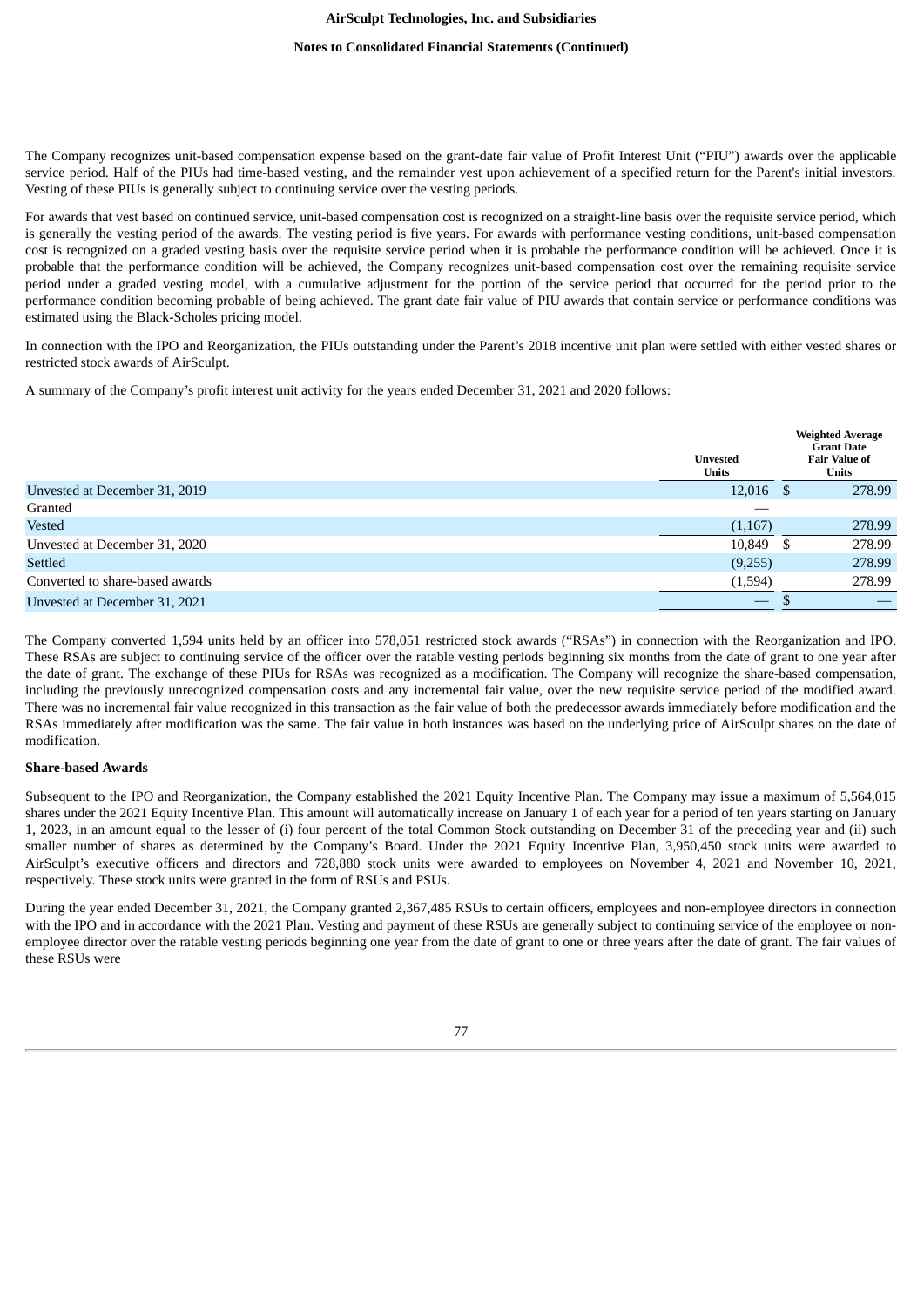The Company recognizes unit-based compensation expense based on the grant-date fair value of Profit Interest Unit ("PIU") awards over the applicable service period. Half of the PIUs had time-based vesting, and the remainder vest upon achievement of a specified return for the Parent's initial investors. Vesting of these PIUs is generally subject to continuing service over the vesting periods.

For awards that vest based on continued service, unit-based compensation cost is recognized on a straight-line basis over the requisite service period, which is generally the vesting period of the awards. The vesting period is five years. For awards with performance vesting conditions, unit-based compensation cost is recognized on a graded vesting basis over the requisite service period when it is probable the performance condition will be achieved. Once it is probable that the performance condition will be achieved, the Company recognizes unit-based compensation cost over the remaining requisite service period under a graded vesting model, with a cumulative adjustment for the portion of the service period that occurred for the period prior to the performance condition becoming probable of being achieved. The grant date fair value of PIU awards that contain service or performance conditions was estimated using the Black-Scholes pricing model.

In connection with the IPO and Reorganization, the PIUs outstanding under the Parent's 2018 incentive unit plan were settled with either vested shares or restricted stock awards of AirSculpt.

A summary of the Company's profit interest unit activity for the years ended December 31, 2021 and 2020 follows:

| | Unvested Units | Weighted Average Grant Date Fair Value of Units |
|---|---|---|
| Unvested at December 31, 2019 | 12,016 | $ 278.99 |
| Granted | — | |
| Vested | (1,167) | 278.99 |
| Unvested at December 31, 2020 | 10,849 | $ 278.99 |
| Settled | (9,255) | 278.99 |
| Converted to share-based awards | (1,594) | 278.99 |
| Unvested at December 31, 2021 | — | $ — |

The Company converted 1,594 units held by an officer into 578,051 restricted stock awards ("RSAs") in connection with the Reorganization and IPO. These RSAs are subject to continuing service of the officer over the ratable vesting periods beginning six months from the date of grant to one year after the date of grant. The exchange of these PIUs for RSAs was recognized as a modification. The Company will recognize the share-based compensation, including the previously unrecognized compensation costs and any incremental fair value, over the new requisite service period of the modified award. There was no incremental fair value recognized in this transaction as the fair value of both the predecessor awards immediately before modification and the RSAs immediately after modification was the same. The fair value in both instances was based on the underlying price of AirSculpt shares on the date of modification.

**Share-based Awards**

Subsequent to the IPO and Reorganization, the Company established the 2021 Equity Incentive Plan. The Company may issue a maximum of 5,564,015 shares under the 2021 Equity Incentive Plan. This amount will automatically increase on January 1 of each year for a period of ten years starting on January 1, 2023, in an amount equal to the lesser of (i) four percent of the total Common Stock outstanding on December 31 of the preceding year and (ii) such smaller number of shares as determined by the Company's Board. Under the 2021 Equity Incentive Plan, 3,950,450 stock units were awarded to AirSculpt's executive officers and directors and 728,880 stock units were awarded to employees on November 4, 2021 and November 10, 2021, respectively. These stock units were granted in the form of RSUs and PSUs.

During the year ended December 31, 2021, the Company granted 2,367,485 RSUs to certain officers, employees and non-employee directors in connection with the IPO and in accordance with the 2021 Plan. Vesting and payment of these RSUs are generally subject to continuing service of the employee or non-employee director over the ratable vesting periods beginning one year from the date of grant to one or three years after the date of grant. The fair values of these RSUs were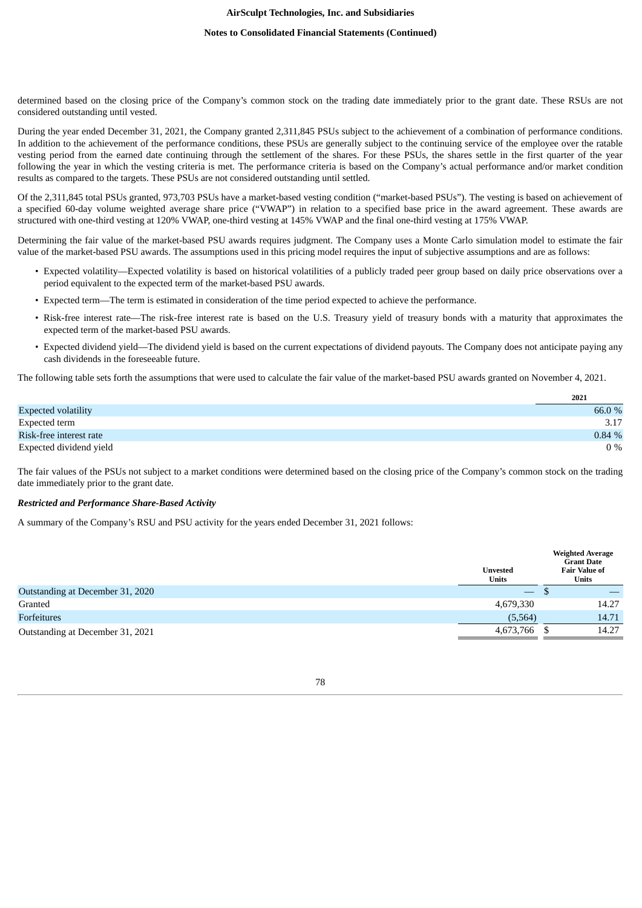determined based on the closing price of the Company's common stock on the trading date immediately prior to the grant date. These RSUs are not considered outstanding until vested.

During the year ended December 31, 2021, the Company granted 2,311,845 PSUs subject to the achievement of a combination of performance conditions. In addition to the achievement of the performance conditions, these PSUs are generally subject to the continuing service of the employee over the ratable vesting period from the earned date continuing through the settlement of the shares. For these PSUs, the shares settle in the first quarter of the year following the year in which the vesting criteria is met. The performance criteria is based on the Company's actual performance and/or market condition results as compared to the targets. These PSUs are not considered outstanding until settled.

Of the 2,311,845 total PSUs granted, 973,703 PSUs have a market-based vesting condition ("market-based PSUs"). The vesting is based on achievement of a specified 60-day volume weighted average share price ("VWAP") in relation to a specified base price in the award agreement. These awards are structured with one-third vesting at 120% VWAP, one-third vesting at 145% VWAP and the final one-third vesting at 175% VWAP.

Determining the fair value of the market-based PSU awards requires judgment. The Company uses a Monte Carlo simulation model to estimate the fair value of the market-based PSU awards. The assumptions used in this pricing model requires the input of subjective assumptions and are as follows:

- Expected volatility—Expected volatility is based on historical volatilities of a publicly traded peer group based on daily price observations over a period equivalent to the expected term of the market-based PSU awards.
- Expected term—The term is estimated in consideration of the time period expected to achieve the performance.
- Risk-free interest rate—The risk-free interest rate is based on the U.S. Treasury yield of treasury bonds with a maturity that approximates the expected term of the market-based PSU awards.
- Expected dividend yield—The dividend yield is based on the current expectations of dividend payouts. The Company does not anticipate paying any cash dividends in the foreseeable future.

The following table sets forth the assumptions that were used to calculate the fair value of the market-based PSU awards granted on November 4, 2021.

| | 2021 |
|---|---|
| Expected volatility | 66.0 % |
| Expected term | 3.17 |
| Risk-free interest rate | 0.84 % |
| Expected dividend yield | 0 % |

The fair values of the PSUs not subject to a market conditions were determined based on the closing price of the Company's common stock on the trading date immediately prior to the grant date.

***Restricted and Performance Share-Based Activity***

A summary of the Company's RSU and PSU activity for the years ended December 31, 2021 follows:

| | Unvested Units | Weighted Average Grant Date Fair Value of Units |
|---|---|---|
| Outstanding at December 31, 2020 | — | $ — |
| Granted | 4,679,330 | 14.27 |
| Forfeitures | (5,564) | 14.71 |
| Outstanding at December 31, 2021 | 4,673,766 | $ 14.27 |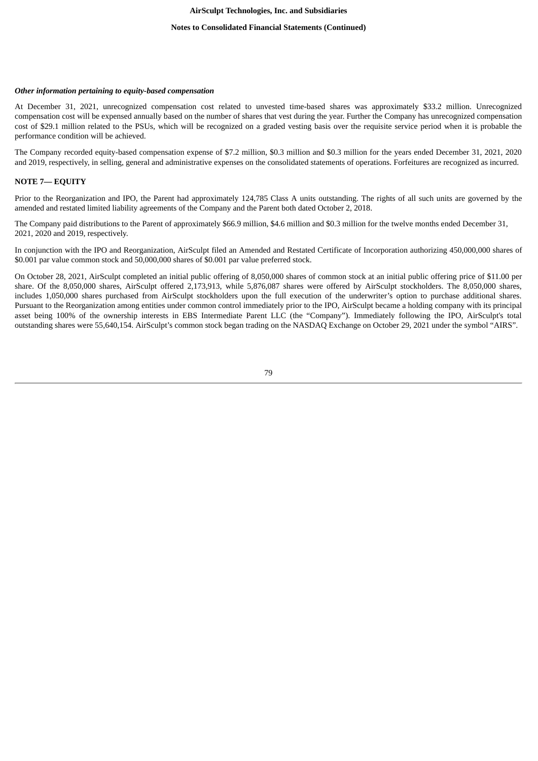***Other information pertaining to equity-based compensation***

At December 31, 2021, unrecognized compensation cost related to unvested time-based shares was approximately $33.2 million. Unrecognized compensation cost will be expensed annually based on the number of shares that vest during the year. Further the Company has unrecognized compensation cost of $29.1 million related to the PSUs, which will be recognized on a graded vesting basis over the requisite service period when it is probable the performance condition will be achieved.

The Company recorded equity-based compensation expense of $7.2 million, $0.3 million and $0.3 million for the years ended December 31, 2021, 2020 and 2019, respectively, in selling, general and administrative expenses on the consolidated statements of operations. Forfeitures are recognized as incurred.

**NOTE 7— EQUITY**

Prior to the Reorganization and IPO, the Parent had approximately 124,785 Class A units outstanding. The rights of all such units are governed by the amended and restated limited liability agreements of the Company and the Parent both dated October 2, 2018.

The Company paid distributions to the Parent of approximately $66.9 million, $4.6 million and $0.3 million for the twelve months ended December 31, 2021, 2020 and 2019, respectively.

In conjunction with the IPO and Reorganization, AirSculpt filed an Amended and Restated Certificate of Incorporation authorizing 450,000,000 shares of $0.001 par value common stock and 50,000,000 shares of $0.001 par value preferred stock.

On October 28, 2021, AirSculpt completed an initial public offering of 8,050,000 shares of common stock at an initial public offering price of $11.00 per share. Of the 8,050,000 shares, AirSculpt offered 2,173,913, while 5,876,087 shares were offered by AirSculpt stockholders. The 8,050,000 shares, includes 1,050,000 shares purchased from AirSculpt stockholders upon the full execution of the underwriter's option to purchase additional shares. Pursuant to the Reorganization among entities under common control immediately prior to the IPO, AirSculpt became a holding company with its principal asset being 100% of the ownership interests in EBS Intermediate Parent LLC (the "Company"). Immediately following the IPO, AirSculpt's total outstanding shares were 55,640,154. AirSculpt's common stock began trading on the NASDAQ Exchange on October 29, 2021 under the symbol "AIRS".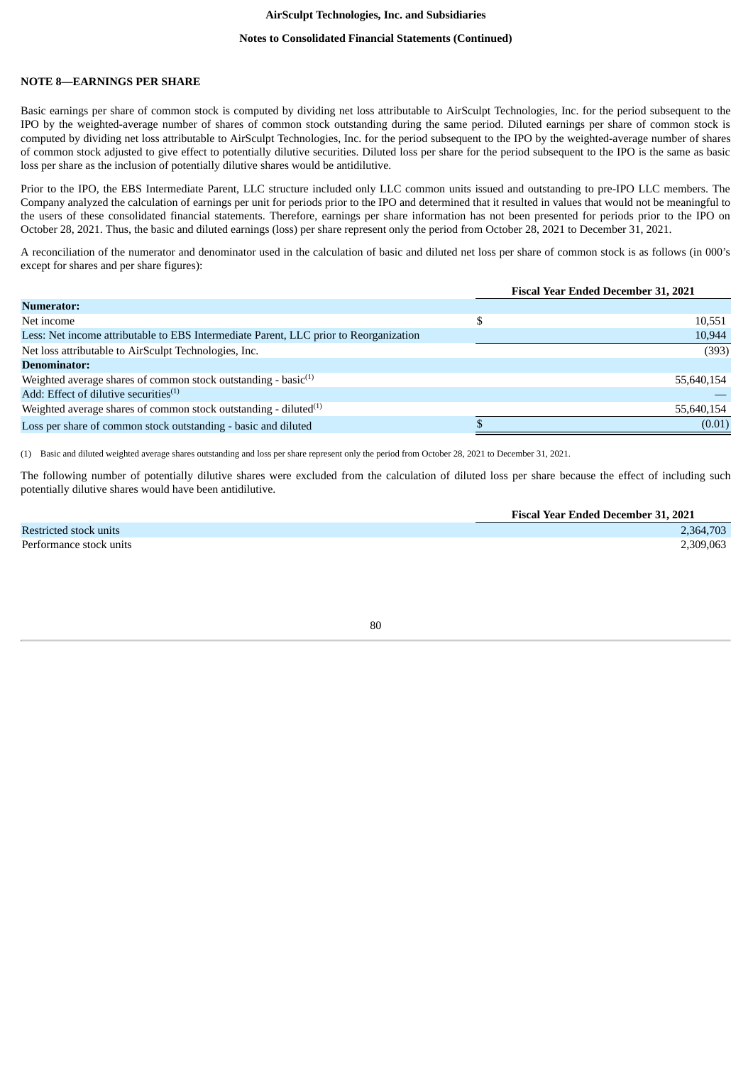**NOTE 8—EARNINGS PER SHARE**

Basic earnings per share of common stock is computed by dividing net loss attributable to AirSculpt Technologies, Inc. for the period subsequent to the IPO by the weighted-average number of shares of common stock outstanding during the same period. Diluted earnings per share of common stock is computed by dividing net loss attributable to AirSculpt Technologies, Inc. for the period subsequent to the IPO by the weighted-average number of shares of common stock adjusted to give effect to potentially dilutive securities. Diluted loss per share for the period subsequent to the IPO is the same as basic loss per share as the inclusion of potentially dilutive shares would be antidilutive.

Prior to the IPO, the EBS Intermediate Parent, LLC structure included only LLC common units issued and outstanding to pre-IPO LLC members. The Company analyzed the calculation of earnings per unit for periods prior to the IPO and determined that it resulted in values that would not be meaningful to the users of these consolidated financial statements. Therefore, earnings per share information has not been presented for periods prior to the IPO on October 28, 2021. Thus, the basic and diluted earnings (loss) per share represent only the period from October 28, 2021 to December 31, 2021.

A reconciliation of the numerator and denominator used in the calculation of basic and diluted net loss per share of common stock is as follows (in 000's except for shares and per share figures):

| | | Fiscal Year Ended December 31, 2021 |
|---|---|---|
| **Numerator:** | | |
| Net income | $ | 10,551 |
| Less: Net income attributable to EBS Intermediate Parent, LLC prior to Reorganization | | 10,944 |
| Net loss attributable to AirSculpt Technologies, Inc. | | (393) |
| **Denominator:** | | |
| Weighted average shares of common stock outstanding - basic[(1)] | | 55,640,154 |
| Add: Effect of dilutive securities[(1)] | | — |
| Weighted average shares of common stock outstanding - diluted[(1)] | | 55,640,154 |
| Loss per share of common stock outstanding - basic and diluted | $ | (0.01) |

(1) Basic and diluted weighted average shares outstanding and loss per share represent only the period from October 28, 2021 to December 31, 2021.

The following number of potentially dilutive shares were excluded from the calculation of diluted loss per share because the effect of including such potentially dilutive shares would have been antidilutive.

| | Fiscal Year Ended December 31, 2021 |
|---|---|
| Restricted stock units | 2,364,703 |
| Performance stock units | 2,309,063 |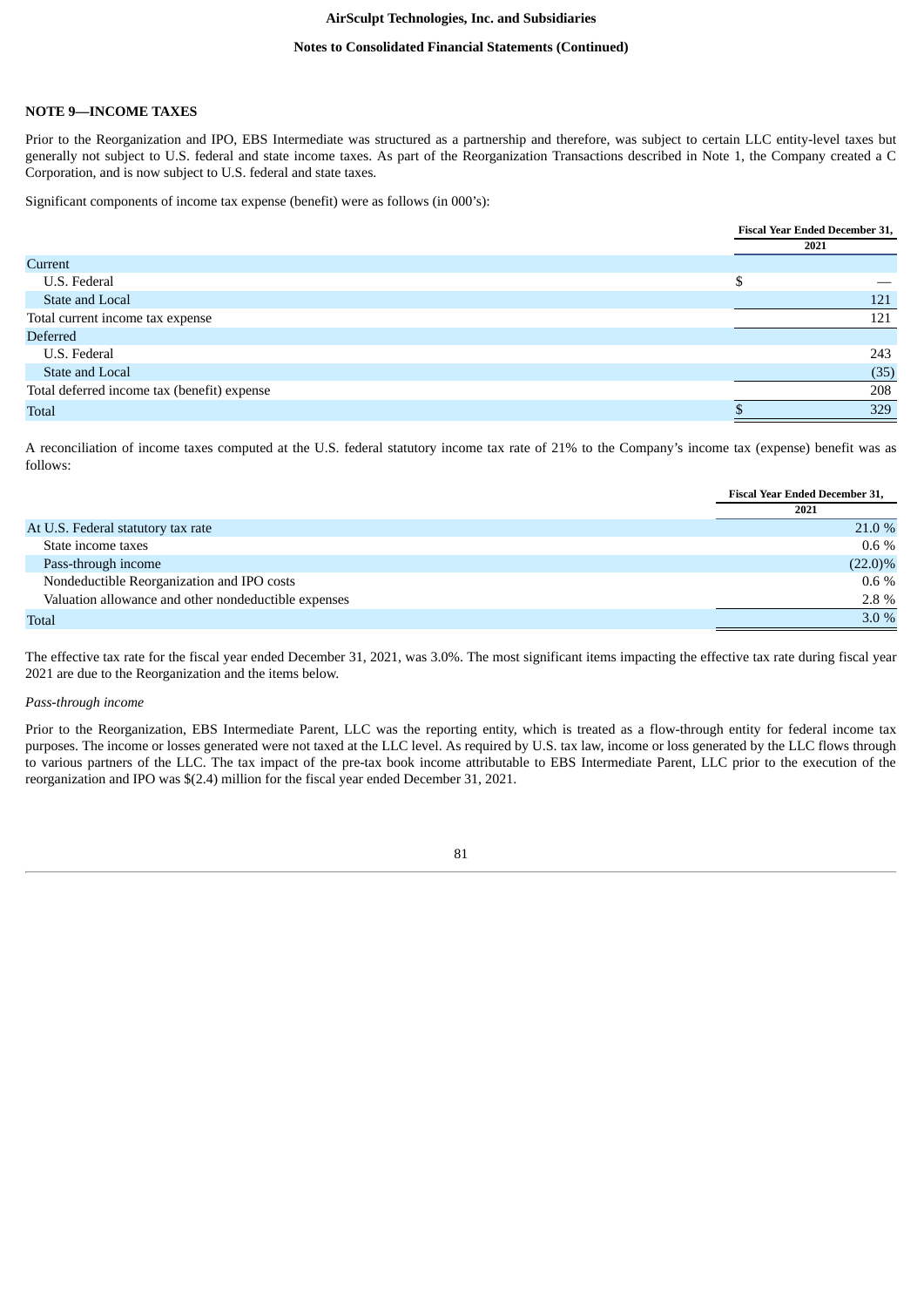## NOTE 9—INCOME TAXES

Prior to the Reorganization and IPO, EBS Intermediate was structured as a partnership and therefore, was subject to certain LLC entity-level taxes but generally not subject to U.S. federal and state income taxes. As part of the Reorganization Transactions described in Note 1, the Company created a C Corporation, and is now subject to U.S. federal and state taxes.

Significant components of income tax expense (benefit) were as follows (in 000's):

| | Fiscal Year Ended December 31, 2021 |
|---|---|
| Current | |
| U.S. Federal | $ — |
| State and Local | 121 |
| Total current income tax expense | 121 |
| Deferred | |
| U.S. Federal | 243 |
| State and Local | (35) |
| Total deferred income tax (benefit) expense | 208 |
| Total | $ 329 |

A reconciliation of income taxes computed at the U.S. federal statutory income tax rate of 21% to the Company's income tax (expense) benefit was as follows:

| | Fiscal Year Ended December 31, 2021 |
|---|---|
| At U.S. Federal statutory tax rate | 21.0 % |
| State income taxes | 0.6 % |
| Pass-through income | (22.0)% |
| Nondeductible Reorganization and IPO costs | 0.6 % |
| Valuation allowance and other nondeductible expenses | 2.8 % |
| Total | 3.0 % |

The effective tax rate for the fiscal year ended December 31, 2021, was 3.0%. The most significant items impacting the effective tax rate during fiscal year 2021 are due to the Reorganization and the items below.

*Pass-through income*

Prior to the Reorganization, EBS Intermediate Parent, LLC was the reporting entity, which is treated as a flow-through entity for federal income tax purposes. The income or losses generated were not taxed at the LLC level. As required by U.S. tax law, income or loss generated by the LLC flows through to various partners of the LLC. The tax impact of the pre-tax book income attributable to EBS Intermediate Parent, LLC prior to the execution of the reorganization and IPO was $(2.4) million for the fiscal year ended December 31, 2021.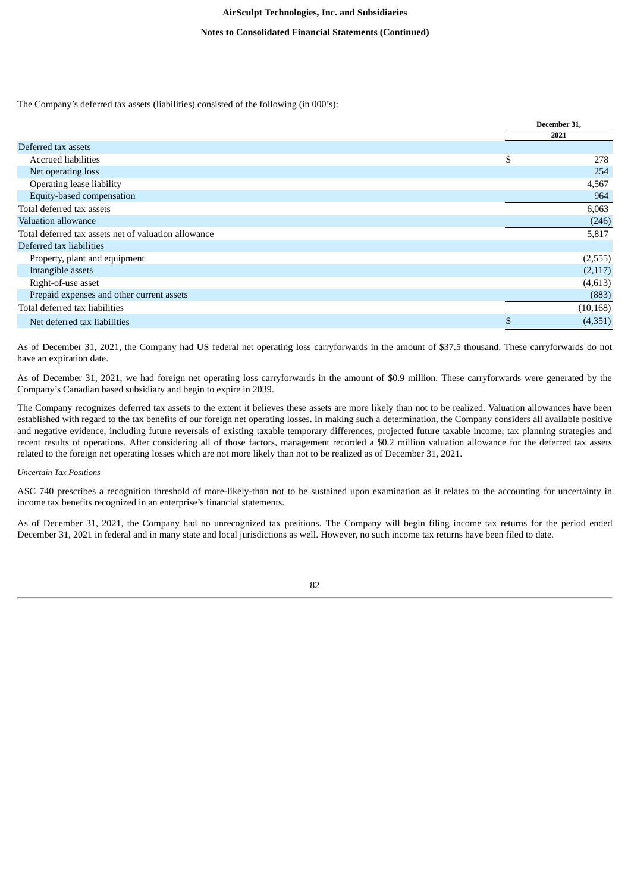The Company's deferred tax assets (liabilities) consisted of the following (in 000's):

| | December 31, 2021 |
|---|---|
| Deferred tax assets | |
| Accrued liabilities | $ 278 |
| Net operating loss | 254 |
| Operating lease liability | 4,567 |
| Equity-based compensation | 964 |
| Total deferred tax assets | 6,063 |
| Valuation allowance | (246) |
| Total deferred tax assets net of valuation allowance | 5,817 |
| Deferred tax liabilities | |
| Property, plant and equipment | (2,555) |
| Intangible assets | (2,117) |
| Right-of-use asset | (4,613) |
| Prepaid expenses and other current assets | (883) |
| Total deferred tax liabilities | (10,168) |
| Net deferred tax liabilities | $ (4,351) |

As of December 31, 2021, the Company had US federal net operating loss carryforwards in the amount of $37.5 thousand. These carryforwards do not have an expiration date.

As of December 31, 2021, we had foreign net operating loss carryforwards in the amount of $0.9 million. These carryforwards were generated by the Company's Canadian based subsidiary and begin to expire in 2039.

The Company recognizes deferred tax assets to the extent it believes these assets are more likely than not to be realized. Valuation allowances have been established with regard to the tax benefits of our foreign net operating losses. In making such a determination, the Company considers all available positive and negative evidence, including future reversals of existing taxable temporary differences, projected future taxable income, tax planning strategies and recent results of operations. After considering all of those factors, management recorded a $0.2 million valuation allowance for the deferred tax assets related to the foreign net operating losses which are not more likely than not to be realized as of December 31, 2021.

*Uncertain Tax Positions*

ASC 740 prescribes a recognition threshold of more-likely-than not to be sustained upon examination as it relates to the accounting for uncertainty in income tax benefits recognized in an enterprise's financial statements.

As of December 31, 2021, the Company had no unrecognized tax positions. The Company will begin filing income tax returns for the period ended December 31, 2021 in federal and in many state and local jurisdictions as well. However, no such income tax returns have been filed to date.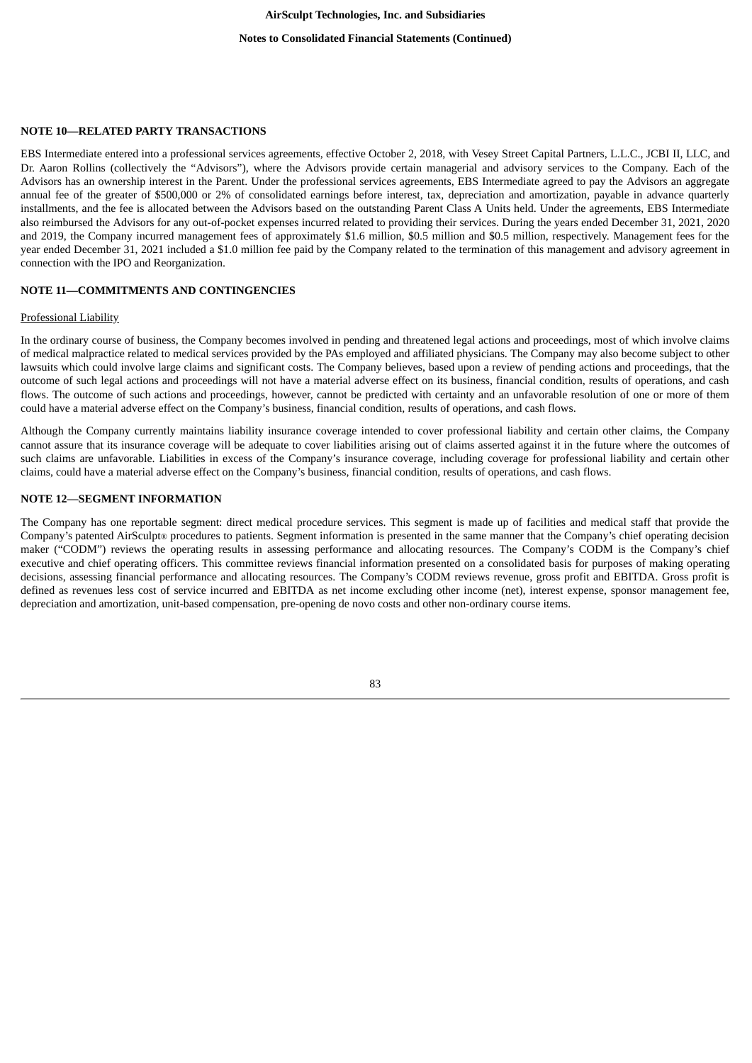## NOTE 10—RELATED PARTY TRANSACTIONS

EBS Intermediate entered into a professional services agreements, effective October 2, 2018, with Vesey Street Capital Partners, L.L.C., JCBI II, LLC, and Dr. Aaron Rollins (collectively the "Advisors"), where the Advisors provide certain managerial and advisory services to the Company. Each of the Advisors has an ownership interest in the Parent. Under the professional services agreements, EBS Intermediate agreed to pay the Advisors an aggregate annual fee of the greater of $500,000 or 2% of consolidated earnings before interest, tax, depreciation and amortization, payable in advance quarterly installments, and the fee is allocated between the Advisors based on the outstanding Parent Class A Units held. Under the agreements, EBS Intermediate also reimbursed the Advisors for any out-of-pocket expenses incurred related to providing their services. During the years ended December 31, 2021, 2020 and 2019, the Company incurred management fees of approximately $1.6 million, $0.5 million and $0.5 million, respectively. Management fees for the year ended December 31, 2021 included a $1.0 million fee paid by the Company related to the termination of this management and advisory agreement in connection with the IPO and Reorganization.

## NOTE 11—COMMITMENTS AND CONTINGENCIES

Professional Liability

In the ordinary course of business, the Company becomes involved in pending and threatened legal actions and proceedings, most of which involve claims of medical malpractice related to medical services provided by the PAs employed and affiliated physicians. The Company may also become subject to other lawsuits which could involve large claims and significant costs. The Company believes, based upon a review of pending actions and proceedings, that the outcome of such legal actions and proceedings will not have a material adverse effect on its business, financial condition, results of operations, and cash flows. The outcome of such actions and proceedings, however, cannot be predicted with certainty and an unfavorable resolution of one or more of them could have a material adverse effect on the Company's business, financial condition, results of operations, and cash flows.

Although the Company currently maintains liability insurance coverage intended to cover professional liability and certain other claims, the Company cannot assure that its insurance coverage will be adequate to cover liabilities arising out of claims asserted against it in the future where the outcomes of such claims are unfavorable. Liabilities in excess of the Company's insurance coverage, including coverage for professional liability and certain other claims, could have a material adverse effect on the Company's business, financial condition, results of operations, and cash flows.

## NOTE 12—SEGMENT INFORMATION

The Company has one reportable segment: direct medical procedure services. This segment is made up of facilities and medical staff that provide the Company's patented AirSculpt® procedures to patients. Segment information is presented in the same manner that the Company's chief operating decision maker ("CODM") reviews the operating results in assessing performance and allocating resources. The Company's CODM is the Company's chief executive and chief operating officers. This committee reviews financial information presented on a consolidated basis for purposes of making operating decisions, assessing financial performance and allocating resources. The Company's CODM reviews revenue, gross profit and EBITDA. Gross profit is defined as revenues less cost of service incurred and EBITDA as net income excluding other income (net), interest expense, sponsor management fee, depreciation and amortization, unit-based compensation, pre-opening de novo costs and other non-ordinary course items.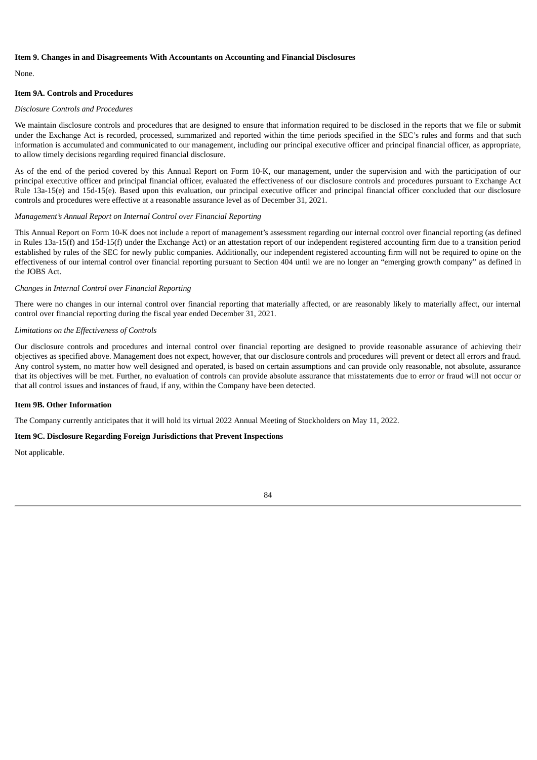**Item 9. Changes in and Disagreements With Accountants on Accounting and Financial Disclosures**

None.

**Item 9A. Controls and Procedures**

*Disclosure Controls and Procedures*

We maintain disclosure controls and procedures that are designed to ensure that information required to be disclosed in the reports that we file or submit under the Exchange Act is recorded, processed, summarized and reported within the time periods specified in the SEC's rules and forms and that such information is accumulated and communicated to our management, including our principal executive officer and principal financial officer, as appropriate, to allow timely decisions regarding required financial disclosure.

As of the end of the period covered by this Annual Report on Form 10-K, our management, under the supervision and with the participation of our principal executive officer and principal financial officer, evaluated the effectiveness of our disclosure controls and procedures pursuant to Exchange Act Rule 13a-15(e) and 15d-15(e). Based upon this evaluation, our principal executive officer and principal financial officer concluded that our disclosure controls and procedures were effective at a reasonable assurance level as of December 31, 2021.

*Management's Annual Report on Internal Control over Financial Reporting*

This Annual Report on Form 10-K does not include a report of management's assessment regarding our internal control over financial reporting (as defined in Rules 13a-15(f) and 15d-15(f) under the Exchange Act) or an attestation report of our independent registered accounting firm due to a transition period established by rules of the SEC for newly public companies. Additionally, our independent registered accounting firm will not be required to opine on the effectiveness of our internal control over financial reporting pursuant to Section 404 until we are no longer an "emerging growth company" as defined in the JOBS Act.

*Changes in Internal Control over Financial Reporting*

There were no changes in our internal control over financial reporting that materially affected, or are reasonably likely to materially affect, our internal control over financial reporting during the fiscal year ended December 31, 2021.

*Limitations on the Effectiveness of Controls*

Our disclosure controls and procedures and internal control over financial reporting are designed to provide reasonable assurance of achieving their objectives as specified above. Management does not expect, however, that our disclosure controls and procedures will prevent or detect all errors and fraud. Any control system, no matter how well designed and operated, is based on certain assumptions and can provide only reasonable, not absolute, assurance that its objectives will be met. Further, no evaluation of controls can provide absolute assurance that misstatements due to error or fraud will not occur or that all control issues and instances of fraud, if any, within the Company have been detected.

**Item 9B. Other Information**

The Company currently anticipates that it will hold its virtual 2022 Annual Meeting of Stockholders on May 11, 2022.

**Item 9C. Disclosure Regarding Foreign Jurisdictions that Prevent Inspections**

Not applicable.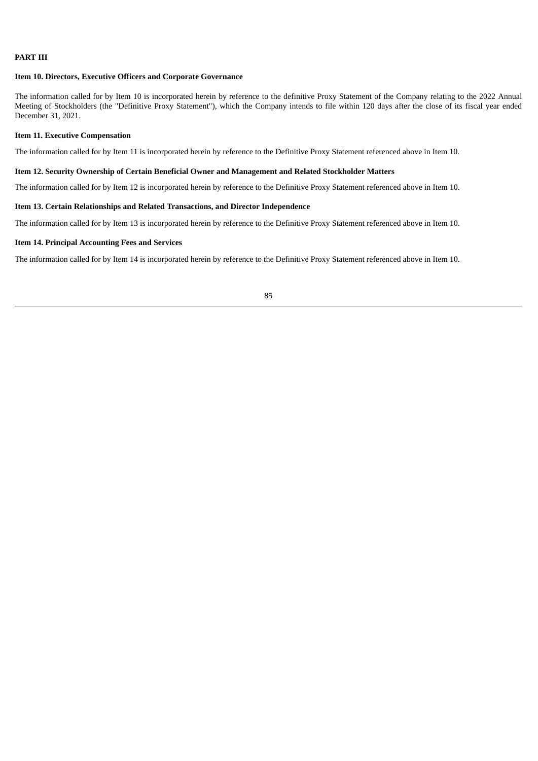## PART III

### Item 10. Directors, Executive Officers and Corporate Governance

The information called for by Item 10 is incorporated herein by reference to the definitive Proxy Statement of the Company relating to the 2022 Annual Meeting of Stockholders (the "Definitive Proxy Statement"), which the Company intends to file within 120 days after the close of its fiscal year ended December 31, 2021.

### Item 11. Executive Compensation

The information called for by Item 11 is incorporated herein by reference to the Definitive Proxy Statement referenced above in Item 10.

### Item 12. Security Ownership of Certain Beneficial Owner and Management and Related Stockholder Matters

The information called for by Item 12 is incorporated herein by reference to the Definitive Proxy Statement referenced above in Item 10.

### Item 13. Certain Relationships and Related Transactions, and Director Independence

The information called for by Item 13 is incorporated herein by reference to the Definitive Proxy Statement referenced above in Item 10.

### Item 14. Principal Accounting Fees and Services

The information called for by Item 14 is incorporated herein by reference to the Definitive Proxy Statement referenced above in Item 10.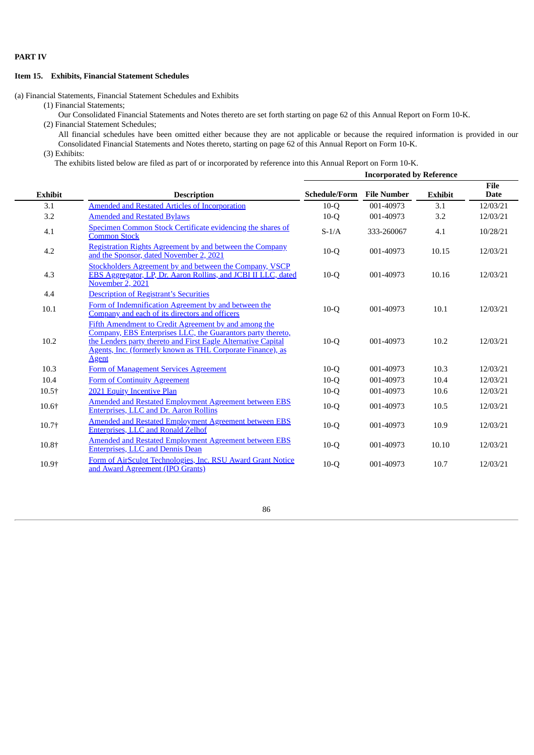## PART IV

### Item 15. Exhibits, Financial Statement Schedules

(a) Financial Statements, Financial Statement Schedules and Exhibits

(1) Financial Statements;

Our Consolidated Financial Statements and Notes thereto are set forth starting on page 62 of this Annual Report on Form 10-K.

(2) Financial Statement Schedules;

All financial schedules have been omitted either because they are not applicable or because the required information is provided in our Consolidated Financial Statements and Notes thereto, starting on page 62 of this Annual Report on Form 10-K.

(3) Exhibits:

The exhibits listed below are filed as part of or incorporated by reference into this Annual Report on Form 10-K.

| | | Incorporated by Reference | | | |
|---|---|---|---|---|---|
| **Exhibit** | **Description** | **Schedule/Form** | **File Number** | **Exhibit** | **File Date** |
| 3.1 | Amended and Restated Articles of Incorporation | 10-Q | 001-40973 | 3.1 | 12/03/21 |
| 3.2 | Amended and Restated Bylaws | 10-Q | 001-40973 | 3.2 | 12/03/21 |
| 4.1 | Specimen Common Stock Certificate evidencing the shares of Common Stock | S-1/A | 333-260067 | 4.1 | 10/28/21 |
| 4.2 | Registration Rights Agreement by and between the Company and the Sponsor, dated November 2, 2021 | 10-Q | 001-40973 | 10.15 | 12/03/21 |
| 4.3 | Stockholders Agreement by and between the Company, VSCP EBS Aggregator, LP, Dr. Aaron Rollins, and JCBI II LLC, dated November 2, 2021 | 10-Q | 001-40973 | 10.16 | 12/03/21 |
| 4.4 | Description of Registrant's Securities | | | | |
| 10.1 | Form of Indemnification Agreement by and between the Company and each of its directors and officers | 10-Q | 001-40973 | 10.1 | 12/03/21 |
| 10.2 | Fifth Amendment to Credit Agreement by and among the Company, EBS Enterprises LLC, the Guarantors party thereto, the Lenders party thereto and First Eagle Alternative Capital Agents, Inc. (formerly known as THL Corporate Finance), as Agent | 10-Q | 001-40973 | 10.2 | 12/03/21 |
| 10.3 | Form of Management Services Agreement | 10-Q | 001-40973 | 10.3 | 12/03/21 |
| 10.4 | Form of Continuity Agreement | 10-Q | 001-40973 | 10.4 | 12/03/21 |
| 10.5† | 2021 Equity Incentive Plan | 10-Q | 001-40973 | 10.6 | 12/03/21 |
| 10.6† | Amended and Restated Employment Agreement between EBS Enterprises, LLC and Dr. Aaron Rollins | 10-Q | 001-40973 | 10.5 | 12/03/21 |
| 10.7† | Amended and Restated Employment Agreement between EBS Enterprises, LLC and Ronald Zelhof | 10-Q | 001-40973 | 10.9 | 12/03/21 |
| 10.8† | Amended and Restated Employment Agreement between EBS Enterprises, LLC and Dennis Dean | 10-Q | 001-40973 | 10.10 | 12/03/21 |
| 10.9† | Form of AirSculpt Technologies, Inc. RSU Award Grant Notice and Award Agreement (IPO Grants) | 10-Q | 001-40973 | 10.7 | 12/03/21 |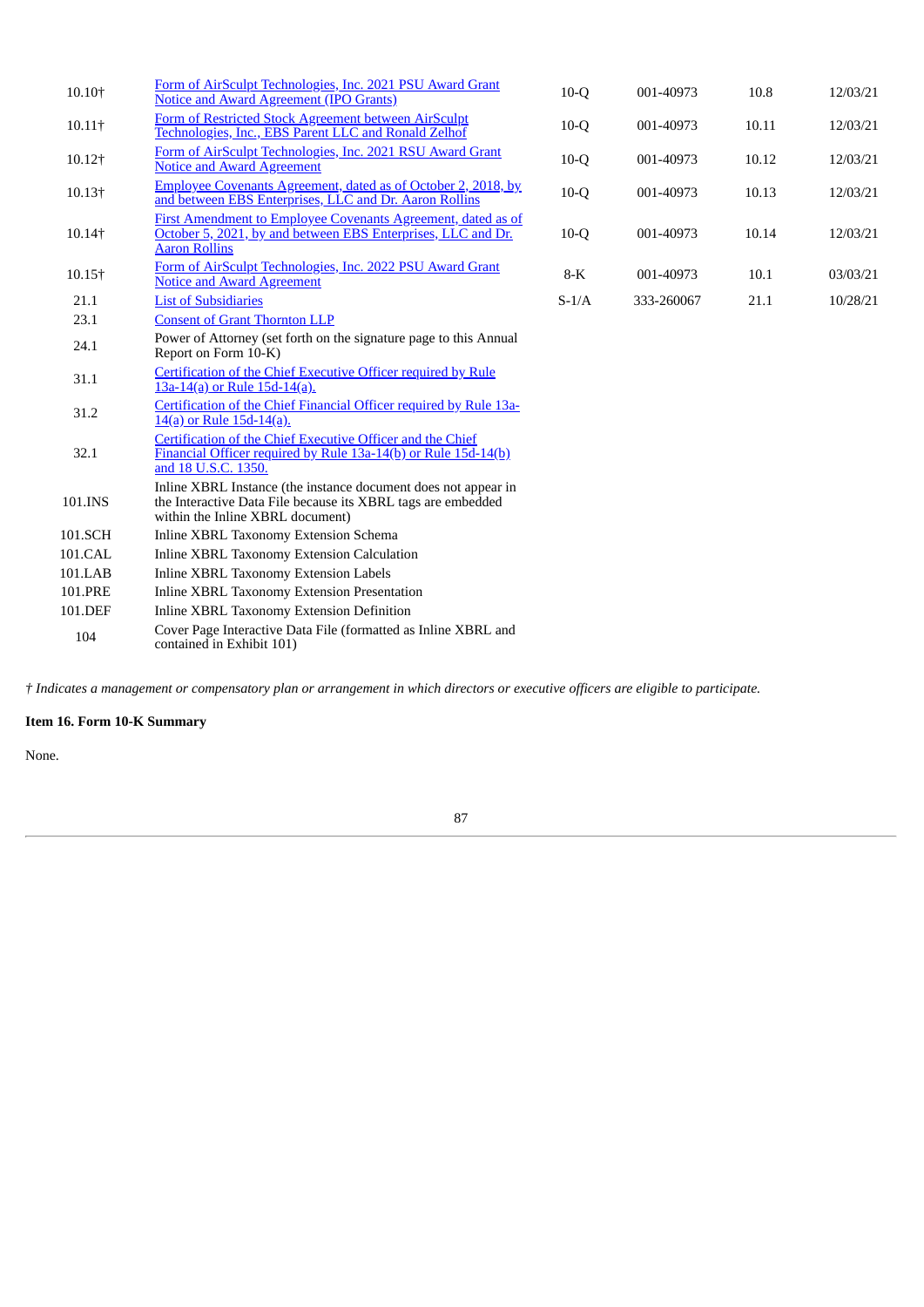| | | | | | |
|---|---|---|---|---|---|
| 10.10† | Form of AirSculpt Technologies, Inc. 2021 PSU Award Grant Notice and Award Agreement (IPO Grants) | 10-Q | 001-40973 | 10.8 | 12/03/21 |
| 10.11† | Form of Restricted Stock Agreement between AirSculpt Technologies, Inc., EBS Parent LLC and Ronald Zelhof | 10-Q | 001-40973 | 10.11 | 12/03/21 |
| 10.12† | Form of AirSculpt Technologies, Inc. 2021 RSU Award Grant Notice and Award Agreement | 10-Q | 001-40973 | 10.12 | 12/03/21 |
| 10.13† | Employee Covenants Agreement, dated as of October 2, 2018, by and between EBS Enterprises, LLC and Dr. Aaron Rollins | 10-Q | 001-40973 | 10.13 | 12/03/21 |
| 10.14† | First Amendment to Employee Covenants Agreement, dated as of October 5, 2021, by and between EBS Enterprises, LLC and Dr. Aaron Rollins | 10-Q | 001-40973 | 10.14 | 12/03/21 |
| 10.15† | Form of AirSculpt Technologies, Inc. 2022 PSU Award Grant Notice and Award Agreement | 8-K | 001-40973 | 10.1 | 03/03/21 |
| 21.1 | List of Subsidiaries | S-1/A | 333-260067 | 21.1 | 10/28/21 |
| 23.1 | Consent of Grant Thornton LLP | | | | |
| 24.1 | Power of Attorney (set forth on the signature page to this Annual Report on Form 10-K) | | | | |
| 31.1 | Certification of the Chief Executive Officer required by Rule 13a-14(a) or Rule 15d-14(a). | | | | |
| 31.2 | Certification of the Chief Financial Officer required by Rule 13a-14(a) or Rule 15d-14(a). | | | | |
| 32.1 | Certification of the Chief Executive Officer and the Chief Financial Officer required by Rule 13a-14(b) or Rule 15d-14(b) and 18 U.S.C. 1350. | | | | |
| 101.INS | Inline XBRL Instance (the instance document does not appear in the Interactive Data File because its XBRL tags are embedded within the Inline XBRL document) | | | | |
| 101.SCH | Inline XBRL Taxonomy Extension Schema | | | | |
| 101.CAL | Inline XBRL Taxonomy Extension Calculation | | | | |
| 101.LAB | Inline XBRL Taxonomy Extension Labels | | | | |
| 101.PRE | Inline XBRL Taxonomy Extension Presentation | | | | |
| 101.DEF | Inline XBRL Taxonomy Extension Definition | | | | |
| 104 | Cover Page Interactive Data File (formatted as Inline XBRL and contained in Exhibit 101) | | | | |

*† Indicates a management or compensatory plan or arrangement in which directors or executive officers are eligible to participate.*

**Item 16. Form 10-K Summary**

None.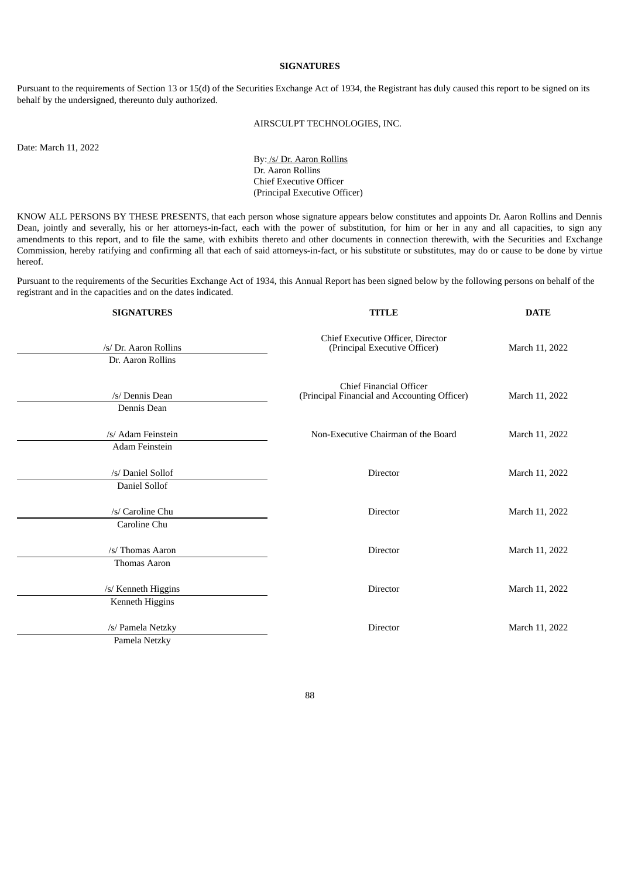**SIGNATURES**

Pursuant to the requirements of Section 13 or 15(d) of the Securities Exchange Act of 1934, the Registrant has duly caused this report to be signed on its behalf by the undersigned, thereunto duly authorized.

AIRSCULPT TECHNOLOGIES, INC.

Date: March 11, 2022

By: /s/ Dr. Aaron Rollins
Dr. Aaron Rollins
Chief Executive Officer
(Principal Executive Officer)

KNOW ALL PERSONS BY THESE PRESENTS, that each person whose signature appears below constitutes and appoints Dr. Aaron Rollins and Dennis Dean, jointly and severally, his or her attorneys-in-fact, each with the power of substitution, for him or her in any and all capacities, to sign any amendments to this report, and to file the same, with exhibits thereto and other documents in connection therewith, with the Securities and Exchange Commission, hereby ratifying and confirming all that each of said attorneys-in-fact, or his substitute or substitutes, may do or cause to be done by virtue hereof.

Pursuant to the requirements of the Securities Exchange Act of 1934, this Annual Report has been signed below by the following persons on behalf of the registrant and in the capacities and on the dates indicated.

| SIGNATURES | TITLE | DATE |
|---|---|---|
| /s/ Dr. Aaron Rollins<br>Dr. Aaron Rollins | Chief Executive Officer, Director<br>(Principal Executive Officer) | March 11, 2022 |
| /s/ Dennis Dean<br>Dennis Dean | Chief Financial Officer<br>(Principal Financial and Accounting Officer) | March 11, 2022 |
| /s/ Adam Feinstein<br>Adam Feinstein | Non-Executive Chairman of the Board | March 11, 2022 |
| /s/ Daniel Sollof<br>Daniel Sollof | Director | March 11, 2022 |
| /s/ Caroline Chu<br>Caroline Chu | Director | March 11, 2022 |
| /s/ Thomas Aaron<br>Thomas Aaron | Director | March 11, 2022 |
| /s/ Kenneth Higgins<br>Kenneth Higgins | Director | March 11, 2022 |
| /s/ Pamela Netzky<br>Pamela Netzky | Director | March 11, 2022 |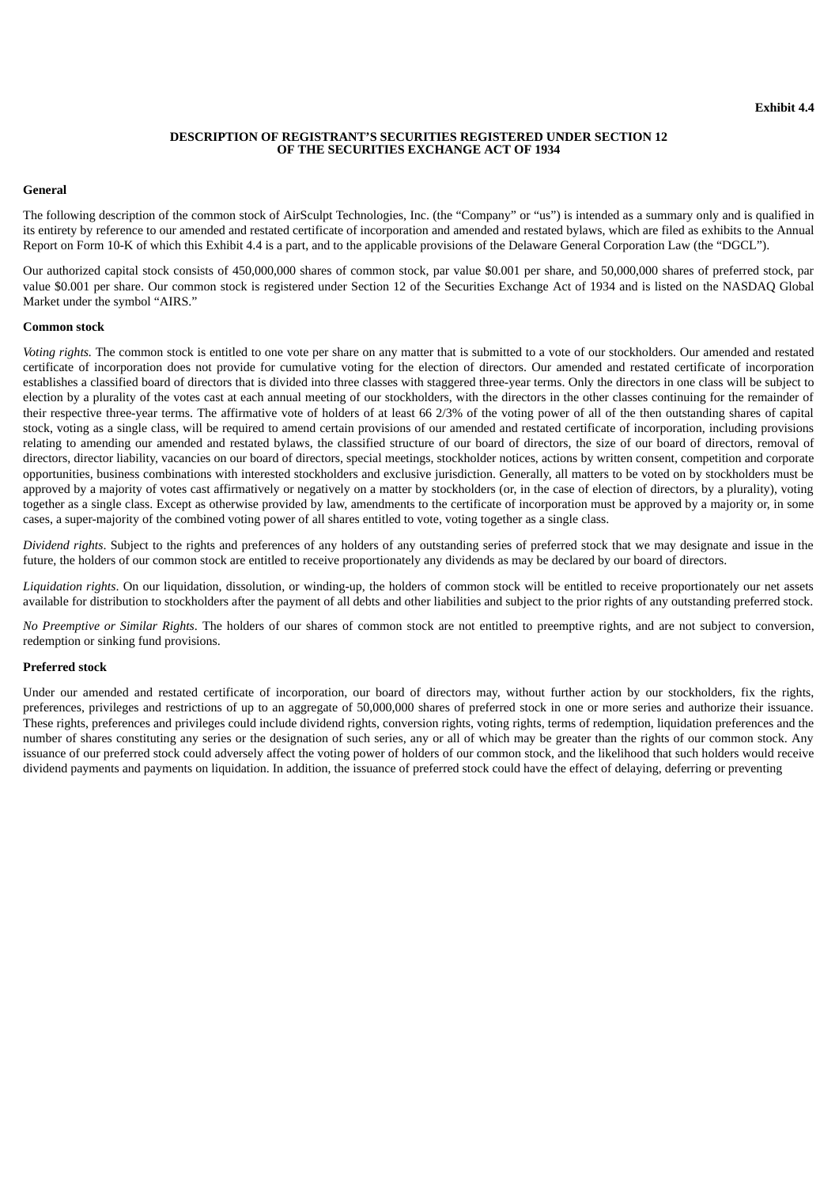**Exhibit 4.4**

**DESCRIPTION OF REGISTRANT'S SECURITIES REGISTERED UNDER SECTION 12 OF THE SECURITIES EXCHANGE ACT OF 1934**

**General**

The following description of the common stock of AirSculpt Technologies, Inc. (the "Company" or "us") is intended as a summary only and is qualified in its entirety by reference to our amended and restated certificate of incorporation and amended and restated bylaws, which are filed as exhibits to the Annual Report on Form 10-K of which this Exhibit 4.4 is a part, and to the applicable provisions of the Delaware General Corporation Law (the "DGCL").

Our authorized capital stock consists of 450,000,000 shares of common stock, par value $0.001 per share, and 50,000,000 shares of preferred stock, par value $0.001 per share. Our common stock is registered under Section 12 of the Securities Exchange Act of 1934 and is listed on the NASDAQ Global Market under the symbol "AIRS."

**Common stock**

*Voting rights.* The common stock is entitled to one vote per share on any matter that is submitted to a vote of our stockholders. Our amended and restated certificate of incorporation does not provide for cumulative voting for the election of directors. Our amended and restated certificate of incorporation establishes a classified board of directors that is divided into three classes with staggered three-year terms. Only the directors in one class will be subject to election by a plurality of the votes cast at each annual meeting of our stockholders, with the directors in the other classes continuing for the remainder of their respective three-year terms. The affirmative vote of holders of at least 66 2/3% of the voting power of all of the then outstanding shares of capital stock, voting as a single class, will be required to amend certain provisions of our amended and restated certificate of incorporation, including provisions relating to amending our amended and restated bylaws, the classified structure of our board of directors, the size of our board of directors, removal of directors, director liability, vacancies on our board of directors, special meetings, stockholder notices, actions by written consent, competition and corporate opportunities, business combinations with interested stockholders and exclusive jurisdiction. Generally, all matters to be voted on by stockholders must be approved by a majority of votes cast affirmatively or negatively on a matter by stockholders (or, in the case of election of directors, by a plurality), voting together as a single class. Except as otherwise provided by law, amendments to the certificate of incorporation must be approved by a majority or, in some cases, a super-majority of the combined voting power of all shares entitled to vote, voting together as a single class.

*Dividend rights*. Subject to the rights and preferences of any holders of any outstanding series of preferred stock that we may designate and issue in the future, the holders of our common stock are entitled to receive proportionately any dividends as may be declared by our board of directors.

*Liquidation rights*. On our liquidation, dissolution, or winding-up, the holders of common stock will be entitled to receive proportionately our net assets available for distribution to stockholders after the payment of all debts and other liabilities and subject to the prior rights of any outstanding preferred stock.

*No Preemptive or Similar Rights*. The holders of our shares of common stock are not entitled to preemptive rights, and are not subject to conversion, redemption or sinking fund provisions.

**Preferred stock**

Under our amended and restated certificate of incorporation, our board of directors may, without further action by our stockholders, fix the rights, preferences, privileges and restrictions of up to an aggregate of 50,000,000 shares of preferred stock in one or more series and authorize their issuance. These rights, preferences and privileges could include dividend rights, conversion rights, voting rights, terms of redemption, liquidation preferences and the number of shares constituting any series or the designation of such series, any or all of which may be greater than the rights of our common stock. Any issuance of our preferred stock could adversely affect the voting power of holders of our common stock, and the likelihood that such holders would receive dividend payments and payments on liquidation. In addition, the issuance of preferred stock could have the effect of delaying, deferring or preventing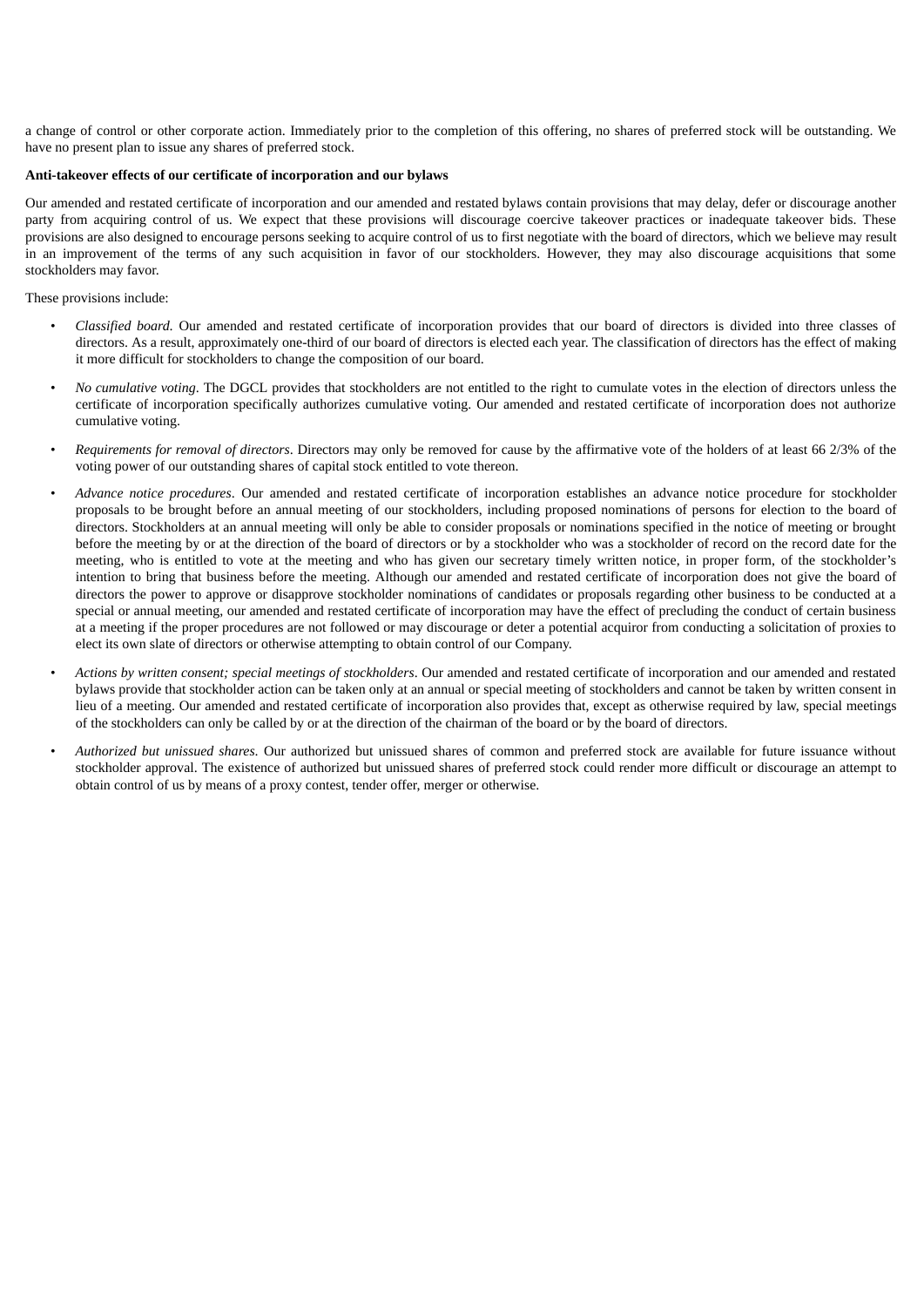a change of control or other corporate action. Immediately prior to the completion of this offering, no shares of preferred stock will be outstanding. We have no present plan to issue any shares of preferred stock.

**Anti-takeover effects of our certificate of incorporation and our bylaws**

Our amended and restated certificate of incorporation and our amended and restated bylaws contain provisions that may delay, defer or discourage another party from acquiring control of us. We expect that these provisions will discourage coercive takeover practices or inadequate takeover bids. These provisions are also designed to encourage persons seeking to acquire control of us to first negotiate with the board of directors, which we believe may result in an improvement of the terms of any such acquisition in favor of our stockholders. However, they may also discourage acquisitions that some stockholders may favor.

These provisions include:

- *Classified board.* Our amended and restated certificate of incorporation provides that our board of directors is divided into three classes of directors. As a result, approximately one-third of our board of directors is elected each year. The classification of directors has the effect of making it more difficult for stockholders to change the composition of our board.

- *No cumulative voting*. The DGCL provides that stockholders are not entitled to the right to cumulate votes in the election of directors unless the certificate of incorporation specifically authorizes cumulative voting. Our amended and restated certificate of incorporation does not authorize cumulative voting.

- *Requirements for removal of directors*. Directors may only be removed for cause by the affirmative vote of the holders of at least 66 2/3% of the voting power of our outstanding shares of capital stock entitled to vote thereon.

- *Advance notice procedures*. Our amended and restated certificate of incorporation establishes an advance notice procedure for stockholder proposals to be brought before an annual meeting of our stockholders, including proposed nominations of persons for election to the board of directors. Stockholders at an annual meeting will only be able to consider proposals or nominations specified in the notice of meeting or brought before the meeting by or at the direction of the board of directors or by a stockholder who was a stockholder of record on the record date for the meeting, who is entitled to vote at the meeting and who has given our secretary timely written notice, in proper form, of the stockholder's intention to bring that business before the meeting. Although our amended and restated certificate of incorporation does not give the board of directors the power to approve or disapprove stockholder nominations of candidates or proposals regarding other business to be conducted at a special or annual meeting, our amended and restated certificate of incorporation may have the effect of precluding the conduct of certain business at a meeting if the proper procedures are not followed or may discourage or deter a potential acquiror from conducting a solicitation of proxies to elect its own slate of directors or otherwise attempting to obtain control of our Company.

- *Actions by written consent; special meetings of stockholders*. Our amended and restated certificate of incorporation and our amended and restated bylaws provide that stockholder action can be taken only at an annual or special meeting of stockholders and cannot be taken by written consent in lieu of a meeting. Our amended and restated certificate of incorporation also provides that, except as otherwise required by law, special meetings of the stockholders can only be called by or at the direction of the chairman of the board or by the board of directors.

- *Authorized but unissued shares*. Our authorized but unissued shares of common and preferred stock are available for future issuance without stockholder approval. The existence of authorized but unissued shares of preferred stock could render more difficult or discourage an attempt to obtain control of us by means of a proxy contest, tender offer, merger or otherwise.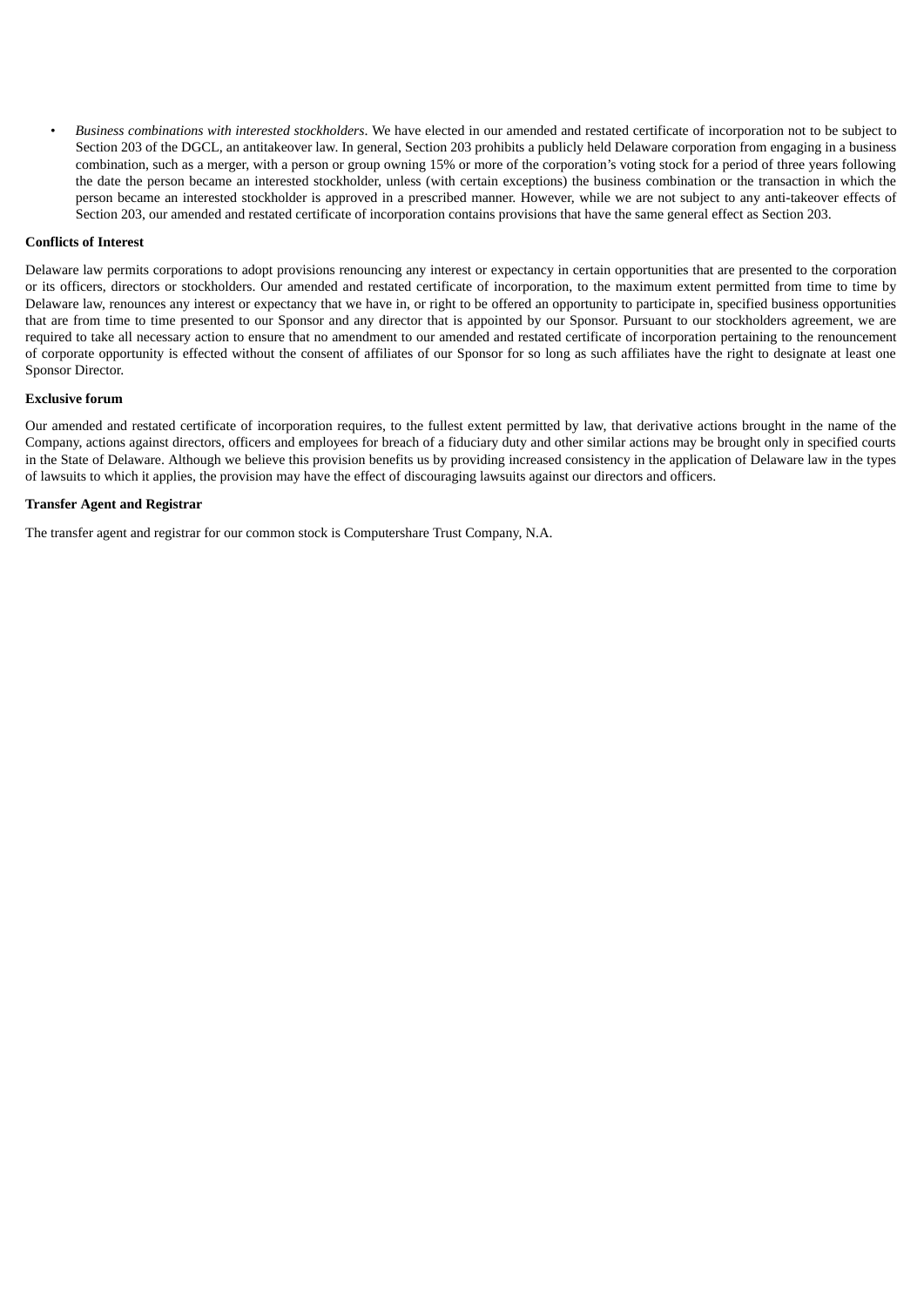- *Business combinations with interested stockholders*. We have elected in our amended and restated certificate of incorporation not to be subject to Section 203 of the DGCL, an antitakeover law. In general, Section 203 prohibits a publicly held Delaware corporation from engaging in a business combination, such as a merger, with a person or group owning 15% or more of the corporation's voting stock for a period of three years following the date the person became an interested stockholder, unless (with certain exceptions) the business combination or the transaction in which the person became an interested stockholder is approved in a prescribed manner. However, while we are not subject to any anti-takeover effects of Section 203, our amended and restated certificate of incorporation contains provisions that have the same general effect as Section 203.

**Conflicts of Interest**

Delaware law permits corporations to adopt provisions renouncing any interest or expectancy in certain opportunities that are presented to the corporation or its officers, directors or stockholders. Our amended and restated certificate of incorporation, to the maximum extent permitted from time to time by Delaware law, renounces any interest or expectancy that we have in, or right to be offered an opportunity to participate in, specified business opportunities that are from time to time presented to our Sponsor and any director that is appointed by our Sponsor. Pursuant to our stockholders agreement, we are required to take all necessary action to ensure that no amendment to our amended and restated certificate of incorporation pertaining to the renouncement of corporate opportunity is effected without the consent of affiliates of our Sponsor for so long as such affiliates have the right to designate at least one Sponsor Director.

**Exclusive forum**

Our amended and restated certificate of incorporation requires, to the fullest extent permitted by law, that derivative actions brought in the name of the Company, actions against directors, officers and employees for breach of a fiduciary duty and other similar actions may be brought only in specified courts in the State of Delaware. Although we believe this provision benefits us by providing increased consistency in the application of Delaware law in the types of lawsuits to which it applies, the provision may have the effect of discouraging lawsuits against our directors and officers.

**Transfer Agent and Registrar**

The transfer agent and registrar for our common stock is Computershare Trust Company, N.A.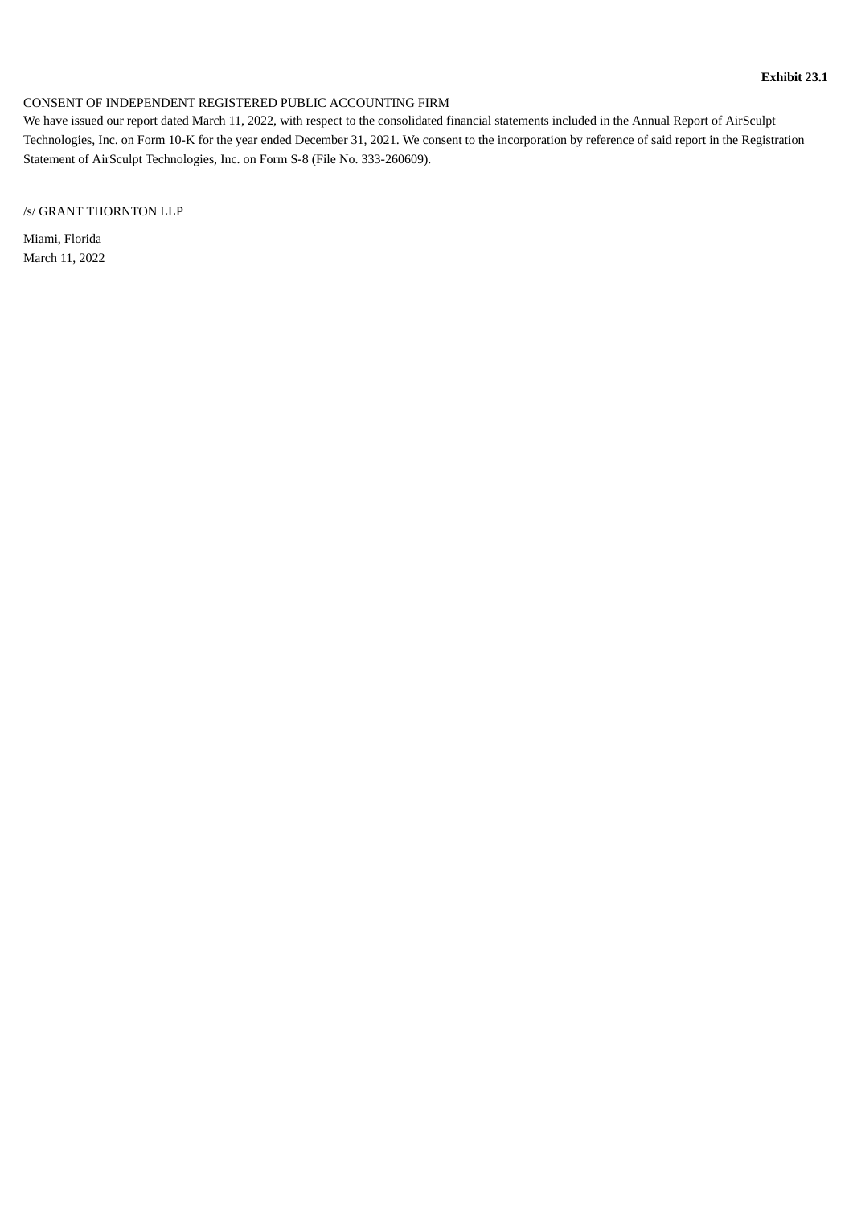**Exhibit 23.1**

CONSENT OF INDEPENDENT REGISTERED PUBLIC ACCOUNTING FIRM

We have issued our report dated March 11, 2022, with respect to the consolidated financial statements included in the Annual Report of AirSculpt Technologies, Inc. on Form 10-K for the year ended December 31, 2021. We consent to the incorporation by reference of said report in the Registration Statement of AirSculpt Technologies, Inc. on Form S-8 (File No. 333-260609).

/s/ GRANT THORNTON LLP

Miami, Florida
March 11, 2022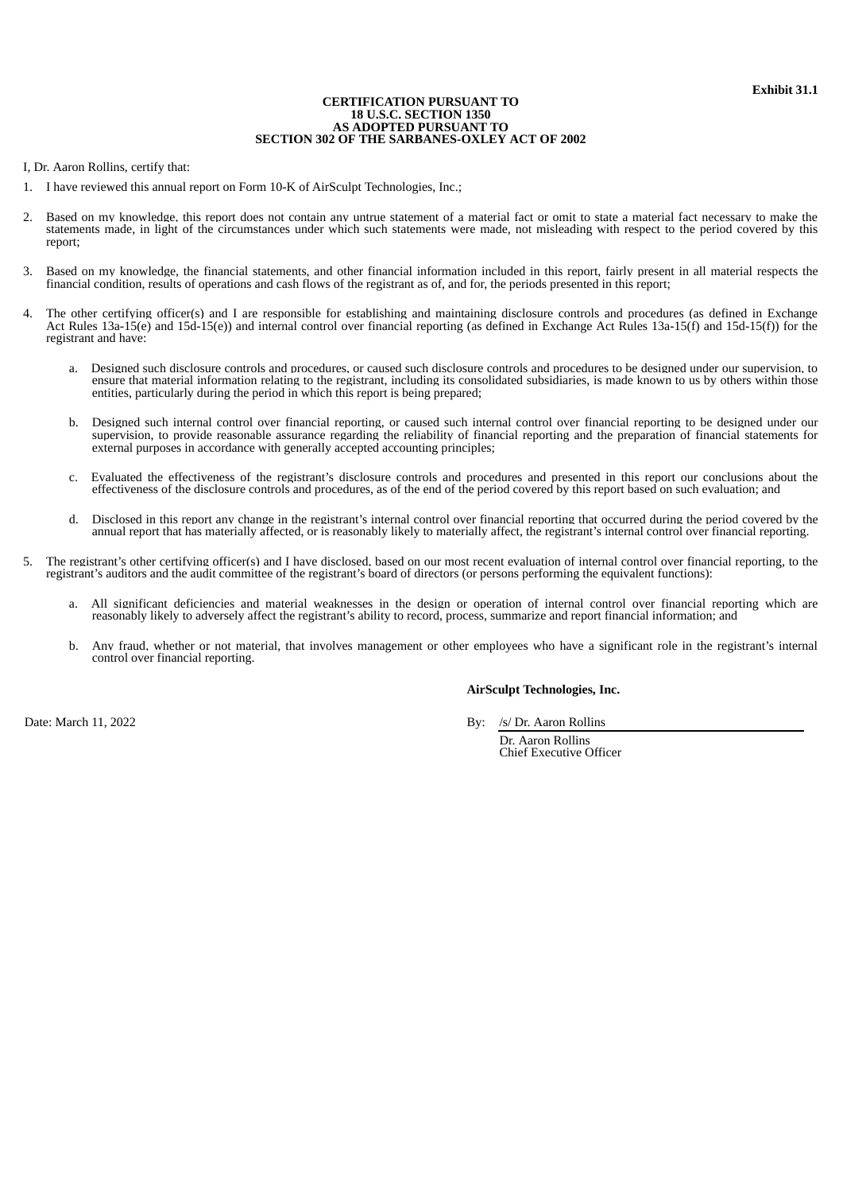**Exhibit 31.1**

**CERTIFICATION PURSUANT TO**
**18 U.S.C. SECTION 1350**
**AS ADOPTED PURSUANT TO**
**SECTION 302 OF THE SARBANES-OXLEY ACT OF 2002**

I, Dr. Aaron Rollins, certify that:

1. I have reviewed this annual report on Form 10-K of AirSculpt Technologies, Inc.;

2. Based on my knowledge, this report does not contain any untrue statement of a material fact or omit to state a material fact necessary to make the statements made, in light of the circumstances under which such statements were made, not misleading with respect to the period covered by this report;

3. Based on my knowledge, the financial statements, and other financial information included in this report, fairly present in all material respects the financial condition, results of operations and cash flows of the registrant as of, and for, the periods presented in this report;

4. The other certifying officer(s) and I are responsible for establishing and maintaining disclosure controls and procedures (as defined in Exchange Act Rules 13a-15(e) and 15d-15(e)) and internal control over financial reporting (as defined in Exchange Act Rules 13a-15(f) and 15d-15(f)) for the registrant and have:

    a. Designed such disclosure controls and procedures, or caused such disclosure controls and procedures to be designed under our supervision, to ensure that material information relating to the registrant, including its consolidated subsidiaries, is made known to us by others within those entities, particularly during the period in which this report is being prepared;

    b. Designed such internal control over financial reporting, or caused such internal control over financial reporting to be designed under our supervision, to provide reasonable assurance regarding the reliability of financial reporting and the preparation of financial statements for external purposes in accordance with generally accepted accounting principles;

    c. Evaluated the effectiveness of the registrant's disclosure controls and procedures and presented in this report our conclusions about the effectiveness of the disclosure controls and procedures, as of the end of the period covered by this report based on such evaluation; and

    d. Disclosed in this report any change in the registrant's internal control over financial reporting that occurred during the period covered by the annual report that has materially affected, or is reasonably likely to materially affect, the registrant's internal control over financial reporting.

5. The registrant's other certifying officer(s) and I have disclosed, based on our most recent evaluation of internal control over financial reporting, to the registrant's auditors and the audit committee of the registrant's board of directors (or persons performing the equivalent functions):

    a. All significant deficiencies and material weaknesses in the design or operation of internal control over financial reporting which are reasonably likely to adversely affect the registrant's ability to record, process, summarize and report financial information; and

    b. Any fraud, whether or not material, that involves management or other employees who have a significant role in the registrant's internal control over financial reporting.

**AirSculpt Technologies, Inc.**

Date: March 11, 2022

By: /s/ Dr. Aaron Rollins
Dr. Aaron Rollins
Chief Executive Officer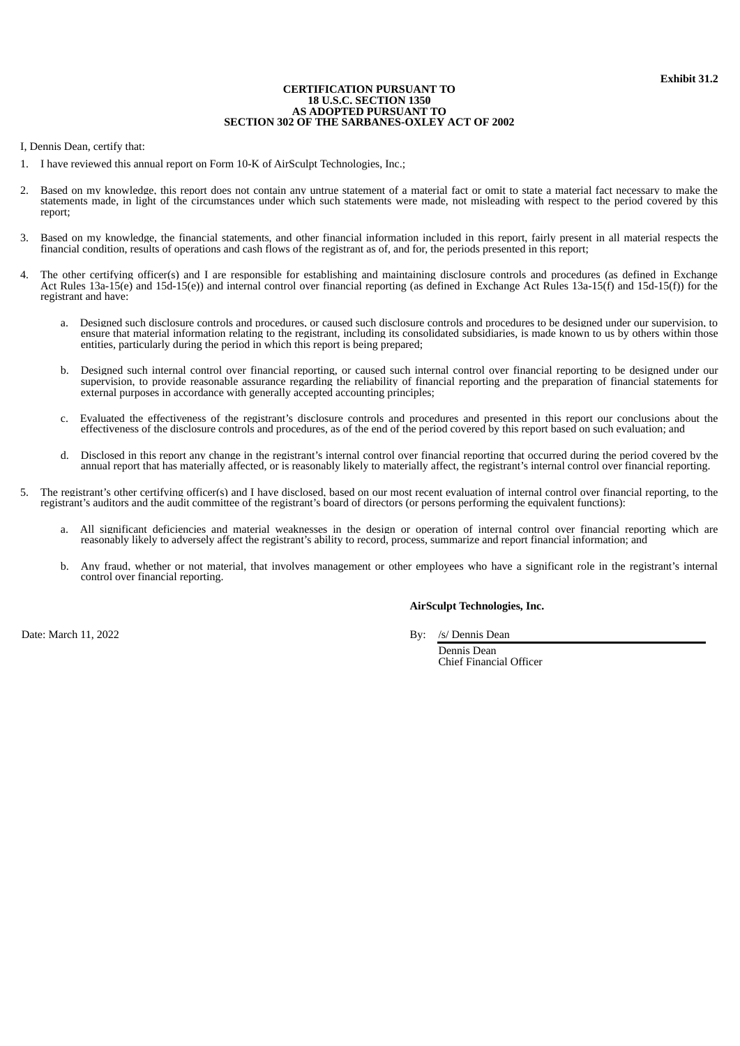**Exhibit 31.2**

**CERTIFICATION PURSUANT TO**
**18 U.S.C. SECTION 1350**
**AS ADOPTED PURSUANT TO**
**SECTION 302 OF THE SARBANES-OXLEY ACT OF 2002**

I, Dennis Dean, certify that:

1. I have reviewed this annual report on Form 10-K of AirSculpt Technologies, Inc.;

2. Based on my knowledge, this report does not contain any untrue statement of a material fact or omit to state a material fact necessary to make the statements made, in light of the circumstances under which such statements were made, not misleading with respect to the period covered by this report;

3. Based on my knowledge, the financial statements, and other financial information included in this report, fairly present in all material respects the financial condition, results of operations and cash flows of the registrant as of, and for, the periods presented in this report;

4. The other certifying officer(s) and I are responsible for establishing and maintaining disclosure controls and procedures (as defined in Exchange Act Rules 13a-15(e) and 15d-15(e)) and internal control over financial reporting (as defined in Exchange Act Rules 13a-15(f) and 15d-15(f)) for the registrant and have:

   a. Designed such disclosure controls and procedures, or caused such disclosure controls and procedures to be designed under our supervision, to ensure that material information relating to the registrant, including its consolidated subsidiaries, is made known to us by others within those entities, particularly during the period in which this report is being prepared;

   b. Designed such internal control over financial reporting, or caused such internal control over financial reporting to be designed under our supervision, to provide reasonable assurance regarding the reliability of financial reporting and the preparation of financial statements for external purposes in accordance with generally accepted accounting principles;

   c. Evaluated the effectiveness of the registrant's disclosure controls and procedures and presented in this report our conclusions about the effectiveness of the disclosure controls and procedures, as of the end of the period covered by this report based on such evaluation; and

   d. Disclosed in this report any change in the registrant's internal control over financial reporting that occurred during the period covered by the annual report that has materially affected, or is reasonably likely to materially affect, the registrant's internal control over financial reporting.

5. The registrant's other certifying officer(s) and I have disclosed, based on our most recent evaluation of internal control over financial reporting, to the registrant's auditors and the audit committee of the registrant's board of directors (or persons performing the equivalent functions):

   a. All significant deficiencies and material weaknesses in the design or operation of internal control over financial reporting which are reasonably likely to adversely affect the registrant's ability to record, process, summarize and report financial information; and

   b. Any fraud, whether or not material, that involves management or other employees who have a significant role in the registrant's internal control over financial reporting.

**AirSculpt Technologies, Inc.**

Date: March 11, 2022

By: /s/ Dennis Dean
Dennis Dean
Chief Financial Officer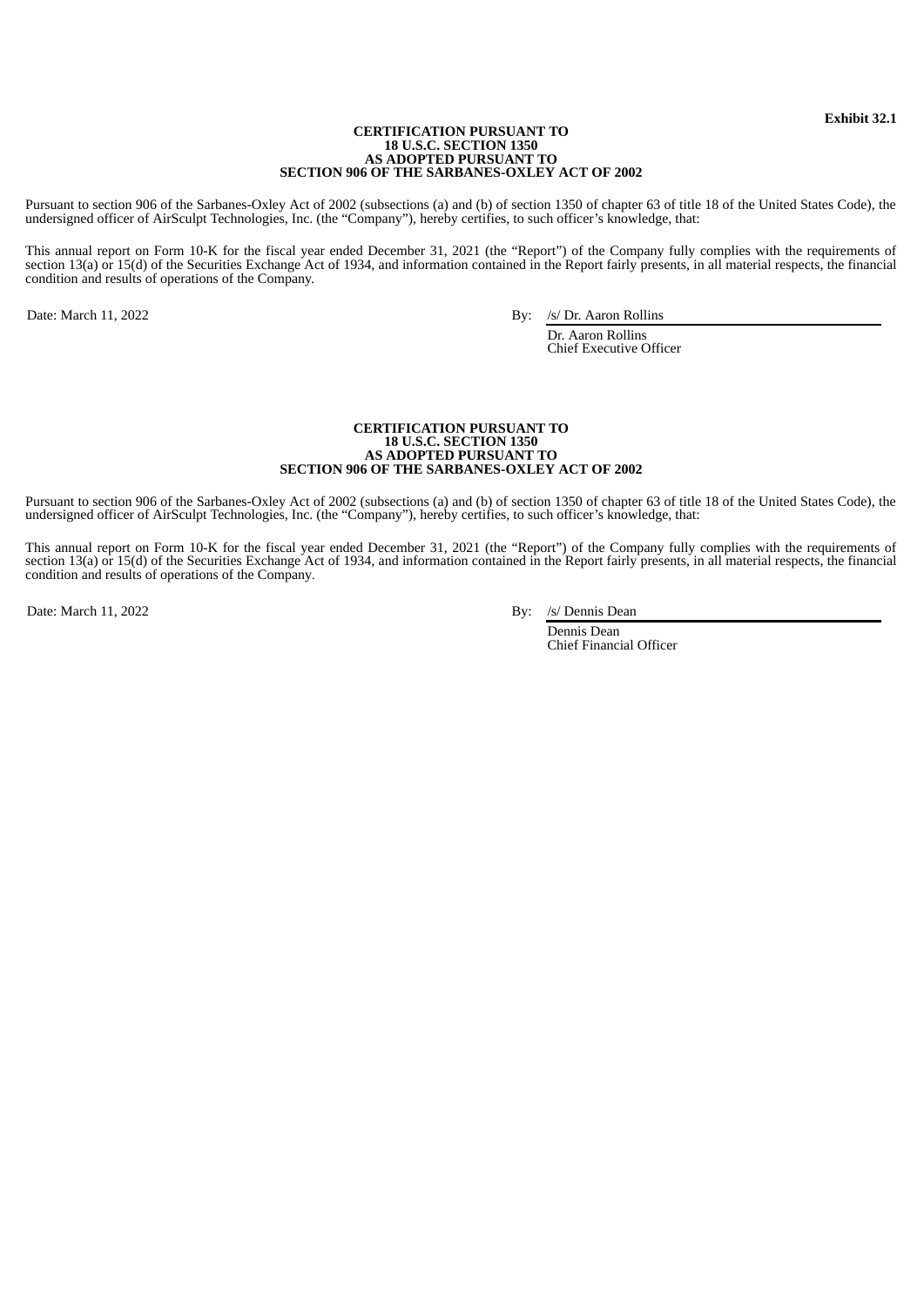**Exhibit 32.1**

**CERTIFICATION PURSUANT TO**
**18 U.S.C. SECTION 1350**
**AS ADOPTED PURSUANT TO**
**SECTION 906 OF THE SARBANES-OXLEY ACT OF 2002**

Pursuant to section 906 of the Sarbanes-Oxley Act of 2002 (subsections (a) and (b) of section 1350 of chapter 63 of title 18 of the United States Code), the undersigned officer of AirSculpt Technologies, Inc. (the "Company"), hereby certifies, to such officer's knowledge, that:

This annual report on Form 10-K for the fiscal year ended December 31, 2021 (the "Report") of the Company fully complies with the requirements of section 13(a) or 15(d) of the Securities Exchange Act of 1934, and information contained in the Report fairly presents, in all material respects, the financial condition and results of operations of the Company.

Date: March 11, 2022

By: /s/ Dr. Aaron Rollins
Dr. Aaron Rollins
Chief Executive Officer

**CERTIFICATION PURSUANT TO**
**18 U.S.C. SECTION 1350**
**AS ADOPTED PURSUANT TO**
**SECTION 906 OF THE SARBANES-OXLEY ACT OF 2002**

Pursuant to section 906 of the Sarbanes-Oxley Act of 2002 (subsections (a) and (b) of section 1350 of chapter 63 of title 18 of the United States Code), the undersigned officer of AirSculpt Technologies, Inc. (the "Company"), hereby certifies, to such officer's knowledge, that:

This annual report on Form 10-K for the fiscal year ended December 31, 2021 (the "Report") of the Company fully complies with the requirements of section 13(a) or 15(d) of the Securities Exchange Act of 1934, and information contained in the Report fairly presents, in all material respects, the financial condition and results of operations of the Company.

Date: March 11, 2022

By: /s/ Dennis Dean
Dennis Dean
Chief Financial Officer